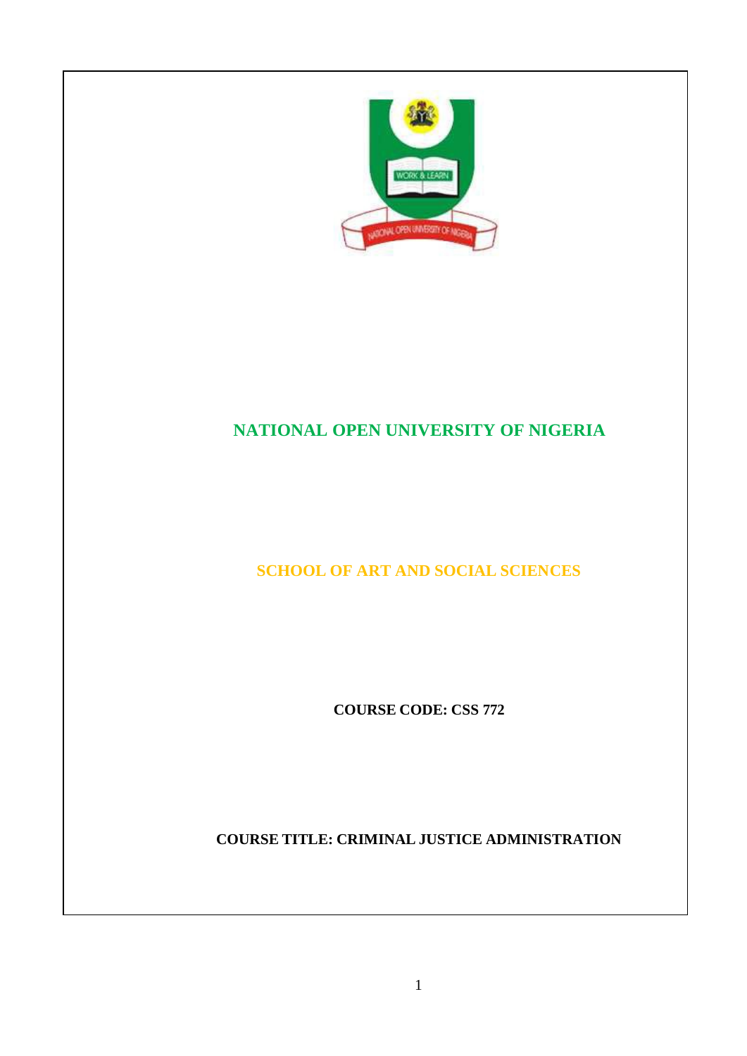# NATIONAL OPEN UNIVERSITY OF NIGERIA

## SCHOOL OF ART AND SOCIAL SCIENCES

**COURSE CODE: CSS 772**

**COURSE TITLE: CRIMINAL JUSTICE ADMINISTRATION**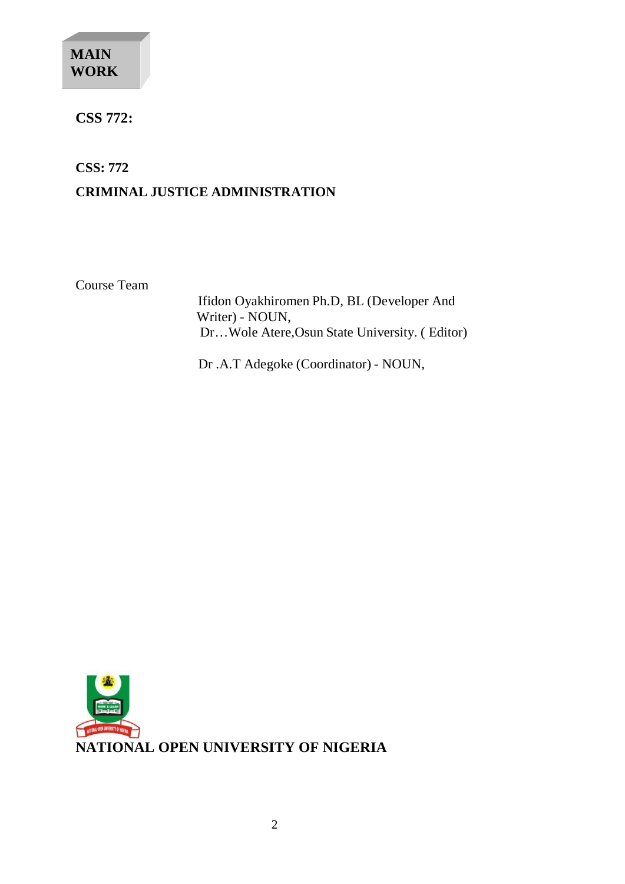**MAIN WORK**

**CSS 772:**

**CSS: 772**

**CRIMINAL JUSTICE ADMINISTRATION**

Course Team

Ifidon Oyakhiromen Ph.D, BL (Developer And Writer) - NOUN,
Dr…Wole Atere,Osun State University. ( Editor)

Dr .A.T Adegoke (Coordinator) - NOUN,

**NATIONAL OPEN UNIVERSITY OF NIGERIA**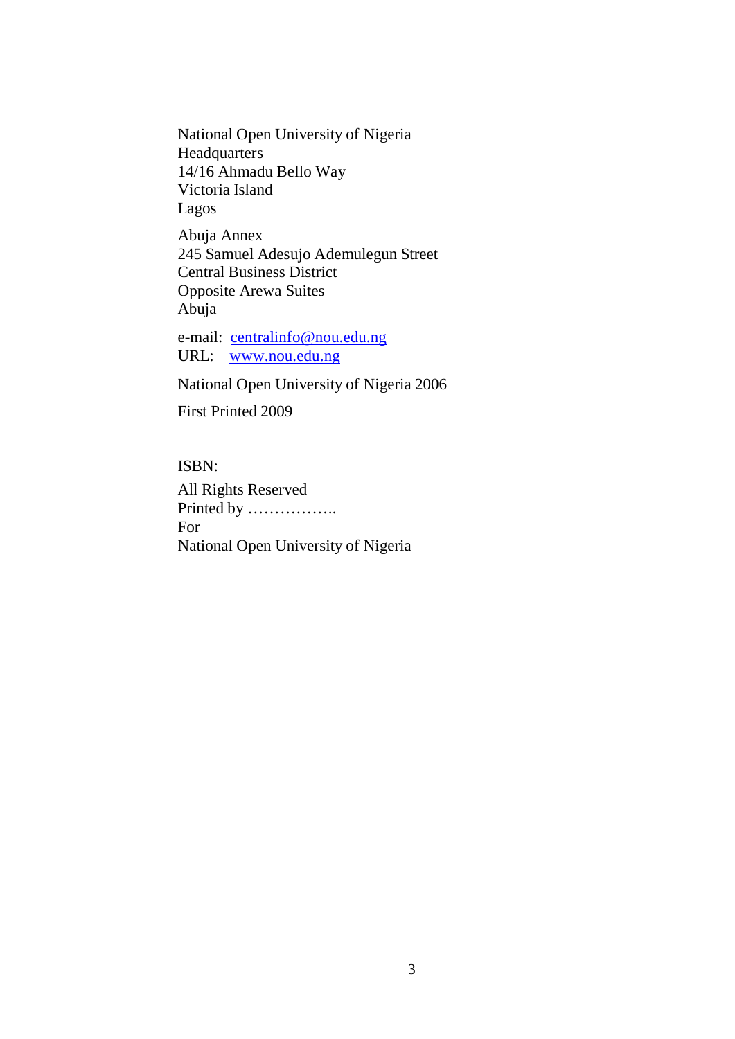National Open University of Nigeria  
Headquarters  
14/16 Ahmadu Bello Way  
Victoria Island  
Lagos

Abuja Annex  
245 Samuel Adesujo Ademulegun Street  
Central Business District  
Opposite Arewa Suites  
Abuja

e-mail: centralinfo@nou.edu.ng  
URL: www.nou.edu.ng

National Open University of Nigeria 2006

First Printed 2009

ISBN:

All Rights Reserved  
Printed by ……………..  
For  
National Open University of Nigeria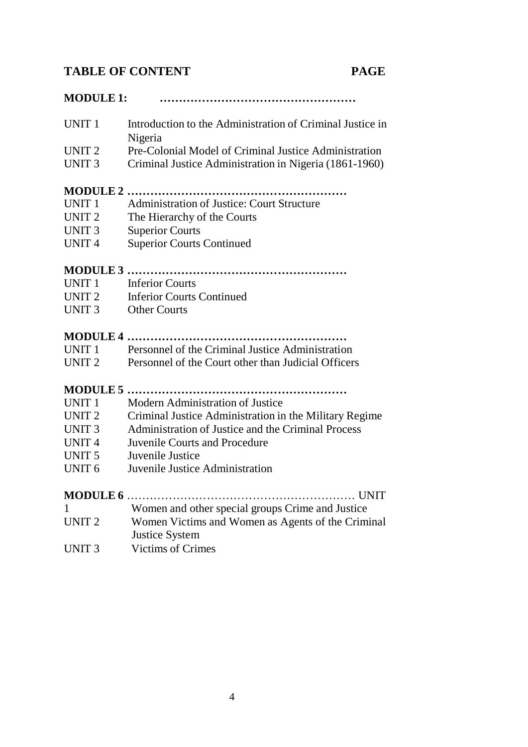## TABLE OF CONTENT PAGE

**MODULE 1: ……………………………………………**

| | |
|---|---|
| UNIT 1 | Introduction to the Administration of Criminal Justice in Nigeria |
| UNIT 2 | Pre-Colonial Model of Criminal Justice Administration |
| UNIT 3 | Criminal Justice Administration in Nigeria (1861-1960) |

**MODULE 2 …………………………………………………**

| | |
|---|---|
| UNIT 1 | Administration of Justice: Court Structure |
| UNIT 2 | The Hierarchy of the Courts |
| UNIT 3 | Superior Courts |
| UNIT 4 | Superior Courts Continued |

**MODULE 3 …………………………………………………**

| | |
|---|---|
| UNIT 1 | Inferior Courts |
| UNIT 2 | Inferior Courts Continued |
| UNIT 3 | Other Courts |

**MODULE 4 …………………………………………………**

| | |
|---|---|
| UNIT 1 | Personnel of the Criminal Justice Administration |
| UNIT 2 | Personnel of the Court other than Judicial Officers |

**MODULE 5 …………………………………………………**

| | |
|---|---|
| UNIT 1 | Modern Administration of Justice |
| UNIT 2 | Criminal Justice Administration in the Military Regime |
| UNIT 3 | Administration of Justice and the Criminal Process |
| UNIT 4 | Juvenile Courts and Procedure |
| UNIT 5 | Juvenile Justice |
| UNIT 6 | Juvenile Justice Administration |

**MODULE 6** …………………………………………………… UNIT

| | |
|---|---|
| 1 | Women and other special groups Crime and Justice |
| UNIT 2 | Women Victims and Women as Agents of the Criminal Justice System |
| UNIT 3 | Victims of Crimes |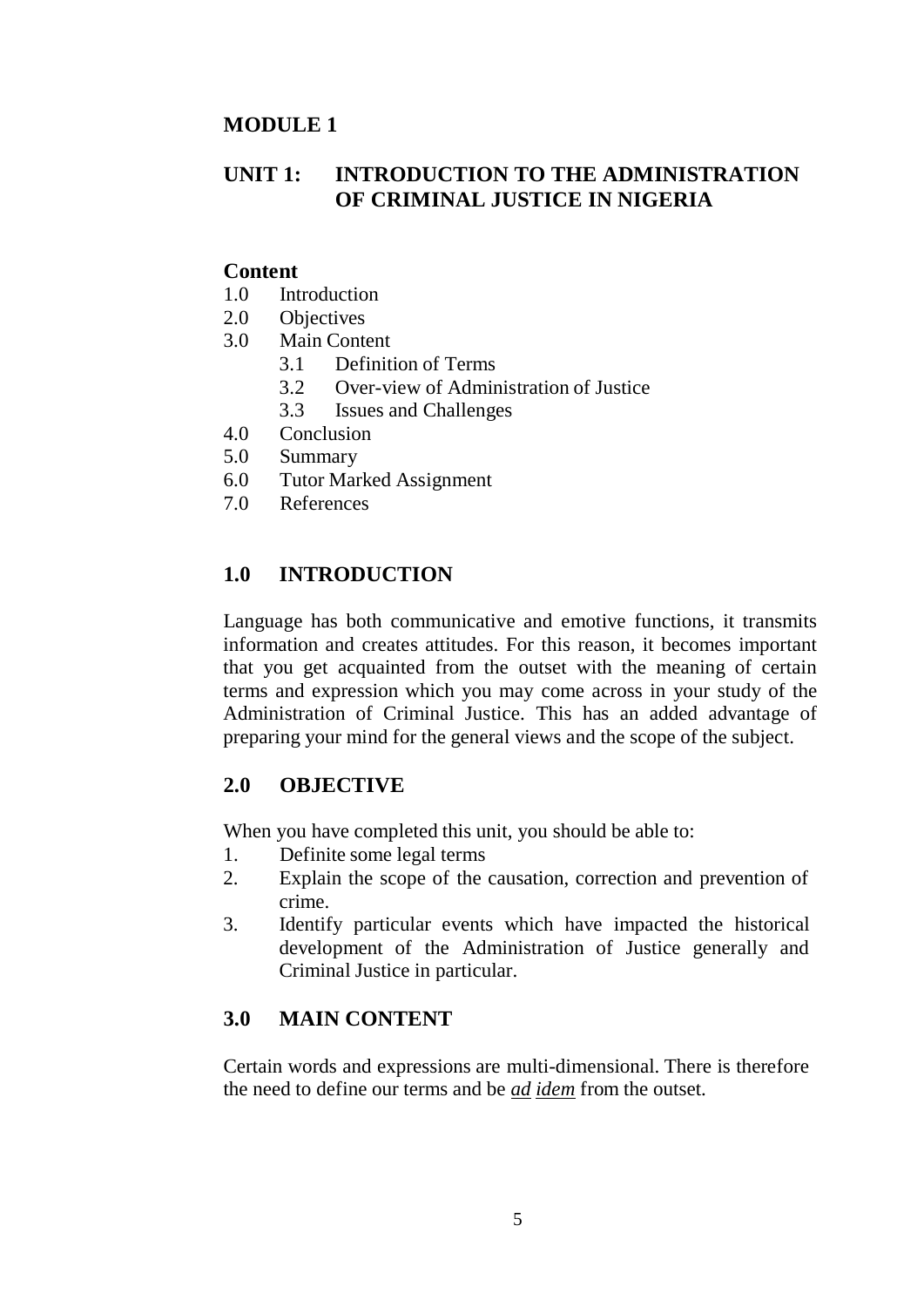**MODULE 1**

## UNIT 1: INTRODUCTION TO THE ADMINISTRATION OF CRIMINAL JUSTICE IN NIGERIA

**Content**

1.0 Introduction
2.0 Objectives
3.0 Main Content
  3.1 Definition of Terms
  3.2 Over-view of Administration of Justice
  3.3 Issues and Challenges
4.0 Conclusion
5.0 Summary
6.0 Tutor Marked Assignment
7.0 References

## 1.0 INTRODUCTION

Language has both communicative and emotive functions, it transmits information and creates attitudes. For this reason, it becomes important that you get acquainted from the outset with the meaning of certain terms and expression which you may come across in your study of the Administration of Criminal Justice. This has an added advantage of preparing your mind for the general views and the scope of the subject.

## 2.0 OBJECTIVE

When you have completed this unit, you should be able to:

1. Definite some legal terms
2. Explain the scope of the causation, correction and prevention of crime.
3. Identify particular events which have impacted the historical development of the Administration of Justice generally and Criminal Justice in particular.

## 3.0 MAIN CONTENT

Certain words and expressions are multi-dimensional. There is therefore the need to define our terms and be ***ad idem*** from the outset.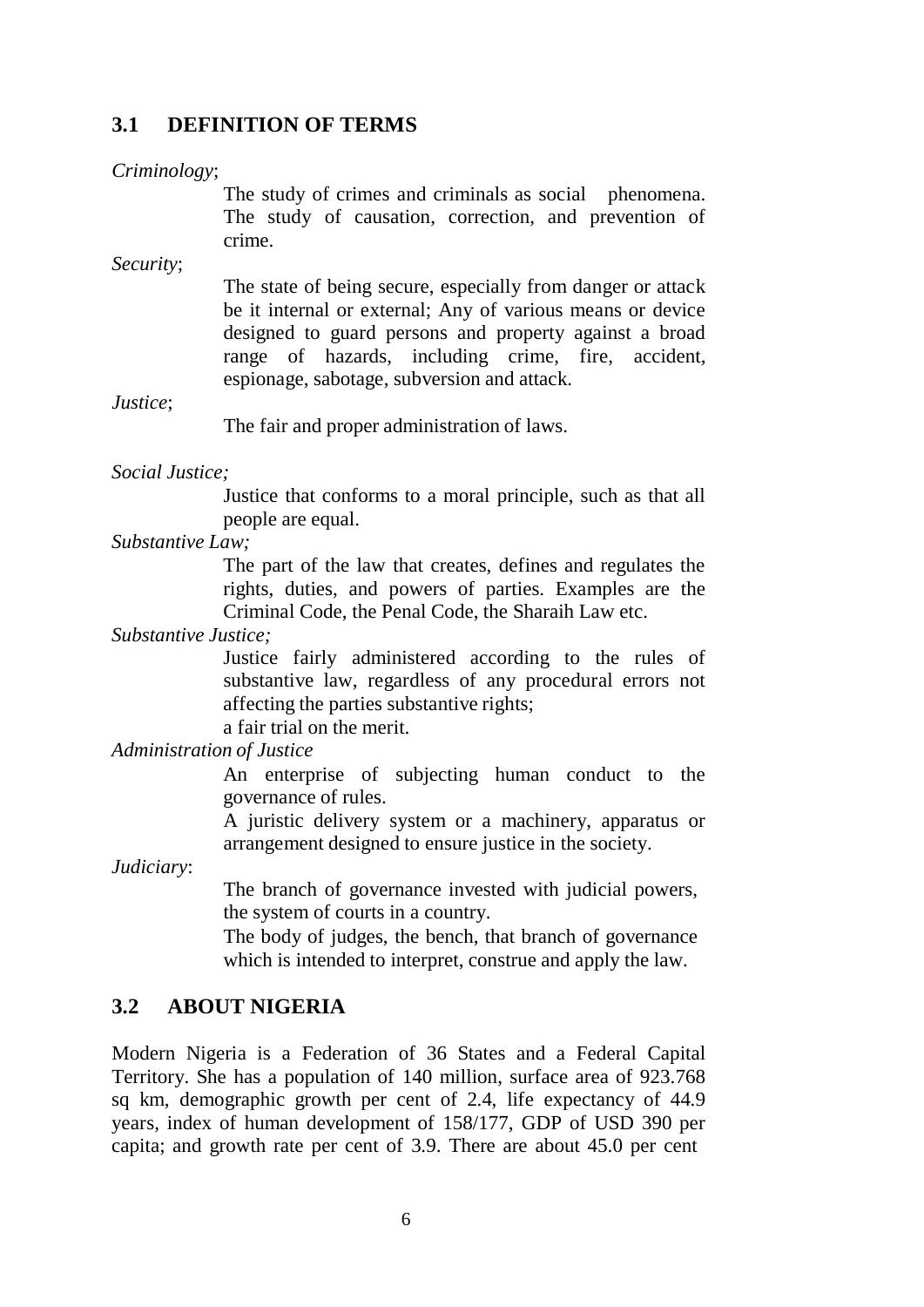## 3.1 DEFINITION OF TERMS

*Criminology*;

The study of crimes and criminals as social phenomena. The study of causation, correction, and prevention of crime.

*Security*;

The state of being secure, especially from danger or attack be it internal or external; Any of various means or device designed to guard persons and property against a broad range of hazards, including crime, fire, accident, espionage, sabotage, subversion and attack.

*Justice*;

The fair and proper administration of laws.

*Social Justice;*

Justice that conforms to a moral principle, such as that all people are equal.

*Substantive Law;*

The part of the law that creates, defines and regulates the rights, duties, and powers of parties. Examples are the Criminal Code, the Penal Code, the Sharaih Law etc.

*Substantive Justice;*

Justice fairly administered according to the rules of substantive law, regardless of any procedural errors not affecting the parties substantive rights;

a fair trial on the merit.

*Administration of Justice*

An enterprise of subjecting human conduct to the governance of rules.

A juristic delivery system or a machinery, apparatus or arrangement designed to ensure justice in the society.

*Judiciary*:

The branch of governance invested with judicial powers, the system of courts in a country.

The body of judges, the bench, that branch of governance which is intended to interpret, construe and apply the law.

## 3.2 ABOUT NIGERIA

Modern Nigeria is a Federation of 36 States and a Federal Capital Territory. She has a population of 140 million, surface area of 923.768 sq km, demographic growth per cent of 2.4, life expectancy of 44.9 years, index of human development of 158/177, GDP of USD 390 per capita; and growth rate per cent of 3.9. There are about 45.0 per cent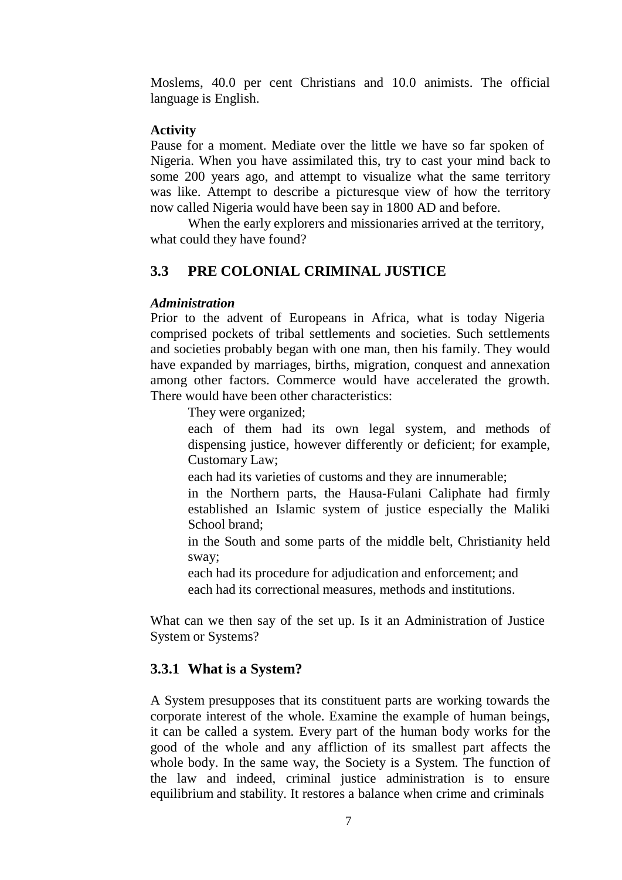Moslems, 40.0 per cent Christians and 10.0 animists. The official language is English.

**Activity**

Pause for a moment. Mediate over the little we have so far spoken of Nigeria. When you have assimilated this, try to cast your mind back to some 200 years ago, and attempt to visualize what the same territory was like. Attempt to describe a picturesque view of how the territory now called Nigeria would have been say in 1800 AD and before.

When the early explorers and missionaries arrived at the territory, what could they have found?

## 3.3 PRE COLONIAL CRIMINAL JUSTICE

***Administration***

Prior to the advent of Europeans in Africa, what is today Nigeria comprised pockets of tribal settlements and societies. Such settlements and societies probably began with one man, then his family. They would have expanded by marriages, births, migration, conquest and annexation among other factors. Commerce would have accelerated the growth. There would have been other characteristics:

- They were organized;
- each of them had its own legal system, and methods of dispensing justice, however differently or deficient; for example, Customary Law;
- each had its varieties of customs and they are innumerable;
- in the Northern parts, the Hausa-Fulani Caliphate had firmly established an Islamic system of justice especially the Maliki School brand;
- in the South and some parts of the middle belt, Christianity held sway;
- each had its procedure for adjudication and enforcement; and
- each had its correctional measures, methods and institutions.

What can we then say of the set up. Is it an Administration of Justice System or Systems?

### 3.3.1 What is a System?

A System presupposes that its constituent parts are working towards the corporate interest of the whole. Examine the example of human beings, it can be called a system. Every part of the human body works for the good of the whole and any affliction of its smallest part affects the whole body. In the same way, the Society is a System. The function of the law and indeed, criminal justice administration is to ensure equilibrium and stability. It restores a balance when crime and criminals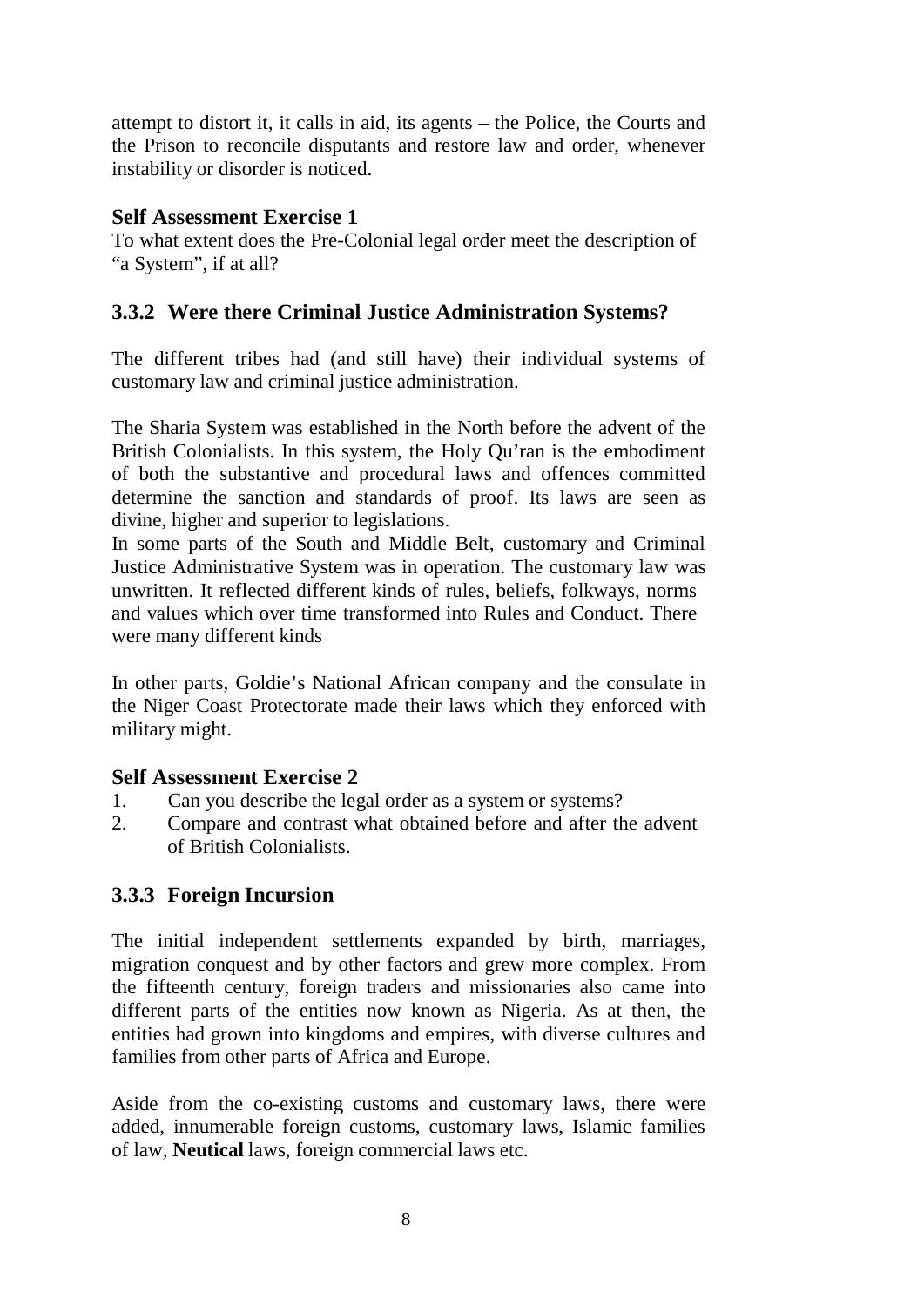attempt to distort it, it calls in aid, its agents – the Police, the Courts and the Prison to reconcile disputants and restore law and order, whenever instability or disorder is noticed.

**Self Assessment Exercise 1**

To what extent does the Pre-Colonial legal order meet the description of "a System", if at all?

### 3.3.2 Were there Criminal Justice Administration Systems?

The different tribes had (and still have) their individual systems of customary law and criminal justice administration.

The Sharia System was established in the North before the advent of the British Colonialists. In this system, the Holy Qu'ran is the embodiment of both the substantive and procedural laws and offences committed determine the sanction and standards of proof. Its laws are seen as divine, higher and superior to legislations.

In some parts of the South and Middle Belt, customary and Criminal Justice Administrative System was in operation. The customary law was unwritten. It reflected different kinds of rules, beliefs, folkways, norms and values which over time transformed into Rules and Conduct. There were many different kinds

In other parts, Goldie's National African company and the consulate in the Niger Coast Protectorate made their laws which they enforced with military might.

**Self Assessment Exercise 2**

1. Can you describe the legal order as a system or systems?
2. Compare and contrast what obtained before and after the advent of British Colonialists.

### 3.3.3 Foreign Incursion

The initial independent settlements expanded by birth, marriages, migration conquest and by other factors and grew more complex. From the fifteenth century, foreign traders and missionaries also came into different parts of the entities now known as Nigeria. As at then, the entities had grown into kingdoms and empires, with diverse cultures and families from other parts of Africa and Europe.

Aside from the co-existing customs and customary laws, there were added, innumerable foreign customs, customary laws, Islamic families of law, **Neutical** laws, foreign commercial laws etc.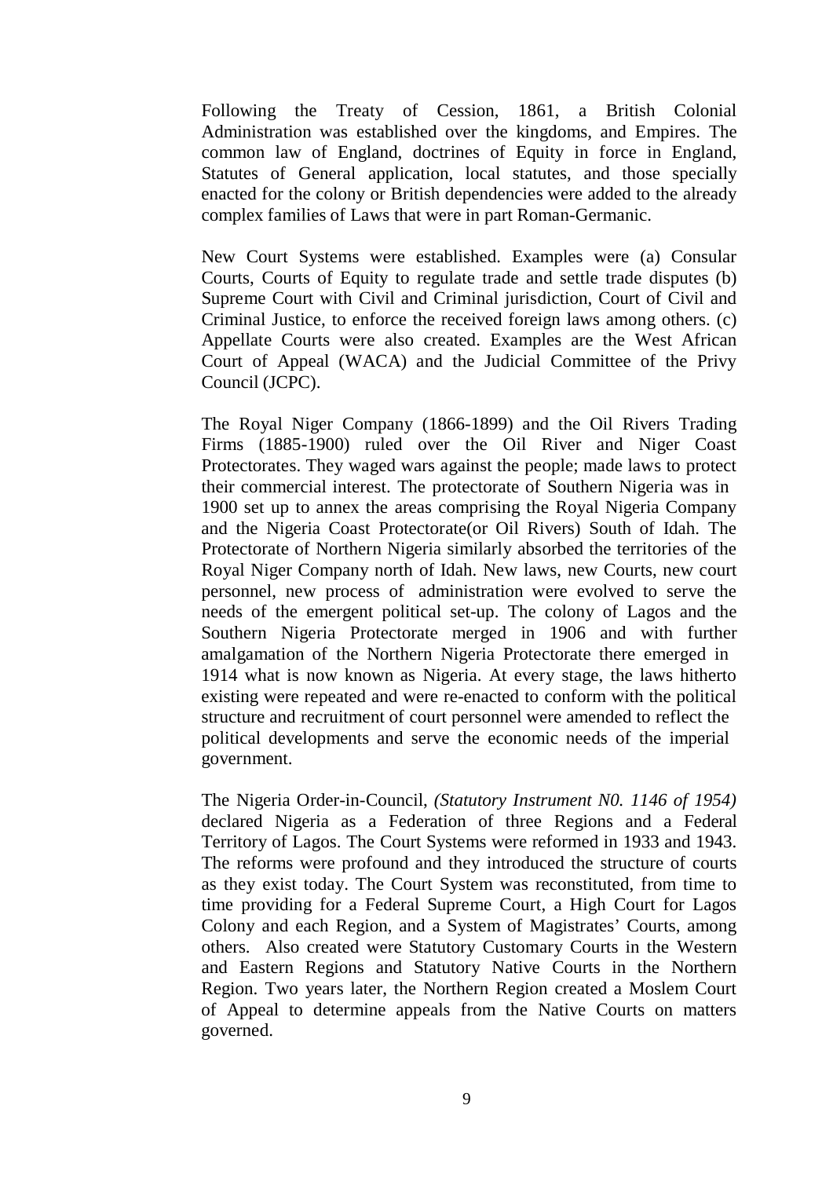Following the Treaty of Cession, 1861, a British Colonial Administration was established over the kingdoms, and Empires. The common law of England, doctrines of Equity in force in England, Statutes of General application, local statutes, and those specially enacted for the colony or British dependencies were added to the already complex families of Laws that were in part Roman-Germanic.

New Court Systems were established. Examples were (a) Consular Courts, Courts of Equity to regulate trade and settle trade disputes (b) Supreme Court with Civil and Criminal jurisdiction, Court of Civil and Criminal Justice, to enforce the received foreign laws among others. (c) Appellate Courts were also created. Examples are the West African Court of Appeal (WACA) and the Judicial Committee of the Privy Council (JCPC).

The Royal Niger Company (1866-1899) and the Oil Rivers Trading Firms (1885-1900) ruled over the Oil River and Niger Coast Protectorates. They waged wars against the people; made laws to protect their commercial interest. The protectorate of Southern Nigeria was in 1900 set up to annex the areas comprising the Royal Nigeria Company and the Nigeria Coast Protectorate(or Oil Rivers) South of Idah. The Protectorate of Northern Nigeria similarly absorbed the territories of the Royal Niger Company north of Idah. New laws, new Courts, new court personnel, new process of administration were evolved to serve the needs of the emergent political set-up. The colony of Lagos and the Southern Nigeria Protectorate merged in 1906 and with further amalgamation of the Northern Nigeria Protectorate there emerged in 1914 what is now known as Nigeria. At every stage, the laws hitherto existing were repeated and were re-enacted to conform with the political structure and recruitment of court personnel were amended to reflect the political developments and serve the economic needs of the imperial government.

The Nigeria Order-in-Council, *(Statutory Instrument N0. 1146 of 1954)* declared Nigeria as a Federation of three Regions and a Federal Territory of Lagos. The Court Systems were reformed in 1933 and 1943. The reforms were profound and they introduced the structure of courts as they exist today. The Court System was reconstituted, from time to time providing for a Federal Supreme Court, a High Court for Lagos Colony and each Region, and a System of Magistrates' Courts, among others. Also created were Statutory Customary Courts in the Western and Eastern Regions and Statutory Native Courts in the Northern Region. Two years later, the Northern Region created a Moslem Court of Appeal to determine appeals from the Native Courts on matters governed.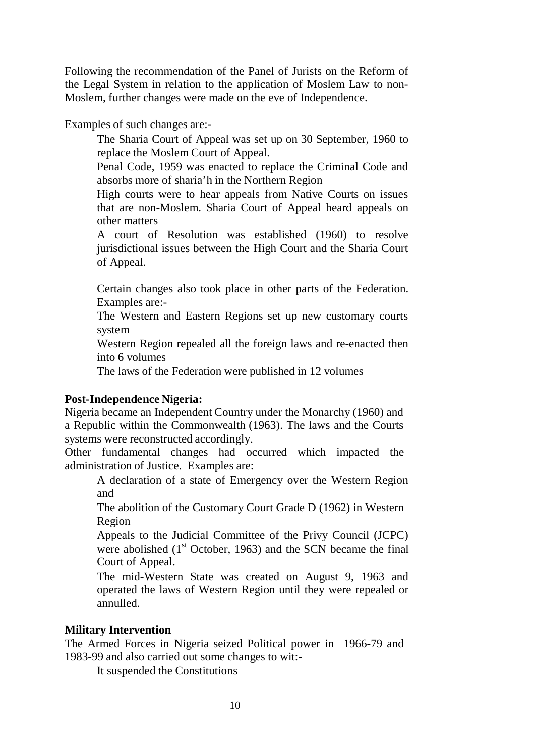Following the recommendation of the Panel of Jurists on the Reform of the Legal System in relation to the application of Moslem Law to non-Moslem, further changes were made on the eve of Independence.

Examples of such changes are:-

- The Sharia Court of Appeal was set up on 30 September, 1960 to replace the Moslem Court of Appeal.
- Penal Code, 1959 was enacted to replace the Criminal Code and absorbs more of sharia'h in the Northern Region
- High courts were to hear appeals from Native Courts on issues that are non-Moslem. Sharia Court of Appeal heard appeals on other matters
- A court of Resolution was established (1960) to resolve jurisdictional issues between the High Court and the Sharia Court of Appeal.

Certain changes also took place in other parts of the Federation. Examples are:-

- The Western and Eastern Regions set up new customary courts system
- Western Region repealed all the foreign laws and re-enacted then into 6 volumes
- The laws of the Federation were published in 12 volumes

**Post-Independence Nigeria:**

Nigeria became an Independent Country under the Monarchy (1960) and a Republic within the Commonwealth (1963). The laws and the Courts systems were reconstructed accordingly.

Other fundamental changes had occurred which impacted the administration of Justice. Examples are:

- A declaration of a state of Emergency over the Western Region and
- The abolition of the Customary Court Grade D (1962) in Western Region
- Appeals to the Judicial Committee of the Privy Council (JCPC) were abolished (1st October, 1963) and the SCN became the final Court of Appeal.
- The mid-Western State was created on August 9, 1963 and operated the laws of Western Region until they were repealed or annulled.

**Military Intervention**

The Armed Forces in Nigeria seized Political power in 1966-79 and 1983-99 and also carried out some changes to wit:-

- It suspended the Constitutions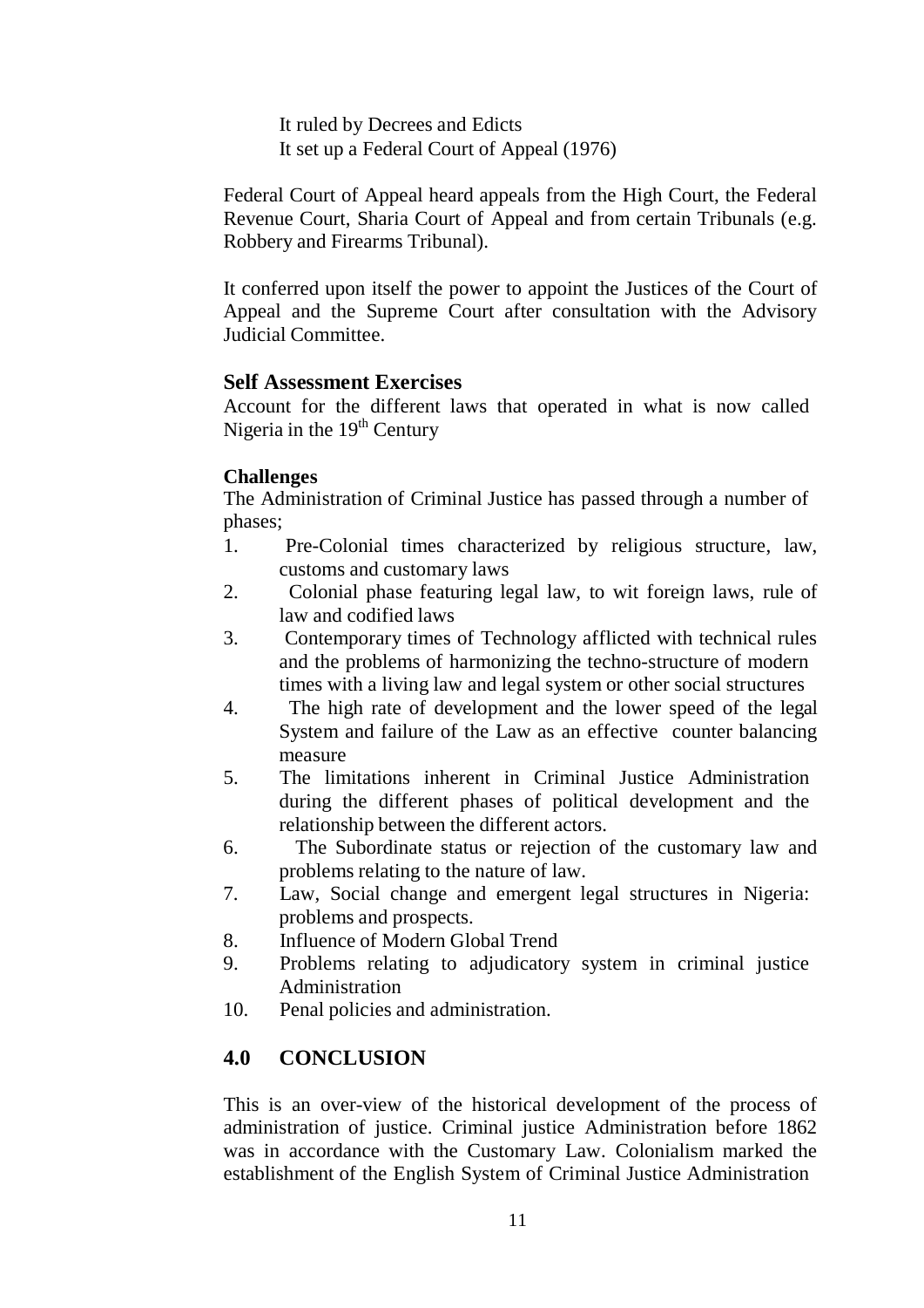It ruled by Decrees and Edicts
It set up a Federal Court of Appeal (1976)

Federal Court of Appeal heard appeals from the High Court, the Federal Revenue Court, Sharia Court of Appeal and from certain Tribunals (e.g. Robbery and Firearms Tribunal).

It conferred upon itself the power to appoint the Justices of the Court of Appeal and the Supreme Court after consultation with the Advisory Judicial Committee.

### Self Assessment Exercises

Account for the different laws that operated in what is now called Nigeria in the 19th Century

**Challenges**

The Administration of Criminal Justice has passed through a number of phases;

1. Pre-Colonial times characterized by religious structure, law, customs and customary laws
2. Colonial phase featuring legal law, to wit foreign laws, rule of law and codified laws
3. Contemporary times of Technology afflicted with technical rules and the problems of harmonizing the techno-structure of modern times with a living law and legal system or other social structures
4. The high rate of development and the lower speed of the legal System and failure of the Law as an effective counter balancing measure
5. The limitations inherent in Criminal Justice Administration during the different phases of political development and the relationship between the different actors.
6. The Subordinate status or rejection of the customary law and problems relating to the nature of law.
7. Law, Social change and emergent legal structures in Nigeria: problems and prospects.
8. Influence of Modern Global Trend
9. Problems relating to adjudicatory system in criminal justice Administration
10. Penal policies and administration.

## 4.0 CONCLUSION

This is an over-view of the historical development of the process of administration of justice. Criminal justice Administration before 1862 was in accordance with the Customary Law. Colonialism marked the establishment of the English System of Criminal Justice Administration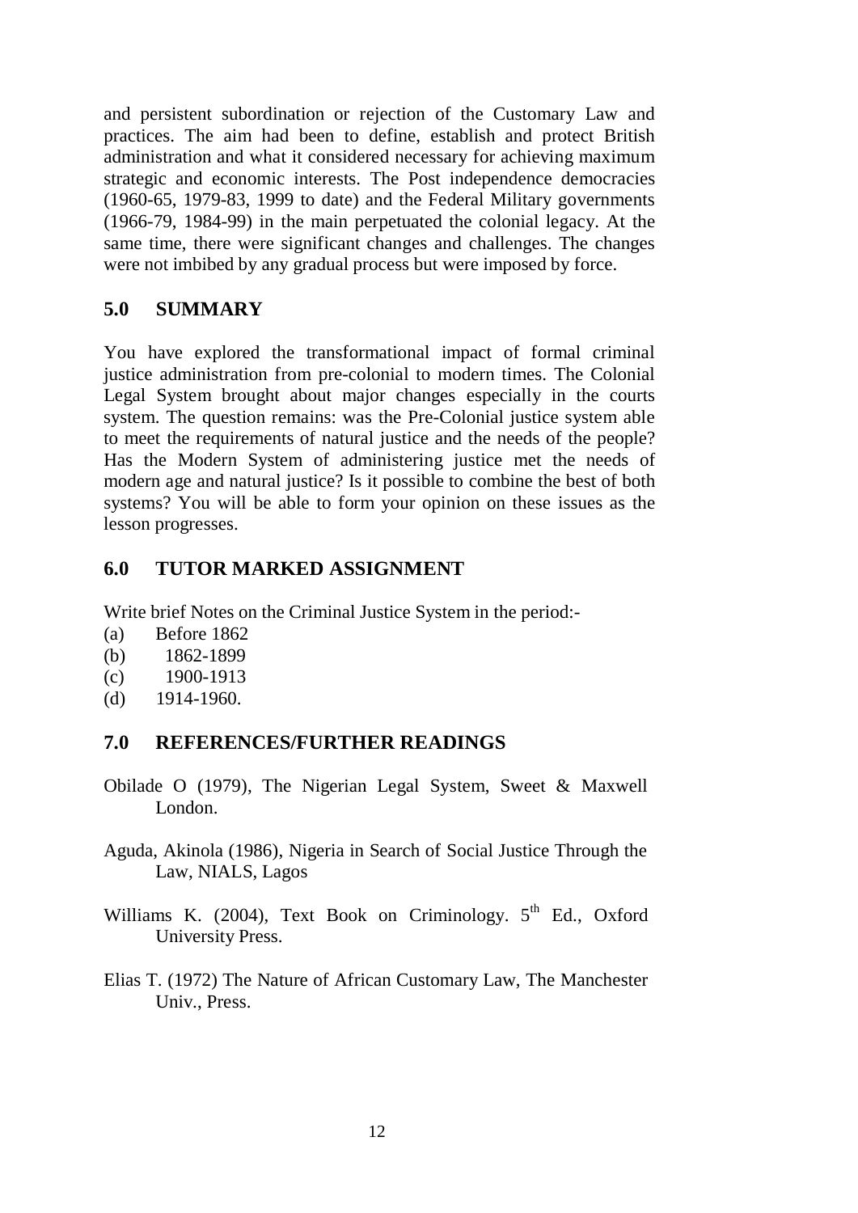and persistent subordination or rejection of the Customary Law and practices. The aim had been to define, establish and protect British administration and what it considered necessary for achieving maximum strategic and economic interests. The Post independence democracies (1960-65, 1979-83, 1999 to date) and the Federal Military governments (1966-79, 1984-99) in the main perpetuated the colonial legacy. At the same time, there were significant changes and challenges. The changes were not imbibed by any gradual process but were imposed by force.

## 5.0 SUMMARY

You have explored the transformational impact of formal criminal justice administration from pre-colonial to modern times. The Colonial Legal System brought about major changes especially in the courts system. The question remains: was the Pre-Colonial justice system able to meet the requirements of natural justice and the needs of the people? Has the Modern System of administering justice met the needs of modern age and natural justice? Is it possible to combine the best of both systems? You will be able to form your opinion on these issues as the lesson progresses.

## 6.0 TUTOR MARKED ASSIGNMENT

Write brief Notes on the Criminal Justice System in the period:-

(a) Before 1862
(b) 1862-1899
(c) 1900-1913
(d) 1914-1960.

## 7.0 REFERENCES/FURTHER READINGS

Obilade O (1979), The Nigerian Legal System, Sweet & Maxwell London.

Aguda, Akinola (1986), Nigeria in Search of Social Justice Through the Law, NIALS, Lagos

Williams K. (2004), Text Book on Criminology. 5th Ed., Oxford University Press.

Elias T. (1972) The Nature of African Customary Law, The Manchester Univ., Press.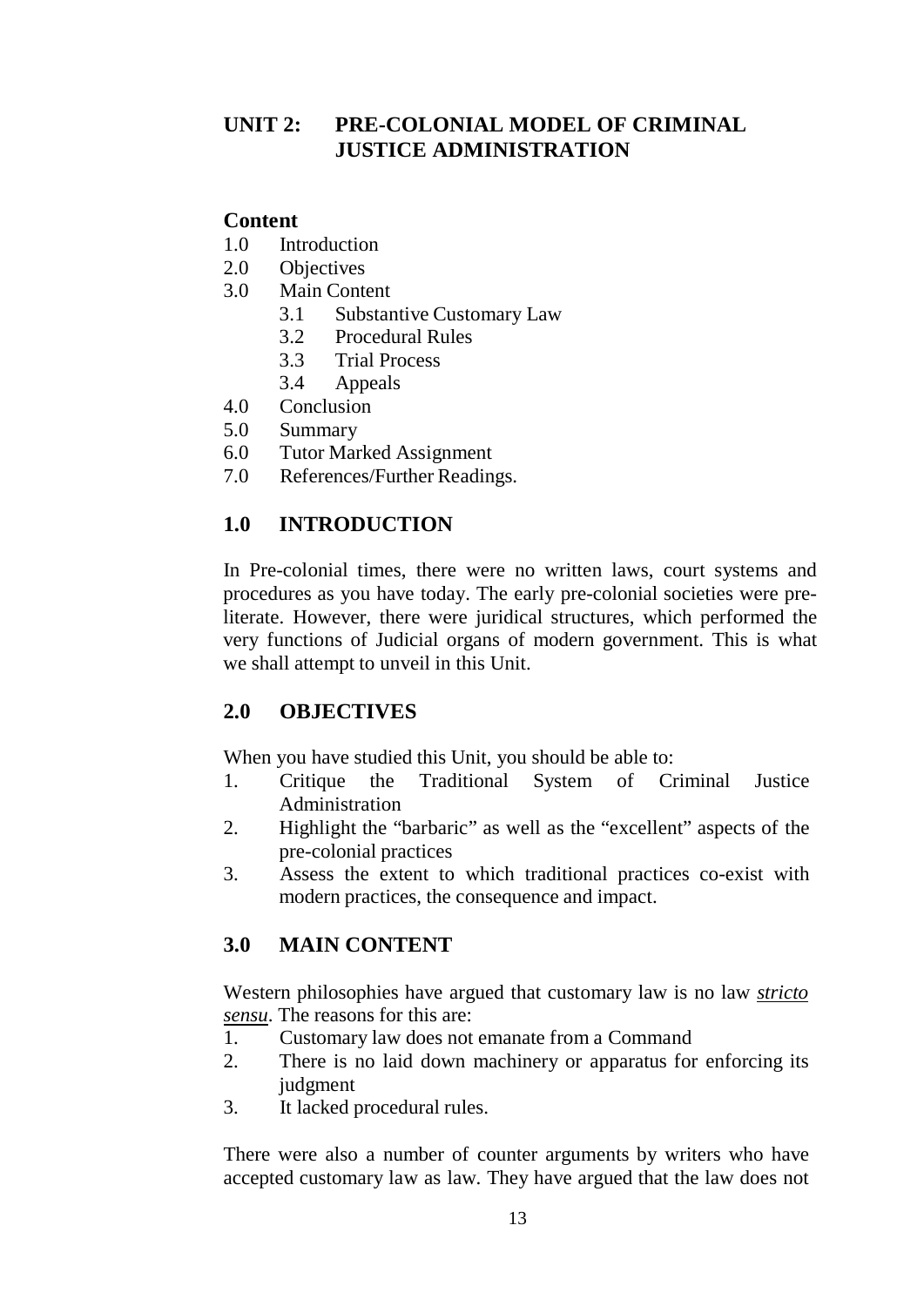## UNIT 2: PRE-COLONIAL MODEL OF CRIMINAL JUSTICE ADMINISTRATION

**Content**

1.0 Introduction
2.0 Objectives
3.0 Main Content
    3.1 Substantive Customary Law
    3.2 Procedural Rules
    3.3 Trial Process
    3.4 Appeals
4.0 Conclusion
5.0 Summary
6.0 Tutor Marked Assignment
7.0 References/Further Readings.

## 1.0 INTRODUCTION

In Pre-colonial times, there were no written laws, court systems and procedures as you have today. The early pre-colonial societies were pre-literate. However, there were juridical structures, which performed the very functions of Judicial organs of modern government. This is what we shall attempt to unveil in this Unit.

## 2.0 OBJECTIVES

When you have studied this Unit, you should be able to:

1. Critique the Traditional System of Criminal Justice Administration
2. Highlight the "barbaric" as well as the "excellent" aspects of the pre-colonial practices
3. Assess the extent to which traditional practices co-exist with modern practices, the consequence and impact.

## 3.0 MAIN CONTENT

Western philosophies have argued that customary law is no law ***stricto sensu***. The reasons for this are:

1. Customary law does not emanate from a Command
2. There is no laid down machinery or apparatus for enforcing its judgment
3. It lacked procedural rules.

There were also a number of counter arguments by writers who have accepted customary law as law. They have argued that the law does not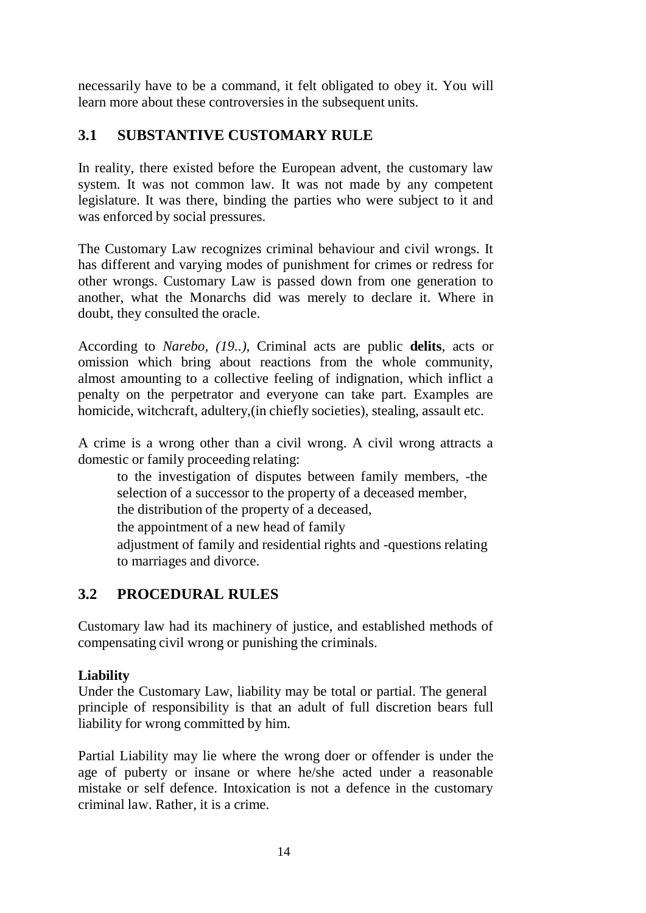necessarily have to be a command, it felt obligated to obey it. You will learn more about these controversies in the subsequent units.

## 3.1 SUBSTANTIVE CUSTOMARY RULE

In reality, there existed before the European advent, the customary law system. It was not common law. It was not made by any competent legislature. It was there, binding the parties who were subject to it and was enforced by social pressures.

The Customary Law recognizes criminal behaviour and civil wrongs. It has different and varying modes of punishment for crimes or redress for other wrongs. Customary Law is passed down from one generation to another, what the Monarchs did was merely to declare it. Where in doubt, they consulted the oracle.

According to *Narebo, (19..)*, Criminal acts are public **delits**, acts or omission which bring about reactions from the whole community, almost amounting to a collective feeling of indignation, which inflict a penalty on the perpetrator and everyone can take part. Examples are homicide, witchcraft, adultery,(in chiefly societies), stealing, assault etc.

A crime is a wrong other than a civil wrong. A civil wrong attracts a domestic or family proceeding relating:

to the investigation of disputes between family members, -the selection of a successor to the property of a deceased member,
the distribution of the property of a deceased,
the appointment of a new head of family
adjustment of family and residential rights and -questions relating to marriages and divorce.

## 3.2 PROCEDURAL RULES

Customary law had its machinery of justice, and established methods of compensating civil wrong or punishing the criminals.

**Liability**
Under the Customary Law, liability may be total or partial. The general principle of responsibility is that an adult of full discretion bears full liability for wrong committed by him.

Partial Liability may lie where the wrong doer or offender is under the age of puberty or insane or where he/she acted under a reasonable mistake or self defence. Intoxication is not a defence in the customary criminal law. Rather, it is a crime.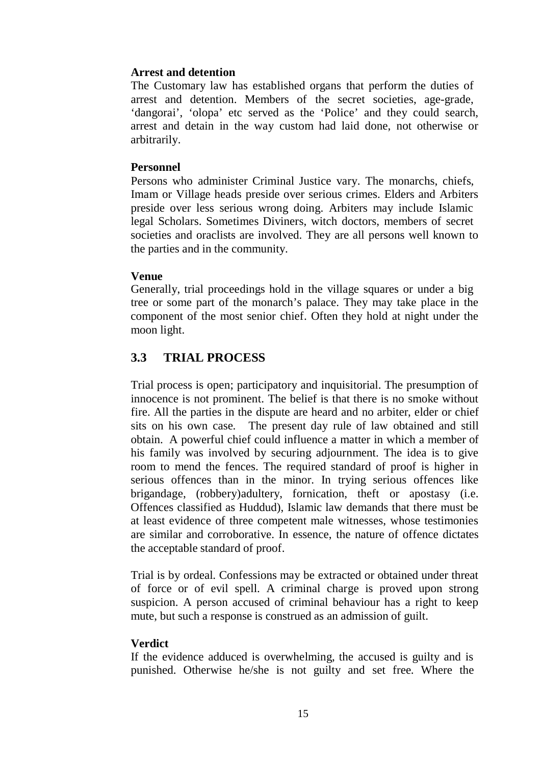**Arrest and detention**

The Customary law has established organs that perform the duties of arrest and detention. Members of the secret societies, age-grade, 'dangorai', 'olopa' etc served as the 'Police' and they could search, arrest and detain in the way custom had laid done, not otherwise or arbitrarily.

**Personnel**

Persons who administer Criminal Justice vary. The monarchs, chiefs, Imam or Village heads preside over serious crimes. Elders and Arbiters preside over less serious wrong doing. Arbiters may include Islamic legal Scholars. Sometimes Diviners, witch doctors, members of secret societies and oraclists are involved. They are all persons well known to the parties and in the community.

**Venue**

Generally, trial proceedings hold in the village squares or under a big tree or some part of the monarch's palace. They may take place in the component of the most senior chief. Often they hold at night under the moon light.

## 3.3 TRIAL PROCESS

Trial process is open; participatory and inquisitorial. The presumption of innocence is not prominent. The belief is that there is no smoke without fire. All the parties in the dispute are heard and no arbiter, elder or chief sits on his own case. The present day rule of law obtained and still obtain. A powerful chief could influence a matter in which a member of his family was involved by securing adjournment. The idea is to give room to mend the fences. The required standard of proof is higher in serious offences than in the minor. In trying serious offences like brigandage, (robbery)adultery, fornication, theft or apostasy (i.e. Offences classified as Huddud), Islamic law demands that there must be at least evidence of three competent male witnesses, whose testimonies are similar and corroborative. In essence, the nature of offence dictates the acceptable standard of proof.

Trial is by ordeal. Confessions may be extracted or obtained under threat of force or of evil spell. A criminal charge is proved upon strong suspicion. A person accused of criminal behaviour has a right to keep mute, but such a response is construed as an admission of guilt.

**Verdict**

If the evidence adduced is overwhelming, the accused is guilty and is punished. Otherwise he/she is not guilty and set free. Where the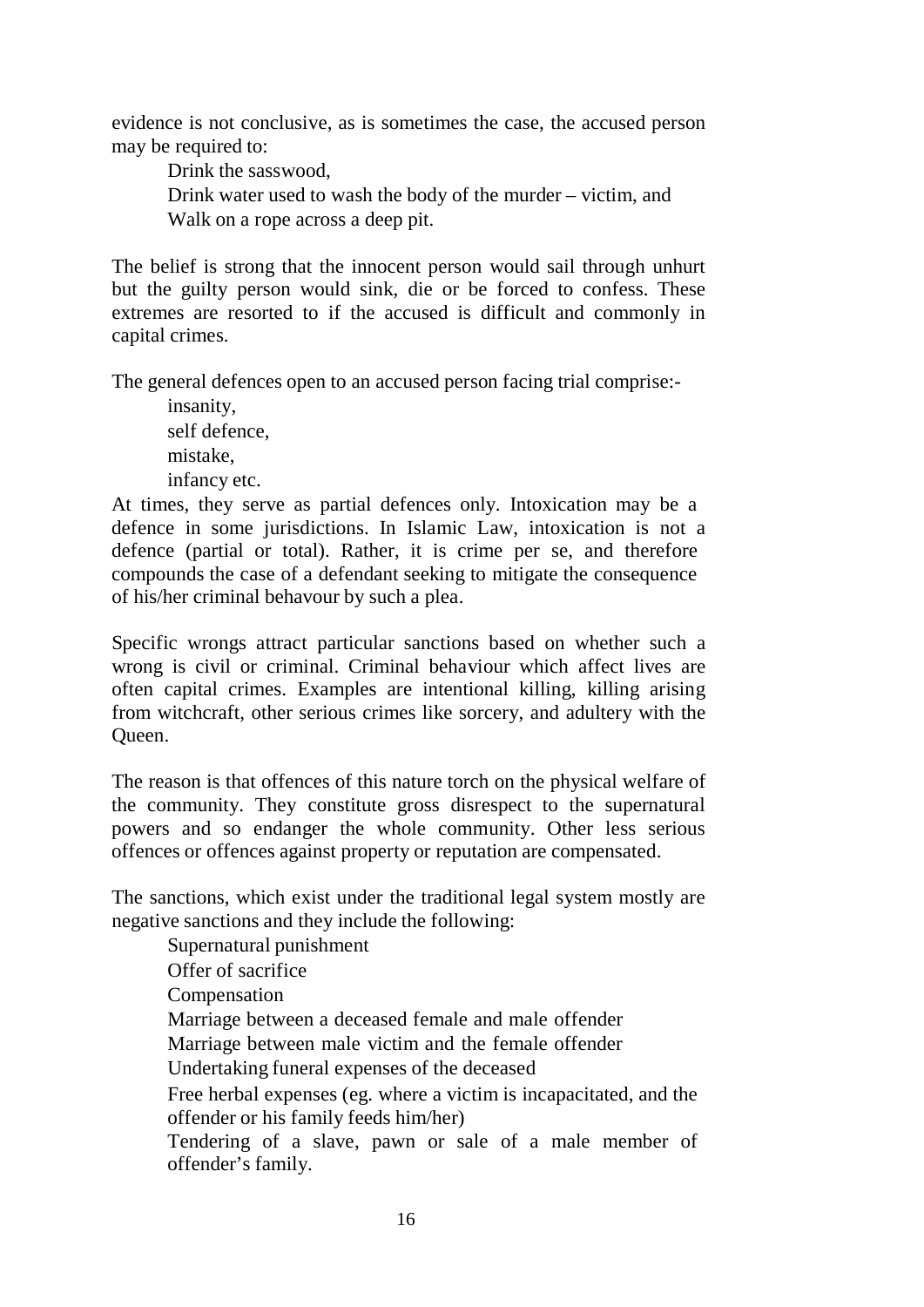evidence is not conclusive, as is sometimes the case, the accused person may be required to:

- Drink the sasswood,
- Drink water used to wash the body of the murder – victim, and
- Walk on a rope across a deep pit.

The belief is strong that the innocent person would sail through unhurt but the guilty person would sink, die or be forced to confess. These extremes are resorted to if the accused is difficult and commonly in capital crimes.

The general defences open to an accused person facing trial comprise:-

- insanity,
- self defence,
- mistake,
- infancy etc.

At times, they serve as partial defences only. Intoxication may be a defence in some jurisdictions. In Islamic Law, intoxication is not a defence (partial or total). Rather, it is crime per se, and therefore compounds the case of a defendant seeking to mitigate the consequence of his/her criminal behaviour by such a plea.

Specific wrongs attract particular sanctions based on whether such a wrong is civil or criminal. Criminal behaviour which affect lives are often capital crimes. Examples are intentional killing, killing arising from witchcraft, other serious crimes like sorcery, and adultery with the Queen.

The reason is that offences of this nature torch on the physical welfare of the community. They constitute gross disrespect to the supernatural powers and so endanger the whole community. Other less serious offences or offences against property or reputation are compensated.

The sanctions, which exist under the traditional legal system mostly are negative sanctions and they include the following:

- Supernatural punishment
- Offer of sacrifice
- Compensation
- Marriage between a deceased female and male offender
- Marriage between male victim and the female offender
- Undertaking funeral expenses of the deceased
- Free herbal expenses (eg. where a victim is incapacitated, and the offender or his family feeds him/her)
- Tendering of a slave, pawn or sale of a male member of offender's family.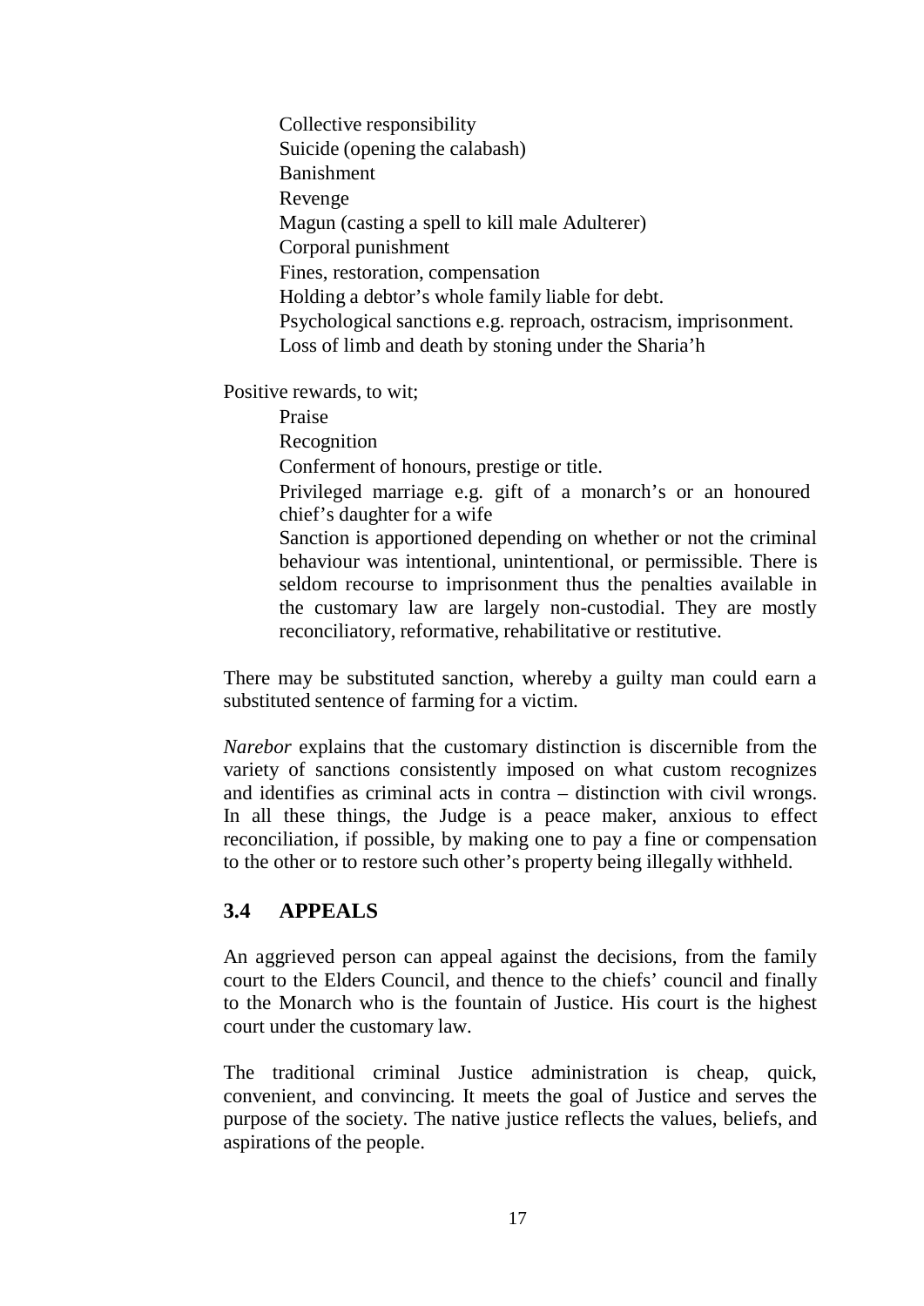- Collective responsibility
- Suicide (opening the calabash)
- Banishment
- Revenge
- Magun (casting a spell to kill male Adulterer)
- Corporal punishment
- Fines, restoration, compensation
- Holding a debtor's whole family liable for debt.
- Psychological sanctions e.g. reproach, ostracism, imprisonment.
- Loss of limb and death by stoning under the Sharia'h

Positive rewards, to wit;

- Praise
- Recognition
- Conferment of honours, prestige or title.
- Privileged marriage e.g. gift of a monarch's or an honoured chief's daughter for a wife
- Sanction is apportioned depending on whether or not the criminal behaviour was intentional, unintentional, or permissible. There is seldom recourse to imprisonment thus the penalties available in the customary law are largely non-custodial. They are mostly reconciliatory, reformative, rehabilitative or restitutive.

There may be substituted sanction, whereby a guilty man could earn a substituted sentence of farming for a victim.

*Narebor* explains that the customary distinction is discernible from the variety of sanctions consistently imposed on what custom recognizes and identifies as criminal acts in contra – distinction with civil wrongs. In all these things, the Judge is a peace maker, anxious to effect reconciliation, if possible, by making one to pay a fine or compensation to the other or to restore such other's property being illegally withheld.

## 3.4 APPEALS

An aggrieved person can appeal against the decisions, from the family court to the Elders Council, and thence to the chiefs' council and finally to the Monarch who is the fountain of Justice. His court is the highest court under the customary law.

The traditional criminal Justice administration is cheap, quick, convenient, and convincing. It meets the goal of Justice and serves the purpose of the society. The native justice reflects the values, beliefs, and aspirations of the people.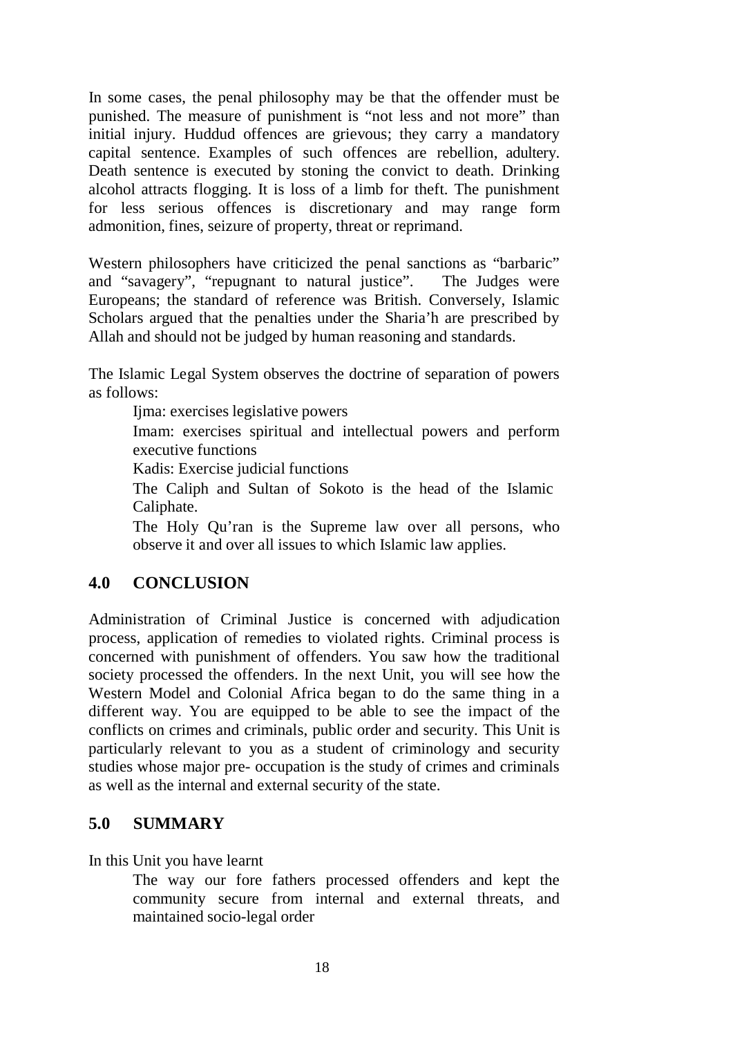In some cases, the penal philosophy may be that the offender must be punished. The measure of punishment is "not less and not more" than initial injury. Huddud offences are grievous; they carry a mandatory capital sentence. Examples of such offences are rebellion, adultery. Death sentence is executed by stoning the convict to death. Drinking alcohol attracts flogging. It is loss of a limb for theft. The punishment for less serious offences is discretionary and may range form admonition, fines, seizure of property, threat or reprimand.

Western philosophers have criticized the penal sanctions as "barbaric" and "savagery", "repugnant to natural justice". The Judges were Europeans; the standard of reference was British. Conversely, Islamic Scholars argued that the penalties under the Sharia'h are prescribed by Allah and should not be judged by human reasoning and standards.

The Islamic Legal System observes the doctrine of separation of powers as follows:

- Ijma: exercises legislative powers
- Imam: exercises spiritual and intellectual powers and perform executive functions
- Kadis: Exercise judicial functions
- The Caliph and Sultan of Sokoto is the head of the Islamic Caliphate.
- The Holy Qu'ran is the Supreme law over all persons, who observe it and over all issues to which Islamic law applies.

## 4.0 CONCLUSION

Administration of Criminal Justice is concerned with adjudication process, application of remedies to violated rights. Criminal process is concerned with punishment of offenders. You saw how the traditional society processed the offenders. In the next Unit, you will see how the Western Model and Colonial Africa began to do the same thing in a different way. You are equipped to be able to see the impact of the conflicts on crimes and criminals, public order and security. This Unit is particularly relevant to you as a student of criminology and security studies whose major pre- occupation is the study of crimes and criminals as well as the internal and external security of the state.

## 5.0 SUMMARY

In this Unit you have learnt

- The way our fore fathers processed offenders and kept the community secure from internal and external threats, and maintained socio-legal order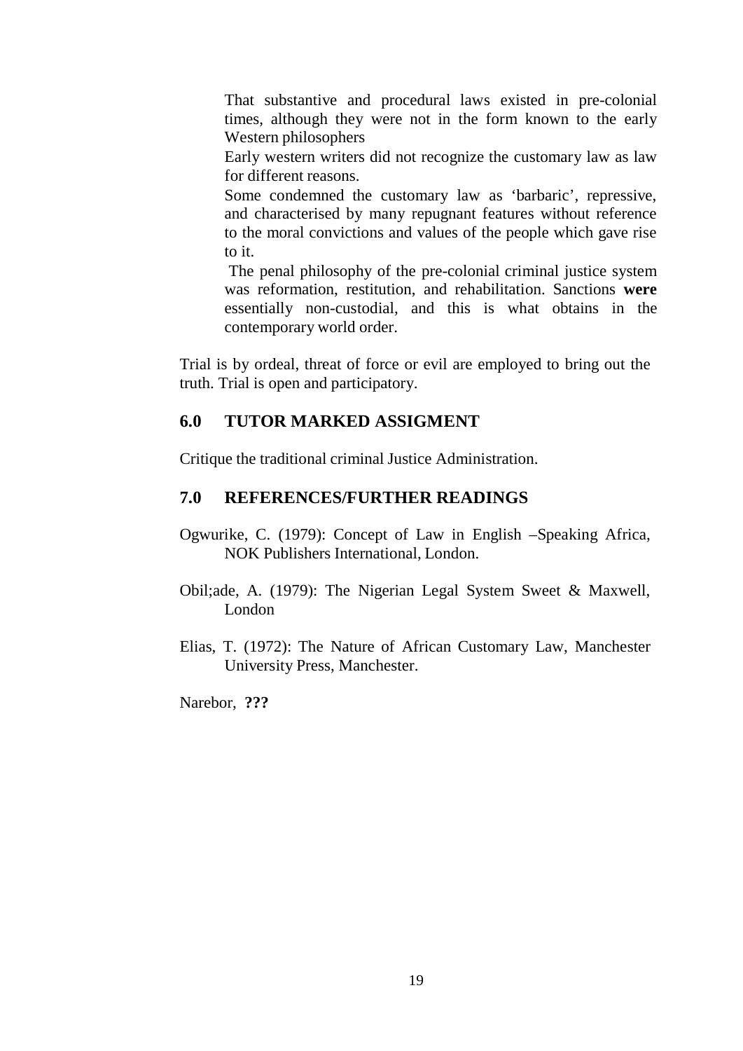That substantive and procedural laws existed in pre-colonial times, although they were not in the form known to the early Western philosophers

Early western writers did not recognize the customary law as law for different reasons.

Some condemned the customary law as 'barbaric', repressive, and characterised by many repugnant features without reference to the moral convictions and values of the people which gave rise to it.

The penal philosophy of the pre-colonial criminal justice system was reformation, restitution, and rehabilitation. Sanctions **were** essentially non-custodial, and this is what obtains in the contemporary world order.

Trial is by ordeal, threat of force or evil are employed to bring out the truth. Trial is open and participatory.

## 6.0 TUTOR MARKED ASSIGMENT

Critique the traditional criminal Justice Administration.

## 7.0 REFERENCES/FURTHER READINGS

Ogwurike, C. (1979): Concept of Law in English –Speaking Africa, NOK Publishers International, London.

Obil;ade, A. (1979): The Nigerian Legal System Sweet & Maxwell, London

Elias, T. (1972): The Nature of African Customary Law, Manchester University Press, Manchester.

Narebor, **???**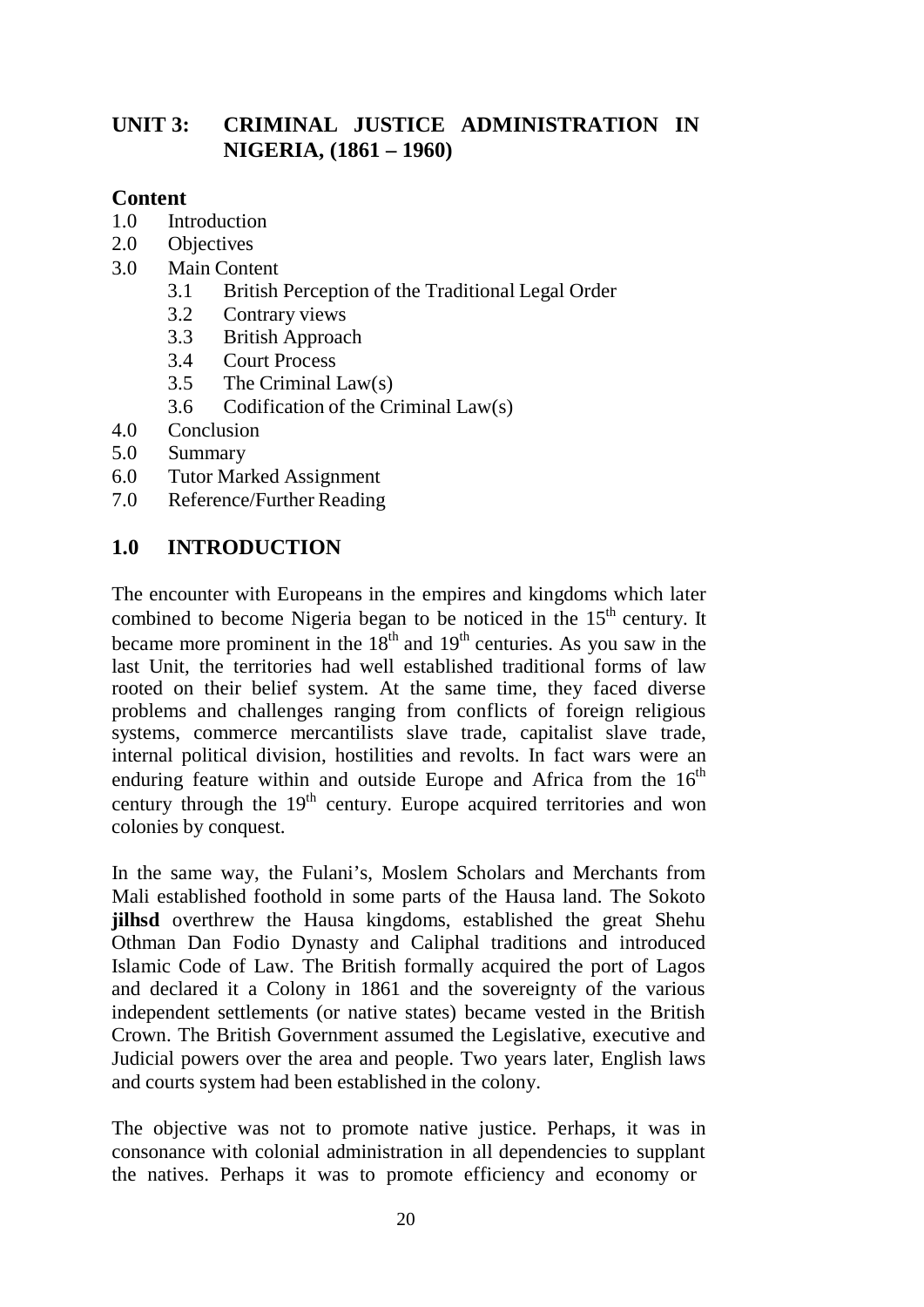# UNIT 3: CRIMINAL JUSTICE ADMINISTRATION IN NIGERIA, (1861 – 1960)

## Content

1.0 Introduction
2.0 Objectives
3.0 Main Content
   3.1 British Perception of the Traditional Legal Order
   3.2 Contrary views
   3.3 British Approach
   3.4 Court Process
   3.5 The Criminal Law(s)
   3.6 Codification of the Criminal Law(s)
4.0 Conclusion
5.0 Summary
6.0 Tutor Marked Assignment
7.0 Reference/Further Reading

## 1.0 INTRODUCTION

The encounter with Europeans in the empires and kingdoms which later combined to become Nigeria began to be noticed in the 15th century. It became more prominent in the 18th and 19th centuries. As you saw in the last Unit, the territories had well established traditional forms of law rooted on their belief system. At the same time, they faced diverse problems and challenges ranging from conflicts of foreign religious systems, commerce mercantilists slave trade, capitalist slave trade, internal political division, hostilities and revolts. In fact wars were an enduring feature within and outside Europe and Africa from the 16th century through the 19th century. Europe acquired territories and won colonies by conquest.

In the same way, the Fulani's, Moslem Scholars and Merchants from Mali established foothold in some parts of the Hausa land. The Sokoto **jilhsd** overthrew the Hausa kingdoms, established the great Shehu Othman Dan Fodio Dynasty and Caliphal traditions and introduced Islamic Code of Law. The British formally acquired the port of Lagos and declared it a Colony in 1861 and the sovereignty of the various independent settlements (or native states) became vested in the British Crown. The British Government assumed the Legislative, executive and Judicial powers over the area and people. Two years later, English laws and courts system had been established in the colony.

The objective was not to promote native justice. Perhaps, it was in consonance with colonial administration in all dependencies to supplant the natives. Perhaps it was to promote efficiency and economy or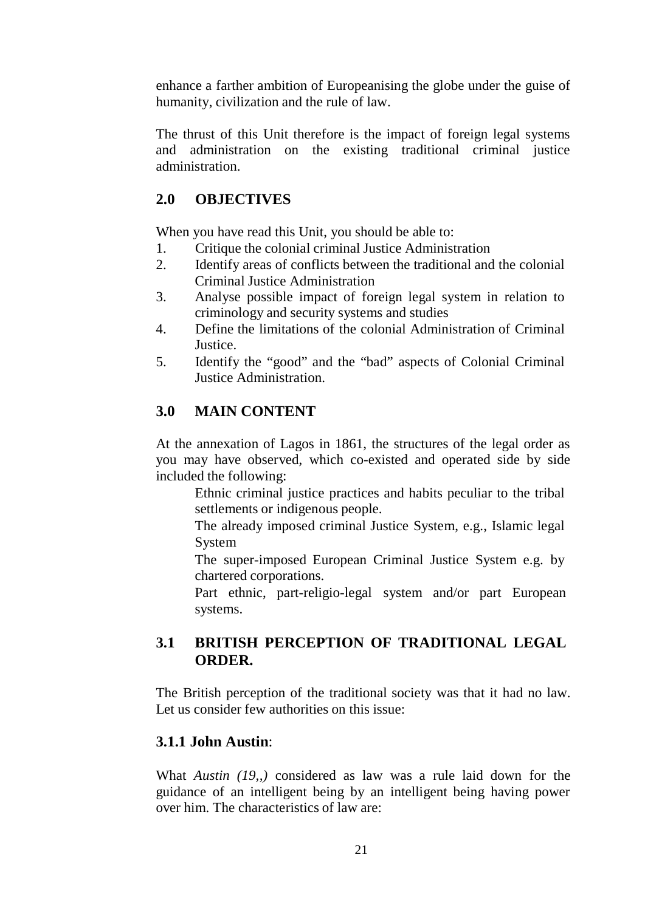enhance a farther ambition of Europeanising the globe under the guise of humanity, civilization and the rule of law.

The thrust of this Unit therefore is the impact of foreign legal systems and administration on the existing traditional criminal justice administration.

## 2.0 OBJECTIVES

When you have read this Unit, you should be able to:

1. Critique the colonial criminal Justice Administration
2. Identify areas of conflicts between the traditional and the colonial Criminal Justice Administration
3. Analyse possible impact of foreign legal system in relation to criminology and security systems and studies
4. Define the limitations of the colonial Administration of Criminal Justice.
5. Identify the "good" and the "bad" aspects of Colonial Criminal Justice Administration.

## 3.0 MAIN CONTENT

At the annexation of Lagos in 1861, the structures of the legal order as you may have observed, which co-existed and operated side by side included the following:

- Ethnic criminal justice practices and habits peculiar to the tribal settlements or indigenous people.
- The already imposed criminal Justice System, e.g., Islamic legal System
- The super-imposed European Criminal Justice System e.g. by chartered corporations.
- Part ethnic, part-religio-legal system and/or part European systems.

## 3.1 BRITISH PERCEPTION OF TRADITIONAL LEGAL ORDER.

The British perception of the traditional society was that it had no law. Let us consider few authorities on this issue:

### 3.1.1 John Austin:

What *Austin (19,,)* considered as law was a rule laid down for the guidance of an intelligent being by an intelligent being having power over him. The characteristics of law are: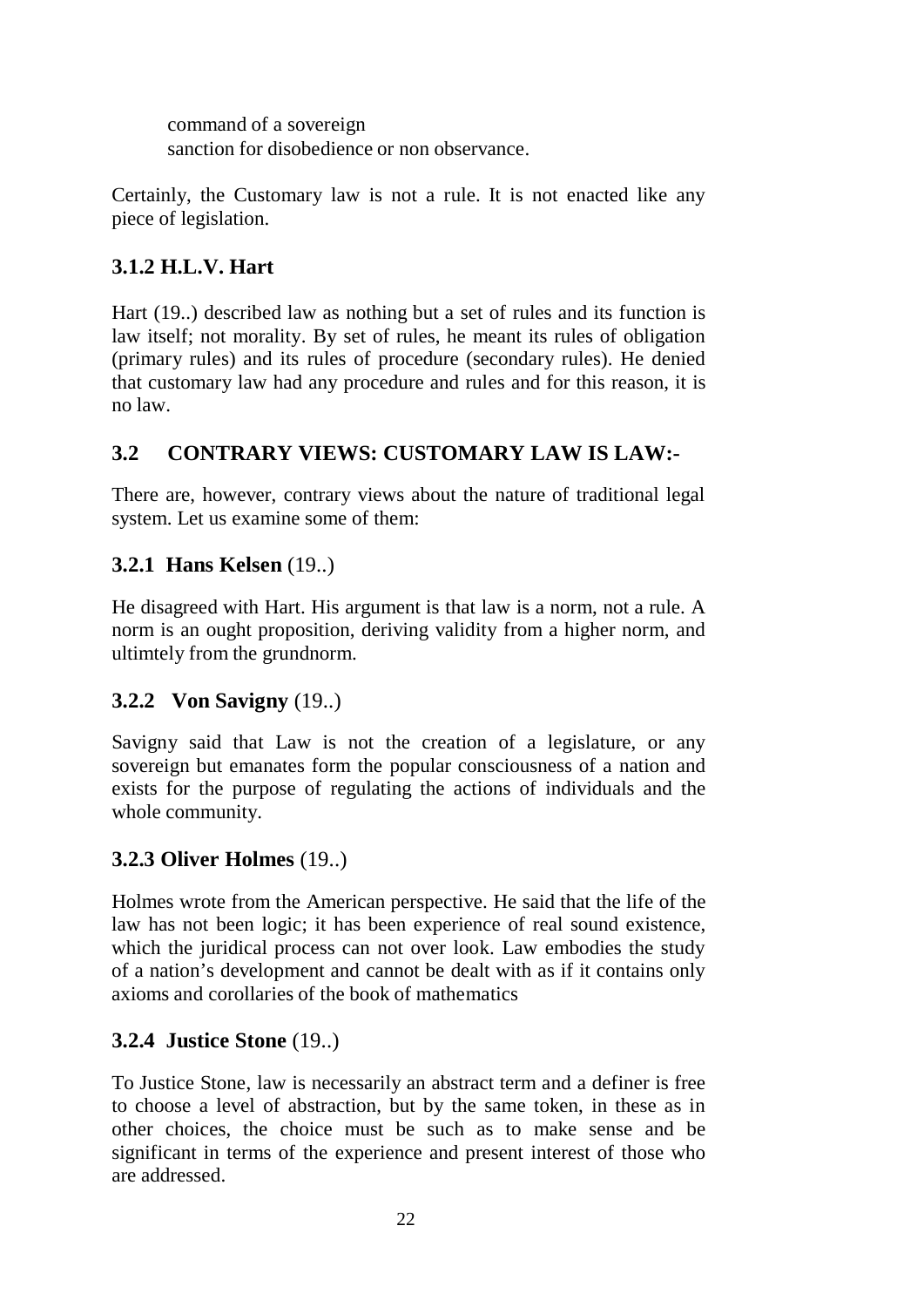command of a sovereign
sanction for disobedience or non observance.

Certainly, the Customary law is not a rule. It is not enacted like any piece of legislation.

### 3.1.2 H.L.V. Hart

Hart (19..) described law as nothing but a set of rules and its function is law itself; not morality. By set of rules, he meant its rules of obligation (primary rules) and its rules of procedure (secondary rules). He denied that customary law had any procedure and rules and for this reason, it is no law.

## 3.2 CONTRARY VIEWS: CUSTOMARY LAW IS LAW:-

There are, however, contrary views about the nature of traditional legal system. Let us examine some of them:

### 3.2.1 Hans Kelsen (19..)

He disagreed with Hart. His argument is that law is a norm, not a rule. A norm is an ought proposition, deriving validity from a higher norm, and ultimtely from the grundnorm.

### 3.2.2 Von Savigny (19..)

Savigny said that Law is not the creation of a legislature, or any sovereign but emanates form the popular consciousness of a nation and exists for the purpose of regulating the actions of individuals and the whole community.

### 3.2.3 Oliver Holmes (19..)

Holmes wrote from the American perspective. He said that the life of the law has not been logic; it has been experience of real sound existence, which the juridical process can not over look. Law embodies the study of a nation's development and cannot be dealt with as if it contains only axioms and corollaries of the book of mathematics

### 3.2.4 Justice Stone (19..)

To Justice Stone, law is necessarily an abstract term and a definer is free to choose a level of abstraction, but by the same token, in these as in other choices, the choice must be such as to make sense and be significant in terms of the experience and present interest of those who are addressed.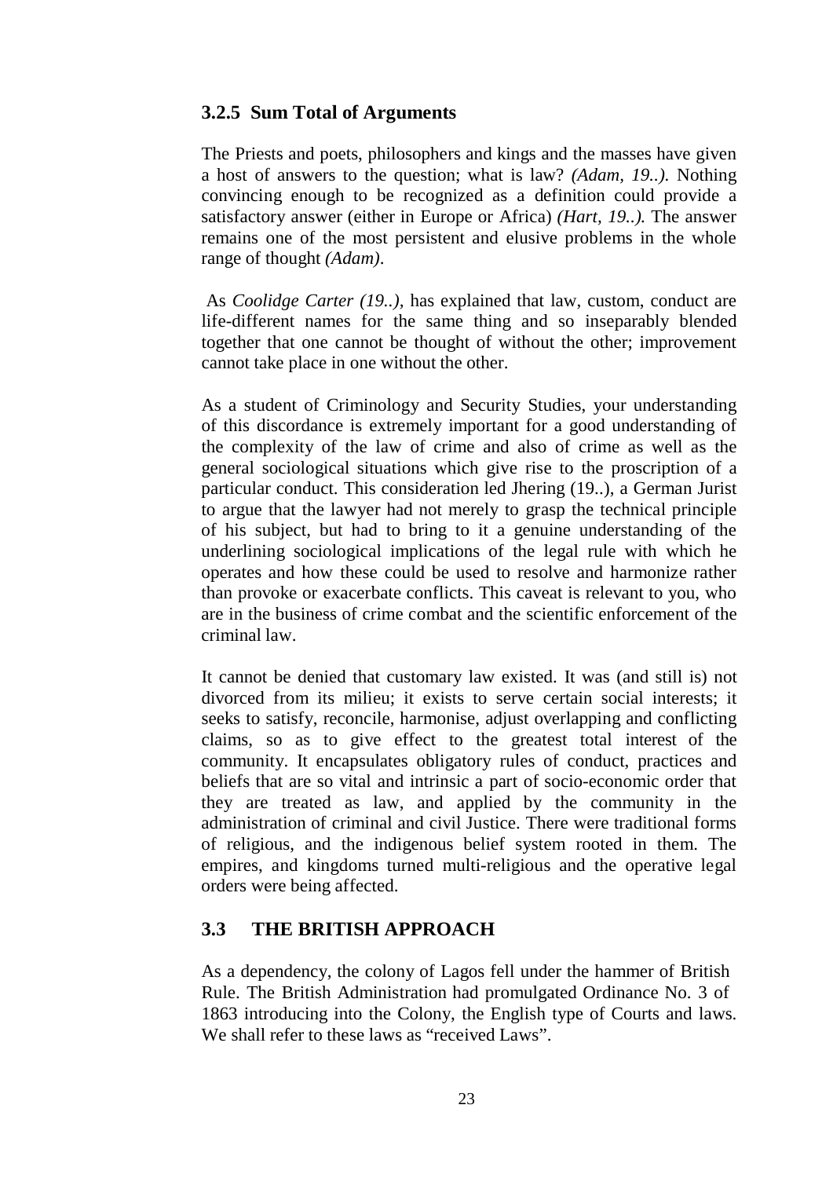### 3.2.5 Sum Total of Arguments

The Priests and poets, philosophers and kings and the masses have given a host of answers to the question; what is law? *(Adam, 19..).* Nothing convincing enough to be recognized as a definition could provide a satisfactory answer (either in Europe or Africa) *(Hart, 19..).* The answer remains one of the most persistent and elusive problems in the whole range of thought *(Adam)*.

As *Coolidge Carter (19..)*, has explained that law, custom, conduct are life-different names for the same thing and so inseparably blended together that one cannot be thought of without the other; improvement cannot take place in one without the other.

As a student of Criminology and Security Studies, your understanding of this discordance is extremely important for a good understanding of the complexity of the law of crime and also of crime as well as the general sociological situations which give rise to the proscription of a particular conduct. This consideration led Jhering (19..), a German Jurist to argue that the lawyer had not merely to grasp the technical principle of his subject, but had to bring to it a genuine understanding of the underlining sociological implications of the legal rule with which he operates and how these could be used to resolve and harmonize rather than provoke or exacerbate conflicts. This caveat is relevant to you, who are in the business of crime combat and the scientific enforcement of the criminal law.

It cannot be denied that customary law existed. It was (and still is) not divorced from its milieu; it exists to serve certain social interests; it seeks to satisfy, reconcile, harmonise, adjust overlapping and conflicting claims, so as to give effect to the greatest total interest of the community. It encapsulates obligatory rules of conduct, practices and beliefs that are so vital and intrinsic a part of socio-economic order that they are treated as law, and applied by the community in the administration of criminal and civil Justice. There were traditional forms of religious, and the indigenous belief system rooted in them. The empires, and kingdoms turned multi-religious and the operative legal orders were being affected.

## 3.3 THE BRITISH APPROACH

As a dependency, the colony of Lagos fell under the hammer of British Rule. The British Administration had promulgated Ordinance No. 3 of 1863 introducing into the Colony, the English type of Courts and laws. We shall refer to these laws as "received Laws".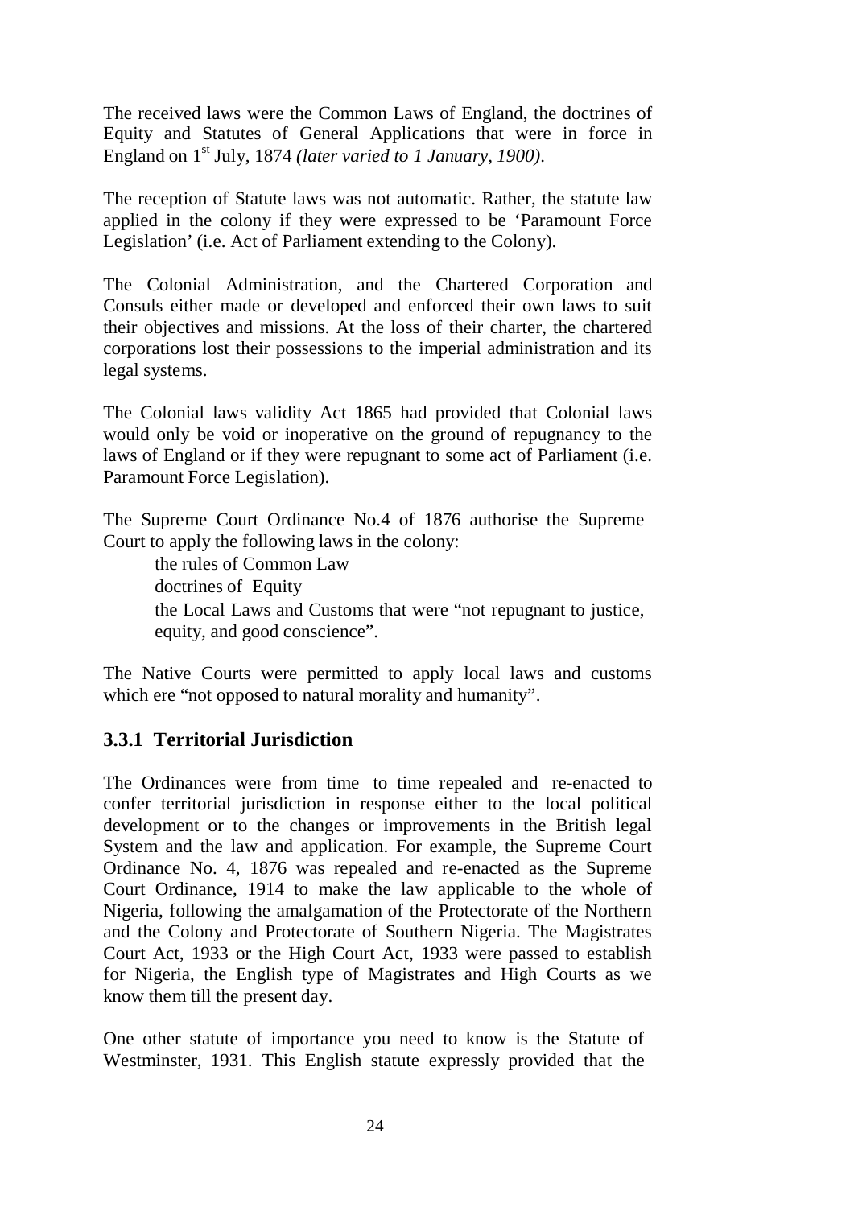The received laws were the Common Laws of England, the doctrines of Equity and Statutes of General Applications that were in force in England on 1st July, 1874 *(later varied to 1 January, 1900)*.

The reception of Statute laws was not automatic. Rather, the statute law applied in the colony if they were expressed to be 'Paramount Force Legislation' (i.e. Act of Parliament extending to the Colony).

The Colonial Administration, and the Chartered Corporation and Consuls either made or developed and enforced their own laws to suit their objectives and missions. At the loss of their charter, the chartered corporations lost their possessions to the imperial administration and its legal systems.

The Colonial laws validity Act 1865 had provided that Colonial laws would only be void or inoperative on the ground of repugnancy to the laws of England or if they were repugnant to some act of Parliament (i.e. Paramount Force Legislation).

The Supreme Court Ordinance No.4 of 1876 authorise the Supreme Court to apply the following laws in the colony:

- the rules of Common Law
- doctrines of Equity
- the Local Laws and Customs that were "not repugnant to justice, equity, and good conscience".

The Native Courts were permitted to apply local laws and customs which ere "not opposed to natural morality and humanity".

### 3.3.1 Territorial Jurisdiction

The Ordinances were from time to time repealed and re-enacted to confer territorial jurisdiction in response either to the local political development or to the changes or improvements in the British legal System and the law and application. For example, the Supreme Court Ordinance No. 4, 1876 was repealed and re-enacted as the Supreme Court Ordinance, 1914 to make the law applicable to the whole of Nigeria, following the amalgamation of the Protectorate of the Northern and the Colony and Protectorate of Southern Nigeria. The Magistrates Court Act, 1933 or the High Court Act, 1933 were passed to establish for Nigeria, the English type of Magistrates and High Courts as we know them till the present day.

One other statute of importance you need to know is the Statute of Westminster, 1931. This English statute expressly provided that the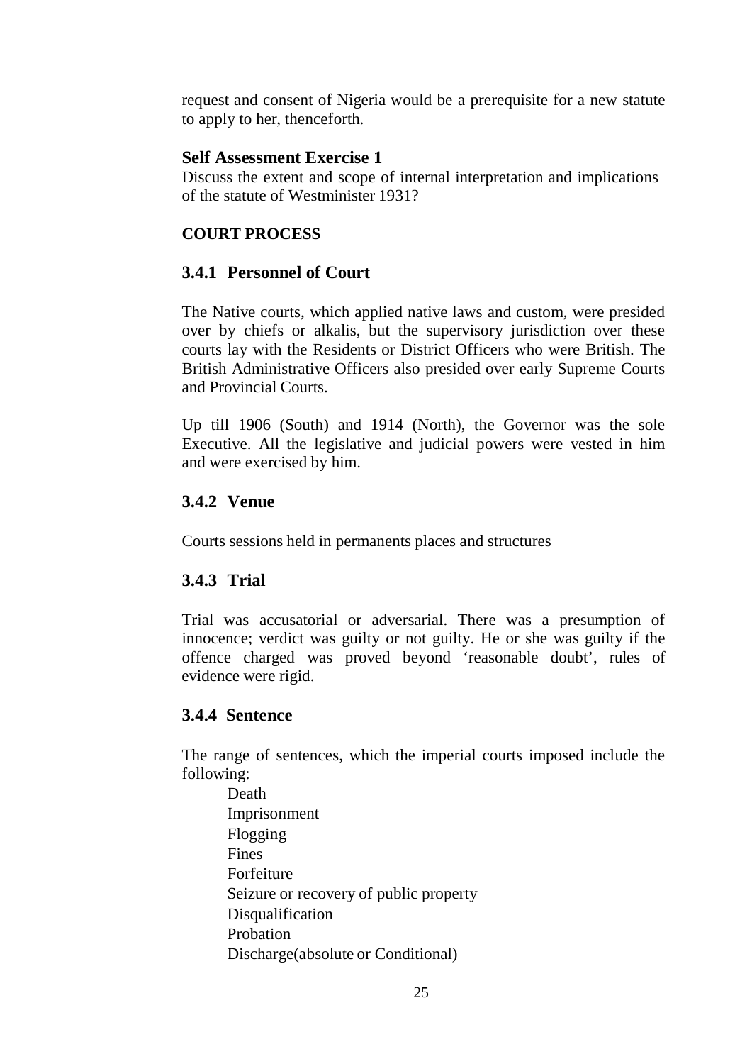request and consent of Nigeria would be a prerequisite for a new statute to apply to her, thenceforth.

**Self Assessment Exercise 1**

Discuss the extent and scope of internal interpretation and implications of the statute of Westminister 1931?

**COURT PROCESS**

### 3.4.1 Personnel of Court

The Native courts, which applied native laws and custom, were presided over by chiefs or alkalis, but the supervisory jurisdiction over these courts lay with the Residents or District Officers who were British. The British Administrative Officers also presided over early Supreme Courts and Provincial Courts.

Up till 1906 (South) and 1914 (North), the Governor was the sole Executive. All the legislative and judicial powers were vested in him and were exercised by him.

### 3.4.2 Venue

Courts sessions held in permanents places and structures

### 3.4.3 Trial

Trial was accusatorial or adversarial. There was a presumption of innocence; verdict was guilty or not guilty. He or she was guilty if the offence charged was proved beyond 'reasonable doubt', rules of evidence were rigid.

### 3.4.4 Sentence

The range of sentences, which the imperial courts imposed include the following:

- Death
- Imprisonment
- Flogging
- Fines
- Forfeiture
- Seizure or recovery of public property
- Disqualification
- Probation
- Discharge(absolute or Conditional)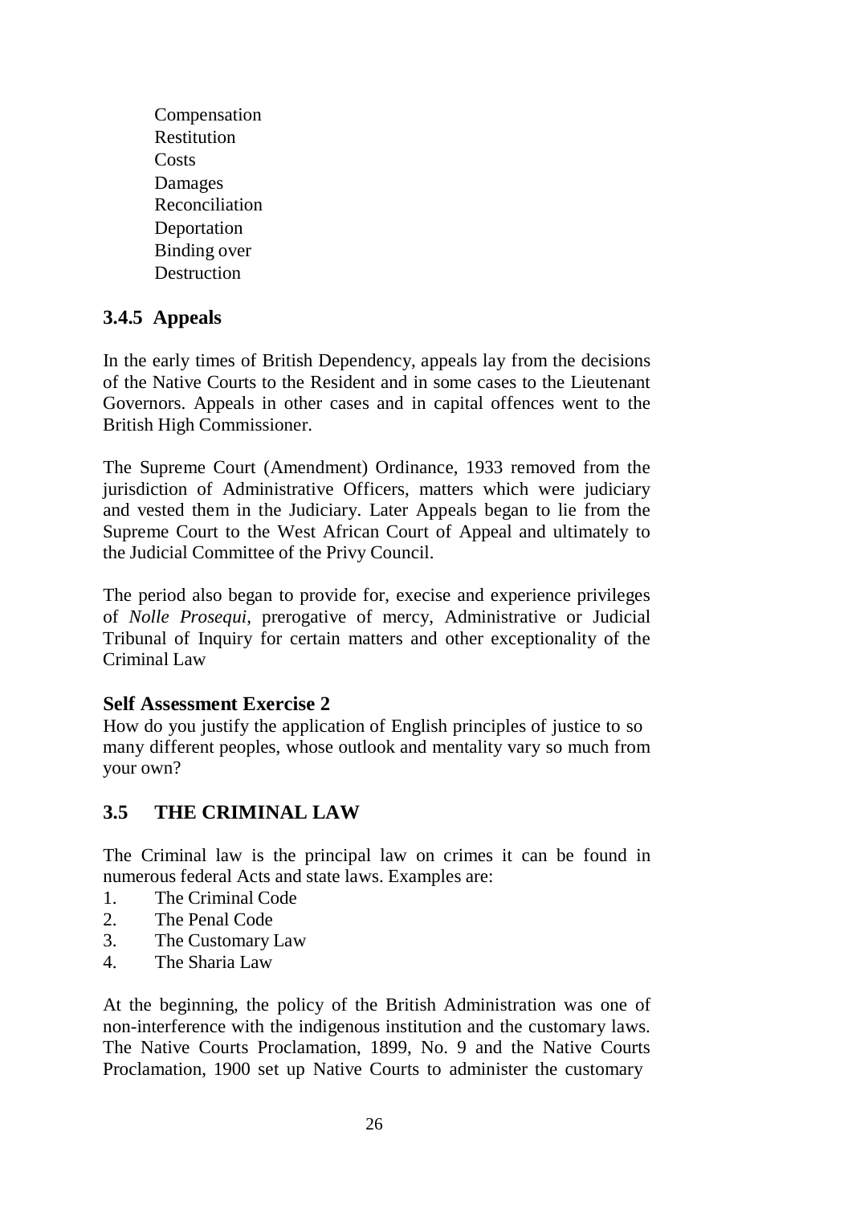- Compensation
- Restitution
- Costs
- Damages
- Reconciliation
- Deportation
- Binding over
- Destruction

### 3.4.5 Appeals

In the early times of British Dependency, appeals lay from the decisions of the Native Courts to the Resident and in some cases to the Lieutenant Governors. Appeals in other cases and in capital offences went to the British High Commissioner.

The Supreme Court (Amendment) Ordinance, 1933 removed from the jurisdiction of Administrative Officers, matters which were judiciary and vested them in the Judiciary. Later Appeals began to lie from the Supreme Court to the West African Court of Appeal and ultimately to the Judicial Committee of the Privy Council.

The period also began to provide for, execise and experience privileges of *Nolle Prosequi*, prerogative of mercy, Administrative or Judicial Tribunal of Inquiry for certain matters and other exceptionality of the Criminal Law

**Self Assessment Exercise 2**

How do you justify the application of English principles of justice to so many different peoples, whose outlook and mentality vary so much from your own?

## 3.5 THE CRIMINAL LAW

The Criminal law is the principal law on crimes it can be found in numerous federal Acts and state laws. Examples are:

1. The Criminal Code
2. The Penal Code
3. The Customary Law
4. The Sharia Law

At the beginning, the policy of the British Administration was one of non-interference with the indigenous institution and the customary laws. The Native Courts Proclamation, 1899, No. 9 and the Native Courts Proclamation, 1900 set up Native Courts to administer the customary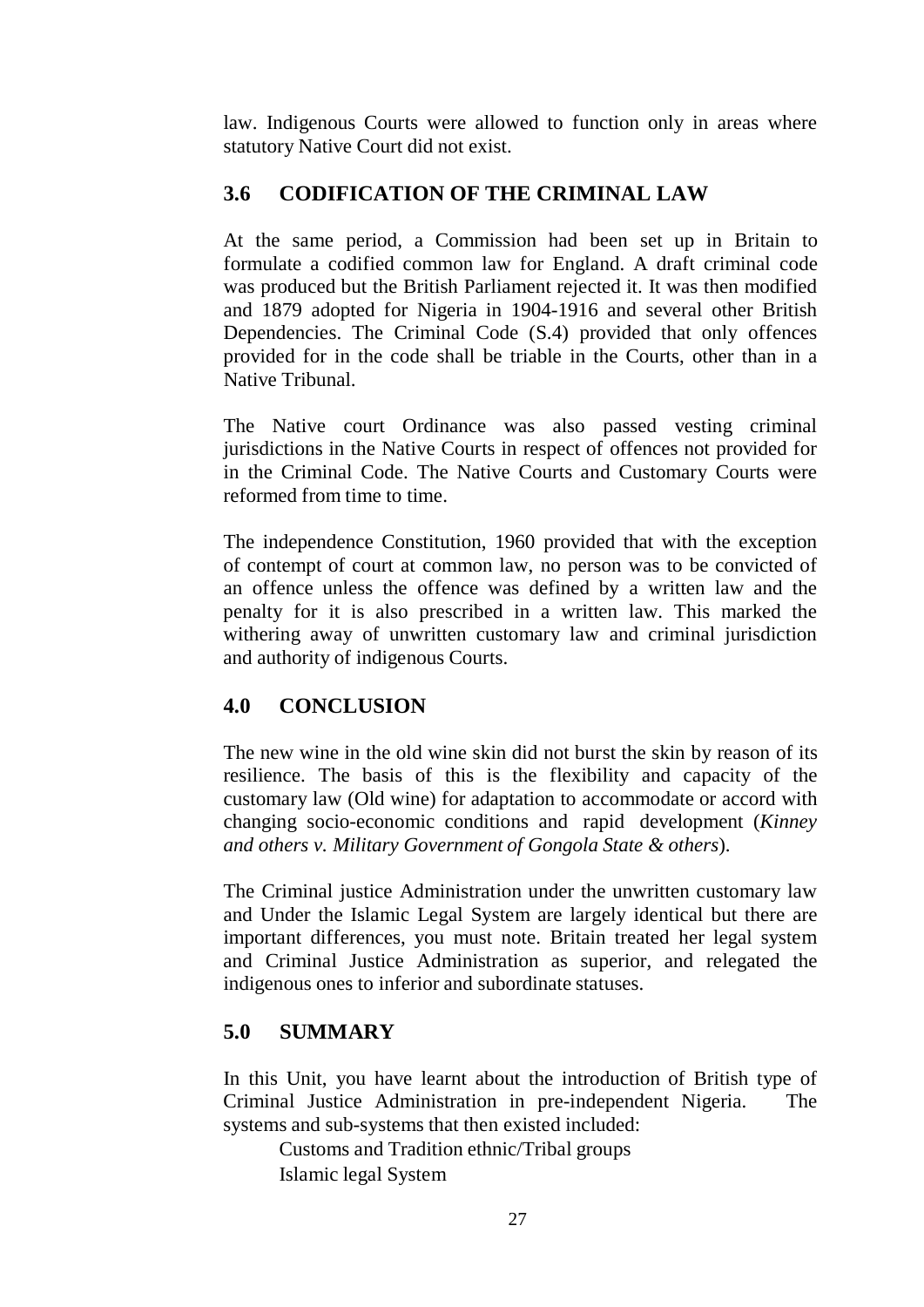law. Indigenous Courts were allowed to function only in areas where statutory Native Court did not exist.

## 3.6 CODIFICATION OF THE CRIMINAL LAW

At the same period, a Commission had been set up in Britain to formulate a codified common law for England. A draft criminal code was produced but the British Parliament rejected it. It was then modified and 1879 adopted for Nigeria in 1904-1916 and several other British Dependencies. The Criminal Code (S.4) provided that only offences provided for in the code shall be triable in the Courts, other than in a Native Tribunal.

The Native court Ordinance was also passed vesting criminal jurisdictions in the Native Courts in respect of offences not provided for in the Criminal Code. The Native Courts and Customary Courts were reformed from time to time.

The independence Constitution, 1960 provided that with the exception of contempt of court at common law, no person was to be convicted of an offence unless the offence was defined by a written law and the penalty for it is also prescribed in a written law. This marked the withering away of unwritten customary law and criminal jurisdiction and authority of indigenous Courts.

## 4.0 CONCLUSION

The new wine in the old wine skin did not burst the skin by reason of its resilience. The basis of this is the flexibility and capacity of the customary law (Old wine) for adaptation to accommodate or accord with changing socio-economic conditions and rapid development (*Kinney and others v. Military Government of Gongola State & others*).

The Criminal justice Administration under the unwritten customary law and Under the Islamic Legal System are largely identical but there are important differences, you must note. Britain treated her legal system and Criminal Justice Administration as superior, and relegated the indigenous ones to inferior and subordinate statuses.

## 5.0 SUMMARY

In this Unit, you have learnt about the introduction of British type of Criminal Justice Administration in pre-independent Nigeria. The systems and sub-systems that then existed included:

- Customs and Tradition ethnic/Tribal groups
- Islamic legal System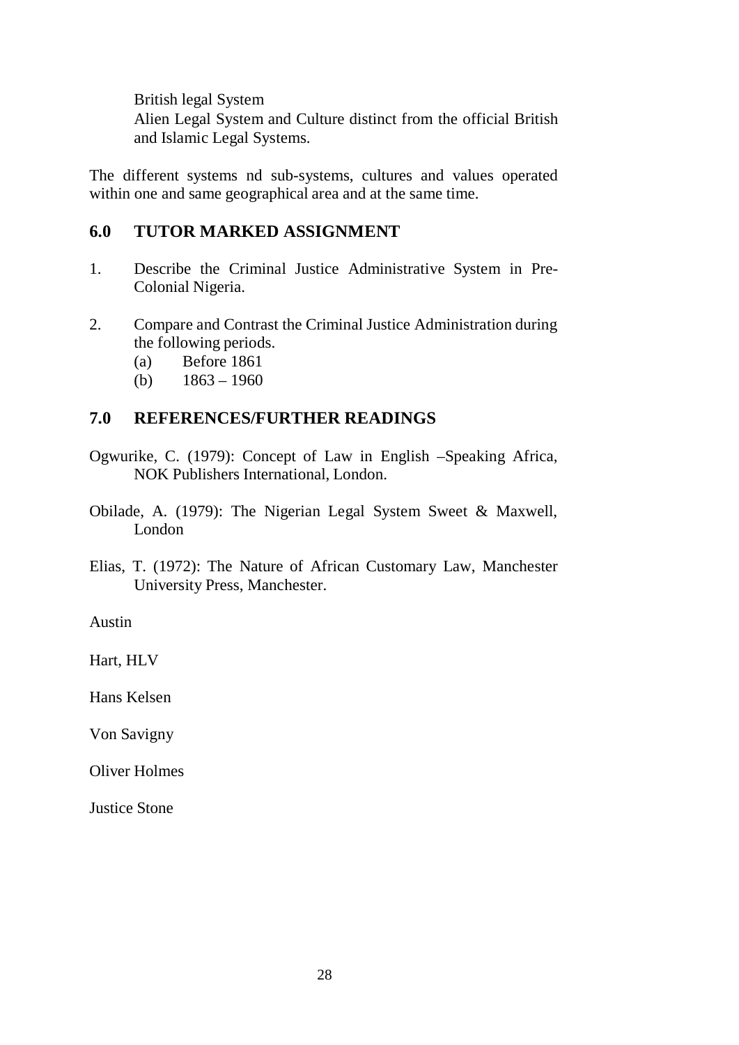British legal System
Alien Legal System and Culture distinct from the official British and Islamic Legal Systems.

The different systems nd sub-systems, cultures and values operated within one and same geographical area and at the same time.

## 6.0 TUTOR MARKED ASSIGNMENT

1. Describe the Criminal Justice Administrative System in Pre-Colonial Nigeria.

2. Compare and Contrast the Criminal Justice Administration during the following periods.
   (a) Before 1861
   (b) 1863 – 1960

## 7.0 REFERENCES/FURTHER READINGS

Ogwurike, C. (1979): Concept of Law in English –Speaking Africa, NOK Publishers International, London.

Obilade, A. (1979): The Nigerian Legal System Sweet & Maxwell, London

Elias, T. (1972): The Nature of African Customary Law, Manchester University Press, Manchester.

Austin

Hart, HLV

Hans Kelsen

Von Savigny

Oliver Holmes

Justice Stone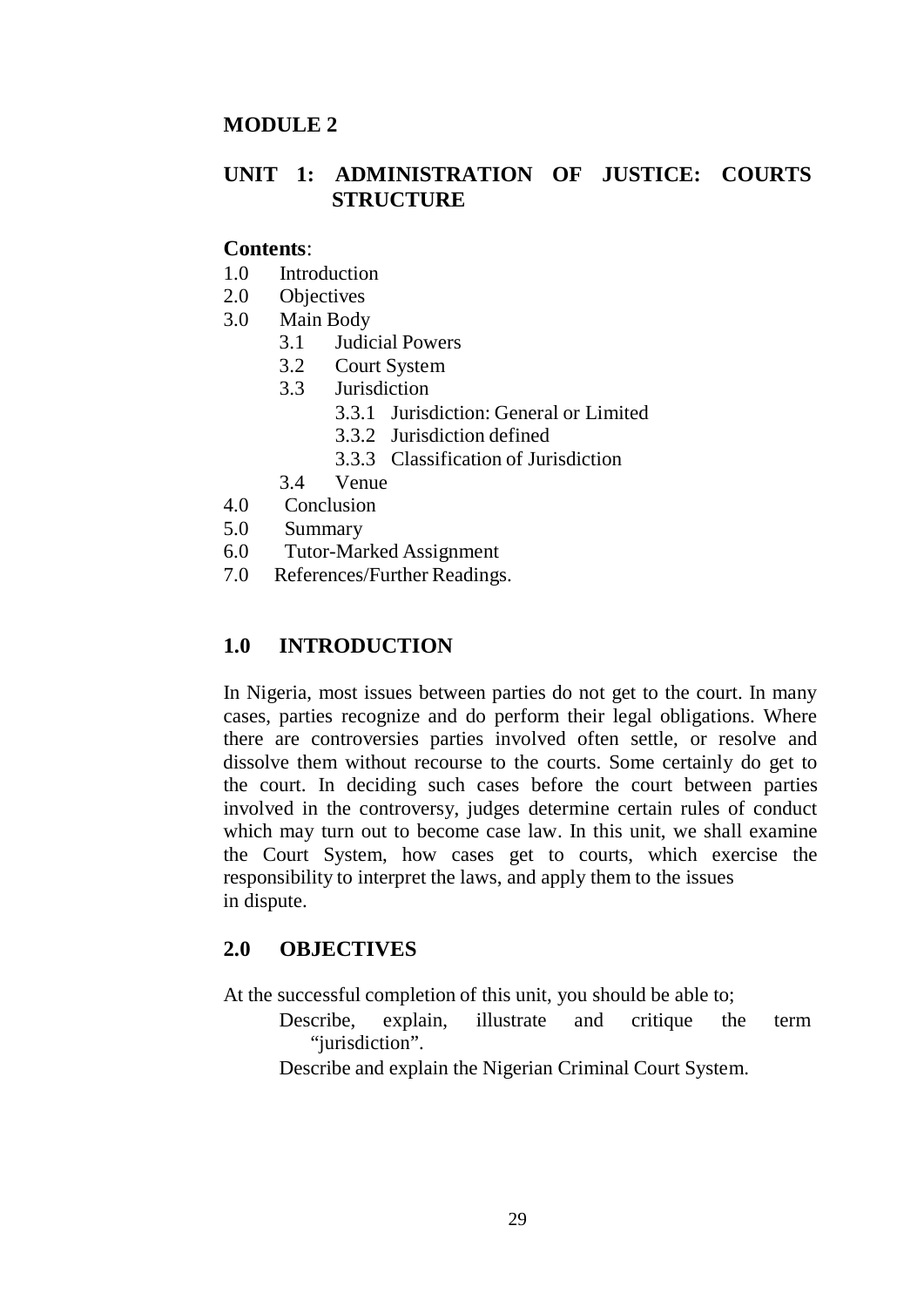## MODULE 2

## UNIT 1: ADMINISTRATION OF JUSTICE: COURTS STRUCTURE

**Contents**:

1.0 Introduction
2.0 Objectives
3.0 Main Body
    3.1 Judicial Powers
    3.2 Court System
    3.3 Jurisdiction
        3.3.1 Jurisdiction: General or Limited
        3.3.2 Jurisdiction defined
        3.3.3 Classification of Jurisdiction
    3.4 Venue
4.0 Conclusion
5.0 Summary
6.0 Tutor-Marked Assignment
7.0 References/Further Readings.

## 1.0 INTRODUCTION

In Nigeria, most issues between parties do not get to the court. In many cases, parties recognize and do perform their legal obligations. Where there are controversies parties involved often settle, or resolve and dissolve them without recourse to the courts. Some certainly do get to the court. In deciding such cases before the court between parties involved in the controversy, judges determine certain rules of conduct which may turn out to become case law. In this unit, we shall examine the Court System, how cases get to courts, which exercise the responsibility to interpret the laws, and apply them to the issues in dispute.

## 2.0 OBJECTIVES

At the successful completion of this unit, you should be able to;

- Describe, explain, illustrate and critique the term "jurisdiction".
- Describe and explain the Nigerian Criminal Court System.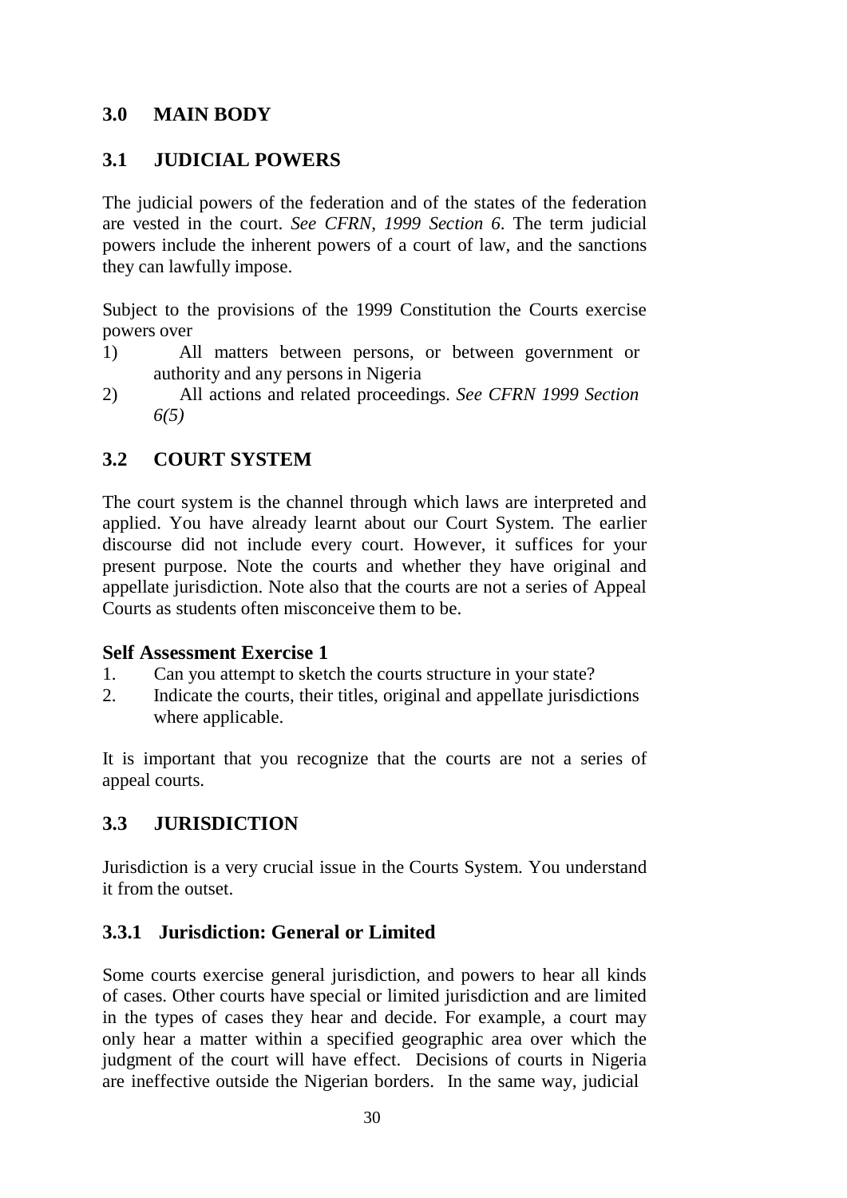## 3.0 MAIN BODY

### 3.1 JUDICIAL POWERS

The judicial powers of the federation and of the states of the federation are vested in the court. *See CFRN, 1999 Section 6*. The term judicial powers include the inherent powers of a court of law, and the sanctions they can lawfully impose.

Subject to the provisions of the 1999 Constitution the Courts exercise powers over

1) All matters between persons, or between government or authority and any persons in Nigeria
2) All actions and related proceedings. *See CFRN 1999 Section 6(5)*

### 3.2 COURT SYSTEM

The court system is the channel through which laws are interpreted and applied. You have already learnt about our Court System. The earlier discourse did not include every court. However, it suffices for your present purpose. Note the courts and whether they have original and appellate jurisdiction. Note also that the courts are not a series of Appeal Courts as students often misconceive them to be.

**Self Assessment Exercise 1**

1. Can you attempt to sketch the courts structure in your state?
2. Indicate the courts, their titles, original and appellate jurisdictions where applicable.

It is important that you recognize that the courts are not a series of appeal courts.

### 3.3 JURISDICTION

Jurisdiction is a very crucial issue in the Courts System. You understand it from the outset.

#### 3.3.1 Jurisdiction: General or Limited

Some courts exercise general jurisdiction, and powers to hear all kinds of cases. Other courts have special or limited jurisdiction and are limited in the types of cases they hear and decide. For example, a court may only hear a matter within a specified geographic area over which the judgment of the court will have effect. Decisions of courts in Nigeria are ineffective outside the Nigerian borders. In the same way, judicial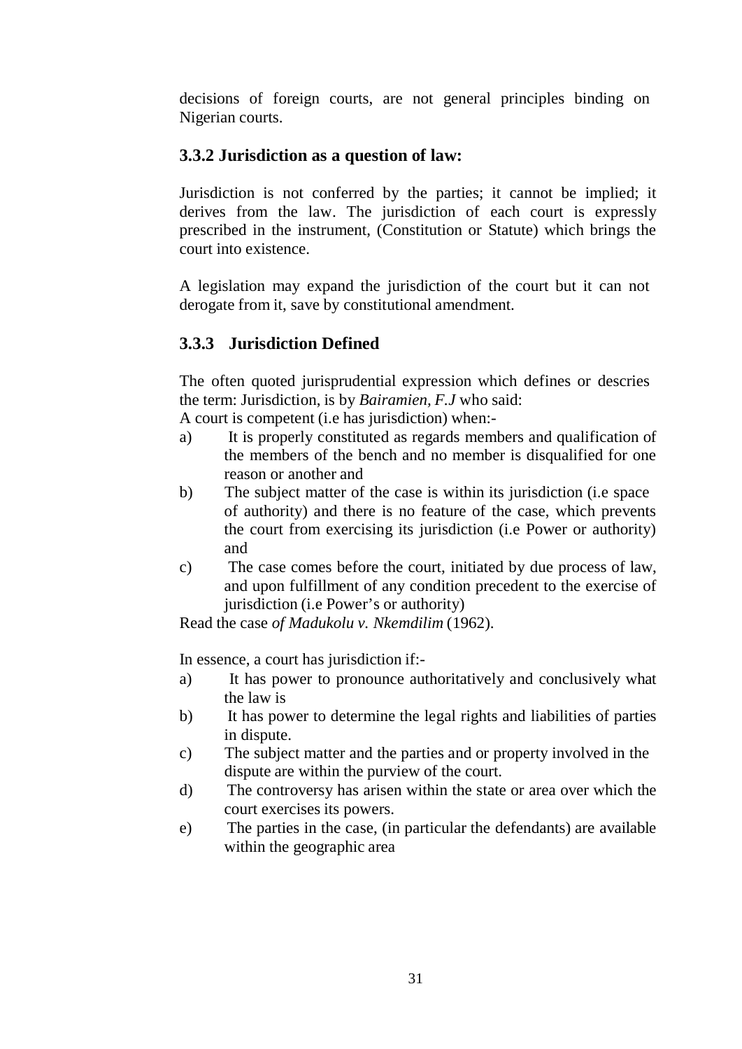decisions of foreign courts, are not general principles binding on Nigerian courts.

### 3.3.2 Jurisdiction as a question of law:

Jurisdiction is not conferred by the parties; it cannot be implied; it derives from the law. The jurisdiction of each court is expressly prescribed in the instrument, (Constitution or Statute) which brings the court into existence.

A legislation may expand the jurisdiction of the court but it can not derogate from it, save by constitutional amendment.

### 3.3.3 Jurisdiction Defined

The often quoted jurisprudential expression which defines or descries the term: Jurisdiction, is by *Bairamien, F.J* who said:

A court is competent (i.e has jurisdiction) when:-

a) It is properly constituted as regards members and qualification of the members of the bench and no member is disqualified for one reason or another and
b) The subject matter of the case is within its jurisdiction (i.e space of authority) and there is no feature of the case, which prevents the court from exercising its jurisdiction (i.e Power or authority) and
c) The case comes before the court, initiated by due process of law, and upon fulfillment of any condition precedent to the exercise of jurisdiction (i.e Power's or authority)

Read the case *of Madukolu v. Nkemdilim* (1962).

In essence, a court has jurisdiction if:-

a) It has power to pronounce authoritatively and conclusively what the law is
b) It has power to determine the legal rights and liabilities of parties in dispute.
c) The subject matter and the parties and or property involved in the dispute are within the purview of the court.
d) The controversy has arisen within the state or area over which the court exercises its powers.
e) The parties in the case, (in particular the defendants) are available within the geographic area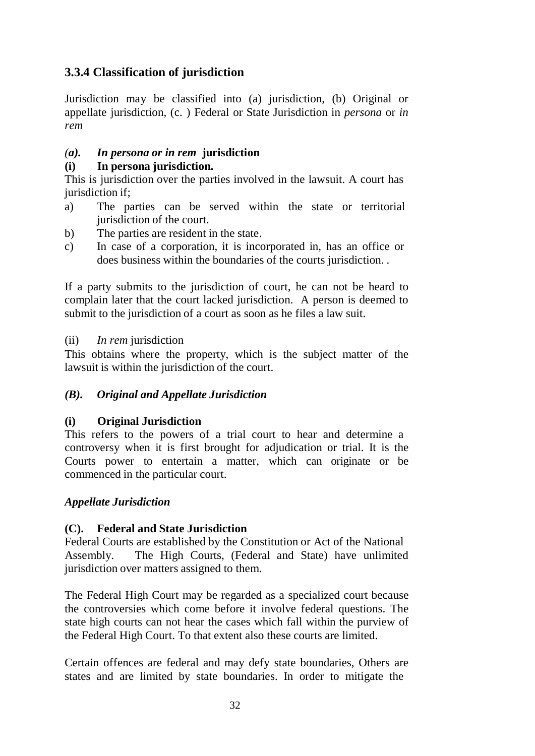### 3.3.4 Classification of jurisdiction

Jurisdiction may be classified into (a) jurisdiction, (b) Original or appellate jurisdiction, (c. ) Federal or State Jurisdiction in *persona* or *in rem*

#### *(a). In persona or in rem* **jurisdiction**

**(i) In persona jurisdiction.**

This is jurisdiction over the parties involved in the lawsuit. A court has jurisdiction if;

a) The parties can be served within the state or territorial jurisdiction of the court.
b) The parties are resident in the state.
c) In case of a corporation, it is incorporated in, has an office or does business within the boundaries of the courts jurisdiction. .

If a party submits to the jurisdiction of court, he can not be heard to complain later that the court lacked jurisdiction. A person is deemed to submit to the jurisdiction of a court as soon as he files a law suit.

(ii) *In rem* jurisdiction

This obtains where the property, which is the subject matter of the lawsuit is within the jurisdiction of the court.

#### *(B). Original and Appellate Jurisdiction*

**(i) Original Jurisdiction**

This refers to the powers of a trial court to hear and determine a controversy when it is first brought for adjudication or trial. It is the Courts power to entertain a matter, which can originate or be commenced in the particular court.

***Appellate Jurisdiction***

#### (C). Federal and State Jurisdiction

Federal Courts are established by the Constitution or Act of the National Assembly. The High Courts, (Federal and State) have unlimited jurisdiction over matters assigned to them.

The Federal High Court may be regarded as a specialized court because the controversies which come before it involve federal questions. The state high courts can not hear the cases which fall within the purview of the Federal High Court. To that extent also these courts are limited.

Certain offences are federal and may defy state boundaries, Others are states and are limited by state boundaries. In order to mitigate the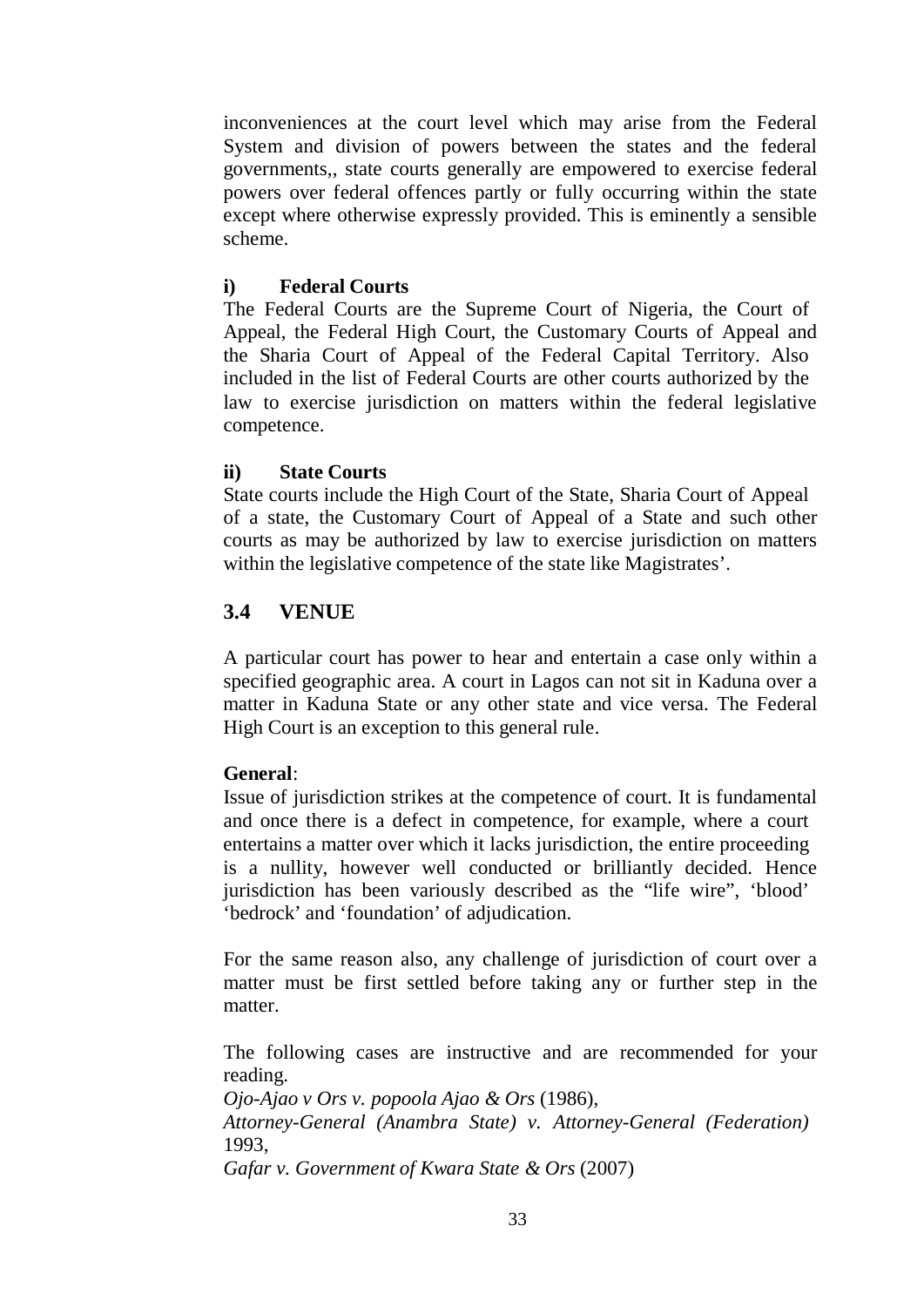inconveniences at the court level which may arise from the Federal System and division of powers between the states and the federal governments,, state courts generally are empowered to exercise federal powers over federal offences partly or fully occurring within the state except where otherwise expressly provided. This is eminently a sensible scheme.

**i) Federal Courts**

The Federal Courts are the Supreme Court of Nigeria, the Court of Appeal, the Federal High Court, the Customary Courts of Appeal and the Sharia Court of Appeal of the Federal Capital Territory. Also included in the list of Federal Courts are other courts authorized by the law to exercise jurisdiction on matters within the federal legislative competence.

**ii) State Courts**

State courts include the High Court of the State, Sharia Court of Appeal of a state, the Customary Court of Appeal of a State and such other courts as may be authorized by law to exercise jurisdiction on matters within the legislative competence of the state like Magistrates'.

## 3.4 VENUE

A particular court has power to hear and entertain a case only within a specified geographic area. A court in Lagos can not sit in Kaduna over a matter in Kaduna State or any other state and vice versa. The Federal High Court is an exception to this general rule.

**General**:

Issue of jurisdiction strikes at the competence of court. It is fundamental and once there is a defect in competence, for example, where a court entertains a matter over which it lacks jurisdiction, the entire proceeding is a nullity, however well conducted or brilliantly decided. Hence jurisdiction has been variously described as the "life wire", 'blood' 'bedrock' and 'foundation' of adjudication.

For the same reason also, any challenge of jurisdiction of court over a matter must be first settled before taking any or further step in the matter.

The following cases are instructive and are recommended for your reading.

*Ojo-Ajao v Ors v. popoola Ajao & Ors* (1986),

*Attorney-General (Anambra State) v. Attorney-General (Federation)* 1993,

*Gafar v. Government of Kwara State & Ors* (2007)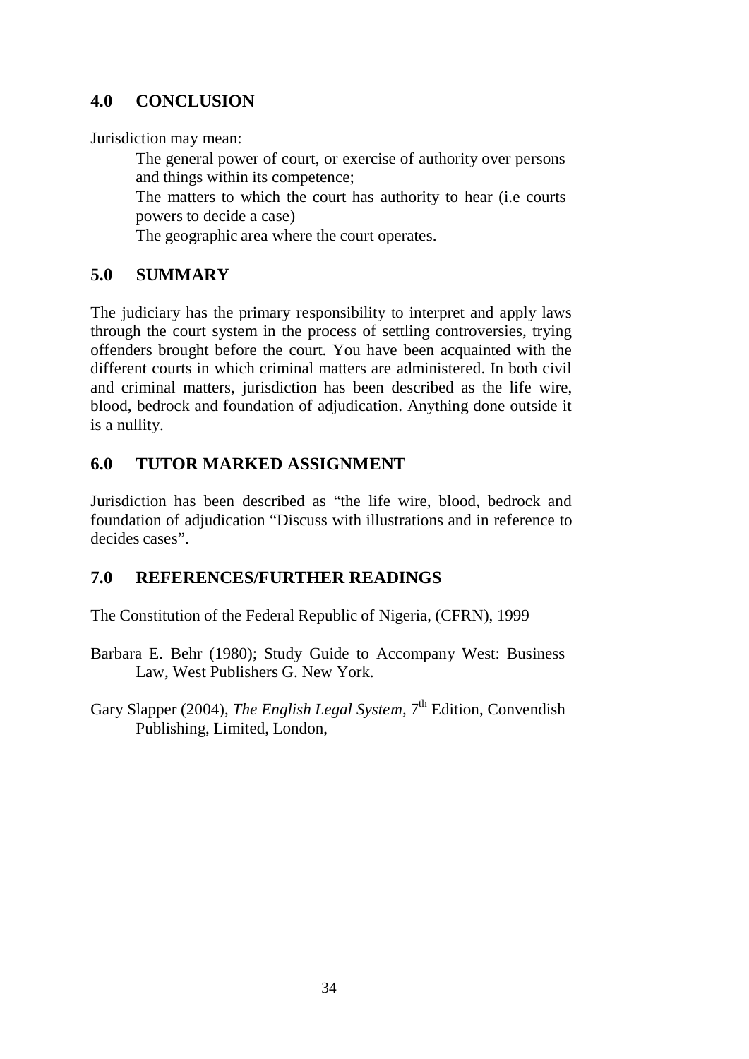## 4.0 CONCLUSION

Jurisdiction may mean:

The general power of court, or exercise of authority over persons and things within its competence;

The matters to which the court has authority to hear (i.e courts powers to decide a case)

The geographic area where the court operates.

## 5.0 SUMMARY

The judiciary has the primary responsibility to interpret and apply laws through the court system in the process of settling controversies, trying offenders brought before the court. You have been acquainted with the different courts in which criminal matters are administered. In both civil and criminal matters, jurisdiction has been described as the life wire, blood, bedrock and foundation of adjudication. Anything done outside it is a nullity.

## 6.0 TUTOR MARKED ASSIGNMENT

Jurisdiction has been described as "the life wire, blood, bedrock and foundation of adjudication "Discuss with illustrations and in reference to decides cases".

## 7.0 REFERENCES/FURTHER READINGS

The Constitution of the Federal Republic of Nigeria, (CFRN), 1999

Barbara E. Behr (1980); Study Guide to Accompany West: Business Law, West Publishers G. New York.

Gary Slapper (2004), *The English Legal System*, 7th Edition, Convendish Publishing, Limited, London,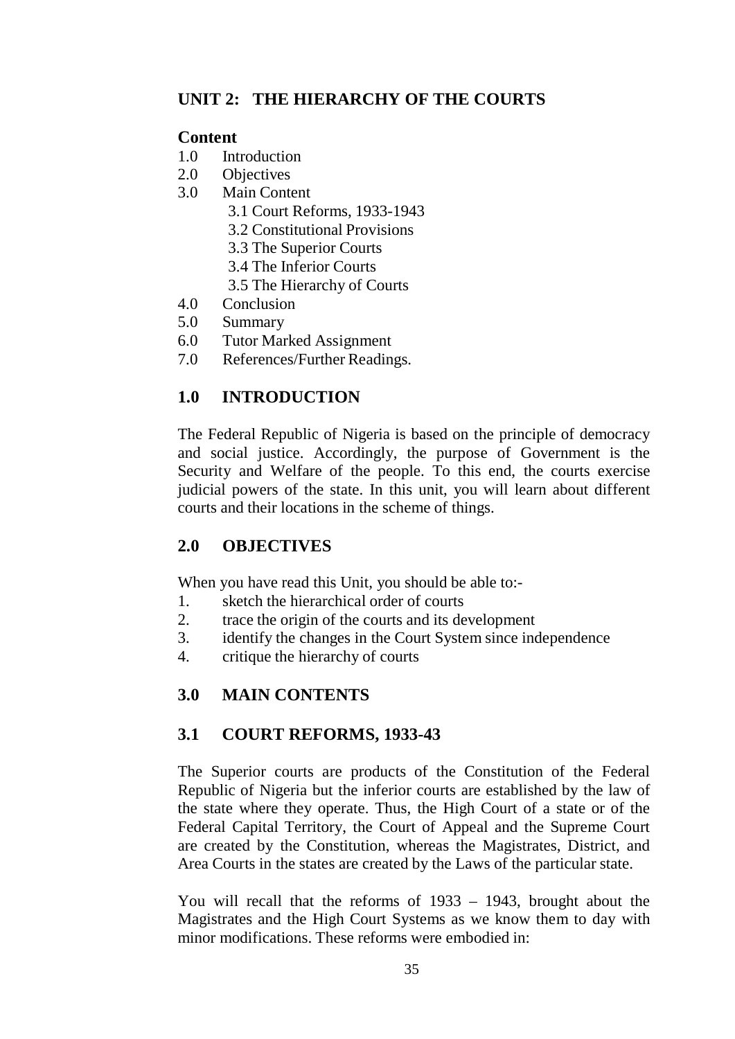## UNIT 2: THE HIERARCHY OF THE COURTS

**Content**

1.0 Introduction
2.0 Objectives
3.0 Main Content
   3.1 Court Reforms, 1933-1943
   3.2 Constitutional Provisions
   3.3 The Superior Courts
   3.4 The Inferior Courts
   3.5 The Hierarchy of Courts
4.0 Conclusion
5.0 Summary
6.0 Tutor Marked Assignment
7.0 References/Further Readings.

## 1.0 INTRODUCTION

The Federal Republic of Nigeria is based on the principle of democracy and social justice. Accordingly, the purpose of Government is the Security and Welfare of the people. To this end, the courts exercise judicial powers of the state. In this unit, you will learn about different courts and their locations in the scheme of things.

## 2.0 OBJECTIVES

When you have read this Unit, you should be able to:-

1. sketch the hierarchical order of courts
2. trace the origin of the courts and its development
3. identify the changes in the Court System since independence
4. critique the hierarchy of courts

## 3.0 MAIN CONTENTS

### 3.1 COURT REFORMS, 1933-43

The Superior courts are products of the Constitution of the Federal Republic of Nigeria but the inferior courts are established by the law of the state where they operate. Thus, the High Court of a state or of the Federal Capital Territory, the Court of Appeal and the Supreme Court are created by the Constitution, whereas the Magistrates, District, and Area Courts in the states are created by the Laws of the particular state.

You will recall that the reforms of 1933 – 1943, brought about the Magistrates and the High Court Systems as we know them to day with minor modifications. These reforms were embodied in: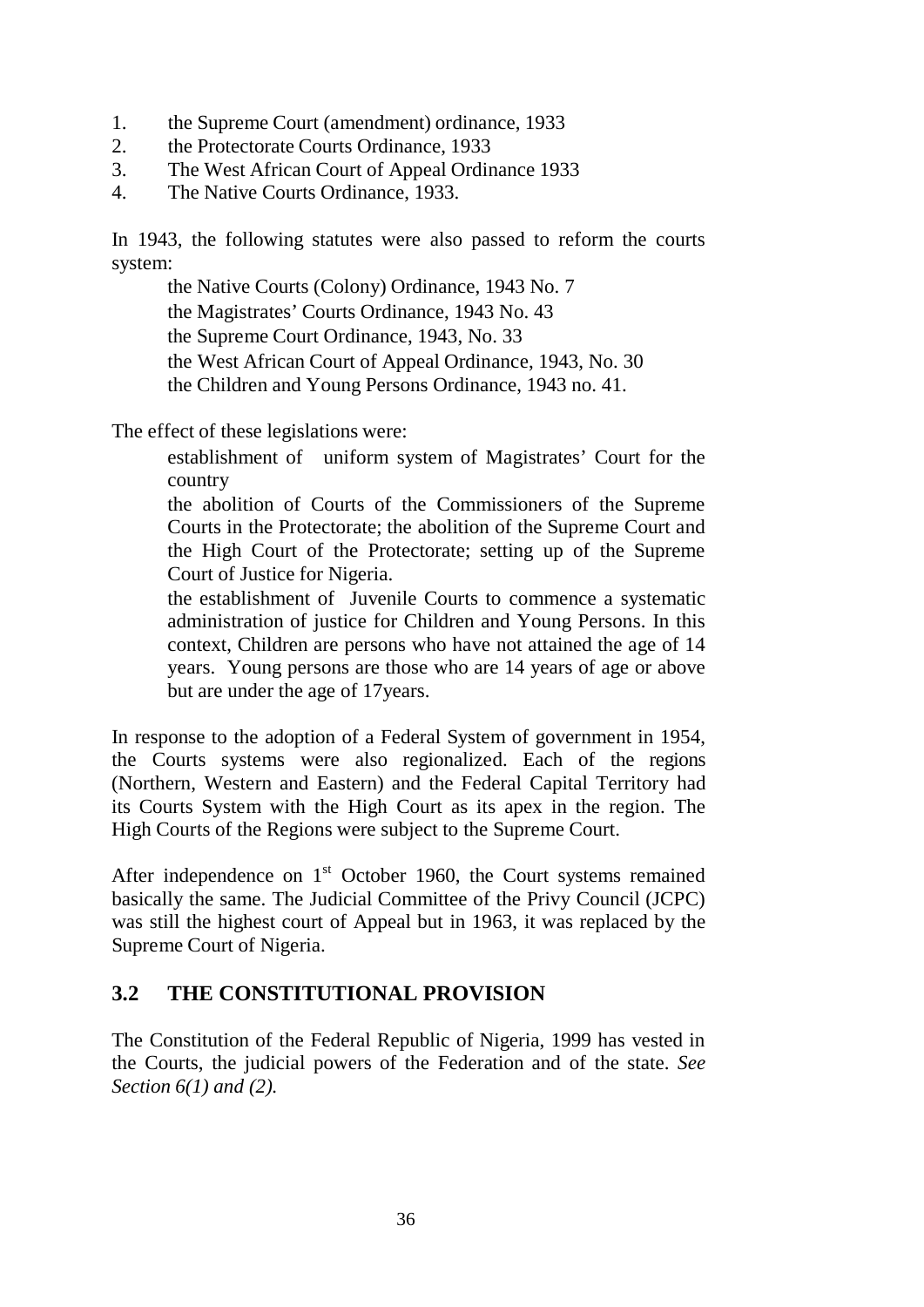1. the Supreme Court (amendment) ordinance, 1933
2. the Protectorate Courts Ordinance, 1933
3. The West African Court of Appeal Ordinance 1933
4. The Native Courts Ordinance, 1933.

In 1943, the following statutes were also passed to reform the courts system:

- the Native Courts (Colony) Ordinance, 1943 No. 7
- the Magistrates' Courts Ordinance, 1943 No. 43
- the Supreme Court Ordinance, 1943, No. 33
- the West African Court of Appeal Ordinance, 1943, No. 30
- the Children and Young Persons Ordinance, 1943 no. 41.

The effect of these legislations were:

- establishment of uniform system of Magistrates' Court for the country
- the abolition of Courts of the Commissioners of the Supreme Courts in the Protectorate; the abolition of the Supreme Court and the High Court of the Protectorate; setting up of the Supreme Court of Justice for Nigeria.
- the establishment of Juvenile Courts to commence a systematic administration of justice for Children and Young Persons. In this context, Children are persons who have not attained the age of 14 years. Young persons are those who are 14 years of age or above but are under the age of 17years.

In response to the adoption of a Federal System of government in 1954, the Courts systems were also regionalized. Each of the regions (Northern, Western and Eastern) and the Federal Capital Territory had its Courts System with the High Court as its apex in the region. The High Courts of the Regions were subject to the Supreme Court.

After independence on 1st October 1960, the Court systems remained basically the same. The Judicial Committee of the Privy Council (JCPC) was still the highest court of Appeal but in 1963, it was replaced by the Supreme Court of Nigeria.

## 3.2 THE CONSTITUTIONAL PROVISION

The Constitution of the Federal Republic of Nigeria, 1999 has vested in the Courts, the judicial powers of the Federation and of the state. *See Section 6(1) and (2).*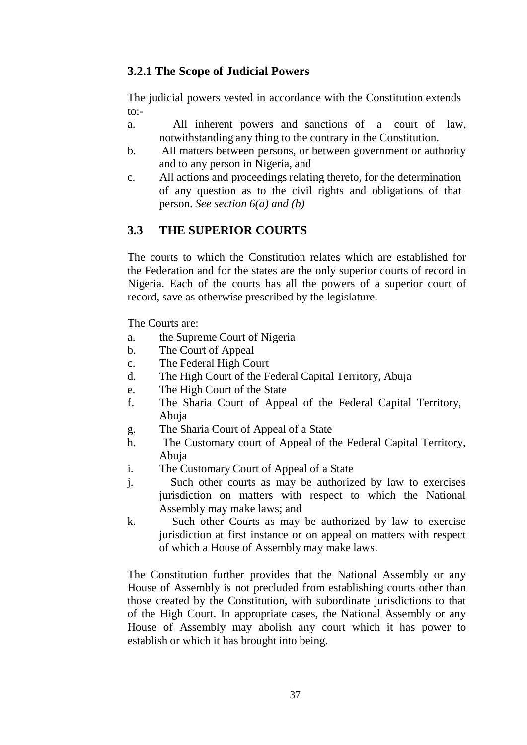### 3.2.1 The Scope of Judicial Powers

The judicial powers vested in accordance with the Constitution extends to:-

a. All inherent powers and sanctions of a court of law, notwithstanding any thing to the contrary in the Constitution.
b. All matters between persons, or between government or authority and to any person in Nigeria, and
c. All actions and proceedings relating thereto, for the determination of any question as to the civil rights and obligations of that person. *See section 6(a) and (b)*

## 3.3 THE SUPERIOR COURTS

The courts to which the Constitution relates which are established for the Federation and for the states are the only superior courts of record in Nigeria. Each of the courts has all the powers of a superior court of record, save as otherwise prescribed by the legislature.

The Courts are:

a. the Supreme Court of Nigeria
b. The Court of Appeal
c. The Federal High Court
d. The High Court of the Federal Capital Territory, Abuja
e. The High Court of the State
f. The Sharia Court of Appeal of the Federal Capital Territory, Abuja
g. The Sharia Court of Appeal of a State
h. The Customary court of Appeal of the Federal Capital Territory, Abuja
i. The Customary Court of Appeal of a State
j. Such other courts as may be authorized by law to exercises jurisdiction on matters with respect to which the National Assembly may make laws; and
k. Such other Courts as may be authorized by law to exercise jurisdiction at first instance or on appeal on matters with respect of which a House of Assembly may make laws.

The Constitution further provides that the National Assembly or any House of Assembly is not precluded from establishing courts other than those created by the Constitution, with subordinate jurisdictions to that of the High Court. In appropriate cases, the National Assembly or any House of Assembly may abolish any court which it has power to establish or which it has brought into being.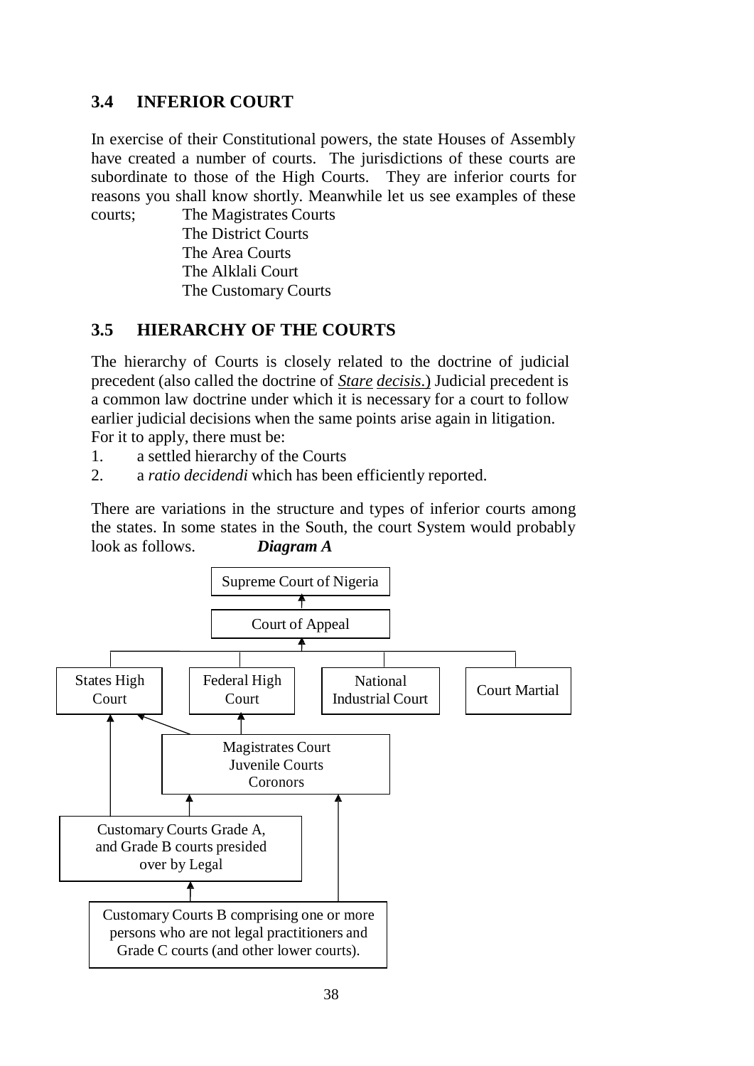### 3.4 INFERIOR COURT

In exercise of their Constitutional powers, the state Houses of Assembly have created a number of courts. The jurisdictions of these courts are subordinate to those of the High Courts. They are inferior courts for reasons you shall know shortly. Meanwhile let us see examples of these courts;

- The Magistrates Courts
- The District Courts
- The Area Courts
- The Alklali Court
- The Customary Courts

### 3.5 HIERARCHY OF THE COURTS

The hierarchy of Courts is closely related to the doctrine of judicial precedent (also called the doctrine of *Stare decisis*.) Judicial precedent is a common law doctrine under which it is necessary for a court to follow earlier judicial decisions when the same points arise again in litigation. For it to apply, there must be:

1. a settled hierarchy of the Courts
2. a *ratio decidendi* which has been efficiently reported.

There are variations in the structure and types of inferior courts among the states. In some states in the South, the court System would probably look as follows. ***Diagram A***

Supreme Court of Nigeria

Court of Appeal

States High Court | Federal High Court | National Industrial Court | Court Martial

Magistrates Court
Juvenile Courts
Coronors

Customary Courts Grade A, and Grade B courts presided over by Legal

Customary Courts B comprising one or more persons who are not legal practitioners and Grade C courts (and other lower courts).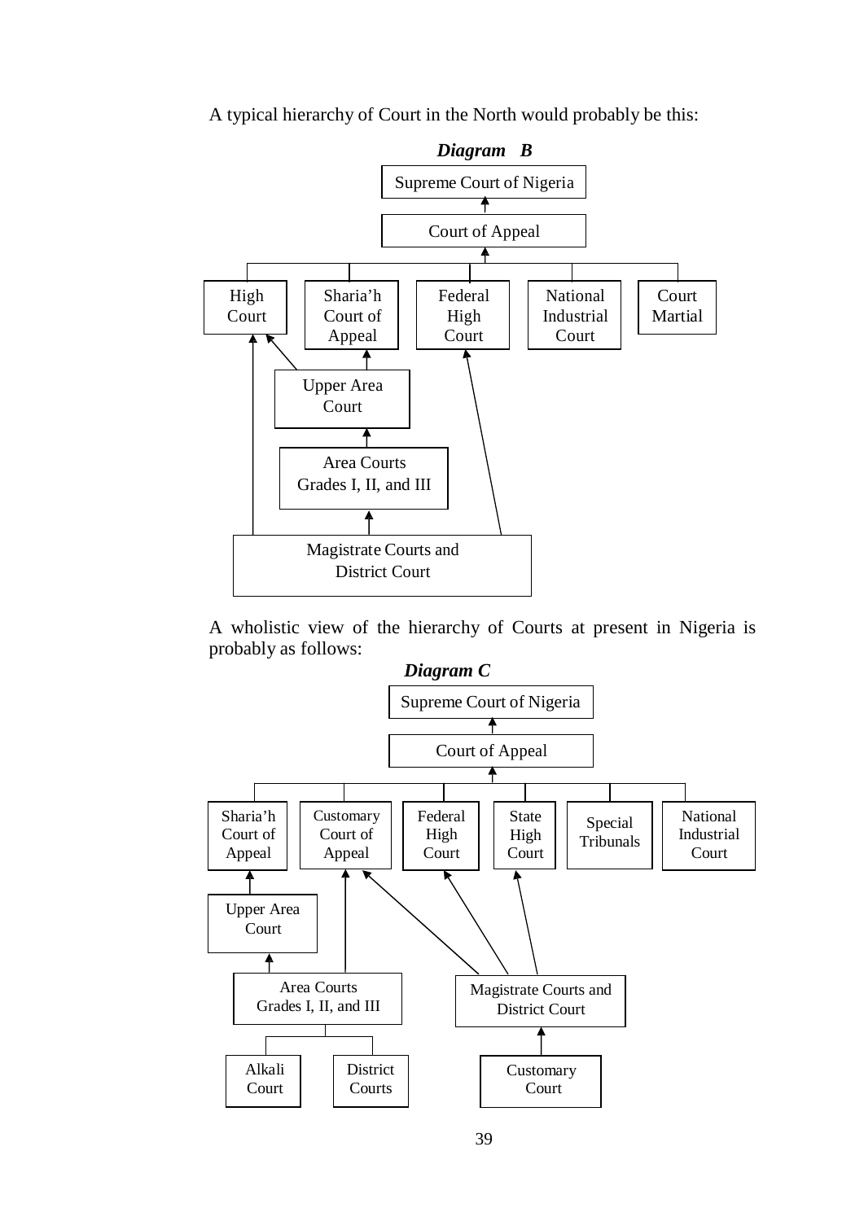A typical hierarchy of Court in the North would probably be this:

***Diagram B***

Supreme Court of Nigeria

Court of Appeal

High Court | Sharia'h Court of Appeal | Federal High Court | National Industrial Court | Court Martial

Upper Area Court

Area Courts Grades I, II, and III

Magistrate Courts and District Court

A wholistic view of the hierarchy of Courts at present in Nigeria is probably as follows:

***Diagram C***

Supreme Court of Nigeria

Court of Appeal

Sharia'h Court of Appeal | Customary Court of Appeal | Federal High Court | State High Court | Special Tribunals | National Industrial Court

Upper Area Court

Area Courts Grades I, II, and III

Magistrate Courts and District Court

Alkali Court | District Courts | Customary Court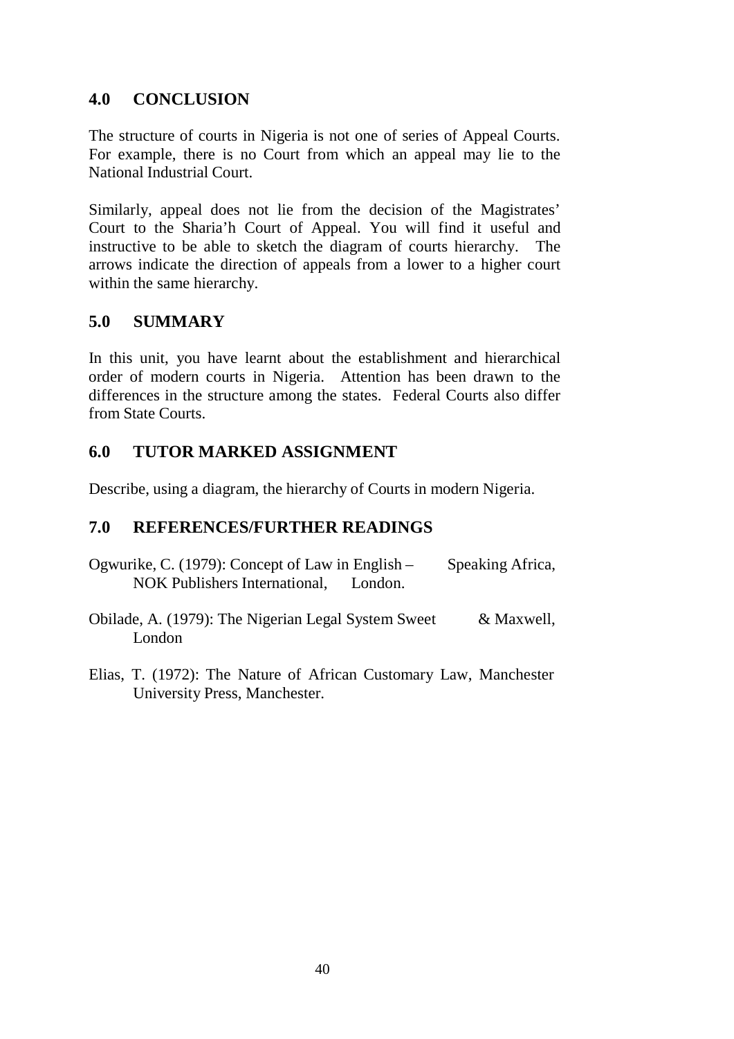## 4.0 CONCLUSION

The structure of courts in Nigeria is not one of series of Appeal Courts. For example, there is no Court from which an appeal may lie to the National Industrial Court.

Similarly, appeal does not lie from the decision of the Magistrates' Court to the Sharia'h Court of Appeal. You will find it useful and instructive to be able to sketch the diagram of courts hierarchy. The arrows indicate the direction of appeals from a lower to a higher court within the same hierarchy.

## 5.0 SUMMARY

In this unit, you have learnt about the establishment and hierarchical order of modern courts in Nigeria. Attention has been drawn to the differences in the structure among the states. Federal Courts also differ from State Courts.

## 6.0 TUTOR MARKED ASSIGNMENT

Describe, using a diagram, the hierarchy of Courts in modern Nigeria.

## 7.0 REFERENCES/FURTHER READINGS

Ogwurike, C. (1979): Concept of Law in English – Speaking Africa, NOK Publishers International, London.

Obilade, A. (1979): The Nigerian Legal System Sweet & Maxwell, London

Elias, T. (1972): The Nature of African Customary Law, Manchester University Press, Manchester.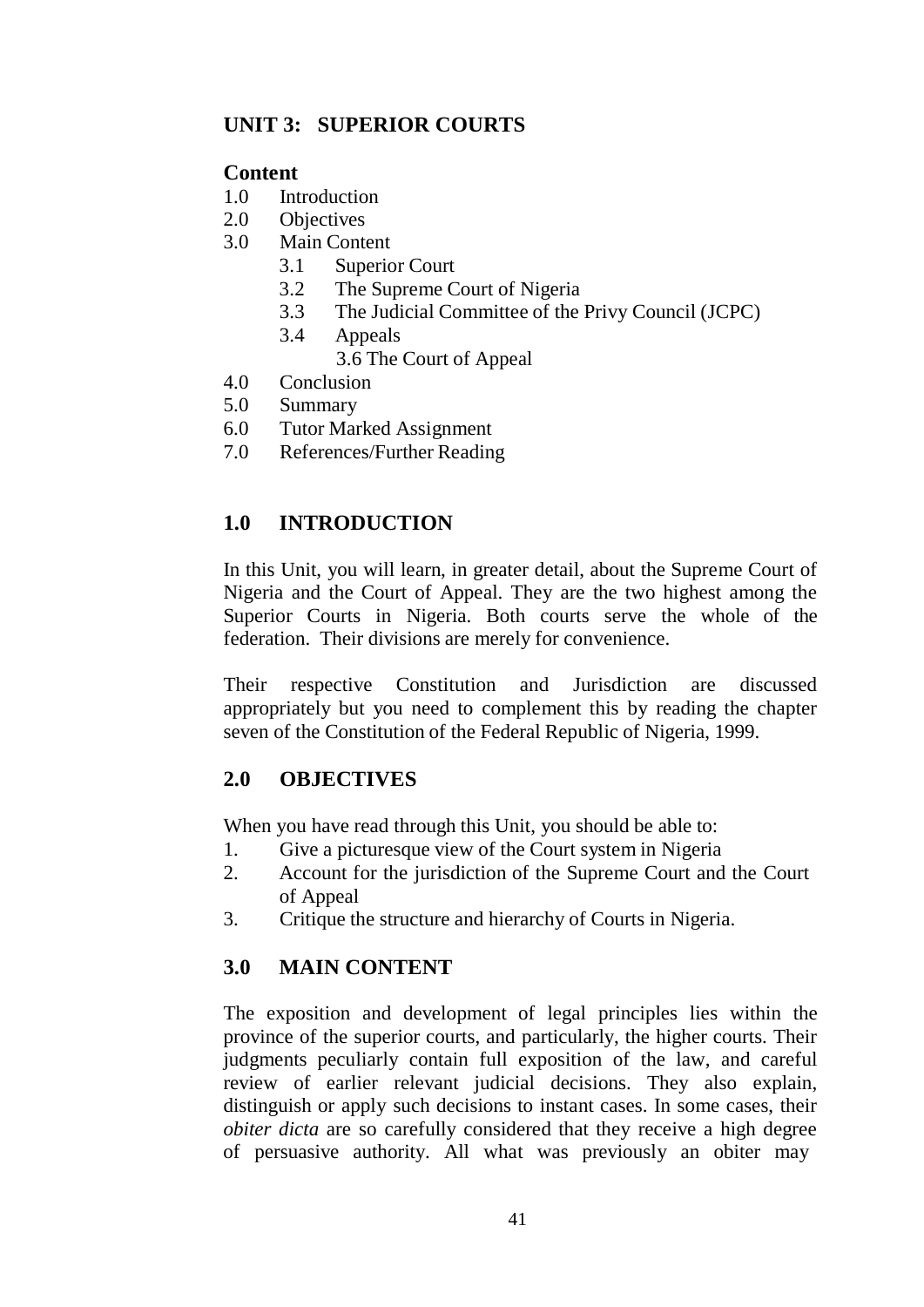## UNIT 3: SUPERIOR COURTS

**Content**

1.0 Introduction
2.0 Objectives
3.0 Main Content
    3.1 Superior Court
    3.2 The Supreme Court of Nigeria
    3.3 The Judicial Committee of the Privy Council (JCPC)
    3.4 Appeals
    3.6 The Court of Appeal
4.0 Conclusion
5.0 Summary
6.0 Tutor Marked Assignment
7.0 References/Further Reading

## 1.0 INTRODUCTION

In this Unit, you will learn, in greater detail, about the Supreme Court of Nigeria and the Court of Appeal. They are the two highest among the Superior Courts in Nigeria. Both courts serve the whole of the federation. Their divisions are merely for convenience.

Their respective Constitution and Jurisdiction are discussed appropriately but you need to complement this by reading the chapter seven of the Constitution of the Federal Republic of Nigeria, 1999.

## 2.0 OBJECTIVES

When you have read through this Unit, you should be able to:

1. Give a picturesque view of the Court system in Nigeria
2. Account for the jurisdiction of the Supreme Court and the Court of Appeal
3. Critique the structure and hierarchy of Courts in Nigeria.

## 3.0 MAIN CONTENT

The exposition and development of legal principles lies within the province of the superior courts, and particularly, the higher courts. Their judgments peculiarly contain full exposition of the law, and careful review of earlier relevant judicial decisions. They also explain, distinguish or apply such decisions to instant cases. In some cases, their *obiter dicta* are so carefully considered that they receive a high degree of persuasive authority. All what was previously an obiter may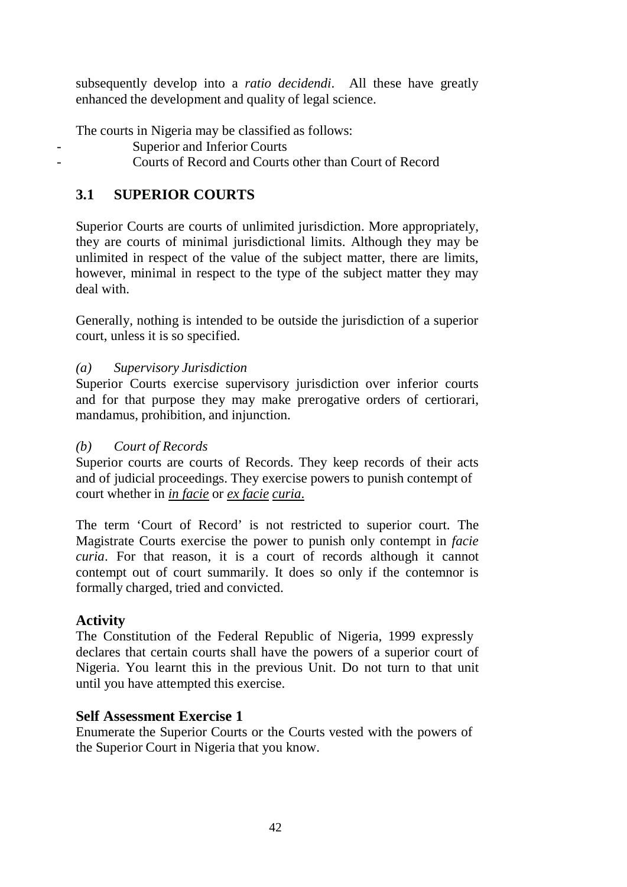subsequently develop into a *ratio decidendi*. All these have greatly enhanced the development and quality of legal science.

The courts in Nigeria may be classified as follows:

- Superior and Inferior Courts
- Courts of Record and Courts other than Court of Record

## 3.1 SUPERIOR COURTS

Superior Courts are courts of unlimited jurisdiction. More appropriately, they are courts of minimal jurisdictional limits. Although they may be unlimited in respect of the value of the subject matter, there are limits, however, minimal in respect to the type of the subject matter they may deal with.

Generally, nothing is intended to be outside the jurisdiction of a superior court, unless it is so specified.

*(a) Supervisory Jurisdiction*

Superior Courts exercise supervisory jurisdiction over inferior courts and for that purpose they may make prerogative orders of certiorari, mandamus, prohibition, and injunction.

*(b) Court of Records*

Superior courts are courts of Records. They keep records of their acts and of judicial proceedings. They exercise powers to punish contempt of court whether in *in facie* or *ex facie curia*.

The term 'Court of Record' is not restricted to superior court. The Magistrate Courts exercise the power to punish only contempt in *facie curia*. For that reason, it is a court of records although it cannot contempt out of court summarily. It does so only if the contemnor is formally charged, tried and convicted.

### Activity

The Constitution of the Federal Republic of Nigeria, 1999 expressly declares that certain courts shall have the powers of a superior court of Nigeria. You learnt this in the previous Unit. Do not turn to that unit until you have attempted this exercise.

### Self Assessment Exercise 1

Enumerate the Superior Courts or the Courts vested with the powers of the Superior Court in Nigeria that you know.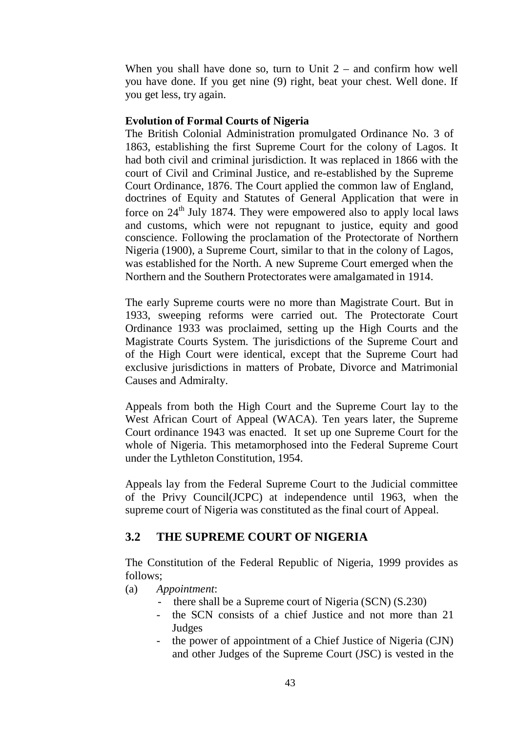When you shall have done so, turn to Unit 2 – and confirm how well you have done. If you get nine (9) right, beat your chest. Well done. If you get less, try again.

**Evolution of Formal Courts of Nigeria**

The British Colonial Administration promulgated Ordinance No. 3 of 1863, establishing the first Supreme Court for the colony of Lagos. It had both civil and criminal jurisdiction. It was replaced in 1866 with the court of Civil and Criminal Justice, and re-established by the Supreme Court Ordinance, 1876. The Court applied the common law of England, doctrines of Equity and Statutes of General Application that were in force on 24th July 1874. They were empowered also to apply local laws and customs, which were not repugnant to justice, equity and good conscience. Following the proclamation of the Protectorate of Northern Nigeria (1900), a Supreme Court, similar to that in the colony of Lagos, was established for the North. A new Supreme Court emerged when the Northern and the Southern Protectorates were amalgamated in 1914.

The early Supreme courts were no more than Magistrate Court. But in 1933, sweeping reforms were carried out. The Protectorate Court Ordinance 1933 was proclaimed, setting up the High Courts and the Magistrate Courts System. The jurisdictions of the Supreme Court and of the High Court were identical, except that the Supreme Court had exclusive jurisdictions in matters of Probate, Divorce and Matrimonial Causes and Admiralty.

Appeals from both the High Court and the Supreme Court lay to the West African Court of Appeal (WACA). Ten years later, the Supreme Court ordinance 1943 was enacted. It set up one Supreme Court for the whole of Nigeria. This metamorphosed into the Federal Supreme Court under the Lythleton Constitution, 1954.

Appeals lay from the Federal Supreme Court to the Judicial committee of the Privy Council(JCPC) at independence until 1963, when the supreme court of Nigeria was constituted as the final court of Appeal.

## 3.2 THE SUPREME COURT OF NIGERIA

The Constitution of the Federal Republic of Nigeria, 1999 provides as follows;

(a) *Appointment*:
- there shall be a Supreme court of Nigeria (SCN) (S.230)
- the SCN consists of a chief Justice and not more than 21 Judges
- the power of appointment of a Chief Justice of Nigeria (CJN) and other Judges of the Supreme Court (JSC) is vested in the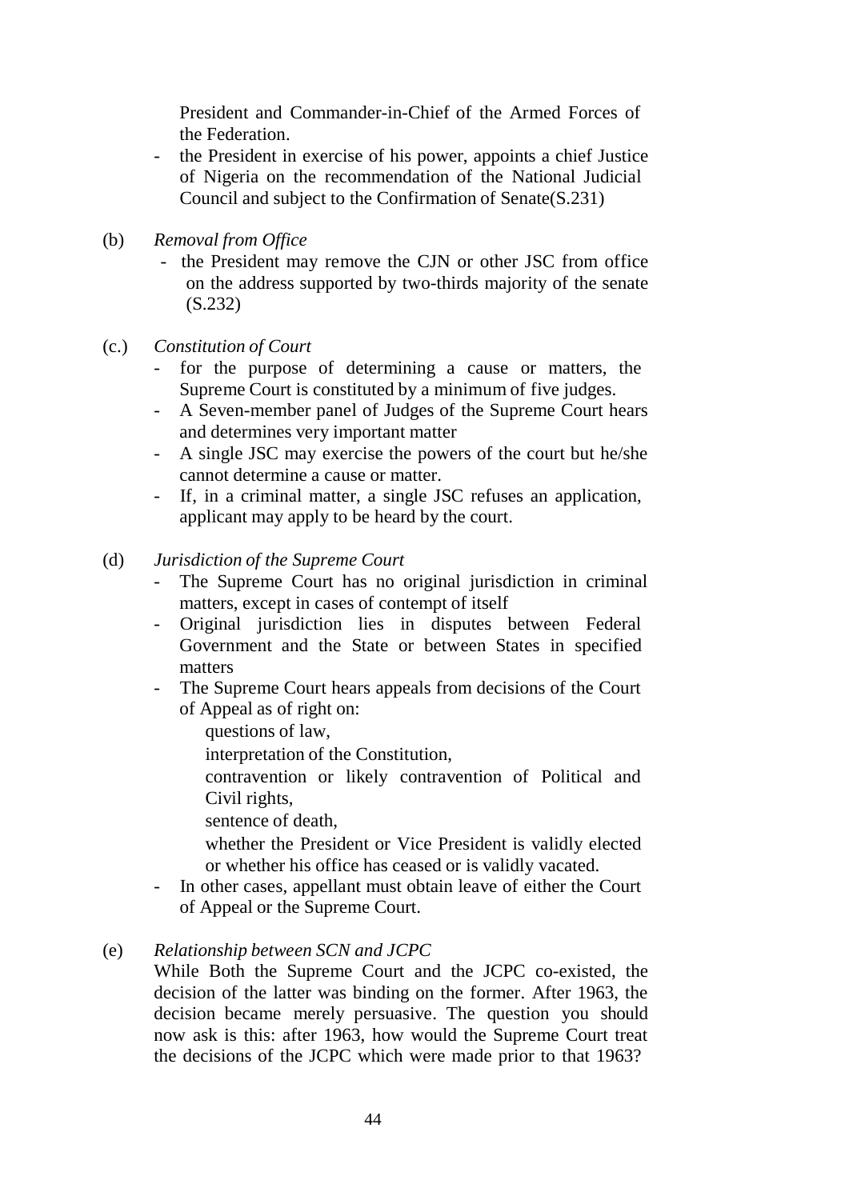President and Commander-in-Chief of the Armed Forces of the Federation.

- the President in exercise of his power, appoints a chief Justice of Nigeria on the recommendation of the National Judicial Council and subject to the Confirmation of Senate(S.231)

(b) *Removal from Office*

- the President may remove the CJN or other JSC from office on the address supported by two-thirds majority of the senate (S.232)

(c.) *Constitution of Court*

- for the purpose of determining a cause or matters, the Supreme Court is constituted by a minimum of five judges.
- A Seven-member panel of Judges of the Supreme Court hears and determines very important matter
- A single JSC may exercise the powers of the court but he/she cannot determine a cause or matter.
- If, in a criminal matter, a single JSC refuses an application, applicant may apply to be heard by the court.

(d) *Jurisdiction of the Supreme Court*

- The Supreme Court has no original jurisdiction in criminal matters, except in cases of contempt of itself
- Original jurisdiction lies in disputes between Federal Government and the State or between States in specified matters
- The Supreme Court hears appeals from decisions of the Court of Appeal as of right on:
  - questions of law,
  - interpretation of the Constitution,
  - contravention or likely contravention of Political and Civil rights,
  - sentence of death,
  - whether the President or Vice President is validly elected or whether his office has ceased or is validly vacated.
- In other cases, appellant must obtain leave of either the Court of Appeal or the Supreme Court.

(e) *Relationship between SCN and JCPC*

While Both the Supreme Court and the JCPC co-existed, the decision of the latter was binding on the former. After 1963, the decision became merely persuasive. The question you should now ask is this: after 1963, how would the Supreme Court treat the decisions of the JCPC which were made prior to that 1963?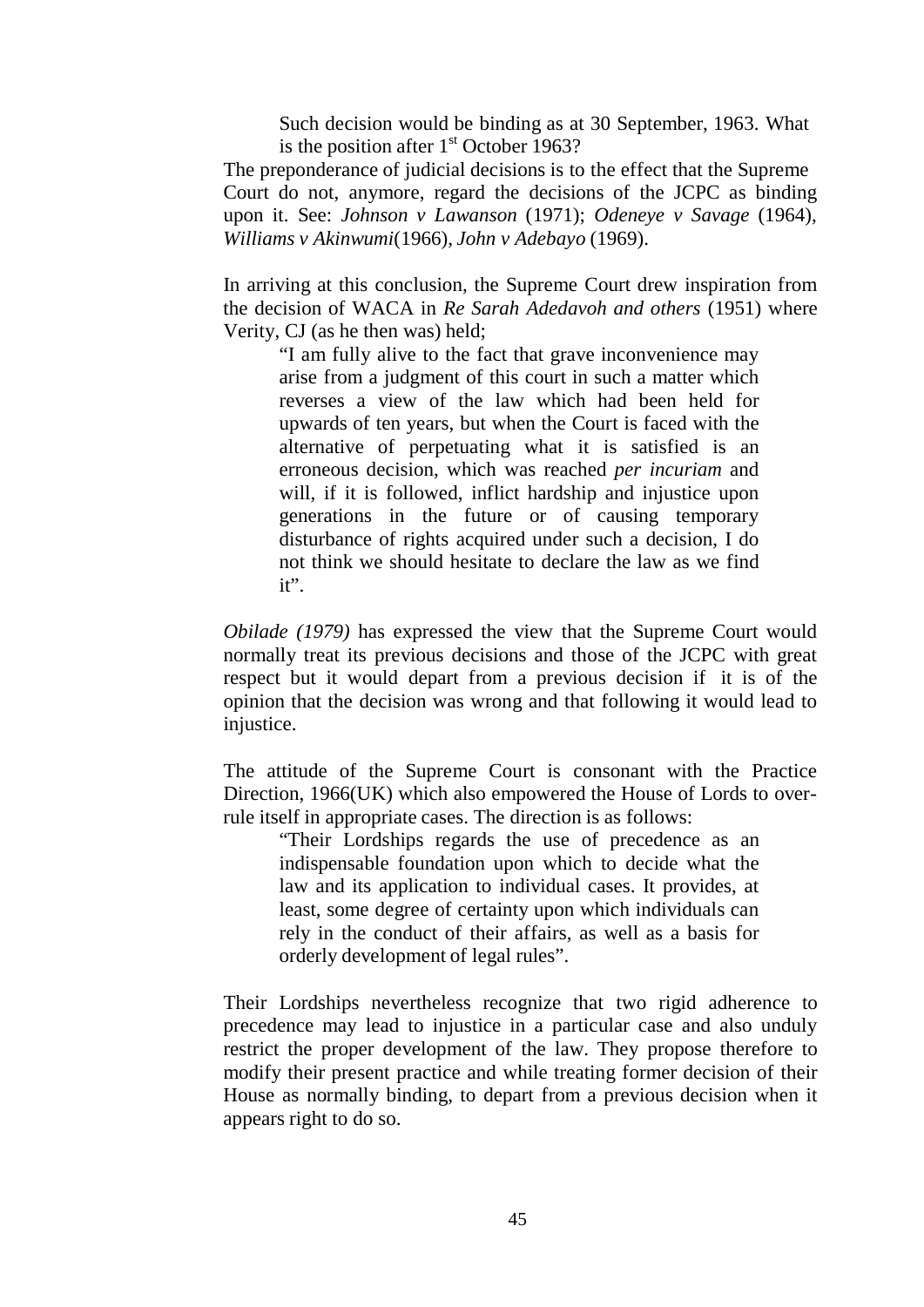> Such decision would be binding as at 30 September, 1963. What is the position after 1st October 1963?

The preponderance of judicial decisions is to the effect that the Supreme Court do not, anymore, regard the decisions of the JCPC as binding upon it. See: *Johnson v Lawanson* (1971); *Odeneye v Savage* (1964), *Williams v Akinwumi*(1966), *John v Adebayo* (1969).

In arriving at this conclusion, the Supreme Court drew inspiration from the decision of WACA in *Re Sarah Adedavoh and others* (1951) where Verity, CJ (as he then was) held;

> "I am fully alive to the fact that grave inconvenience may arise from a judgment of this court in such a matter which reverses a view of the law which had been held for upwards of ten years, but when the Court is faced with the alternative of perpetuating what it is satisfied is an erroneous decision, which was reached *per incuriam* and will, if it is followed, inflict hardship and injustice upon generations in the future or of causing temporary disturbance of rights acquired under such a decision, I do not think we should hesitate to declare the law as we find it".

*Obilade (1979)* has expressed the view that the Supreme Court would normally treat its previous decisions and those of the JCPC with great respect but it would depart from a previous decision if it is of the opinion that the decision was wrong and that following it would lead to injustice.

The attitude of the Supreme Court is consonant with the Practice Direction, 1966(UK) which also empowered the House of Lords to over-rule itself in appropriate cases. The direction is as follows:

> "Their Lordships regards the use of precedence as an indispensable foundation upon which to decide what the law and its application to individual cases. It provides, at least, some degree of certainty upon which individuals can rely in the conduct of their affairs, as well as a basis for orderly development of legal rules".

Their Lordships nevertheless recognize that two rigid adherence to precedence may lead to injustice in a particular case and also unduly restrict the proper development of the law. They propose therefore to modify their present practice and while treating former decision of their House as normally binding, to depart from a previous decision when it appears right to do so.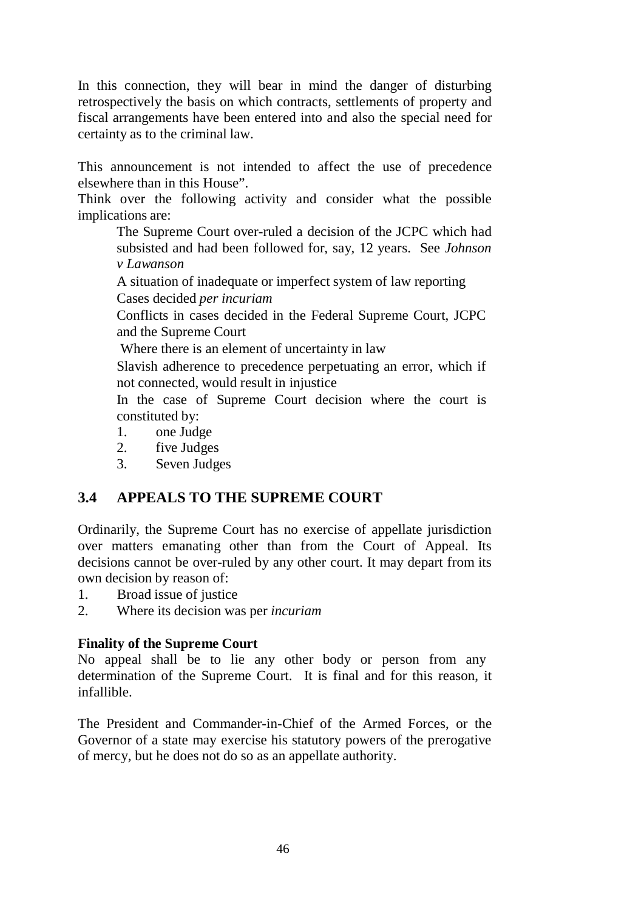In this connection, they will bear in mind the danger of disturbing retrospectively the basis on which contracts, settlements of property and fiscal arrangements have been entered into and also the special need for certainty as to the criminal law.

This announcement is not intended to affect the use of precedence elsewhere than in this House".

Think over the following activity and consider what the possible implications are:

> The Supreme Court over-ruled a decision of the JCPC which had subsisted and had been followed for, say, 12 years. See *Johnson v Lawanson*
>
> A situation of inadequate or imperfect system of law reporting
>
> Cases decided *per incuriam*
>
> Conflicts in cases decided in the Federal Supreme Court, JCPC and the Supreme Court
>
> Where there is an element of uncertainty in law
>
> Slavish adherence to precedence perpetuating an error, which if not connected, would result in injustice
>
> In the case of Supreme Court decision where the court is constituted by:
>
> 1. one Judge
> 2. five Judges
> 3. Seven Judges

## 3.4 APPEALS TO THE SUPREME COURT

Ordinarily, the Supreme Court has no exercise of appellate jurisdiction over matters emanating other than from the Court of Appeal. Its decisions cannot be over-ruled by any other court. It may depart from its own decision by reason of:

1. Broad issue of justice
2. Where its decision was per *incuriam*

**Finality of the Supreme Court**

No appeal shall be to lie any other body or person from any determination of the Supreme Court. It is final and for this reason, it infallible.

The President and Commander-in-Chief of the Armed Forces, or the Governor of a state may exercise his statutory powers of the prerogative of mercy, but he does not do so as an appellate authority.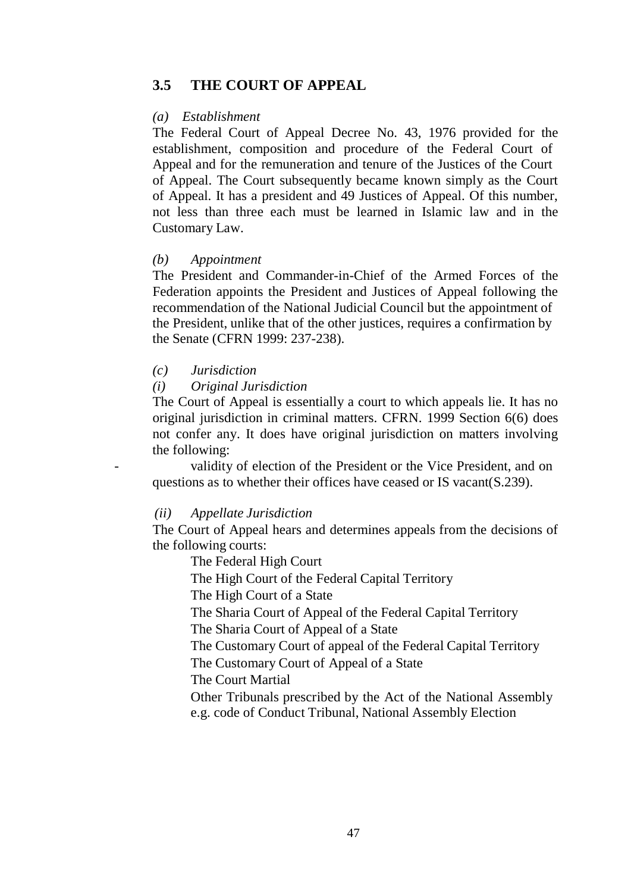## 3.5 THE COURT OF APPEAL

*(a) Establishment*

The Federal Court of Appeal Decree No. 43, 1976 provided for the establishment, composition and procedure of the Federal Court of Appeal and for the remuneration and tenure of the Justices of the Court of Appeal. The Court subsequently became known simply as the Court of Appeal. It has a president and 49 Justices of Appeal. Of this number, not less than three each must be learned in Islamic law and in the Customary Law.

*(b) Appointment*

The President and Commander-in-Chief of the Armed Forces of the Federation appoints the President and Justices of Appeal following the recommendation of the National Judicial Council but the appointment of the President, unlike that of the other justices, requires a confirmation by the Senate (CFRN 1999: 237-238).

*(c) Jurisdiction*

*(i) Original Jurisdiction*

The Court of Appeal is essentially a court to which appeals lie. It has no original jurisdiction in criminal matters. CFRN. 1999 Section 6(6) does not confer any. It does have original jurisdiction on matters involving the following:

- validity of election of the President or the Vice President, and on questions as to whether their offices have ceased or IS vacant(S.239).

*(ii) Appellate Jurisdiction*

The Court of Appeal hears and determines appeals from the decisions of the following courts:

The Federal High Court
The High Court of the Federal Capital Territory
The High Court of a State
The Sharia Court of Appeal of the Federal Capital Territory
The Sharia Court of Appeal of a State
The Customary Court of appeal of the Federal Capital Territory
The Customary Court of Appeal of a State
The Court Martial
Other Tribunals prescribed by the Act of the National Assembly e.g. code of Conduct Tribunal, National Assembly Election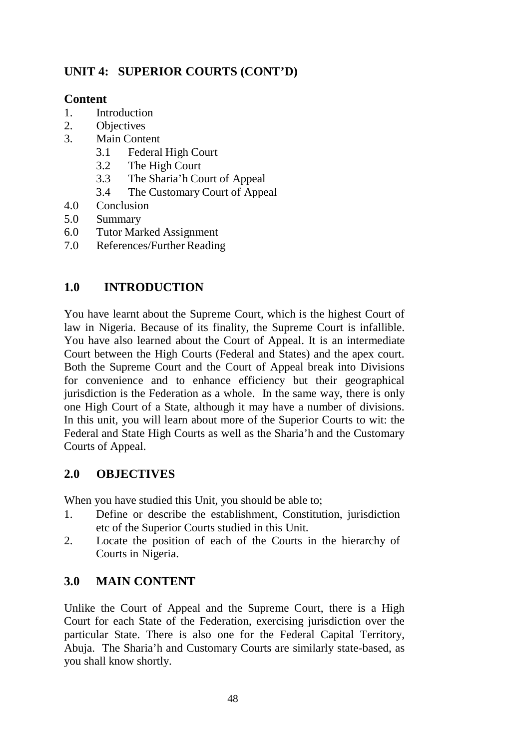## UNIT 4: SUPERIOR COURTS (CONT'D)

### Content

1. Introduction
2. Objectives
3. Main Content
   - 3.1 Federal High Court
   - 3.2 The High Court
   - 3.3 The Sharia'h Court of Appeal
   - 3.4 The Customary Court of Appeal

4.0 Conclusion

5.0 Summary

6.0 Tutor Marked Assignment

7.0 References/Further Reading

### 1.0 INTRODUCTION

You have learnt about the Supreme Court, which is the highest Court of law in Nigeria. Because of its finality, the Supreme Court is infallible. You have also learned about the Court of Appeal. It is an intermediate Court between the High Courts (Federal and States) and the apex court. Both the Supreme Court and the Court of Appeal break into Divisions for convenience and to enhance efficiency but their geographical jurisdiction is the Federation as a whole. In the same way, there is only one High Court of a State, although it may have a number of divisions. In this unit, you will learn about more of the Superior Courts to wit: the Federal and State High Courts as well as the Sharia'h and the Customary Courts of Appeal.

### 2.0 OBJECTIVES

When you have studied this Unit, you should be able to;

1. Define or describe the establishment, Constitution, jurisdiction etc of the Superior Courts studied in this Unit.
2. Locate the position of each of the Courts in the hierarchy of Courts in Nigeria.

### 3.0 MAIN CONTENT

Unlike the Court of Appeal and the Supreme Court, there is a High Court for each State of the Federation, exercising jurisdiction over the particular State. There is also one for the Federal Capital Territory, Abuja. The Sharia'h and Customary Courts are similarly state-based, as you shall know shortly.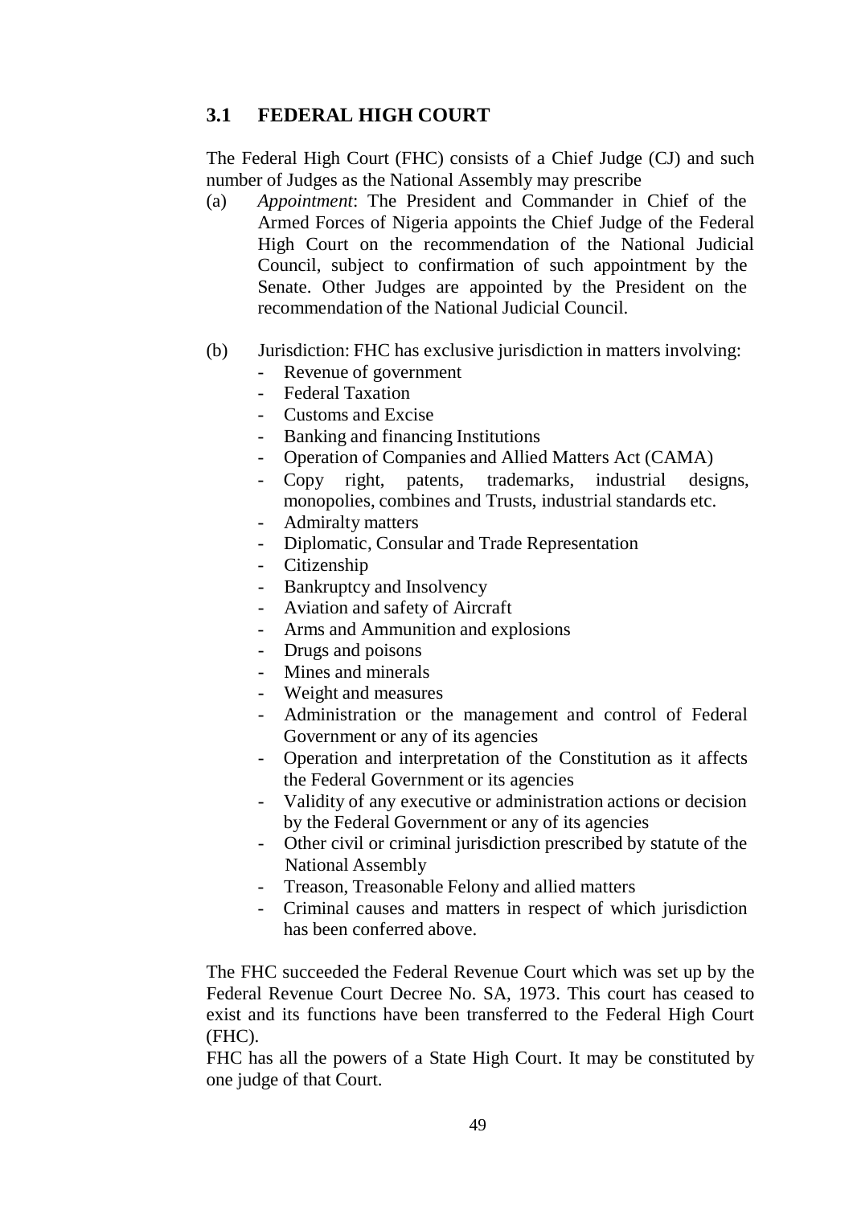## 3.1 FEDERAL HIGH COURT

The Federal High Court (FHC) consists of a Chief Judge (CJ) and such number of Judges as the National Assembly may prescribe

(a) *Appointment*: The President and Commander in Chief of the Armed Forces of Nigeria appoints the Chief Judge of the Federal High Court on the recommendation of the National Judicial Council, subject to confirmation of such appointment by the Senate. Other Judges are appointed by the President on the recommendation of the National Judicial Council.

(b) Jurisdiction: FHC has exclusive jurisdiction in matters involving:
   - Revenue of government
   - Federal Taxation
   - Customs and Excise
   - Banking and financing Institutions
   - Operation of Companies and Allied Matters Act (CAMA)
   - Copy right, patents, trademarks, industrial designs, monopolies, combines and Trusts, industrial standards etc.
   - Admiralty matters
   - Diplomatic, Consular and Trade Representation
   - Citizenship
   - Bankruptcy and Insolvency
   - Aviation and safety of Aircraft
   - Arms and Ammunition and explosions
   - Drugs and poisons
   - Mines and minerals
   - Weight and measures
   - Administration or the management and control of Federal Government or any of its agencies
   - Operation and interpretation of the Constitution as it affects the Federal Government or its agencies
   - Validity of any executive or administration actions or decision by the Federal Government or any of its agencies
   - Other civil or criminal jurisdiction prescribed by statute of the National Assembly
   - Treason, Treasonable Felony and allied matters
   - Criminal causes and matters in respect of which jurisdiction has been conferred above.

The FHC succeeded the Federal Revenue Court which was set up by the Federal Revenue Court Decree No. SA, 1973. This court has ceased to exist and its functions have been transferred to the Federal High Court (FHC).

FHC has all the powers of a State High Court. It may be constituted by one judge of that Court.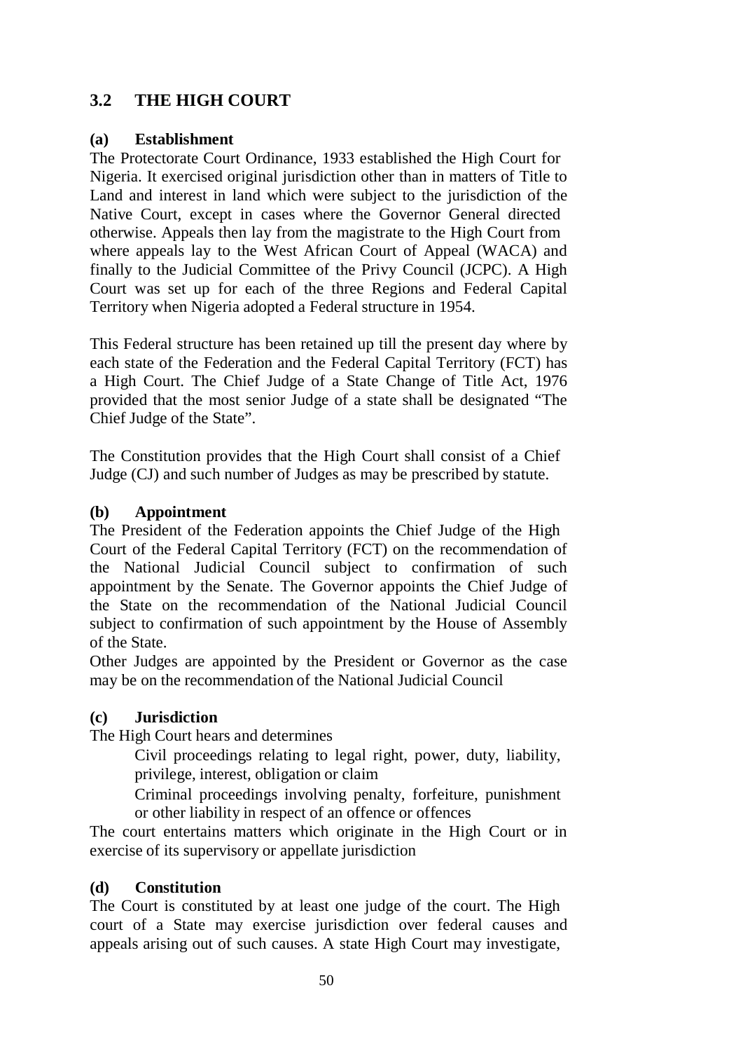## 3.2 THE HIGH COURT

### (a) Establishment

The Protectorate Court Ordinance, 1933 established the High Court for Nigeria. It exercised original jurisdiction other than in matters of Title to Land and interest in land which were subject to the jurisdiction of the Native Court, except in cases where the Governor General directed otherwise. Appeals then lay from the magistrate to the High Court from where appeals lay to the West African Court of Appeal (WACA) and finally to the Judicial Committee of the Privy Council (JCPC). A High Court was set up for each of the three Regions and Federal Capital Territory when Nigeria adopted a Federal structure in 1954.

This Federal structure has been retained up till the present day where by each state of the Federation and the Federal Capital Territory (FCT) has a High Court. The Chief Judge of a State Change of Title Act, 1976 provided that the most senior Judge of a state shall be designated "The Chief Judge of the State".

The Constitution provides that the High Court shall consist of a Chief Judge (CJ) and such number of Judges as may be prescribed by statute.

### (b) Appointment

The President of the Federation appoints the Chief Judge of the High Court of the Federal Capital Territory (FCT) on the recommendation of the National Judicial Council subject to confirmation of such appointment by the Senate. The Governor appoints the Chief Judge of the State on the recommendation of the National Judicial Council subject to confirmation of such appointment by the House of Assembly of the State.

Other Judges are appointed by the President or Governor as the case may be on the recommendation of the National Judicial Council

### (c) Jurisdiction

The High Court hears and determines

- Civil proceedings relating to legal right, power, duty, liability, privilege, interest, obligation or claim
- Criminal proceedings involving penalty, forfeiture, punishment or other liability in respect of an offence or offences

The court entertains matters which originate in the High Court or in exercise of its supervisory or appellate jurisdiction

### (d) Constitution

The Court is constituted by at least one judge of the court. The High court of a State may exercise jurisdiction over federal causes and appeals arising out of such causes. A state High Court may investigate,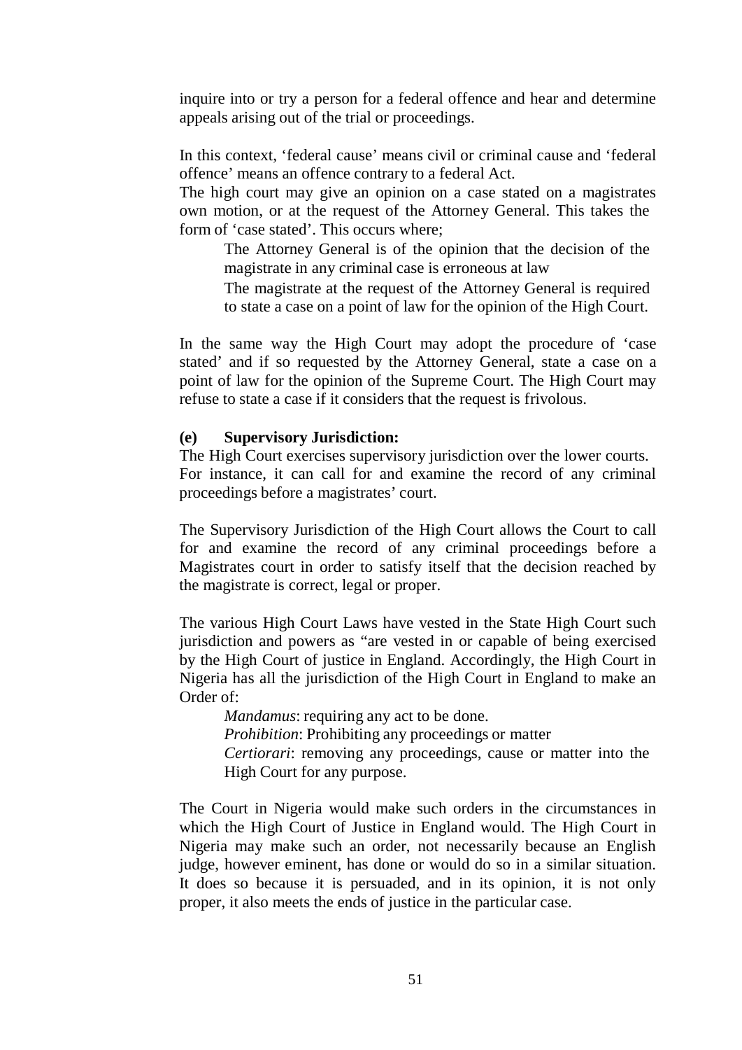inquire into or try a person for a federal offence and hear and determine appeals arising out of the trial or proceedings.

In this context, 'federal cause' means civil or criminal cause and 'federal offence' means an offence contrary to a federal Act.

The high court may give an opinion on a case stated on a magistrates own motion, or at the request of the Attorney General. This takes the form of 'case stated'. This occurs where;

The Attorney General is of the opinion that the decision of the magistrate in any criminal case is erroneous at law

The magistrate at the request of the Attorney General is required to state a case on a point of law for the opinion of the High Court.

In the same way the High Court may adopt the procedure of 'case stated' and if so requested by the Attorney General, state a case on a point of law for the opinion of the Supreme Court. The High Court may refuse to state a case if it considers that the request is frivolous.

**(e) Supervisory Jurisdiction:**

The High Court exercises supervisory jurisdiction over the lower courts. For instance, it can call for and examine the record of any criminal proceedings before a magistrates' court.

The Supervisory Jurisdiction of the High Court allows the Court to call for and examine the record of any criminal proceedings before a Magistrates court in order to satisfy itself that the decision reached by the magistrate is correct, legal or proper.

The various High Court Laws have vested in the State High Court such jurisdiction and powers as "are vested in or capable of being exercised by the High Court of justice in England. Accordingly, the High Court in Nigeria has all the jurisdiction of the High Court in England to make an Order of:

*Mandamus*: requiring any act to be done.

*Prohibition*: Prohibiting any proceedings or matter

*Certiorari*: removing any proceedings, cause or matter into the High Court for any purpose.

The Court in Nigeria would make such orders in the circumstances in which the High Court of Justice in England would. The High Court in Nigeria may make such an order, not necessarily because an English judge, however eminent, has done or would do so in a similar situation. It does so because it is persuaded, and in its opinion, it is not only proper, it also meets the ends of justice in the particular case.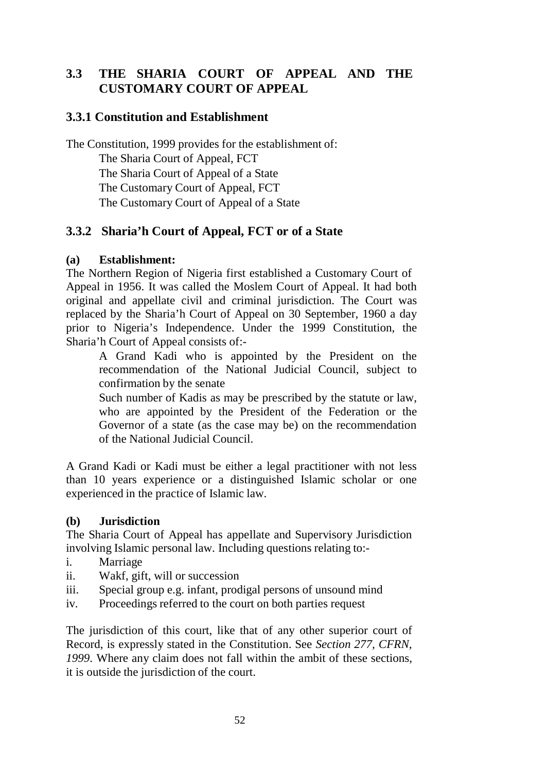## 3.3 THE SHARIA COURT OF APPEAL AND THE CUSTOMARY COURT OF APPEAL

### 3.3.1 Constitution and Establishment

The Constitution, 1999 provides for the establishment of:

The Sharia Court of Appeal, FCT
The Sharia Court of Appeal of a State
The Customary Court of Appeal, FCT
The Customary Court of Appeal of a State

### 3.3.2 Sharia'h Court of Appeal, FCT or of a State

**(a) Establishment:**

The Northern Region of Nigeria first established a Customary Court of Appeal in 1956. It was called the Moslem Court of Appeal. It had both original and appellate civil and criminal jurisdiction. The Court was replaced by the Sharia'h Court of Appeal on 30 September, 1960 a day prior to Nigeria's Independence. Under the 1999 Constitution, the Sharia'h Court of Appeal consists of:-

A Grand Kadi who is appointed by the President on the recommendation of the National Judicial Council, subject to confirmation by the senate

Such number of Kadis as may be prescribed by the statute or law, who are appointed by the President of the Federation or the Governor of a state (as the case may be) on the recommendation of the National Judicial Council.

A Grand Kadi or Kadi must be either a legal practitioner with not less than 10 years experience or a distinguished Islamic scholar or one experienced in the practice of Islamic law.

**(b) Jurisdiction**

The Sharia Court of Appeal has appellate and Supervisory Jurisdiction involving Islamic personal law. Including questions relating to:-

i. Marriage
ii. Wakf, gift, will or succession
iii. Special group e.g. infant, prodigal persons of unsound mind
iv. Proceedings referred to the court on both parties request

The jurisdiction of this court, like that of any other superior court of Record, is expressly stated in the Constitution. See *Section 277, CFRN, 1999*. Where any claim does not fall within the ambit of these sections, it is outside the jurisdiction of the court.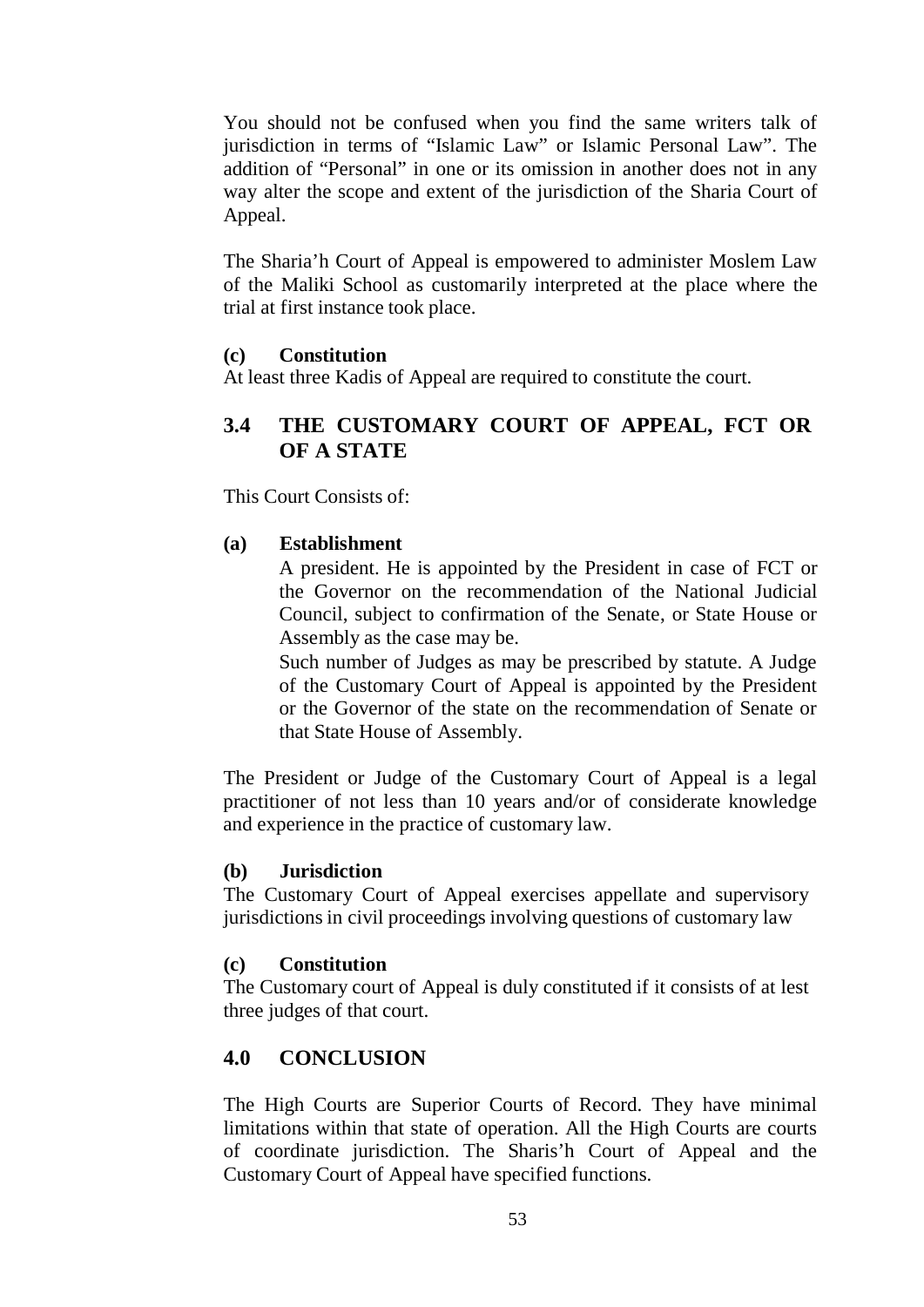You should not be confused when you find the same writers talk of jurisdiction in terms of "Islamic Law" or Islamic Personal Law". The addition of "Personal" in one or its omission in another does not in any way alter the scope and extent of the jurisdiction of the Sharia Court of Appeal.

The Sharia'h Court of Appeal is empowered to administer Moslem Law of the Maliki School as customarily interpreted at the place where the trial at first instance took place.

**(c) Constitution**

At least three Kadis of Appeal are required to constitute the court.

## 3.4 THE CUSTOMARY COURT OF APPEAL, FCT OR OF A STATE

This Court Consists of:

**(a) Establishment**

A president. He is appointed by the President in case of FCT or the Governor on the recommendation of the National Judicial Council, subject to confirmation of the Senate, or State House or Assembly as the case may be.

Such number of Judges as may be prescribed by statute. A Judge of the Customary Court of Appeal is appointed by the President or the Governor of the state on the recommendation of Senate or that State House of Assembly.

The President or Judge of the Customary Court of Appeal is a legal practitioner of not less than 10 years and/or of considerate knowledge and experience in the practice of customary law.

**(b) Jurisdiction**

The Customary Court of Appeal exercises appellate and supervisory jurisdictions in civil proceedings involving questions of customary law

**(c) Constitution**

The Customary court of Appeal is duly constituted if it consists of at lest three judges of that court.

## 4.0 CONCLUSION

The High Courts are Superior Courts of Record. They have minimal limitations within that state of operation. All the High Courts are courts of coordinate jurisdiction. The Sharis'h Court of Appeal and the Customary Court of Appeal have specified functions.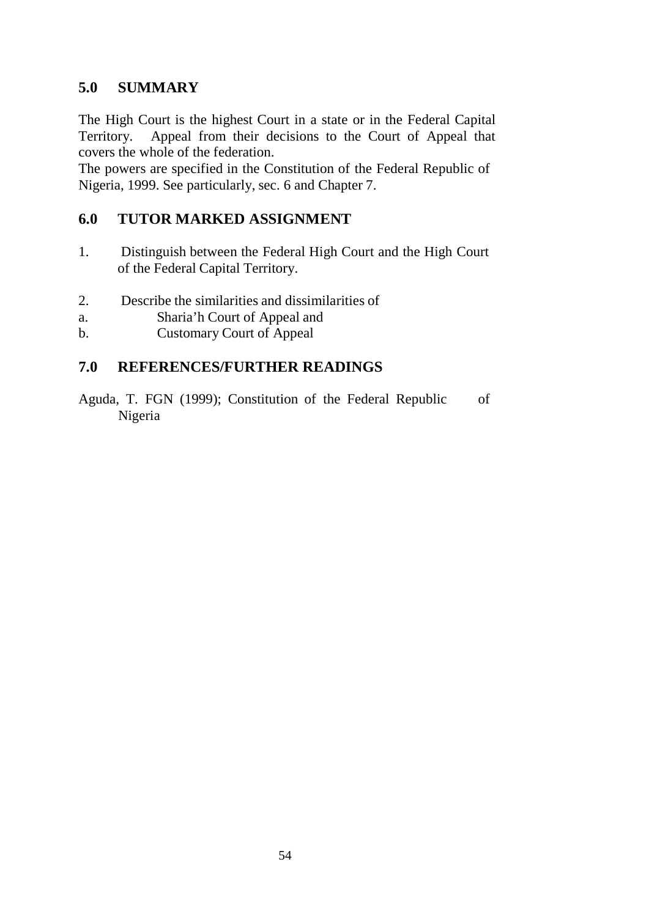## 5.0 SUMMARY

The High Court is the highest Court in a state or in the Federal Capital Territory. Appeal from their decisions to the Court of Appeal that covers the whole of the federation.

The powers are specified in the Constitution of the Federal Republic of Nigeria, 1999. See particularly, sec. 6 and Chapter 7.

## 6.0 TUTOR MARKED ASSIGNMENT

1. Distinguish between the Federal High Court and the High Court of the Federal Capital Territory.

2. Describe the similarities and dissimilarities of
   a. Sharia'h Court of Appeal and
   b. Customary Court of Appeal

## 7.0 REFERENCES/FURTHER READINGS

Aguda, T. FGN (1999); Constitution of the Federal Republic of Nigeria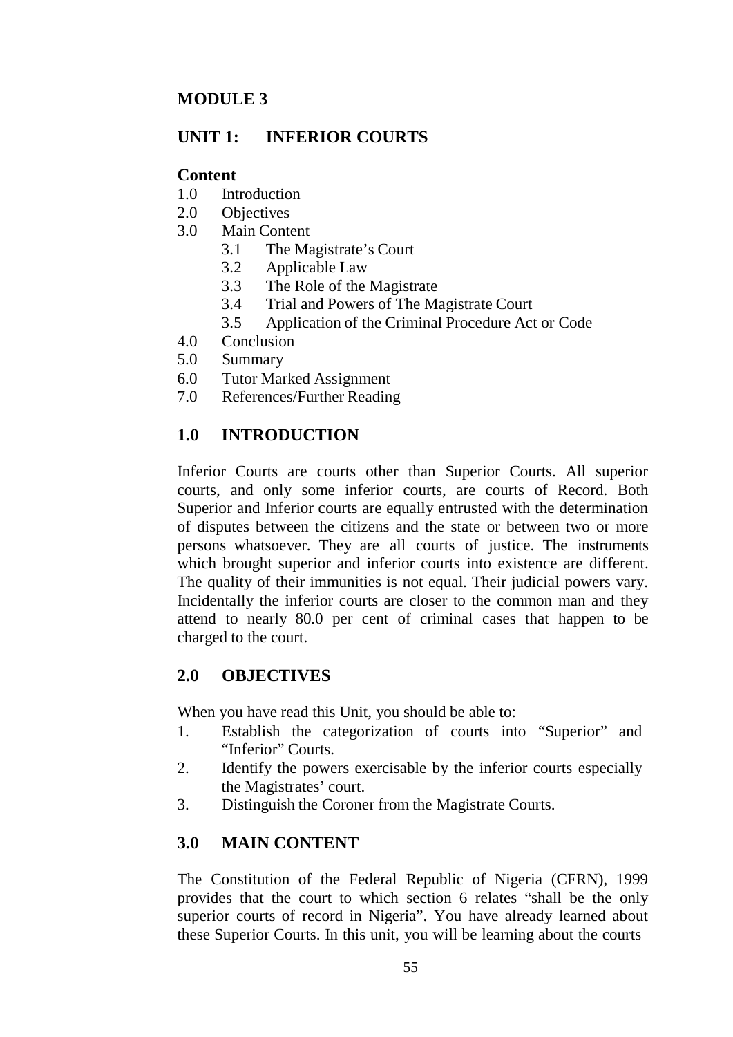# MODULE 3

## UNIT 1: INFERIOR COURTS

**Content**

1.0 Introduction
2.0 Objectives
3.0 Main Content
  3.1 The Magistrate's Court
  3.2 Applicable Law
  3.3 The Role of the Magistrate
  3.4 Trial and Powers of The Magistrate Court
  3.5 Application of the Criminal Procedure Act or Code
4.0 Conclusion
5.0 Summary
6.0 Tutor Marked Assignment
7.0 References/Further Reading

## 1.0 INTRODUCTION

Inferior Courts are courts other than Superior Courts. All superior courts, and only some inferior courts, are courts of Record. Both Superior and Inferior courts are equally entrusted with the determination of disputes between the citizens and the state or between two or more persons whatsoever. They are all courts of justice. The instruments which brought superior and inferior courts into existence are different. The quality of their immunities is not equal. Their judicial powers vary. Incidentally the inferior courts are closer to the common man and they attend to nearly 80.0 per cent of criminal cases that happen to be charged to the court.

## 2.0 OBJECTIVES

When you have read this Unit, you should be able to:

1. Establish the categorization of courts into "Superior" and "Inferior" Courts.
2. Identify the powers exercisable by the inferior courts especially the Magistrates' court.
3. Distinguish the Coroner from the Magistrate Courts.

## 3.0 MAIN CONTENT

The Constitution of the Federal Republic of Nigeria (CFRN), 1999 provides that the court to which section 6 relates "shall be the only superior courts of record in Nigeria". You have already learned about these Superior Courts. In this unit, you will be learning about the courts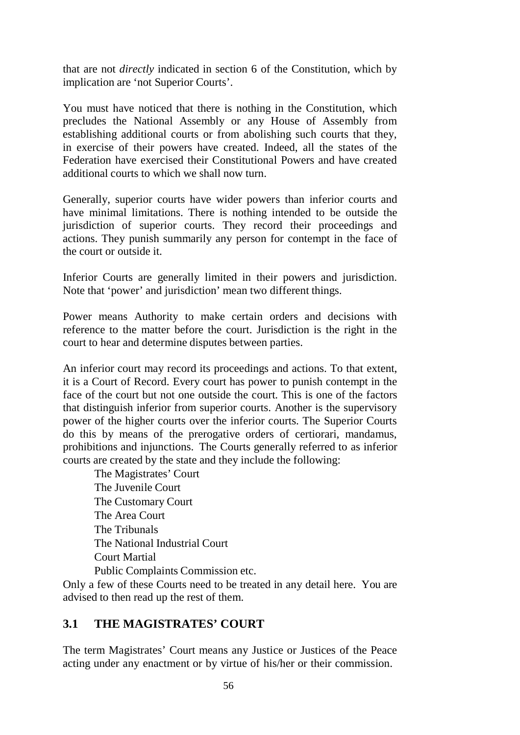that are not *directly* indicated in section 6 of the Constitution, which by implication are 'not Superior Courts'.

You must have noticed that there is nothing in the Constitution, which precludes the National Assembly or any House of Assembly from establishing additional courts or from abolishing such courts that they, in exercise of their powers have created. Indeed, all the states of the Federation have exercised their Constitutional Powers and have created additional courts to which we shall now turn.

Generally, superior courts have wider powers than inferior courts and have minimal limitations. There is nothing intended to be outside the jurisdiction of superior courts. They record their proceedings and actions. They punish summarily any person for contempt in the face of the court or outside it.

Inferior Courts are generally limited in their powers and jurisdiction. Note that 'power' and jurisdiction' mean two different things.

Power means Authority to make certain orders and decisions with reference to the matter before the court. Jurisdiction is the right in the court to hear and determine disputes between parties.

An inferior court may record its proceedings and actions. To that extent, it is a Court of Record. Every court has power to punish contempt in the face of the court but not one outside the court. This is one of the factors that distinguish inferior from superior courts. Another is the supervisory power of the higher courts over the inferior courts. The Superior Courts do this by means of the prerogative orders of certiorari, mandamus, prohibitions and injunctions. The Courts generally referred to as inferior courts are created by the state and they include the following:

- The Magistrates' Court
- The Juvenile Court
- The Customary Court
- The Area Court
- The Tribunals
- The National Industrial Court
- Court Martial
- Public Complaints Commission etc.

Only a few of these Courts need to be treated in any detail here. You are advised to then read up the rest of them.

## 3.1 THE MAGISTRATES' COURT

The term Magistrates' Court means any Justice or Justices of the Peace acting under any enactment or by virtue of his/her or their commission.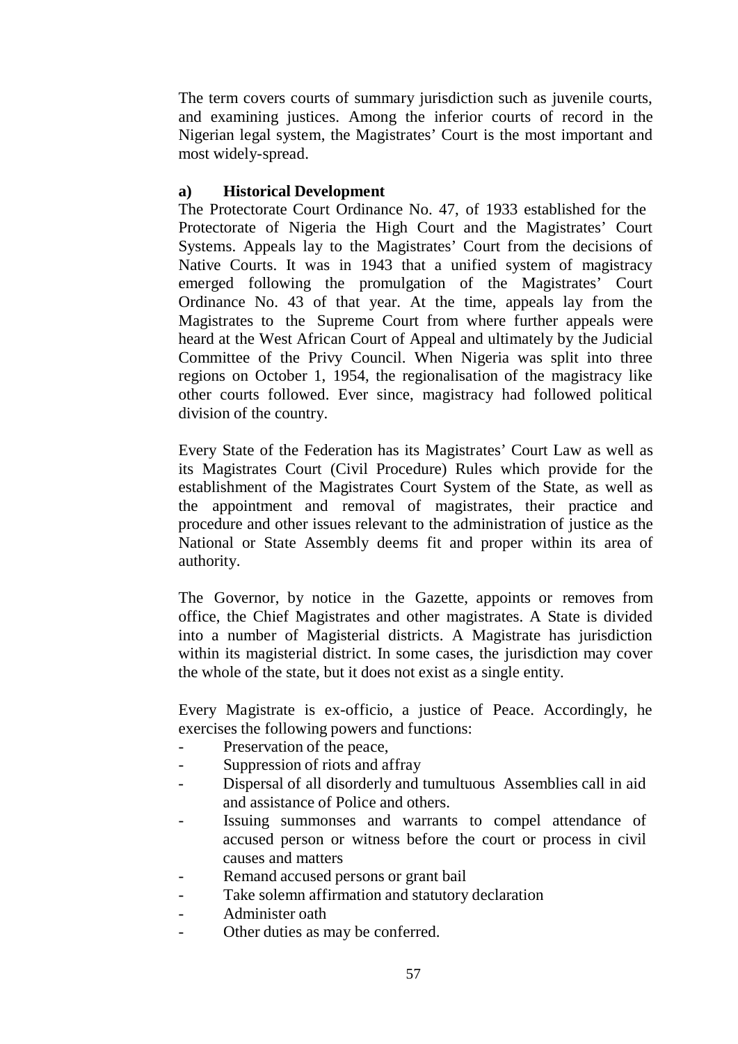The term covers courts of summary jurisdiction such as juvenile courts, and examining justices. Among the inferior courts of record in the Nigerian legal system, the Magistrates' Court is the most important and most widely-spread.

**a) Historical Development**

The Protectorate Court Ordinance No. 47, of 1933 established for the Protectorate of Nigeria the High Court and the Magistrates' Court Systems. Appeals lay to the Magistrates' Court from the decisions of Native Courts. It was in 1943 that a unified system of magistracy emerged following the promulgation of the Magistrates' Court Ordinance No. 43 of that year. At the time, appeals lay from the Magistrates to the Supreme Court from where further appeals were heard at the West African Court of Appeal and ultimately by the Judicial Committee of the Privy Council. When Nigeria was split into three regions on October 1, 1954, the regionalisation of the magistracy like other courts followed. Ever since, magistracy had followed political division of the country.

Every State of the Federation has its Magistrates' Court Law as well as its Magistrates Court (Civil Procedure) Rules which provide for the establishment of the Magistrates Court System of the State, as well as the appointment and removal of magistrates, their practice and procedure and other issues relevant to the administration of justice as the National or State Assembly deems fit and proper within its area of authority.

The Governor, by notice in the Gazette, appoints or removes from office, the Chief Magistrates and other magistrates. A State is divided into a number of Magisterial districts. A Magistrate has jurisdiction within its magisterial district. In some cases, the jurisdiction may cover the whole of the state, but it does not exist as a single entity.

Every Magistrate is ex-officio, a justice of Peace. Accordingly, he exercises the following powers and functions:

- Preservation of the peace,
- Suppression of riots and affray
- Dispersal of all disorderly and tumultuous Assemblies call in aid and assistance of Police and others.
- Issuing summonses and warrants to compel attendance of accused person or witness before the court or process in civil causes and matters
- Remand accused persons or grant bail
- Take solemn affirmation and statutory declaration
- Administer oath
- Other duties as may be conferred.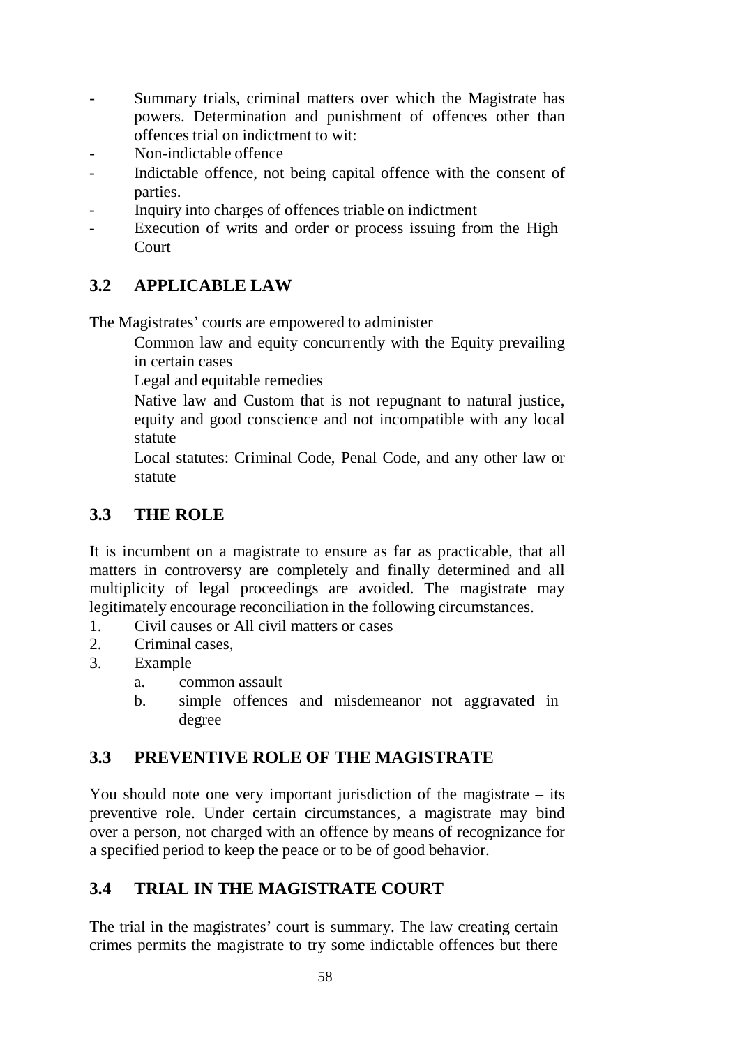- Summary trials, criminal matters over which the Magistrate has powers. Determination and punishment of offences other than offences trial on indictment to wit:
- Non-indictable offence
- Indictable offence, not being capital offence with the consent of parties.
- Inquiry into charges of offences triable on indictment
- Execution of writs and order or process issuing from the High Court

## 3.2 APPLICABLE LAW

The Magistrates' courts are empowered to administer

Common law and equity concurrently with the Equity prevailing in certain cases

Legal and equitable remedies

Native law and Custom that is not repugnant to natural justice, equity and good conscience and not incompatible with any local statute

Local statutes: Criminal Code, Penal Code, and any other law or statute

## 3.3 THE ROLE

It is incumbent on a magistrate to ensure as far as practicable, that all matters in controversy are completely and finally determined and all multiplicity of legal proceedings are avoided. The magistrate may legitimately encourage reconciliation in the following circumstances.

1. Civil causes or All civil matters or cases
2. Criminal cases,
3. Example
   a. common assault
   b. simple offences and misdemeanor not aggravated in degree

## 3.3 PREVENTIVE ROLE OF THE MAGISTRATE

You should note one very important jurisdiction of the magistrate – its preventive role. Under certain circumstances, a magistrate may bind over a person, not charged with an offence by means of recognizance for a specified period to keep the peace or to be of good behavior.

## 3.4 TRIAL IN THE MAGISTRATE COURT

The trial in the magistrates' court is summary. The law creating certain crimes permits the magistrate to try some indictable offences but there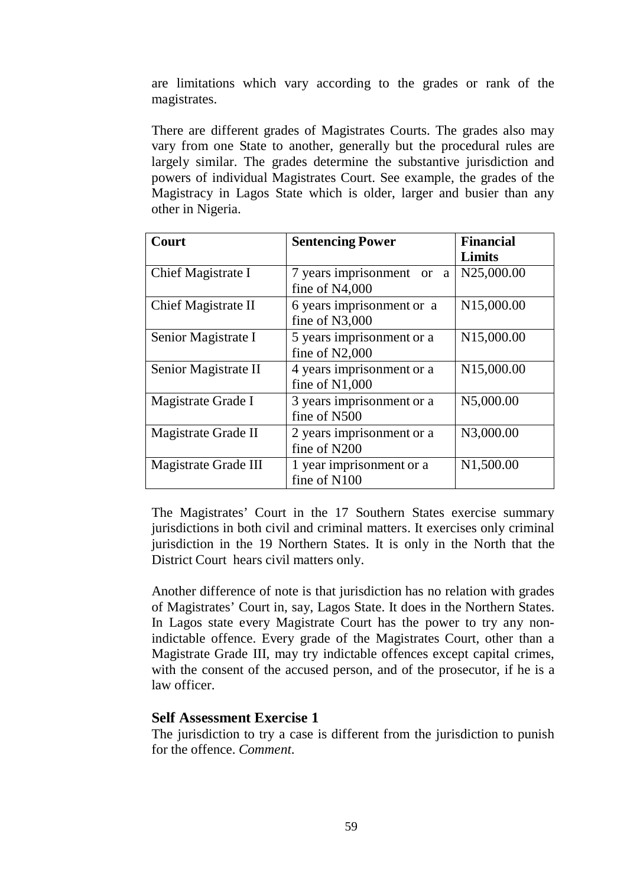are limitations which vary according to the grades or rank of the magistrates.

There are different grades of Magistrates Courts. The grades also may vary from one State to another, generally but the procedural rules are largely similar. The grades determine the substantive jurisdiction and powers of individual Magistrates Court. See example, the grades of the Magistracy in Lagos State which is older, larger and busier than any other in Nigeria.

| **Court** | **Sentencing Power** | **Financial Limits** |
|---|---|---|
| Chief Magistrate I | 7 years imprisonment or a fine of N4,000 | N25,000.00 |
| Chief Magistrate II | 6 years imprisonment or a fine of N3,000 | N15,000.00 |
| Senior Magistrate I | 5 years imprisonment or a fine of N2,000 | N15,000.00 |
| Senior Magistrate II | 4 years imprisonment or a fine of N1,000 | N15,000.00 |
| Magistrate Grade I | 3 years imprisonment or a fine of N500 | N5,000.00 |
| Magistrate Grade II | 2 years imprisonment or a fine of N200 | N3,000.00 |
| Magistrate Grade III | 1 year imprisonment or a fine of N100 | N1,500.00 |

The Magistrates' Court in the 17 Southern States exercise summary jurisdictions in both civil and criminal matters. It exercises only criminal jurisdiction in the 19 Northern States. It is only in the North that the District Court hears civil matters only.

Another difference of note is that jurisdiction has no relation with grades of Magistrates' Court in, say, Lagos State. It does in the Northern States. In Lagos state every Magistrate Court has the power to try any non-indictable offence. Every grade of the Magistrates Court, other than a Magistrate Grade III, may try indictable offences except capital crimes, with the consent of the accused person, and of the prosecutor, if he is a law officer.

### Self Assessment Exercise 1

The jurisdiction to try a case is different from the jurisdiction to punish for the offence. *Comment.*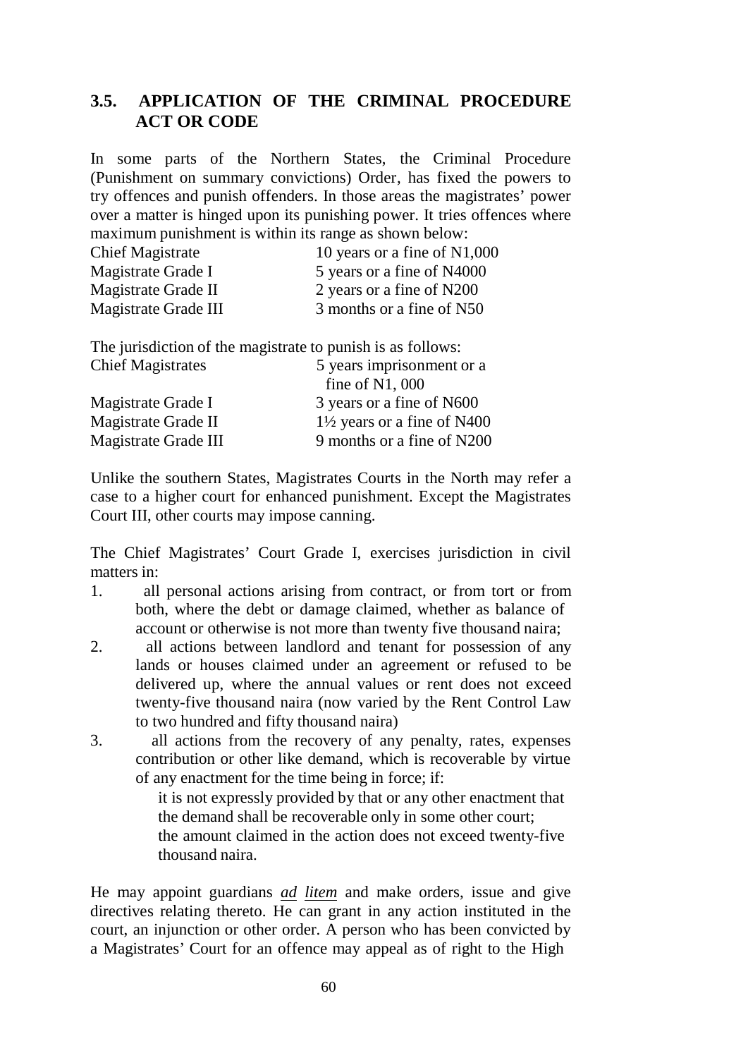## 3.5. APPLICATION OF THE CRIMINAL PROCEDURE ACT OR CODE

In some parts of the Northern States, the Criminal Procedure (Punishment on summary convictions) Order, has fixed the powers to try offences and punish offenders. In those areas the magistrates' power over a matter is hinged upon its punishing power. It tries offences where maximum punishment is within its range as shown below:

| | |
|---|---|
| Chief Magistrate | 10 years or a fine of N1,000 |
| Magistrate Grade I | 5 years or a fine of N4000 |
| Magistrate Grade II | 2 years or a fine of N200 |
| Magistrate Grade III | 3 months or a fine of N50 |

The jurisdiction of the magistrate to punish is as follows:

| | |
|---|---|
| Chief Magistrates | 5 years imprisonment or a fine of N1, 000 |
| Magistrate Grade I | 3 years or a fine of N600 |
| Magistrate Grade II | 1½ years or a fine of N400 |
| Magistrate Grade III | 9 months or a fine of N200 |

Unlike the southern States, Magistrates Courts in the North may refer a case to a higher court for enhanced punishment. Except the Magistrates Court III, other courts may impose canning.

The Chief Magistrates' Court Grade I, exercises jurisdiction in civil matters in:

1. all personal actions arising from contract, or from tort or from both, where the debt or damage claimed, whether as balance of account or otherwise is not more than twenty five thousand naira;
2. all actions between landlord and tenant for possession of any lands or houses claimed under an agreement or refused to be delivered up, where the annual values or rent does not exceed twenty-five thousand naira (now varied by the Rent Control Law to two hundred and fifty thousand naira)
3. all actions from the recovery of any penalty, rates, expenses contribution or other like demand, which is recoverable by virtue of any enactment for the time being in force; if:

   it is not expressly provided by that or any other enactment that the demand shall be recoverable only in some other court;
   the amount claimed in the action does not exceed twenty-five thousand naira.

He may appoint guardians *ad litem* and make orders, issue and give directives relating thereto. He can grant in any action instituted in the court, an injunction or other order. A person who has been convicted by a Magistrates' Court for an offence may appeal as of right to the High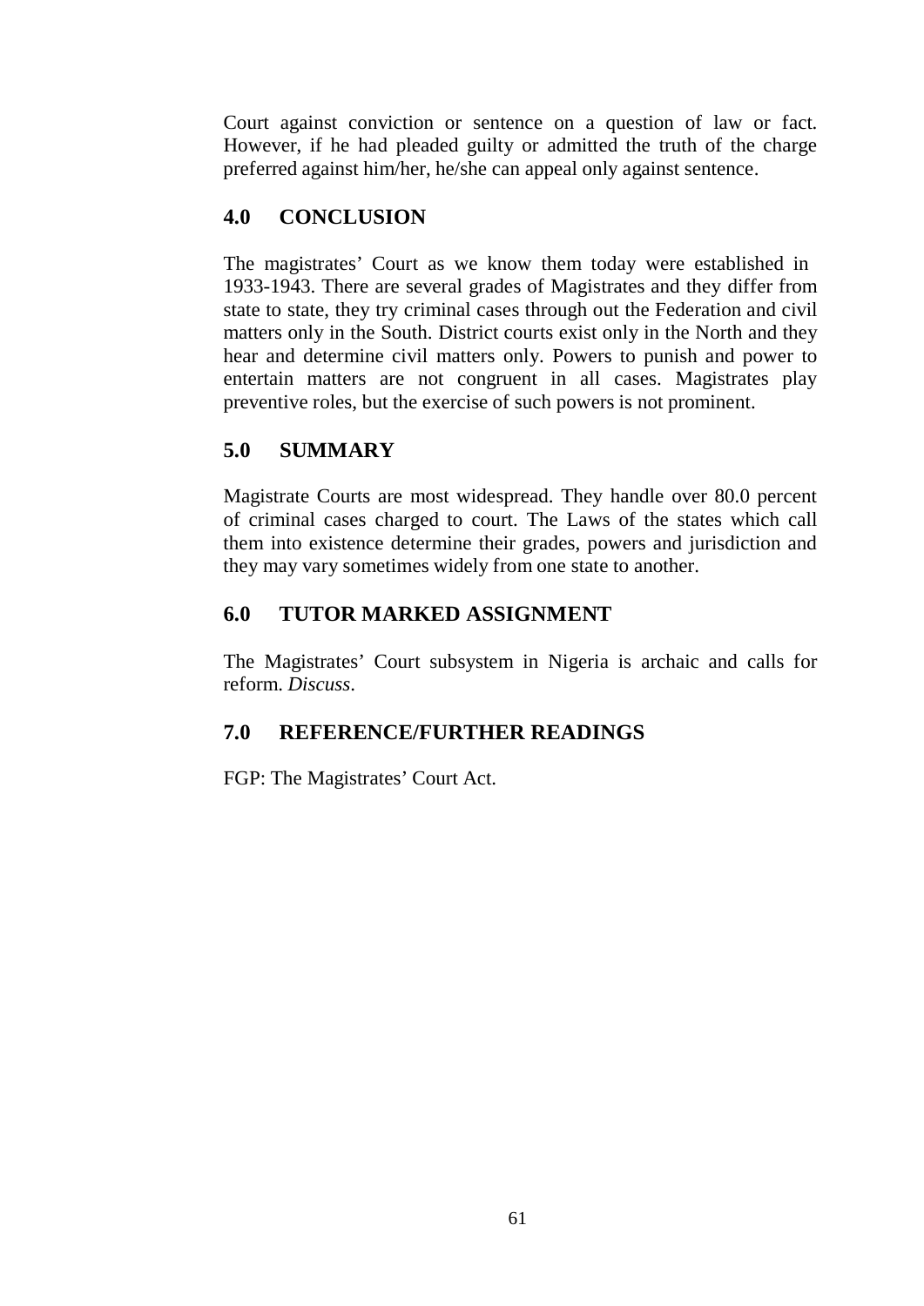Court against conviction or sentence on a question of law or fact. However, if he had pleaded guilty or admitted the truth of the charge preferred against him/her, he/she can appeal only against sentence.

## 4.0 CONCLUSION

The magistrates' Court as we know them today were established in 1933-1943. There are several grades of Magistrates and they differ from state to state, they try criminal cases through out the Federation and civil matters only in the South. District courts exist only in the North and they hear and determine civil matters only. Powers to punish and power to entertain matters are not congruent in all cases. Magistrates play preventive roles, but the exercise of such powers is not prominent.

## 5.0 SUMMARY

Magistrate Courts are most widespread. They handle over 80.0 percent of criminal cases charged to court. The Laws of the states which call them into existence determine their grades, powers and jurisdiction and they may vary sometimes widely from one state to another.

## 6.0 TUTOR MARKED ASSIGNMENT

The Magistrates' Court subsystem in Nigeria is archaic and calls for reform. *Discuss*.

## 7.0 REFERENCE/FURTHER READINGS

FGP: The Magistrates' Court Act.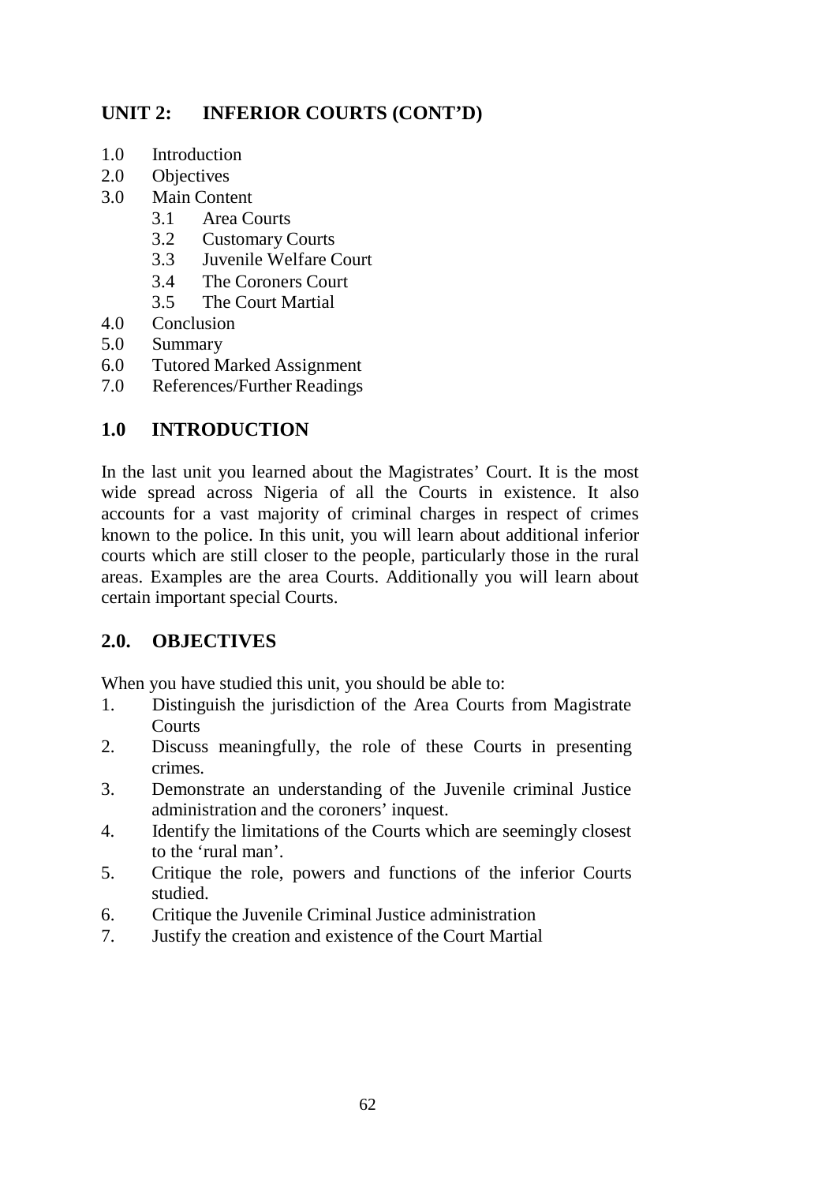## UNIT 2: INFERIOR COURTS (CONT'D)

1.0 Introduction
2.0 Objectives
3.0 Main Content
    - 3.1 Area Courts
    - 3.2 Customary Courts
    - 3.3 Juvenile Welfare Court
    - 3.4 The Coroners Court
    - 3.5 The Court Martial

4.0 Conclusion
5.0 Summary
6.0 Tutored Marked Assignment
7.0 References/Further Readings

### 1.0 INTRODUCTION

In the last unit you learned about the Magistrates' Court. It is the most wide spread across Nigeria of all the Courts in existence. It also accounts for a vast majority of criminal charges in respect of crimes known to the police. In this unit, you will learn about additional inferior courts which are still closer to the people, particularly those in the rural areas. Examples are the area Courts. Additionally you will learn about certain important special Courts.

### 2.0. OBJECTIVES

When you have studied this unit, you should be able to:

1. Distinguish the jurisdiction of the Area Courts from Magistrate Courts
2. Discuss meaningfully, the role of these Courts in presenting crimes.
3. Demonstrate an understanding of the Juvenile criminal Justice administration and the coroners' inquest.
4. Identify the limitations of the Courts which are seemingly closest to the 'rural man'.
5. Critique the role, powers and functions of the inferior Courts studied.
6. Critique the Juvenile Criminal Justice administration
7. Justify the creation and existence of the Court Martial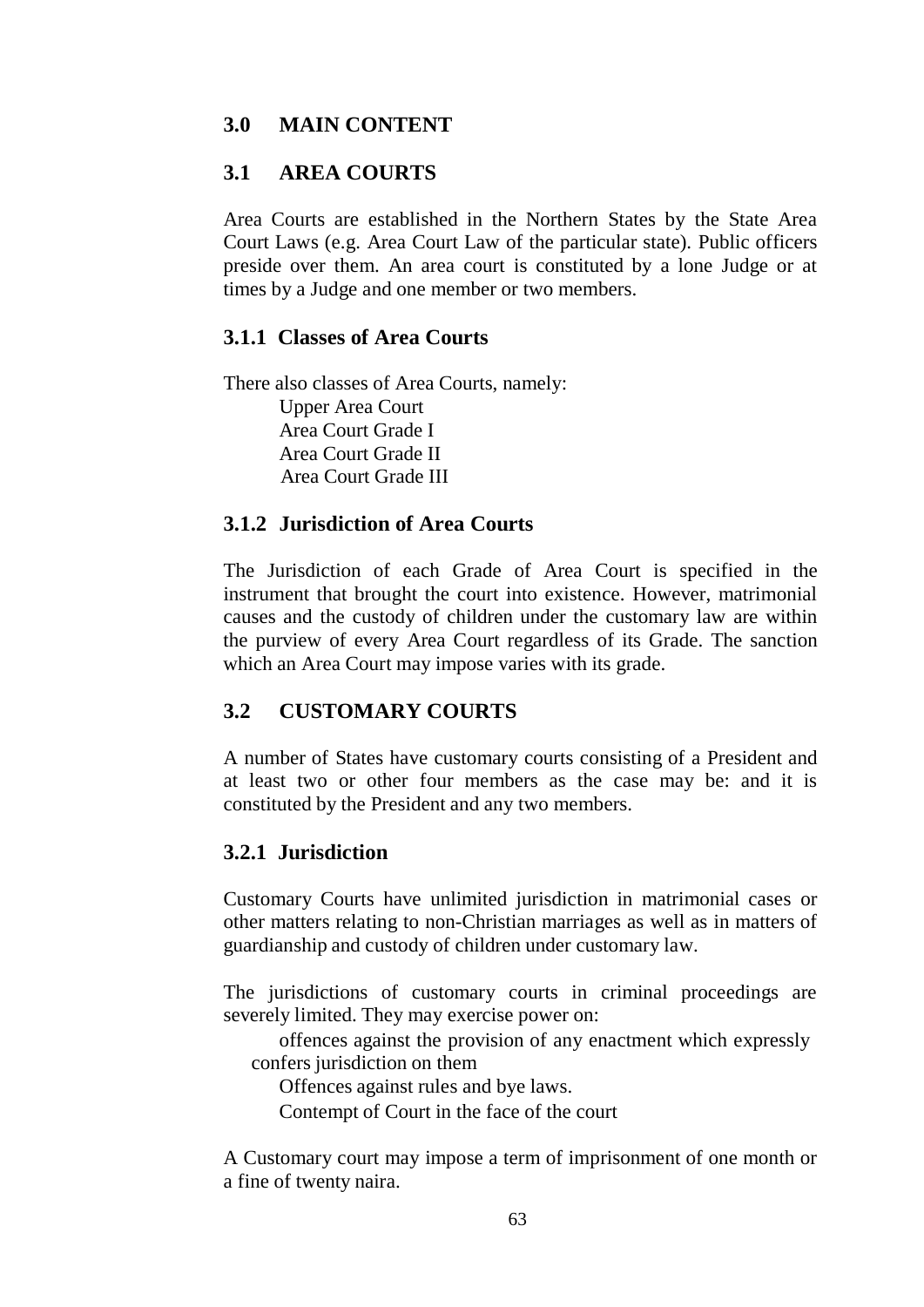## 3.0 MAIN CONTENT

## 3.1 AREA COURTS

Area Courts are established in the Northern States by the State Area Court Laws (e.g. Area Court Law of the particular state). Public officers preside over them. An area court is constituted by a lone Judge or at times by a Judge and one member or two members.

### 3.1.1 Classes of Area Courts

There also classes of Area Courts, namely:

- Upper Area Court
- Area Court Grade I
- Area Court Grade II
- Area Court Grade III

### 3.1.2 Jurisdiction of Area Courts

The Jurisdiction of each Grade of Area Court is specified in the instrument that brought the court into existence. However, matrimonial causes and the custody of children under the customary law are within the purview of every Area Court regardless of its Grade. The sanction which an Area Court may impose varies with its grade.

## 3.2 CUSTOMARY COURTS

A number of States have customary courts consisting of a President and at least two or other four members as the case may be: and it is constituted by the President and any two members.

### 3.2.1 Jurisdiction

Customary Courts have unlimited jurisdiction in matrimonial cases or other matters relating to non-Christian marriages as well as in matters of guardianship and custody of children under customary law.

The jurisdictions of customary courts in criminal proceedings are severely limited. They may exercise power on:

- offences against the provision of any enactment which expressly confers jurisdiction on them
- Offences against rules and bye laws.
- Contempt of Court in the face of the court

A Customary court may impose a term of imprisonment of one month or a fine of twenty naira.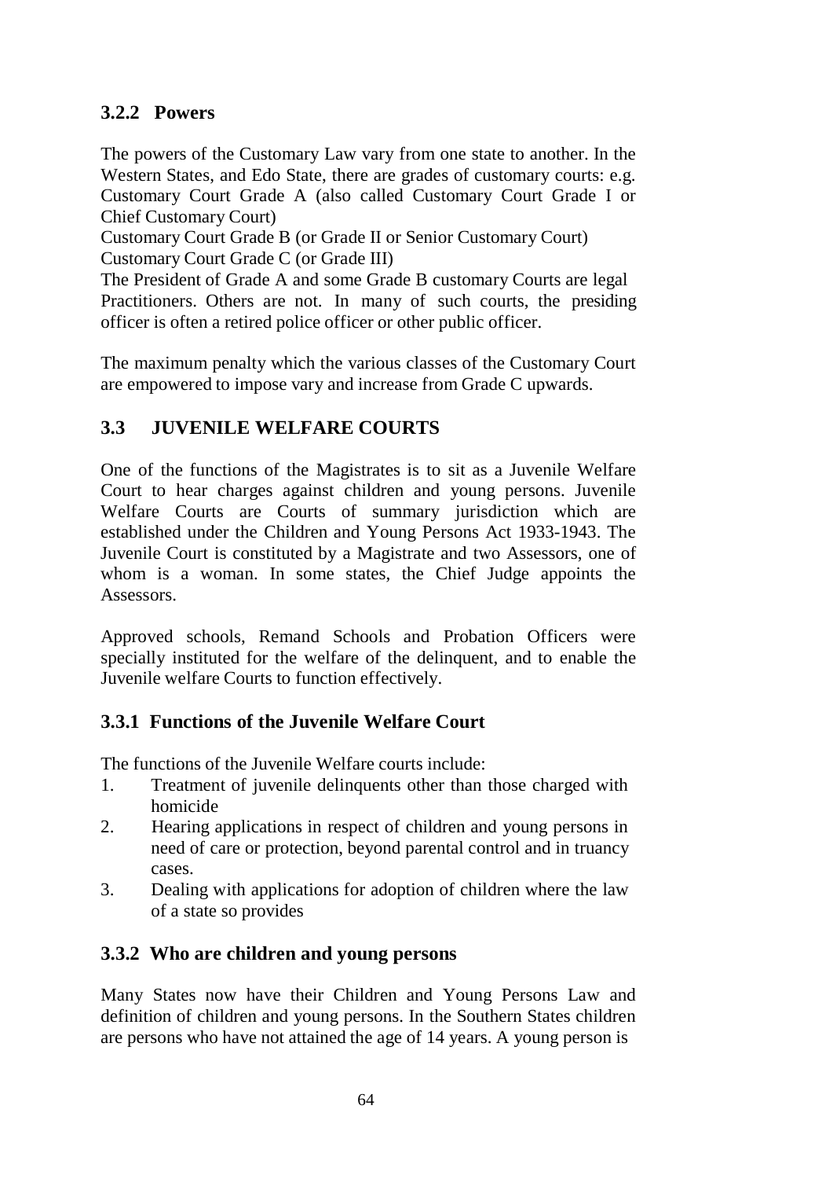### 3.2.2 Powers

The powers of the Customary Law vary from one state to another. In the Western States, and Edo State, there are grades of customary courts: e.g. Customary Court Grade A (also called Customary Court Grade I or Chief Customary Court)
Customary Court Grade B (or Grade II or Senior Customary Court)
Customary Court Grade C (or Grade III)
The President of Grade A and some Grade B customary Courts are legal Practitioners. Others are not. In many of such courts, the presiding officer is often a retired police officer or other public officer.

The maximum penalty which the various classes of the Customary Court are empowered to impose vary and increase from Grade C upwards.

## 3.3 JUVENILE WELFARE COURTS

One of the functions of the Magistrates is to sit as a Juvenile Welfare Court to hear charges against children and young persons. Juvenile Welfare Courts are Courts of summary jurisdiction which are established under the Children and Young Persons Act 1933-1943. The Juvenile Court is constituted by a Magistrate and two Assessors, one of whom is a woman. In some states, the Chief Judge appoints the Assessors.

Approved schools, Remand Schools and Probation Officers were specially instituted for the welfare of the delinquent, and to enable the Juvenile welfare Courts to function effectively.

### 3.3.1 Functions of the Juvenile Welfare Court

The functions of the Juvenile Welfare courts include:

1. Treatment of juvenile delinquents other than those charged with homicide
2. Hearing applications in respect of children and young persons in need of care or protection, beyond parental control and in truancy cases.
3. Dealing with applications for adoption of children where the law of a state so provides

### 3.3.2 Who are children and young persons

Many States now have their Children and Young Persons Law and definition of children and young persons. In the Southern States children are persons who have not attained the age of 14 years. A young person is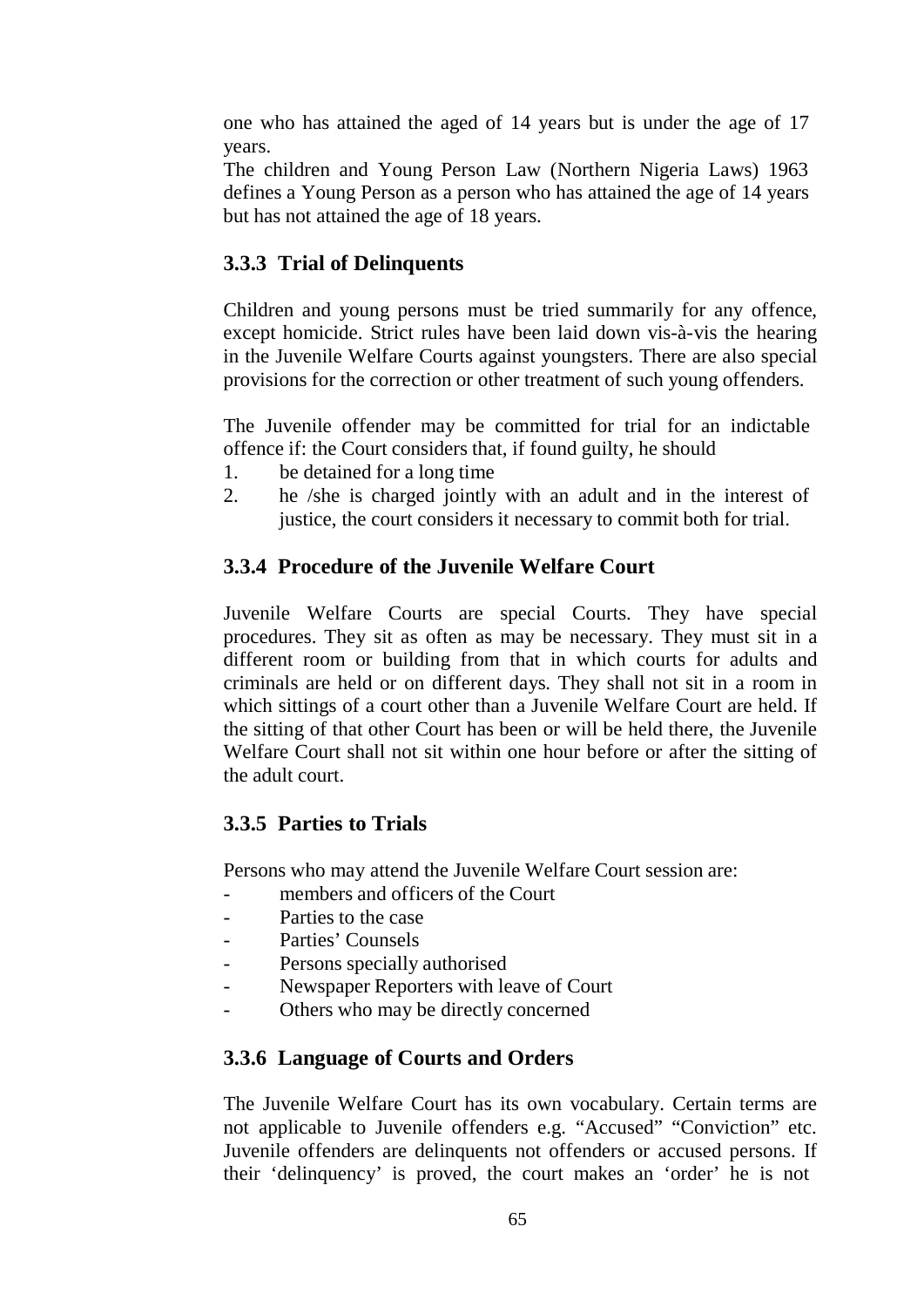one who has attained the aged of 14 years but is under the age of 17 years.

The children and Young Person Law (Northern Nigeria Laws) 1963 defines a Young Person as a person who has attained the age of 14 years but has not attained the age of 18 years.

### 3.3.3 Trial of Delinquents

Children and young persons must be tried summarily for any offence, except homicide. Strict rules have been laid down vis-à-vis the hearing in the Juvenile Welfare Courts against youngsters. There are also special provisions for the correction or other treatment of such young offenders.

The Juvenile offender may be committed for trial for an indictable offence if: the Court considers that, if found guilty, he should

1. be detained for a long time
2. he /she is charged jointly with an adult and in the interest of justice, the court considers it necessary to commit both for trial.

### 3.3.4 Procedure of the Juvenile Welfare Court

Juvenile Welfare Courts are special Courts. They have special procedures. They sit as often as may be necessary. They must sit in a different room or building from that in which courts for adults and criminals are held or on different days. They shall not sit in a room in which sittings of a court other than a Juvenile Welfare Court are held. If the sitting of that other Court has been or will be held there, the Juvenile Welfare Court shall not sit within one hour before or after the sitting of the adult court.

### 3.3.5 Parties to Trials

Persons who may attend the Juvenile Welfare Court session are:

- members and officers of the Court
- Parties to the case
- Parties' Counsels
- Persons specially authorised
- Newspaper Reporters with leave of Court
- Others who may be directly concerned

### 3.3.6 Language of Courts and Orders

The Juvenile Welfare Court has its own vocabulary. Certain terms are not applicable to Juvenile offenders e.g. "Accused" "Conviction" etc. Juvenile offenders are delinquents not offenders or accused persons. If their 'delinquency' is proved, the court makes an 'order' he is not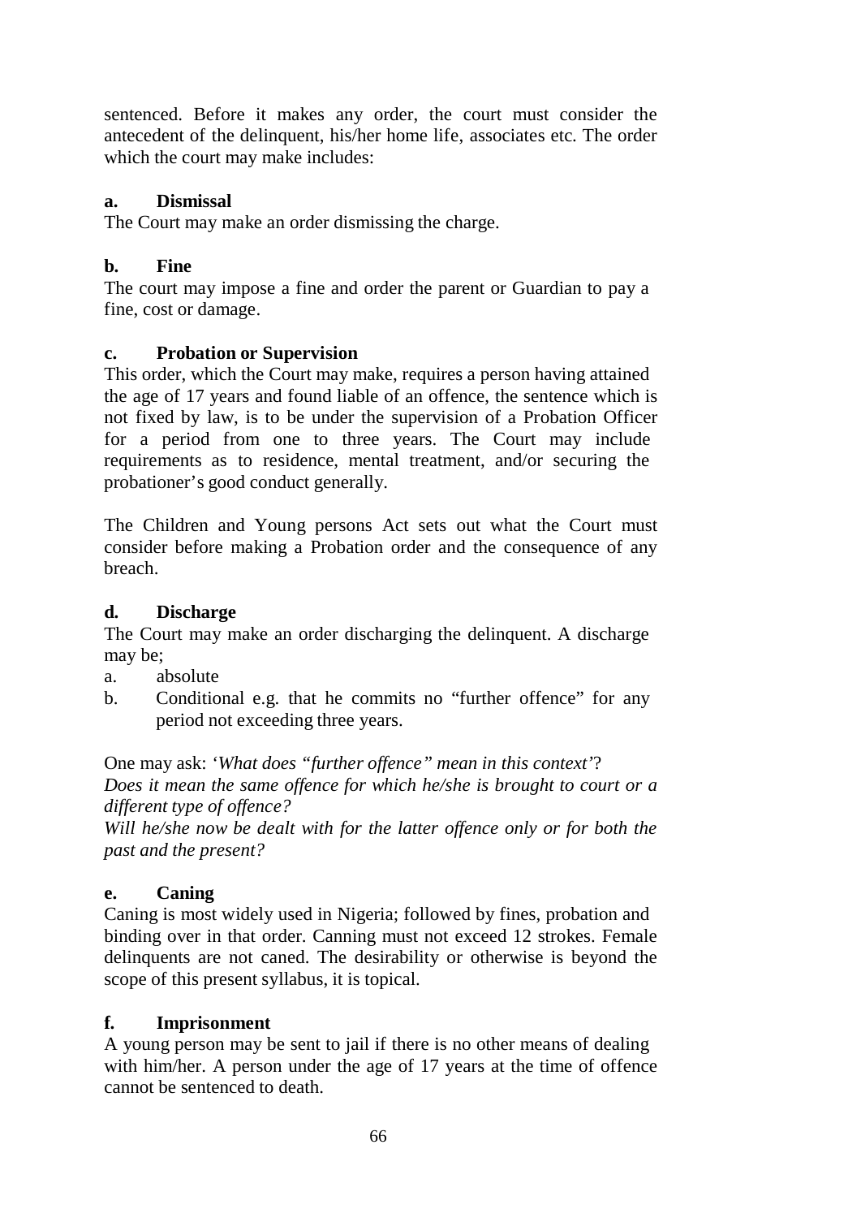sentenced. Before it makes any order, the court must consider the antecedent of the delinquent, his/her home life, associates etc. The order which the court may make includes:

**a. Dismissal**

The Court may make an order dismissing the charge.

**b. Fine**

The court may impose a fine and order the parent or Guardian to pay a fine, cost or damage.

**c. Probation or Supervision**

This order, which the Court may make, requires a person having attained the age of 17 years and found liable of an offence, the sentence which is not fixed by law, is to be under the supervision of a Probation Officer for a period from one to three years. The Court may include requirements as to residence, mental treatment, and/or securing the probationer's good conduct generally.

The Children and Young persons Act sets out what the Court must consider before making a Probation order and the consequence of any breach.

**d. Discharge**

The Court may make an order discharging the delinquent. A discharge may be;

a. absolute
b. Conditional e.g. that he commits no "further offence" for any period not exceeding three years.

One may ask: *'What does "further offence" mean in this context'*?
*Does it mean the same offence for which he/she is brought to court or a different type of offence?*
*Will he/she now be dealt with for the latter offence only or for both the past and the present?*

**e. Caning**

Caning is most widely used in Nigeria; followed by fines, probation and binding over in that order. Canning must not exceed 12 strokes. Female delinquents are not caned. The desirability or otherwise is beyond the scope of this present syllabus, it is topical.

**f. Imprisonment**

A young person may be sent to jail if there is no other means of dealing with him/her. A person under the age of 17 years at the time of offence cannot be sentenced to death.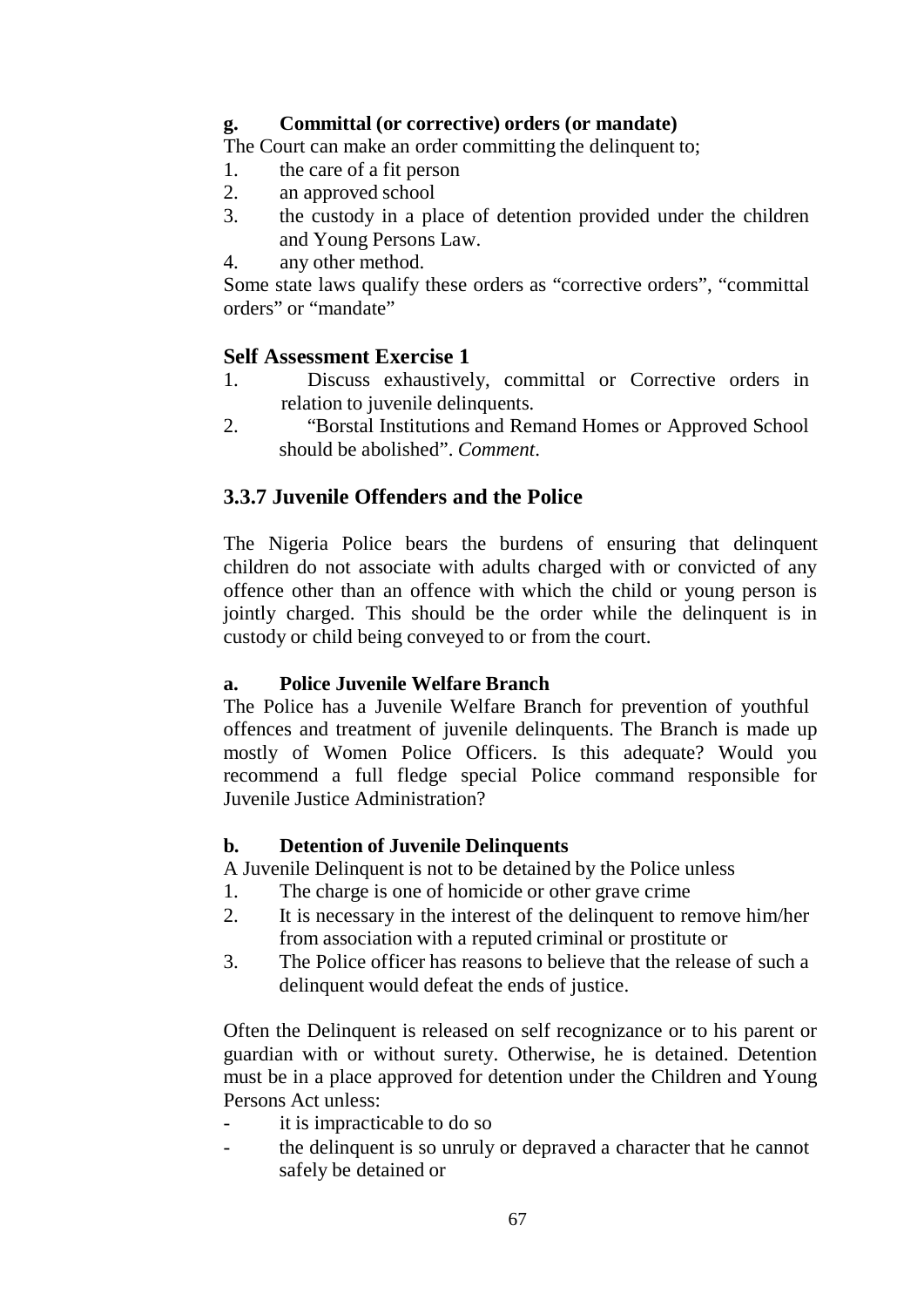**g. Committal (or corrective) orders (or mandate)**

The Court can make an order committing the delinquent to;

1. the care of a fit person
2. an approved school
3. the custody in a place of detention provided under the children and Young Persons Law.
4. any other method.

Some state laws qualify these orders as "corrective orders", "committal orders" or "mandate"

### Self Assessment Exercise 1

1. Discuss exhaustively, committal or Corrective orders in relation to juvenile delinquents.
2. "Borstal Institutions and Remand Homes or Approved School should be abolished". *Comment*.

## 3.3.7 Juvenile Offenders and the Police

The Nigeria Police bears the burdens of ensuring that delinquent children do not associate with adults charged with or convicted of any offence other than an offence with which the child or young person is jointly charged. This should be the order while the delinquent is in custody or child being conveyed to or from the court.

**a. Police Juvenile Welfare Branch**

The Police has a Juvenile Welfare Branch for prevention of youthful offences and treatment of juvenile delinquents. The Branch is made up mostly of Women Police Officers. Is this adequate? Would you recommend a full fledge special Police command responsible for Juvenile Justice Administration?

**b. Detention of Juvenile Delinquents**

A Juvenile Delinquent is not to be detained by the Police unless

1. The charge is one of homicide or other grave crime
2. It is necessary in the interest of the delinquent to remove him/her from association with a reputed criminal or prostitute or
3. The Police officer has reasons to believe that the release of such a delinquent would defeat the ends of justice.

Often the Delinquent is released on self recognizance or to his parent or guardian with or without surety. Otherwise, he is detained. Detention must be in a place approved for detention under the Children and Young Persons Act unless:

- it is impracticable to do so
- the delinquent is so unruly or depraved a character that he cannot safely be detained or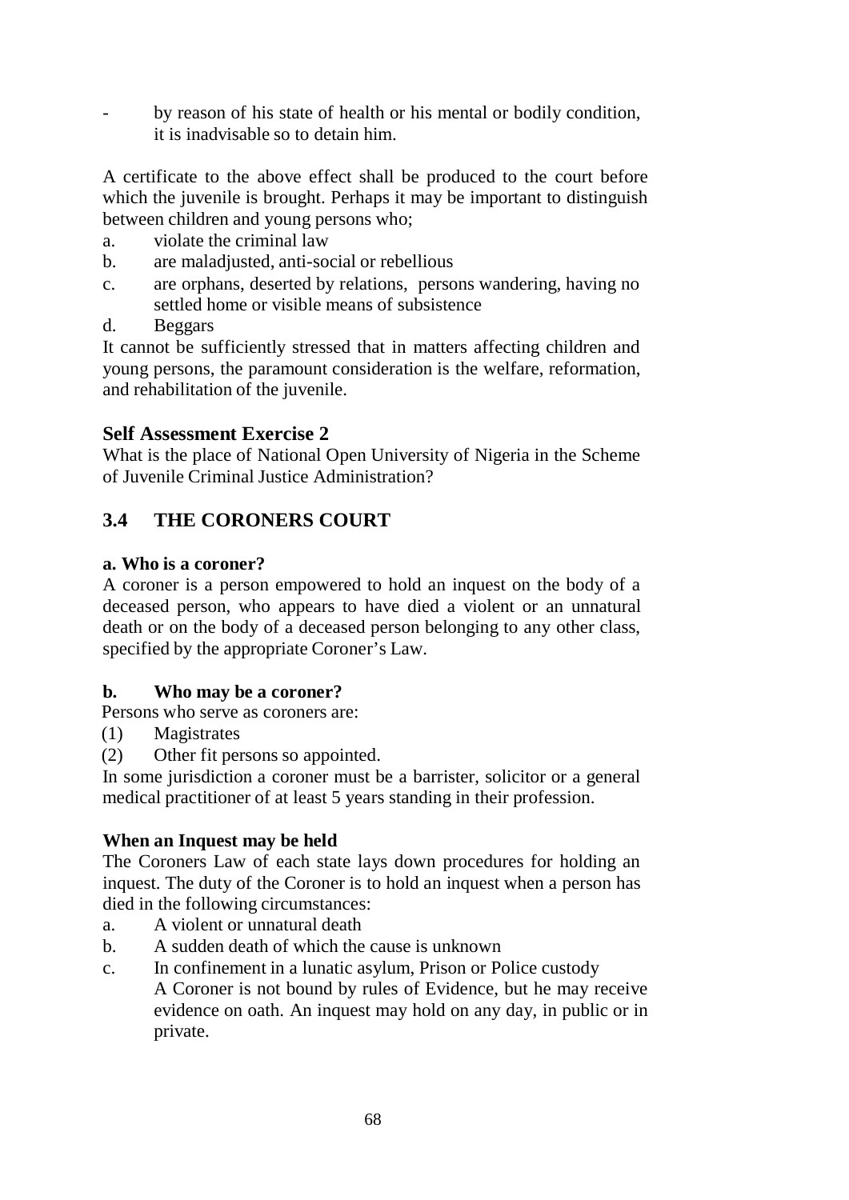- by reason of his state of health or his mental or bodily condition, it is inadvisable so to detain him.

A certificate to the above effect shall be produced to the court before which the juvenile is brought. Perhaps it may be important to distinguish between children and young persons who;

a. violate the criminal law
b. are maladjusted, anti-social or rebellious
c. are orphans, deserted by relations, persons wandering, having no settled home or visible means of subsistence
d. Beggars

It cannot be sufficiently stressed that in matters affecting children and young persons, the paramount consideration is the welfare, reformation, and rehabilitation of the juvenile.

### Self Assessment Exercise 2

What is the place of National Open University of Nigeria in the Scheme of Juvenile Criminal Justice Administration?

## 3.4 THE CORONERS COURT

**a. Who is a coroner?**

A coroner is a person empowered to hold an inquest on the body of a deceased person, who appears to have died a violent or an unnatural death or on the body of a deceased person belonging to any other class, specified by the appropriate Coroner's Law.

**b. Who may be a coroner?**

Persons who serve as coroners are:

(1) Magistrates
(2) Other fit persons so appointed.

In some jurisdiction a coroner must be a barrister, solicitor or a general medical practitioner of at least 5 years standing in their profession.

**When an Inquest may be held**

The Coroners Law of each state lays down procedures for holding an inquest. The duty of the Coroner is to hold an inquest when a person has died in the following circumstances:

a. A violent or unnatural death
b. A sudden death of which the cause is unknown
c. In confinement in a lunatic asylum, Prison or Police custody
   A Coroner is not bound by rules of Evidence, but he may receive evidence on oath. An inquest may hold on any day, in public or in private.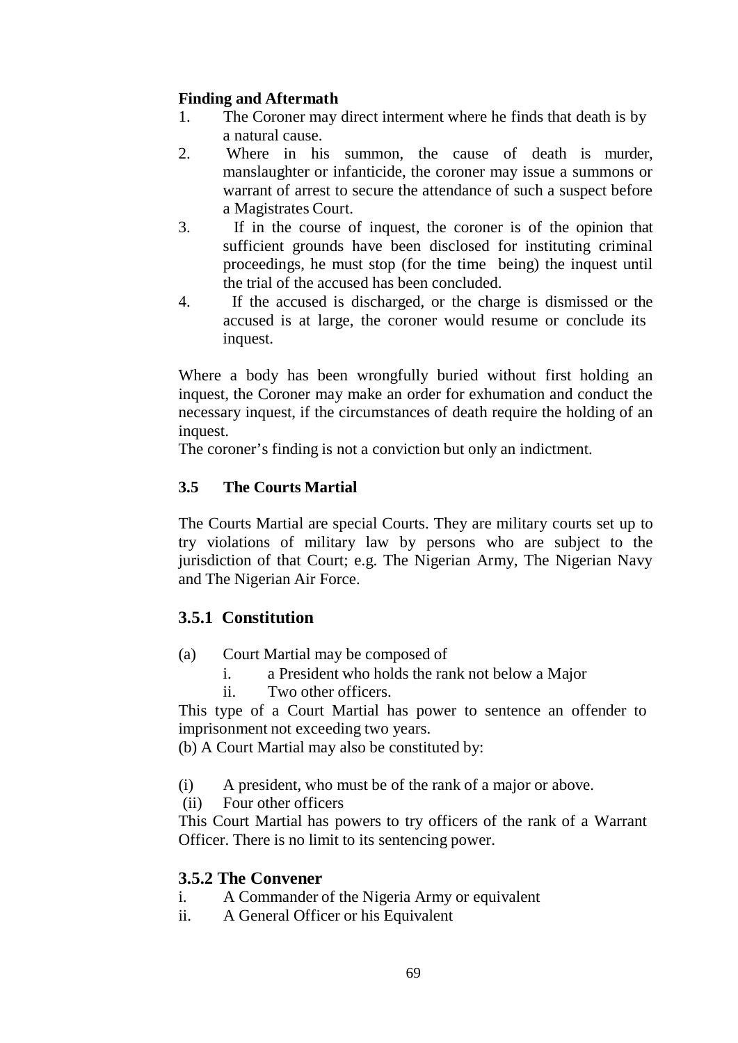**Finding and Aftermath**

1. The Coroner may direct interment where he finds that death is by a natural cause.
2. Where in his summon, the cause of death is murder, manslaughter or infanticide, the coroner may issue a summons or warrant of arrest to secure the attendance of such a suspect before a Magistrates Court.
3. If in the course of inquest, the coroner is of the opinion that sufficient grounds have been disclosed for instituting criminal proceedings, he must stop (for the time being) the inquest until the trial of the accused has been concluded.
4. If the accused is discharged, or the charge is dismissed or the accused is at large, the coroner would resume or conclude its inquest.

Where a body has been wrongfully buried without first holding an inquest, the Coroner may make an order for exhumation and conduct the necessary inquest, if the circumstances of death require the holding of an inquest.

The coroner's finding is not a conviction but only an indictment.

## 3.5 The Courts Martial

The Courts Martial are special Courts. They are military courts set up to try violations of military law by persons who are subject to the jurisdiction of that Court; e.g. The Nigerian Army, The Nigerian Navy and The Nigerian Air Force.

### 3.5.1 Constitution

(a) Court Martial may be composed of

   i. a President who holds the rank not below a Major
   ii. Two other officers.

This type of a Court Martial has power to sentence an offender to imprisonment not exceeding two years.

(b) A Court Martial may also be constituted by:

(i) A president, who must be of the rank of a major or above.
(ii) Four other officers

This Court Martial has powers to try officers of the rank of a Warrant Officer. There is no limit to its sentencing power.

### 3.5.2 The Convener

i. A Commander of the Nigeria Army or equivalent
ii. A General Officer or his Equivalent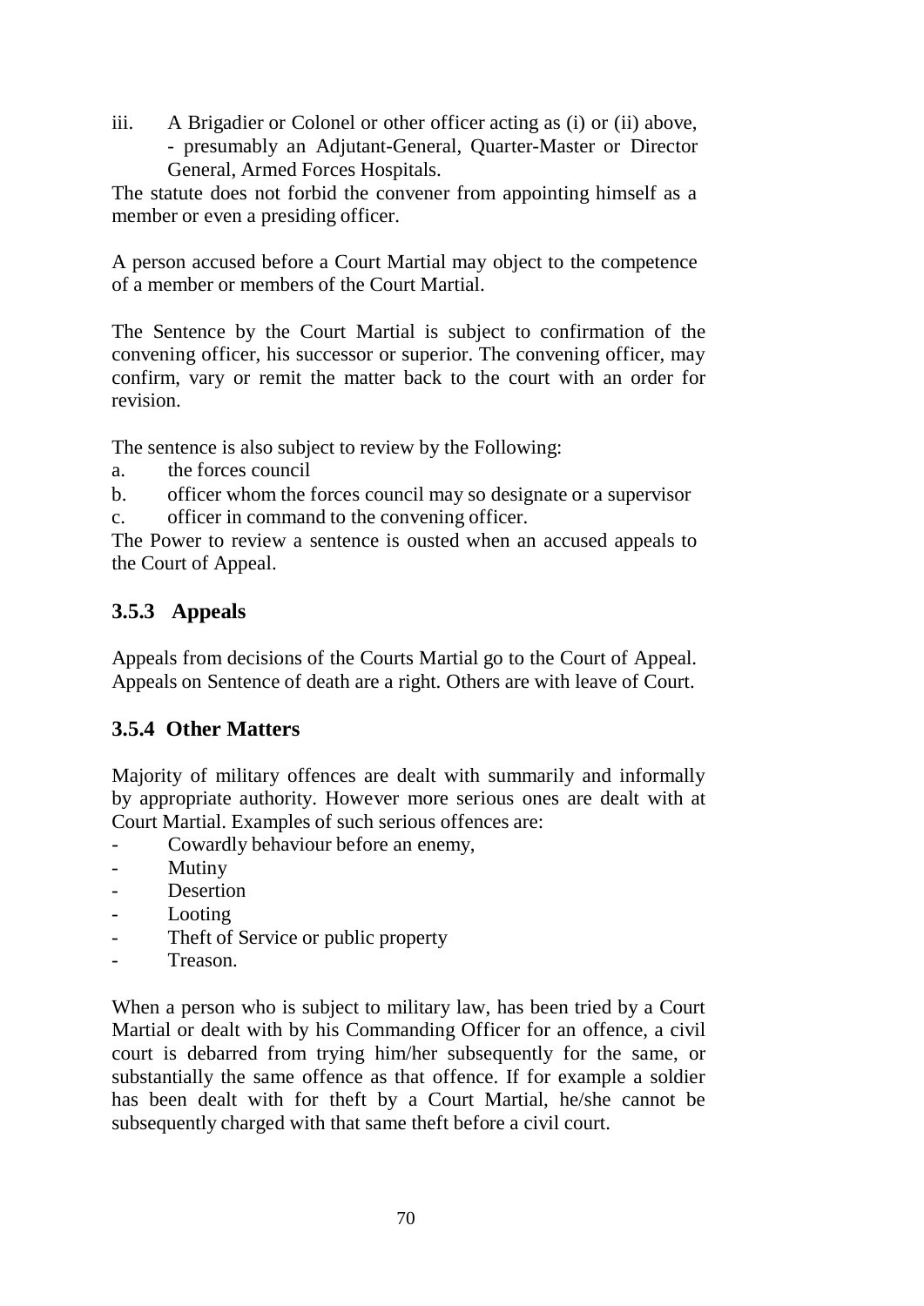iii. A Brigadier or Colonel or other officer acting as (i) or (ii) above, - presumably an Adjutant-General, Quarter-Master or Director General, Armed Forces Hospitals.

The statute does not forbid the convener from appointing himself as a member or even a presiding officer.

A person accused before a Court Martial may object to the competence of a member or members of the Court Martial.

The Sentence by the Court Martial is subject to confirmation of the convening officer, his successor or superior. The convening officer, may confirm, vary or remit the matter back to the court with an order for revision.

The sentence is also subject to review by the Following:

a. the forces council
b. officer whom the forces council may so designate or a supervisor
c. officer in command to the convening officer.

The Power to review a sentence is ousted when an accused appeals to the Court of Appeal.

### 3.5.3 Appeals

Appeals from decisions of the Courts Martial go to the Court of Appeal. Appeals on Sentence of death are a right. Others are with leave of Court.

### 3.5.4 Other Matters

Majority of military offences are dealt with summarily and informally by appropriate authority. However more serious ones are dealt with at Court Martial. Examples of such serious offences are:

- Cowardly behaviour before an enemy,
- Mutiny
- Desertion
- Looting
- Theft of Service or public property
- Treason.

When a person who is subject to military law, has been tried by a Court Martial or dealt with by his Commanding Officer for an offence, a civil court is debarred from trying him/her subsequently for the same, or substantially the same offence as that offence. If for example a soldier has been dealt with for theft by a Court Martial, he/she cannot be subsequently charged with that same theft before a civil court.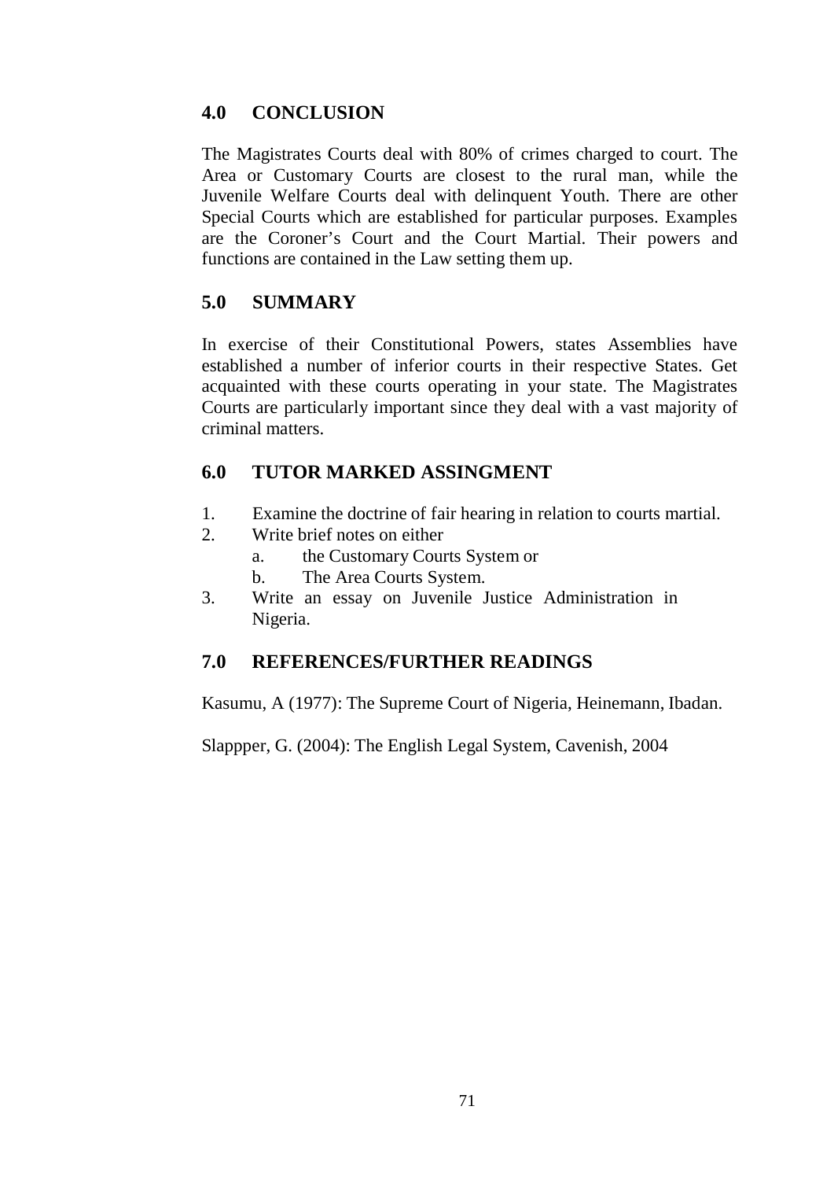## 4.0 CONCLUSION

The Magistrates Courts deal with 80% of crimes charged to court. The Area or Customary Courts are closest to the rural man, while the Juvenile Welfare Courts deal with delinquent Youth. There are other Special Courts which are established for particular purposes. Examples are the Coroner's Court and the Court Martial. Their powers and functions are contained in the Law setting them up.

## 5.0 SUMMARY

In exercise of their Constitutional Powers, states Assemblies have established a number of inferior courts in their respective States. Get acquainted with these courts operating in your state. The Magistrates Courts are particularly important since they deal with a vast majority of criminal matters.

## 6.0 TUTOR MARKED ASSINGMENT

1. Examine the doctrine of fair hearing in relation to courts martial.
2. Write brief notes on either
   a. the Customary Courts System or
   b. The Area Courts System.
3. Write an essay on Juvenile Justice Administration in Nigeria.

## 7.0 REFERENCES/FURTHER READINGS

Kasumu, A (1977): The Supreme Court of Nigeria, Heinemann, Ibadan.

Slappper, G. (2004): The English Legal System, Cavenish, 2004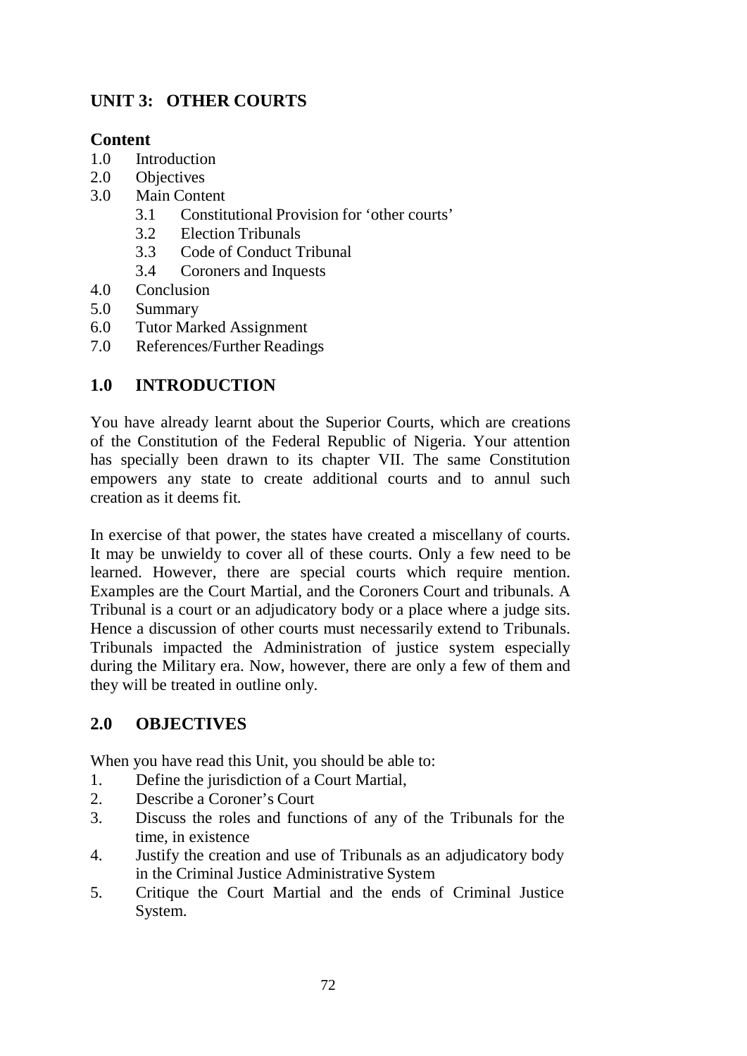## UNIT 3: OTHER COURTS

### Content

1.0 Introduction
2.0 Objectives
3.0 Main Content
   3.1 Constitutional Provision for 'other courts'
   3.2 Election Tribunals
   3.3 Code of Conduct Tribunal
   3.4 Coroners and Inquests
4.0 Conclusion
5.0 Summary
6.0 Tutor Marked Assignment
7.0 References/Further Readings

## 1.0 INTRODUCTION

You have already learnt about the Superior Courts, which are creations of the Constitution of the Federal Republic of Nigeria. Your attention has specially been drawn to its chapter VII. The same Constitution empowers any state to create additional courts and to annul such creation as it deems fit.

In exercise of that power, the states have created a miscellany of courts. It may be unwieldy to cover all of these courts. Only a few need to be learned. However, there are special courts which require mention. Examples are the Court Martial, and the Coroners Court and tribunals. A Tribunal is a court or an adjudicatory body or a place where a judge sits. Hence a discussion of other courts must necessarily extend to Tribunals. Tribunals impacted the Administration of justice system especially during the Military era. Now, however, there are only a few of them and they will be treated in outline only.

## 2.0 OBJECTIVES

When you have read this Unit, you should be able to:

1. Define the jurisdiction of a Court Martial,
2. Describe a Coroner's Court
3. Discuss the roles and functions of any of the Tribunals for the time, in existence
4. Justify the creation and use of Tribunals as an adjudicatory body in the Criminal Justice Administrative System
5. Critique the Court Martial and the ends of Criminal Justice System.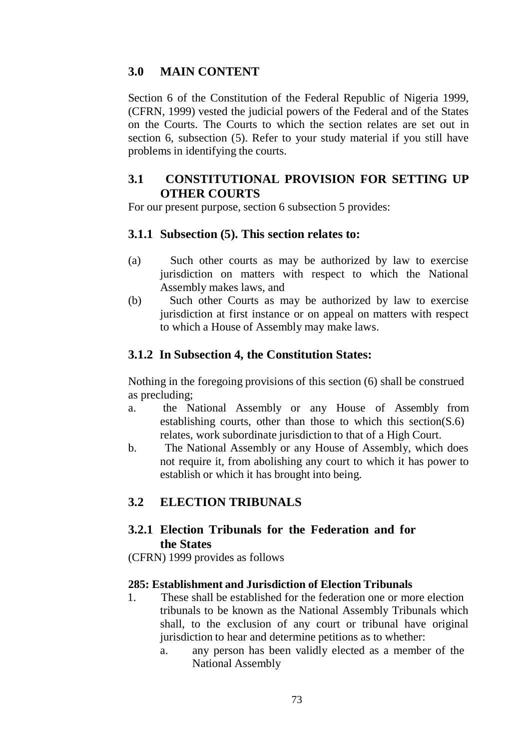## 3.0 MAIN CONTENT

Section 6 of the Constitution of the Federal Republic of Nigeria 1999, (CFRN, 1999) vested the judicial powers of the Federal and of the States on the Courts. The Courts to which the section relates are set out in section 6, subsection (5). Refer to your study material if you still have problems in identifying the courts.

## 3.1 CONSTITUTIONAL PROVISION FOR SETTING UP OTHER COURTS

For our present purpose, section 6 subsection 5 provides:

### 3.1.1 Subsection (5). This section relates to:

(a) Such other courts as may be authorized by law to exercise jurisdiction on matters with respect to which the National Assembly makes laws, and

(b) Such other Courts as may be authorized by law to exercise jurisdiction at first instance or on appeal on matters with respect to which a House of Assembly may make laws.

### 3.1.2 In Subsection 4, the Constitution States:

Nothing in the foregoing provisions of this section (6) shall be construed as precluding;

a. the National Assembly or any House of Assembly from establishing courts, other than those to which this section(S.6) relates, work subordinate jurisdiction to that of a High Court.

b. The National Assembly or any House of Assembly, which does not require it, from abolishing any court to which it has power to establish or which it has brought into being.

## 3.2 ELECTION TRIBUNALS

### 3.2.1 Election Tribunals for the Federation and for the States

(CFRN) 1999 provides as follows

**285: Establishment and Jurisdiction of Election Tribunals**

1. These shall be established for the federation one or more election tribunals to be known as the National Assembly Tribunals which shall, to the exclusion of any court or tribunal have original jurisdiction to hear and determine petitions as to whether:
   a. any person has been validly elected as a member of the National Assembly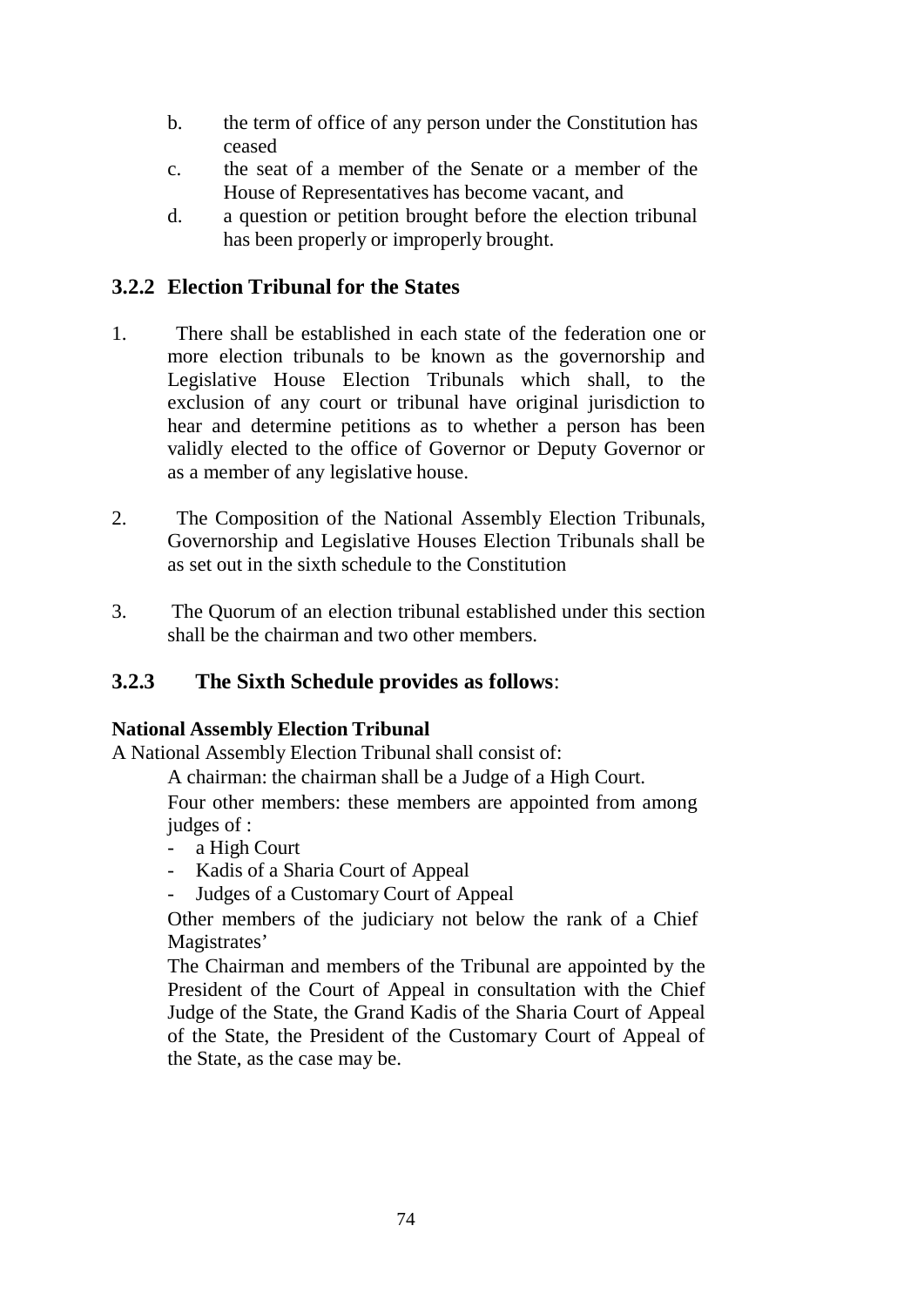b. the term of office of any person under the Constitution has ceased
c. the seat of a member of the Senate or a member of the House of Representatives has become vacant, and
d. a question or petition brought before the election tribunal has been properly or improperly brought.

### 3.2.2 Election Tribunal for the States

1. There shall be established in each state of the federation one or more election tribunals to be known as the governorship and Legislative House Election Tribunals which shall, to the exclusion of any court or tribunal have original jurisdiction to hear and determine petitions as to whether a person has been validly elected to the office of Governor or Deputy Governor or as a member of any legislative house.

2. The Composition of the National Assembly Election Tribunals, Governorship and Legislative Houses Election Tribunals shall be as set out in the sixth schedule to the Constitution

3. The Quorum of an election tribunal established under this section shall be the chairman and two other members.

### 3.2.3 The Sixth Schedule provides as follows:

**National Assembly Election Tribunal**

A National Assembly Election Tribunal shall consist of:

A chairman: the chairman shall be a Judge of a High Court.

Four other members: these members are appointed from among judges of :

- a High Court
- Kadis of a Sharia Court of Appeal
- Judges of a Customary Court of Appeal

Other members of the judiciary not below the rank of a Chief Magistrates'

The Chairman and members of the Tribunal are appointed by the President of the Court of Appeal in consultation with the Chief Judge of the State, the Grand Kadis of the Sharia Court of Appeal of the State, the President of the Customary Court of Appeal of the State, as the case may be.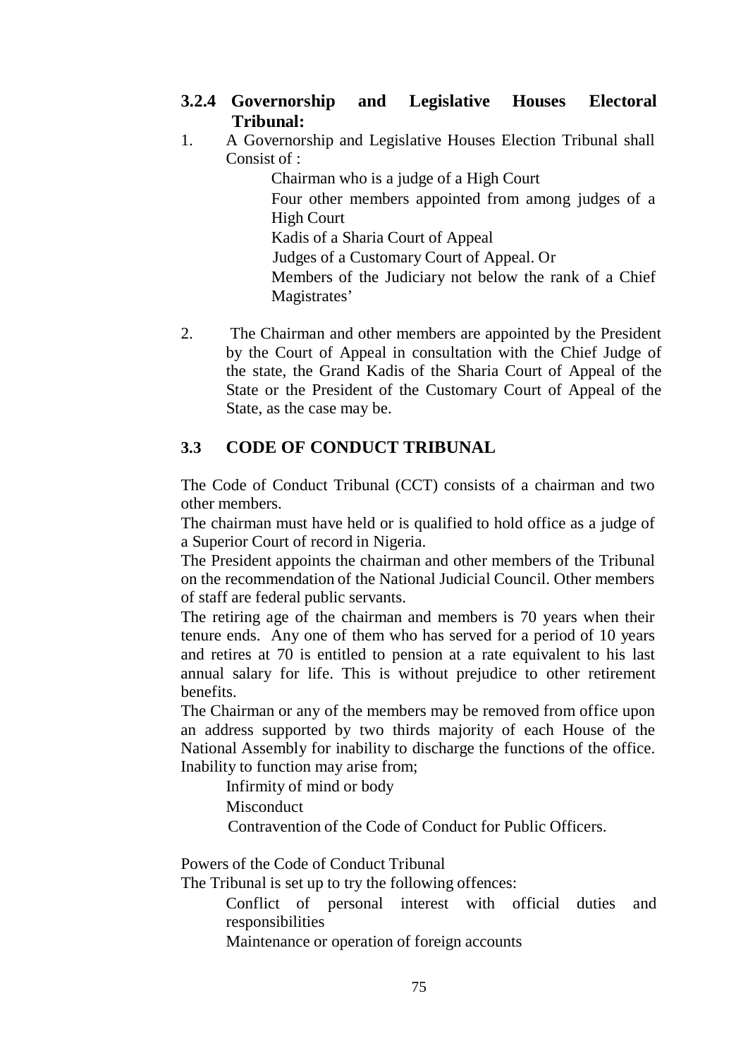### 3.2.4 Governorship and Legislative Houses Electoral Tribunal:

1. A Governorship and Legislative Houses Election Tribunal shall Consist of :

   Chairman who is a judge of a High Court

   Four other members appointed from among judges of a High Court

   Kadis of a Sharia Court of Appeal

   Judges of a Customary Court of Appeal. Or

   Members of the Judiciary not below the rank of a Chief Magistrates'

2. The Chairman and other members are appointed by the President by the Court of Appeal in consultation with the Chief Judge of the state, the Grand Kadis of the Sharia Court of Appeal of the State or the President of the Customary Court of Appeal of the State, as the case may be.

## 3.3 CODE OF CONDUCT TRIBUNAL

The Code of Conduct Tribunal (CCT) consists of a chairman and two other members.

The chairman must have held or is qualified to hold office as a judge of a Superior Court of record in Nigeria.

The President appoints the chairman and other members of the Tribunal on the recommendation of the National Judicial Council. Other members of staff are federal public servants.

The retiring age of the chairman and members is 70 years when their tenure ends. Any one of them who has served for a period of 10 years and retires at 70 is entitled to pension at a rate equivalent to his last annual salary for life. This is without prejudice to other retirement benefits.

The Chairman or any of the members may be removed from office upon an address supported by two thirds majority of each House of the National Assembly for inability to discharge the functions of the office. Inability to function may arise from;

Infirmity of mind or body

Misconduct

Contravention of the Code of Conduct for Public Officers.

Powers of the Code of Conduct Tribunal

The Tribunal is set up to try the following offences:

Conflict of personal interest with official duties and responsibilities

Maintenance or operation of foreign accounts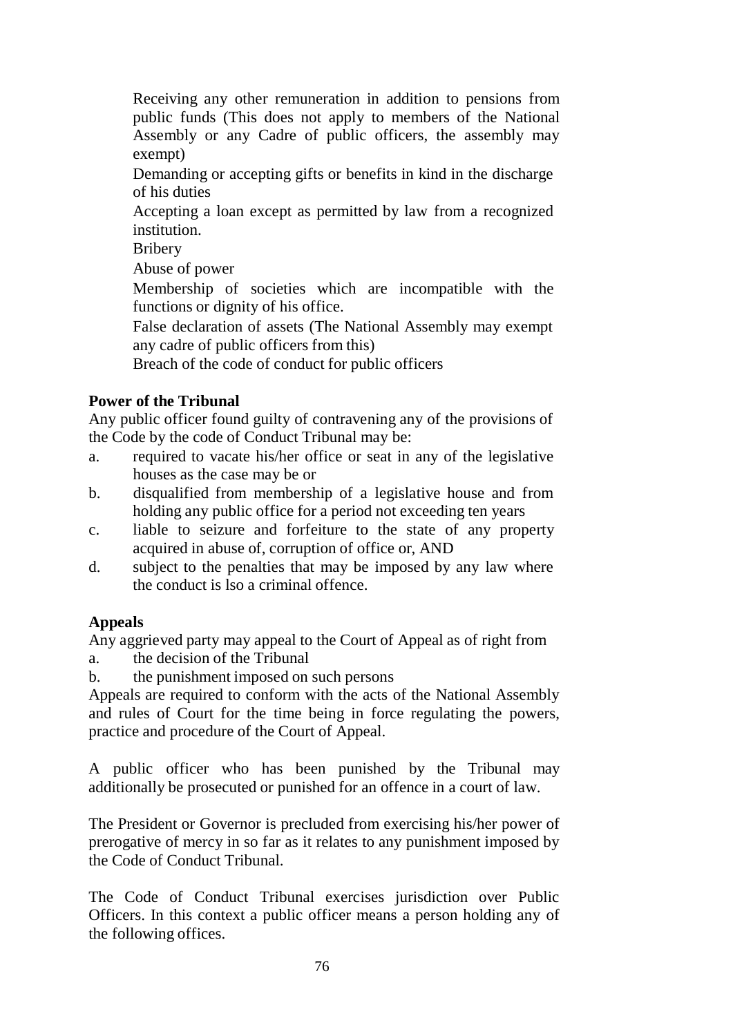Receiving any other remuneration in addition to pensions from public funds (This does not apply to members of the National Assembly or any Cadre of public officers, the assembly may exempt)

Demanding or accepting gifts or benefits in kind in the discharge of his duties

Accepting a loan except as permitted by law from a recognized institution.

Bribery

Abuse of power

Membership of societies which are incompatible with the functions or dignity of his office.

False declaration of assets (The National Assembly may exempt any cadre of public officers from this)

Breach of the code of conduct for public officers

**Power of the Tribunal**

Any public officer found guilty of contravening any of the provisions of the Code by the code of Conduct Tribunal may be:

a. required to vacate his/her office or seat in any of the legislative houses as the case may be or
b. disqualified from membership of a legislative house and from holding any public office for a period not exceeding ten years
c. liable to seizure and forfeiture to the state of any property acquired in abuse of, corruption of office or, AND
d. subject to the penalties that may be imposed by any law where the conduct is lso a criminal offence.

**Appeals**

Any aggrieved party may appeal to the Court of Appeal as of right from

a. the decision of the Tribunal
b. the punishment imposed on such persons

Appeals are required to conform with the acts of the National Assembly and rules of Court for the time being in force regulating the powers, practice and procedure of the Court of Appeal.

A public officer who has been punished by the Tribunal may additionally be prosecuted or punished for an offence in a court of law.

The President or Governor is precluded from exercising his/her power of prerogative of mercy in so far as it relates to any punishment imposed by the Code of Conduct Tribunal.

The Code of Conduct Tribunal exercises jurisdiction over Public Officers. In this context a public officer means a person holding any of the following offices.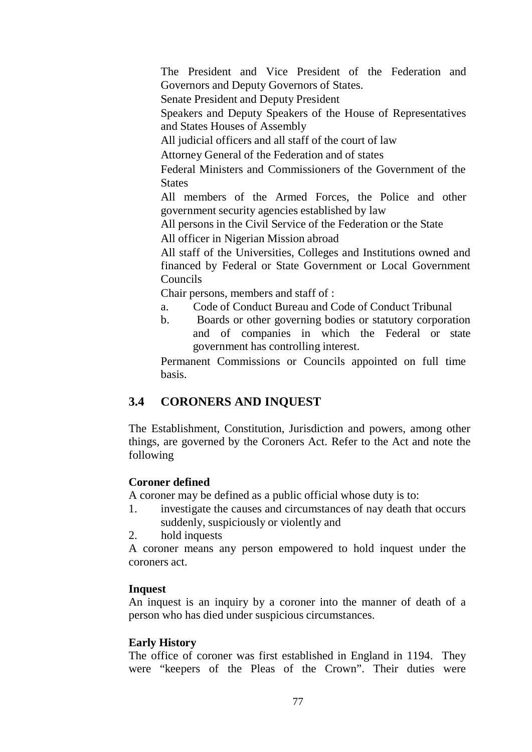The President and Vice President of the Federation and Governors and Deputy Governors of States.

Senate President and Deputy President

Speakers and Deputy Speakers of the House of Representatives and States Houses of Assembly

All judicial officers and all staff of the court of law

Attorney General of the Federation and of states

Federal Ministers and Commissioners of the Government of the States

All members of the Armed Forces, the Police and other government security agencies established by law

All persons in the Civil Service of the Federation or the State

All officer in Nigerian Mission abroad

All staff of the Universities, Colleges and Institutions owned and financed by Federal or State Government or Local Government Councils

Chair persons, members and staff of :

a. Code of Conduct Bureau and Code of Conduct Tribunal
b. Boards or other governing bodies or statutory corporation and of companies in which the Federal or state government has controlling interest.

Permanent Commissions or Councils appointed on full time basis.

## 3.4 CORONERS AND INQUEST

The Establishment, Constitution, Jurisdiction and powers, among other things, are governed by the Coroners Act. Refer to the Act and note the following

**Coroner defined**

A coroner may be defined as a public official whose duty is to:

1. investigate the causes and circumstances of nay death that occurs suddenly, suspiciously or violently and
2. hold inquests

A coroner means any person empowered to hold inquest under the coroners act.

**Inquest**

An inquest is an inquiry by a coroner into the manner of death of a person who has died under suspicious circumstances.

**Early History**

The office of coroner was first established in England in 1194. They were "keepers of the Pleas of the Crown". Their duties were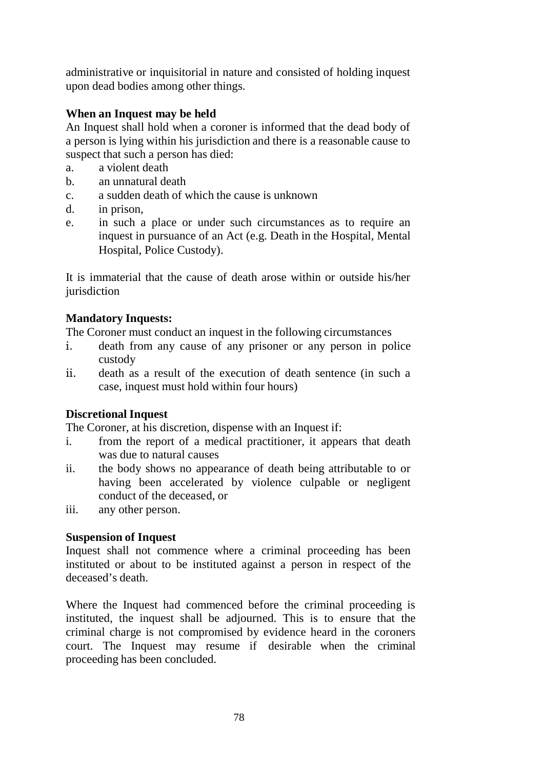administrative or inquisitorial in nature and consisted of holding inquest upon dead bodies among other things.

**When an Inquest may be held**

An Inquest shall hold when a coroner is informed that the dead body of a person is lying within his jurisdiction and there is a reasonable cause to suspect that such a person has died:

a. a violent death
b. an unnatural death
c. a sudden death of which the cause is unknown
d. in prison,
e. in such a place or under such circumstances as to require an inquest in pursuance of an Act (e.g. Death in the Hospital, Mental Hospital, Police Custody).

It is immaterial that the cause of death arose within or outside his/her jurisdiction

**Mandatory Inquests:**

The Coroner must conduct an inquest in the following circumstances

i. death from any cause of any prisoner or any person in police custody
ii. death as a result of the execution of death sentence (in such a case, inquest must hold within four hours)

**Discretional Inquest**

The Coroner, at his discretion, dispense with an Inquest if:

i. from the report of a medical practitioner, it appears that death was due to natural causes
ii. the body shows no appearance of death being attributable to or having been accelerated by violence culpable or negligent conduct of the deceased, or
iii. any other person.

**Suspension of Inquest**

Inquest shall not commence where a criminal proceeding has been instituted or about to be instituted against a person in respect of the deceased's death.

Where the Inquest had commenced before the criminal proceeding is instituted, the inquest shall be adjourned. This is to ensure that the criminal charge is not compromised by evidence heard in the coroners court. The Inquest may resume if desirable when the criminal proceeding has been concluded.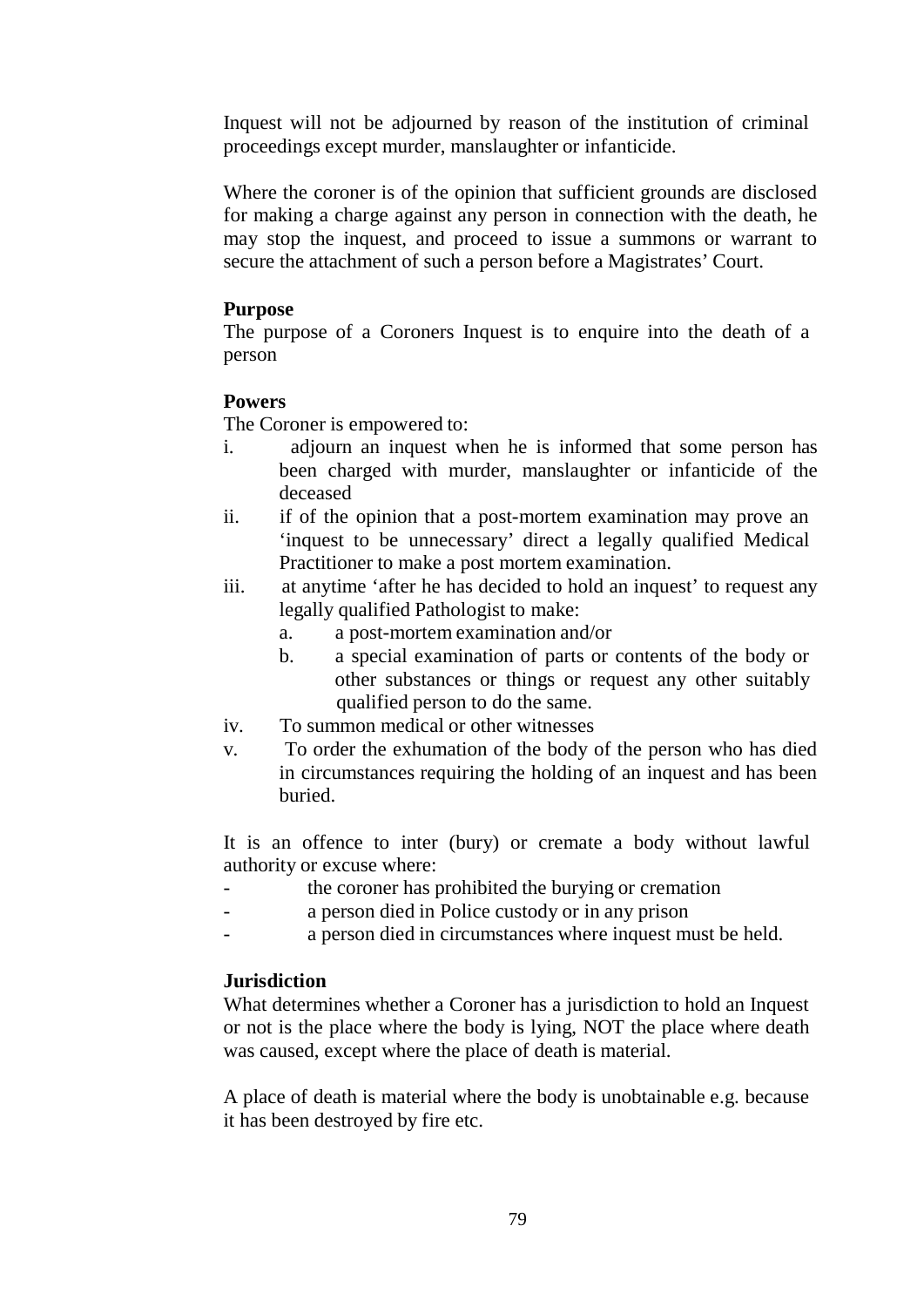Inquest will not be adjourned by reason of the institution of criminal proceedings except murder, manslaughter or infanticide.

Where the coroner is of the opinion that sufficient grounds are disclosed for making a charge against any person in connection with the death, he may stop the inquest, and proceed to issue a summons or warrant to secure the attachment of such a person before a Magistrates' Court.

**Purpose**

The purpose of a Coroners Inquest is to enquire into the death of a person

**Powers**

The Coroner is empowered to:

i. adjourn an inquest when he is informed that some person has been charged with murder, manslaughter or infanticide of the deceased
ii. if of the opinion that a post-mortem examination may prove an 'inquest to be unnecessary' direct a legally qualified Medical Practitioner to make a post mortem examination.
iii. at anytime 'after he has decided to hold an inquest' to request any legally qualified Pathologist to make:
    a. a post-mortem examination and/or
    b. a special examination of parts or contents of the body or other substances or things or request any other suitably qualified person to do the same.
iv. To summon medical or other witnesses
v. To order the exhumation of the body of the person who has died in circumstances requiring the holding of an inquest and has been buried.

It is an offence to inter (bury) or cremate a body without lawful authority or excuse where:

- the coroner has prohibited the burying or cremation
- a person died in Police custody or in any prison
- a person died in circumstances where inquest must be held.

**Jurisdiction**

What determines whether a Coroner has a jurisdiction to hold an Inquest or not is the place where the body is lying, NOT the place where death was caused, except where the place of death is material.

A place of death is material where the body is unobtainable e.g. because it has been destroyed by fire etc.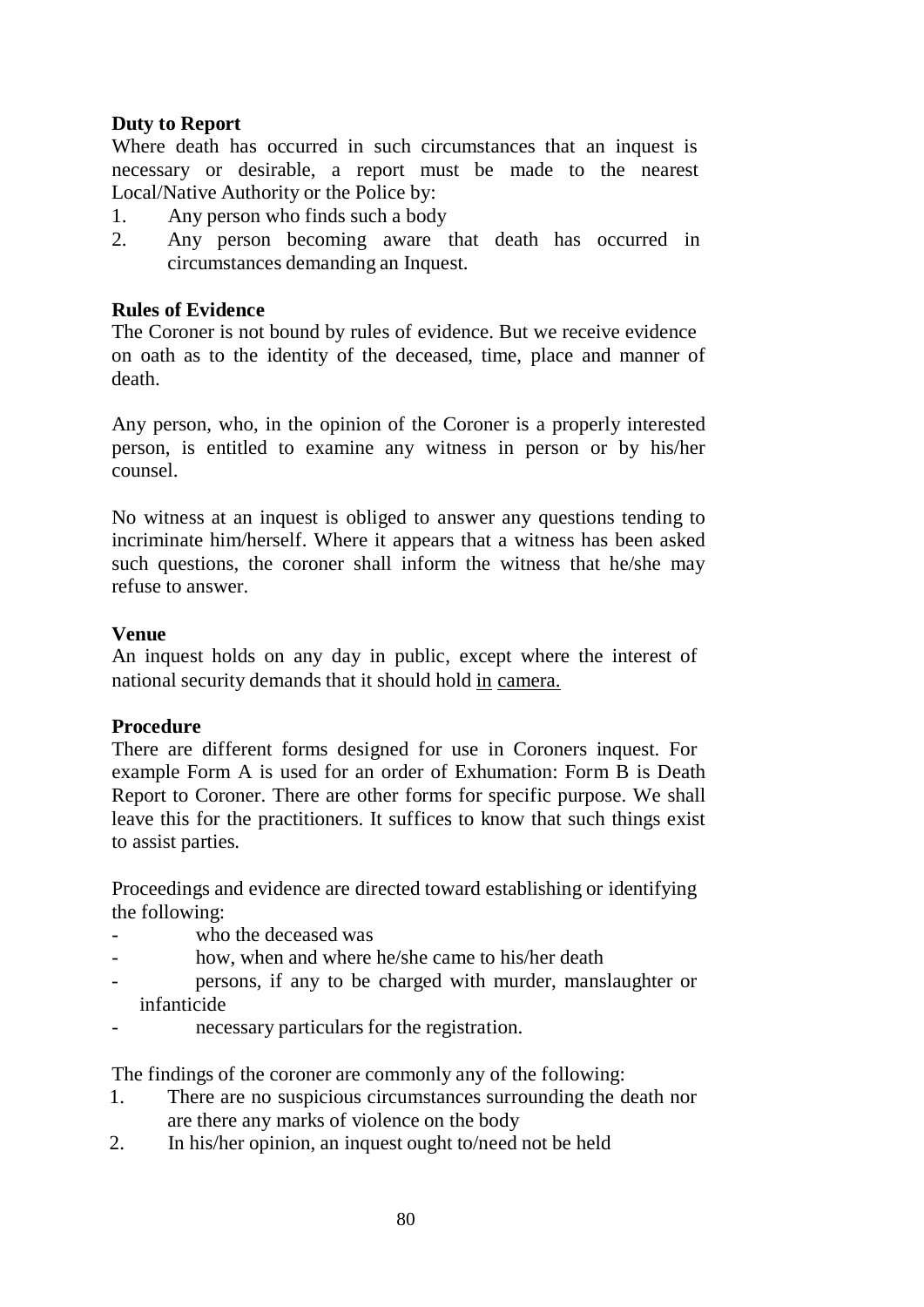**Duty to Report**

Where death has occurred in such circumstances that an inquest is necessary or desirable, a report must be made to the nearest Local/Native Authority or the Police by:

1. Any person who finds such a body
2. Any person becoming aware that death has occurred in circumstances demanding an Inquest.

**Rules of Evidence**

The Coroner is not bound by rules of evidence. But we receive evidence on oath as to the identity of the deceased, time, place and manner of death.

Any person, who, in the opinion of the Coroner is a properly interested person, is entitled to examine any witness in person or by his/her counsel.

No witness at an inquest is obliged to answer any questions tending to incriminate him/herself. Where it appears that a witness has been asked such questions, the coroner shall inform the witness that he/she may refuse to answer.

**Venue**

An inquest holds on any day in public, except where the interest of national security demands that it should hold in camera.

**Procedure**

There are different forms designed for use in Coroners inquest. For example Form A is used for an order of Exhumation: Form B is Death Report to Coroner. There are other forms for specific purpose. We shall leave this for the practitioners. It suffices to know that such things exist to assist parties.

Proceedings and evidence are directed toward establishing or identifying the following:

- who the deceased was
- how, when and where he/she came to his/her death
- persons, if any to be charged with murder, manslaughter or infanticide
- necessary particulars for the registration.

The findings of the coroner are commonly any of the following:

1. There are no suspicious circumstances surrounding the death nor are there any marks of violence on the body
2. In his/her opinion, an inquest ought to/need not be held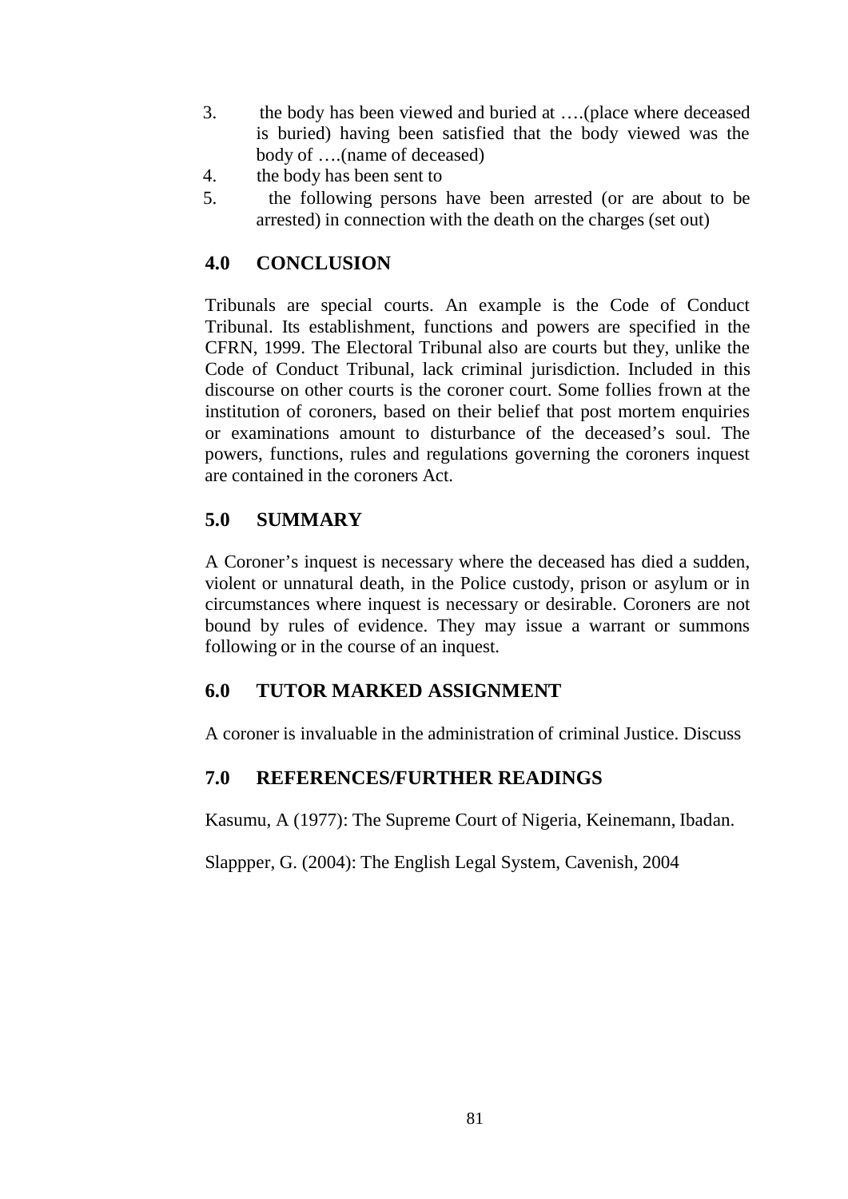3. the body has been viewed and buried at ….(place where deceased is buried) having been satisfied that the body viewed was the body of ….(name of deceased)
4. the body has been sent to
5. the following persons have been arrested (or are about to be arrested) in connection with the death on the charges (set out)

## 4.0 CONCLUSION

Tribunals are special courts. An example is the Code of Conduct Tribunal. Its establishment, functions and powers are specified in the CFRN, 1999. The Electoral Tribunal also are courts but they, unlike the Code of Conduct Tribunal, lack criminal jurisdiction. Included in this discourse on other courts is the coroner court. Some follies frown at the institution of coroners, based on their belief that post mortem enquiries or examinations amount to disturbance of the deceased's soul. The powers, functions, rules and regulations governing the coroners inquest are contained in the coroners Act.

## 5.0 SUMMARY

A Coroner's inquest is necessary where the deceased has died a sudden, violent or unnatural death, in the Police custody, prison or asylum or in circumstances where inquest is necessary or desirable. Coroners are not bound by rules of evidence. They may issue a warrant or summons following or in the course of an inquest.

## 6.0 TUTOR MARKED ASSIGNMENT

A coroner is invaluable in the administration of criminal Justice. Discuss

## 7.0 REFERENCES/FURTHER READINGS

Kasumu, A (1977): The Supreme Court of Nigeria, Keinemann, Ibadan.

Slappper, G. (2004): The English Legal System, Cavenish, 2004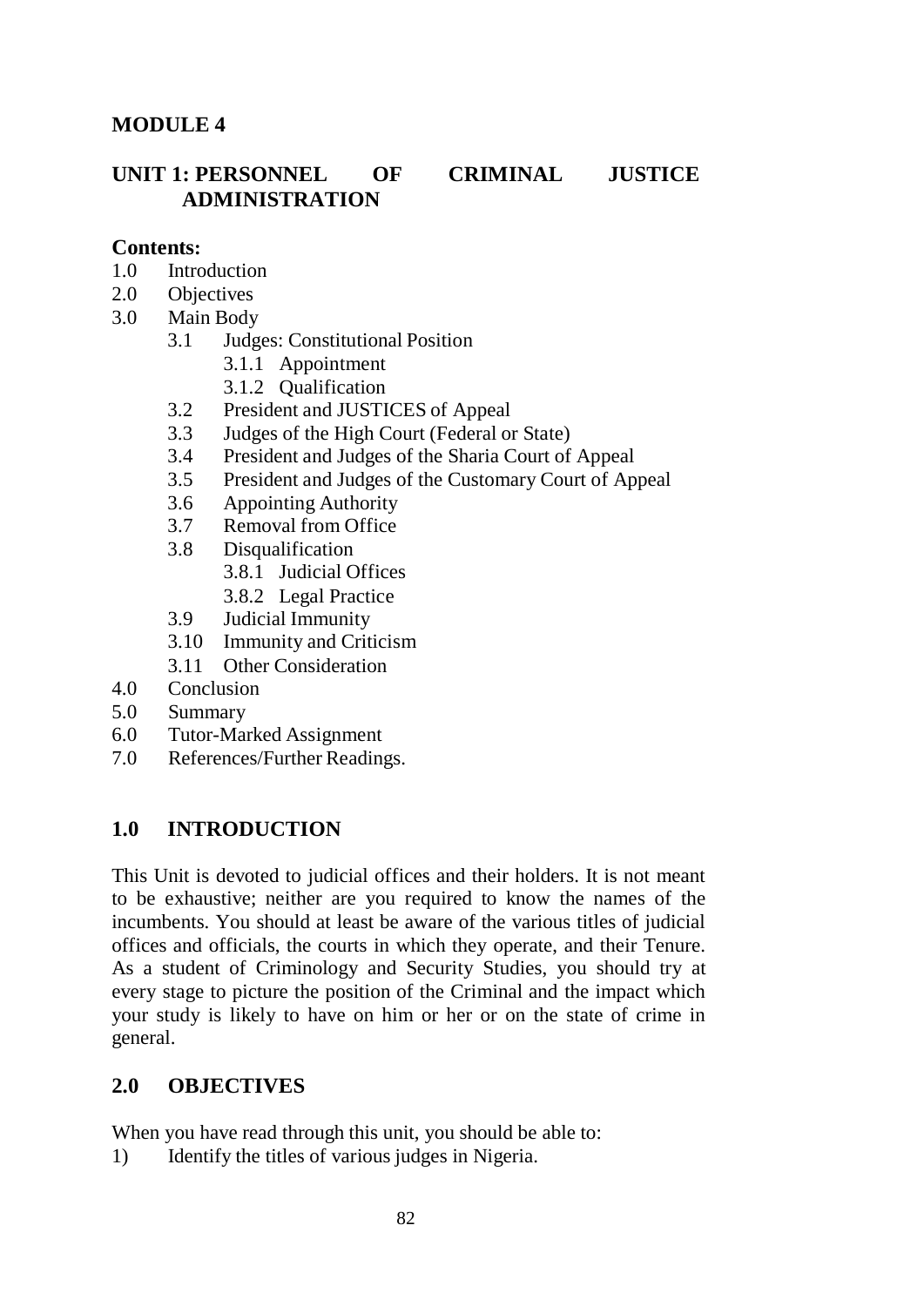# MODULE 4

## UNIT 1: PERSONNEL OF CRIMINAL JUSTICE ADMINISTRATION

**Contents:**

1.0 Introduction
2.0 Objectives
3.0 Main Body
 3.1 Judges: Constitutional Position
  3.1.1 Appointment
  3.1.2 Qualification
 3.2 President and JUSTICES of Appeal
 3.3 Judges of the High Court (Federal or State)
 3.4 President and Judges of the Sharia Court of Appeal
 3.5 President and Judges of the Customary Court of Appeal
 3.6 Appointing Authority
 3.7 Removal from Office
 3.8 Disqualification
  3.8.1 Judicial Offices
  3.8.2 Legal Practice
 3.9 Judicial Immunity
 3.10 Immunity and Criticism
 3.11 Other Consideration
4.0 Conclusion
5.0 Summary
6.0 Tutor-Marked Assignment
7.0 References/Further Readings.

## 1.0 INTRODUCTION

This Unit is devoted to judicial offices and their holders. It is not meant to be exhaustive; neither are you required to know the names of the incumbents. You should at least be aware of the various titles of judicial offices and officials, the courts in which they operate, and their Tenure. As a student of Criminology and Security Studies, you should try at every stage to picture the position of the Criminal and the impact which your study is likely to have on him or her or on the state of crime in general.

## 2.0 OBJECTIVES

When you have read through this unit, you should be able to:

1) Identify the titles of various judges in Nigeria.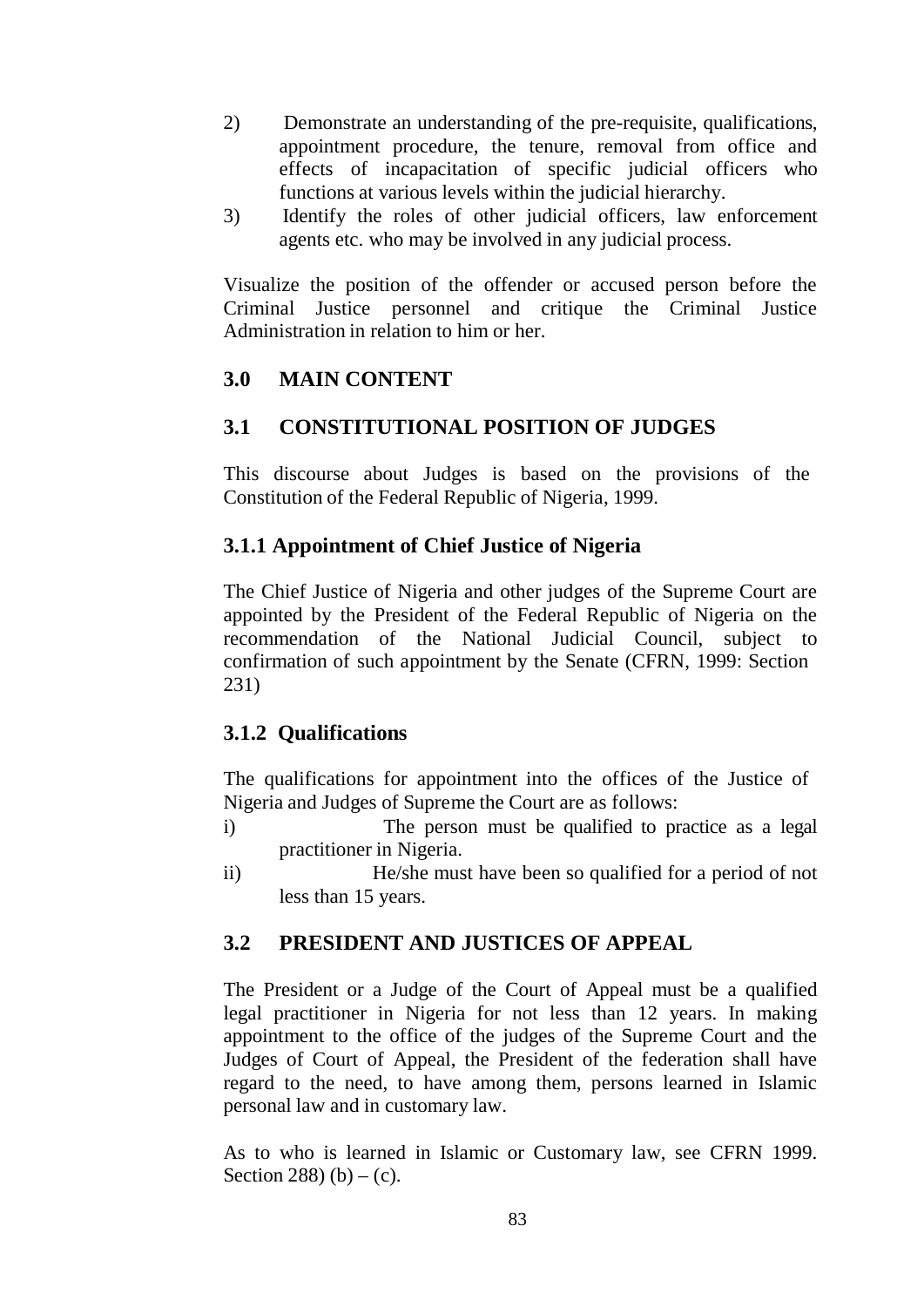2) Demonstrate an understanding of the pre-requisite, qualifications, appointment procedure, the tenure, removal from office and effects of incapacitation of specific judicial officers who functions at various levels within the judicial hierarchy.
3) Identify the roles of other judicial officers, law enforcement agents etc. who may be involved in any judicial process.

Visualize the position of the offender or accused person before the Criminal Justice personnel and critique the Criminal Justice Administration in relation to him or her.

## 3.0 MAIN CONTENT

## 3.1 CONSTITUTIONAL POSITION OF JUDGES

This discourse about Judges is based on the provisions of the Constitution of the Federal Republic of Nigeria, 1999.

### 3.1.1 Appointment of Chief Justice of Nigeria

The Chief Justice of Nigeria and other judges of the Supreme Court are appointed by the President of the Federal Republic of Nigeria on the recommendation of the National Judicial Council, subject to confirmation of such appointment by the Senate (CFRN, 1999: Section 231)

### 3.1.2 Qualifications

The qualifications for appointment into the offices of the Justice of Nigeria and Judges of Supreme the Court are as follows:

i) The person must be qualified to practice as a legal practitioner in Nigeria.
ii) He/she must have been so qualified for a period of not less than 15 years.

## 3.2 PRESIDENT AND JUSTICES OF APPEAL

The President or a Judge of the Court of Appeal must be a qualified legal practitioner in Nigeria for not less than 12 years. In making appointment to the office of the judges of the Supreme Court and the Judges of Court of Appeal, the President of the federation shall have regard to the need, to have among them, persons learned in Islamic personal law and in customary law.

As to who is learned in Islamic or Customary law, see CFRN 1999. Section 288) (b) – (c).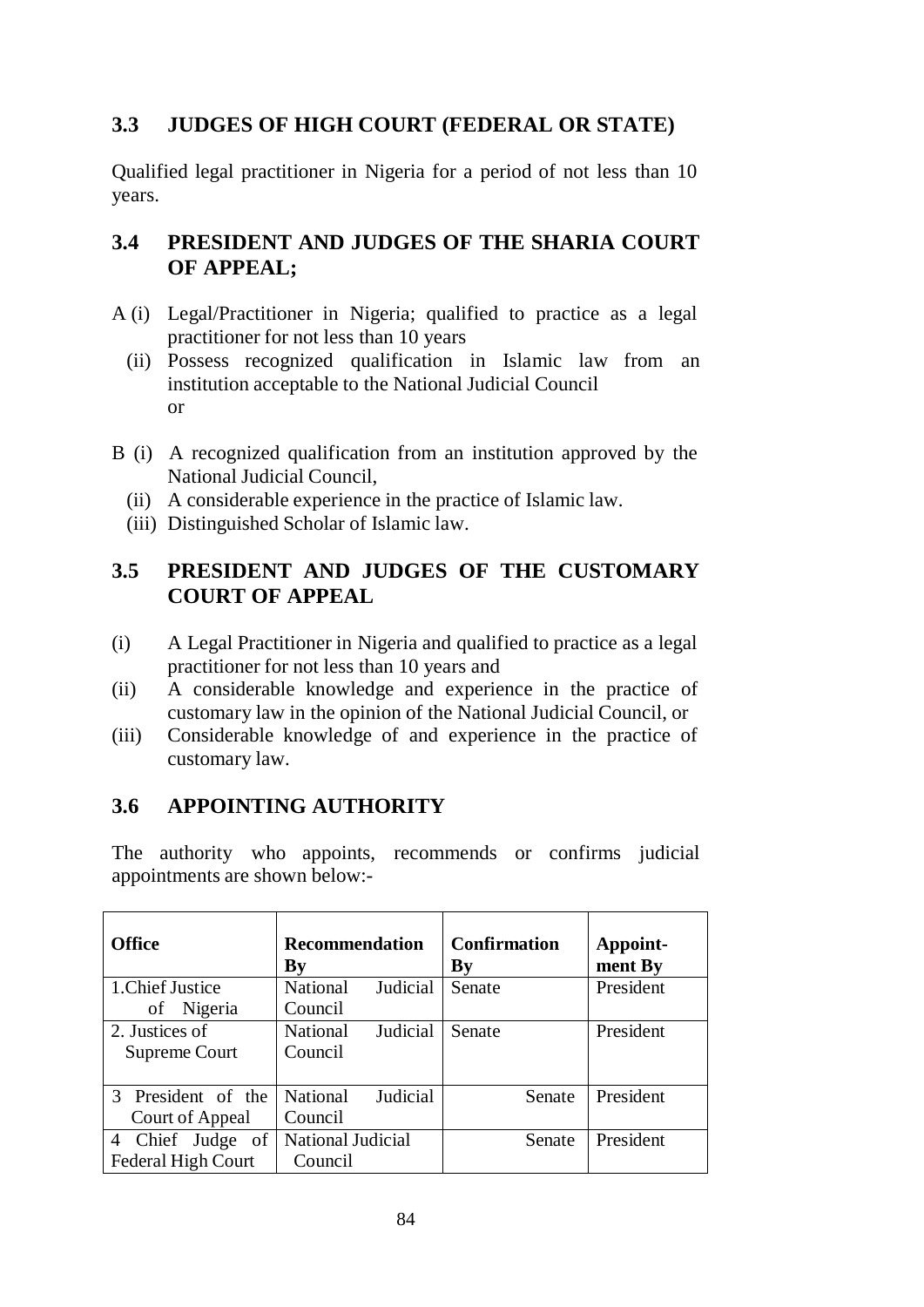## 3.3 JUDGES OF HIGH COURT (FEDERAL OR STATE)

Qualified legal practitioner in Nigeria for a period of not less than 10 years.

## 3.4 PRESIDENT AND JUDGES OF THE SHARIA COURT OF APPEAL;

A (i) Legal/Practitioner in Nigeria; qualified to practice as a legal practitioner for not less than 10 years

(ii) Possess recognized qualification in Islamic law from an institution acceptable to the National Judicial Council

or

B (i) A recognized qualification from an institution approved by the National Judicial Council,

(ii) A considerable experience in the practice of Islamic law.

(iii) Distinguished Scholar of Islamic law.

## 3.5 PRESIDENT AND JUDGES OF THE CUSTOMARY COURT OF APPEAL

(i) A Legal Practitioner in Nigeria and qualified to practice as a legal practitioner for not less than 10 years and

(ii) A considerable knowledge and experience in the practice of customary law in the opinion of the National Judicial Council, or

(iii) Considerable knowledge of and experience in the practice of customary law.

## 3.6 APPOINTING AUTHORITY

The authority who appoints, recommends or confirms judicial appointments are shown below:-

| Office | Recommendation By | Confirmation By | Appoint-ment By |
|---|---|---|---|
| 1.Chief Justice of Nigeria | National Judicial Council | Senate | President |
| 2. Justices of Supreme Court | National Judicial Council | Senate | President |
| 3 President of the Court of Appeal | National Judicial Council | Senate | President |
| 4 Chief Judge of Federal High Court | National Judicial Council | Senate | President |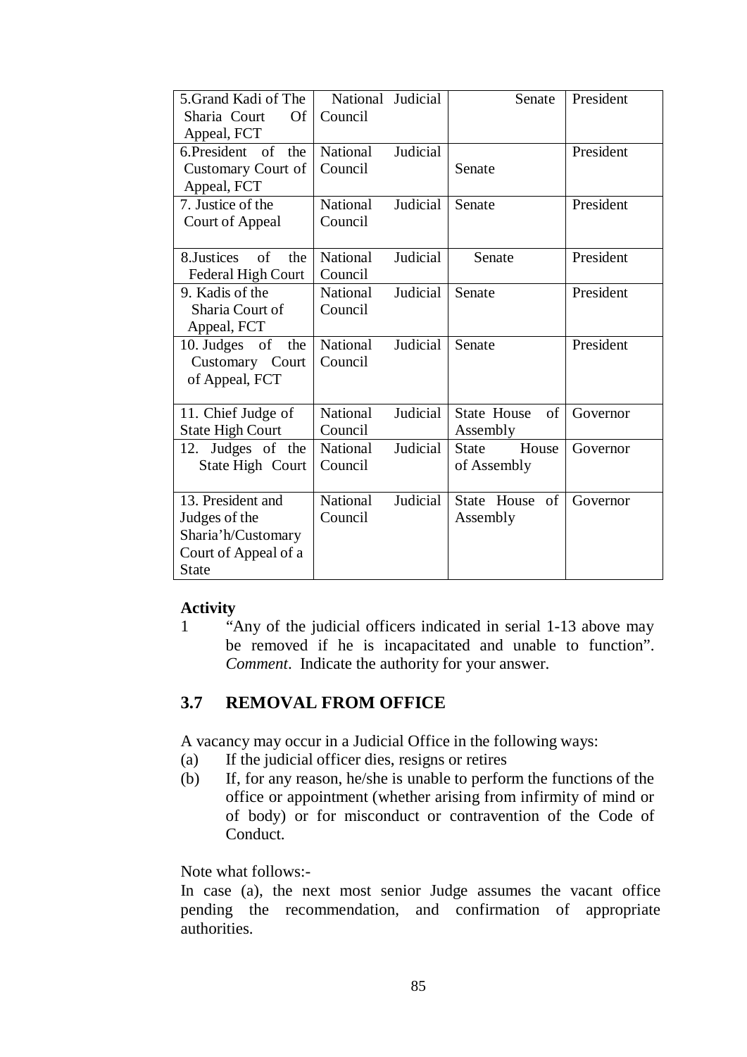| | | | |
|---|---|---|---|
| 5.Grand Kadi of The Sharia Court Of Appeal, FCT | National Judicial Council | Senate | President |
| 6.President of the Customary Court of Appeal, FCT | National Judicial Council | Senate | President |
| 7. Justice of the Court of Appeal | National Judicial Council | Senate | President |
| 8.Justices of the Federal High Court | National Judicial Council | Senate | President |
| 9. Kadis of the Sharia Court of Appeal, FCT | National Judicial Council | Senate | President |
| 10. Judges of the Customary Court of Appeal, FCT | National Judicial Council | Senate | President |
| 11. Chief Judge of State High Court | National Judicial Council | State House of Assembly | Governor |
| 12. Judges of the State High Court | National Judicial Council | State House of Assembly | Governor |
| 13. President and Judges of the Sharia'h/Customary Court of Appeal of a State | National Judicial Council | State House of Assembly | Governor |

**Activity**

1 "Any of the judicial officers indicated in serial 1-13 above may be removed if he is incapacitated and unable to function". *Comment*. Indicate the authority for your answer.

## 3.7 REMOVAL FROM OFFICE

A vacancy may occur in a Judicial Office in the following ways:

(a) If the judicial officer dies, resigns or retires

(b) If, for any reason, he/she is unable to perform the functions of the office or appointment (whether arising from infirmity of mind or of body) or for misconduct or contravention of the Code of Conduct.

Note what follows:-

In case (a), the next most senior Judge assumes the vacant office pending the recommendation, and confirmation of appropriate authorities.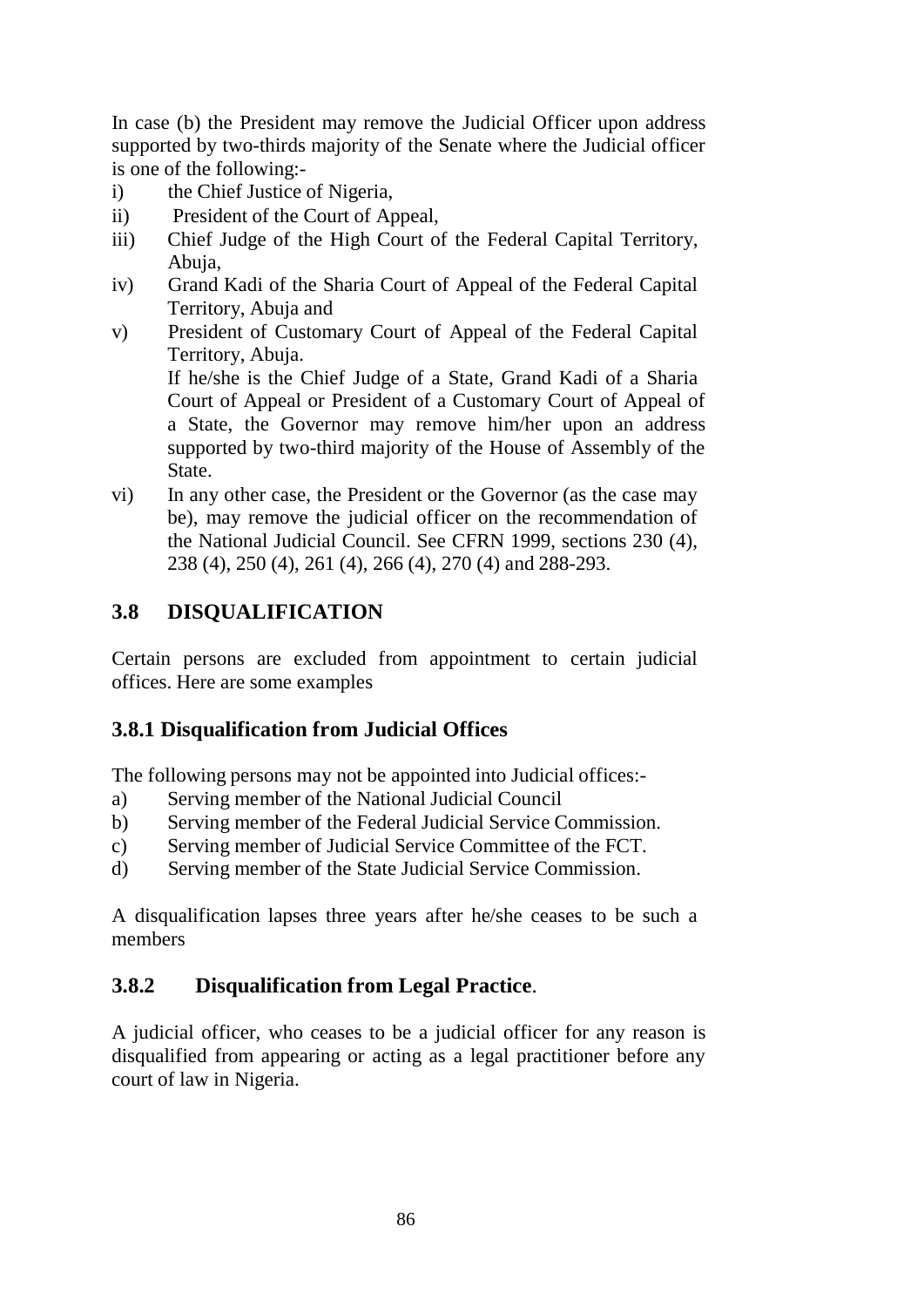In case (b) the President may remove the Judicial Officer upon address supported by two-thirds majority of the Senate where the Judicial officer is one of the following:-

i) the Chief Justice of Nigeria,
ii) President of the Court of Appeal,
iii) Chief Judge of the High Court of the Federal Capital Territory, Abuja,
iv) Grand Kadi of the Sharia Court of Appeal of the Federal Capital Territory, Abuja and
v) President of Customary Court of Appeal of the Federal Capital Territory, Abuja.
   If he/she is the Chief Judge of a State, Grand Kadi of a Sharia Court of Appeal or President of a Customary Court of Appeal of a State, the Governor may remove him/her upon an address supported by two-third majority of the House of Assembly of the State.
vi) In any other case, the President or the Governor (as the case may be), may remove the judicial officer on the recommendation of the National Judicial Council. See CFRN 1999, sections 230 (4), 238 (4), 250 (4), 261 (4), 266 (4), 270 (4) and 288-293.

## 3.8 DISQUALIFICATION

Certain persons are excluded from appointment to certain judicial offices. Here are some examples

### 3.8.1 Disqualification from Judicial Offices

The following persons may not be appointed into Judicial offices:-

a) Serving member of the National Judicial Council
b) Serving member of the Federal Judicial Service Commission.
c) Serving member of Judicial Service Committee of the FCT.
d) Serving member of the State Judicial Service Commission.

A disqualification lapses three years after he/she ceases to be such a members

### 3.8.2 Disqualification from Legal Practice.

A judicial officer, who ceases to be a judicial officer for any reason is disqualified from appearing or acting as a legal practitioner before any court of law in Nigeria.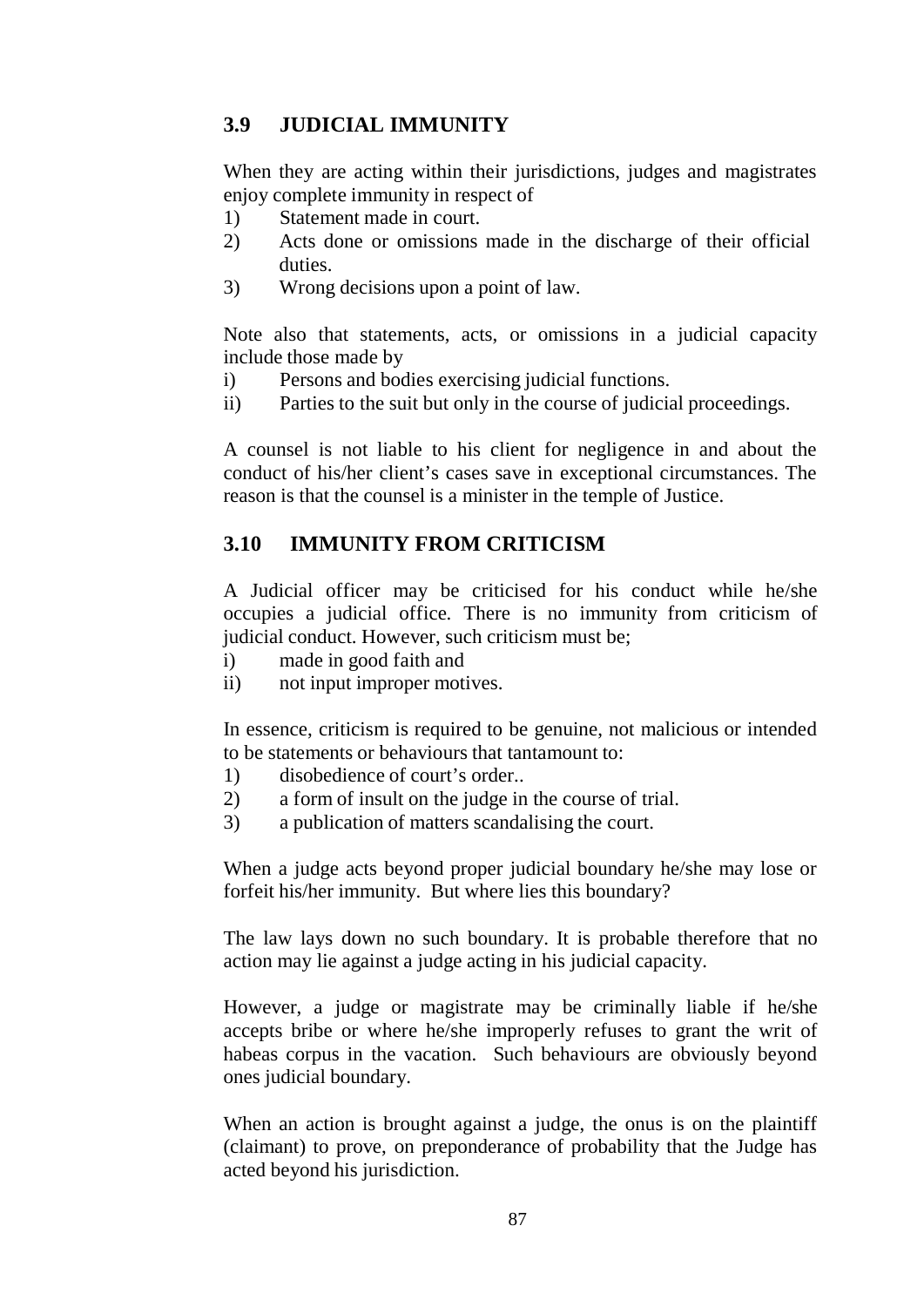## 3.9 JUDICIAL IMMUNITY

When they are acting within their jurisdictions, judges and magistrates enjoy complete immunity in respect of

1) Statement made in court.
2) Acts done or omissions made in the discharge of their official duties.
3) Wrong decisions upon a point of law.

Note also that statements, acts, or omissions in a judicial capacity include those made by

i) Persons and bodies exercising judicial functions.
ii) Parties to the suit but only in the course of judicial proceedings.

A counsel is not liable to his client for negligence in and about the conduct of his/her client's cases save in exceptional circumstances. The reason is that the counsel is a minister in the temple of Justice.

## 3.10 IMMUNITY FROM CRITICISM

A Judicial officer may be criticised for his conduct while he/she occupies a judicial office. There is no immunity from criticism of judicial conduct. However, such criticism must be;

i) made in good faith and
ii) not input improper motives.

In essence, criticism is required to be genuine, not malicious or intended to be statements or behaviours that tantamount to:

1) disobedience of court's order..
2) a form of insult on the judge in the course of trial.
3) a publication of matters scandalising the court.

When a judge acts beyond proper judicial boundary he/she may lose or forfeit his/her immunity. But where lies this boundary?

The law lays down no such boundary. It is probable therefore that no action may lie against a judge acting in his judicial capacity.

However, a judge or magistrate may be criminally liable if he/she accepts bribe or where he/she improperly refuses to grant the writ of habeas corpus in the vacation. Such behaviours are obviously beyond ones judicial boundary.

When an action is brought against a judge, the onus is on the plaintiff (claimant) to prove, on preponderance of probability that the Judge has acted beyond his jurisdiction.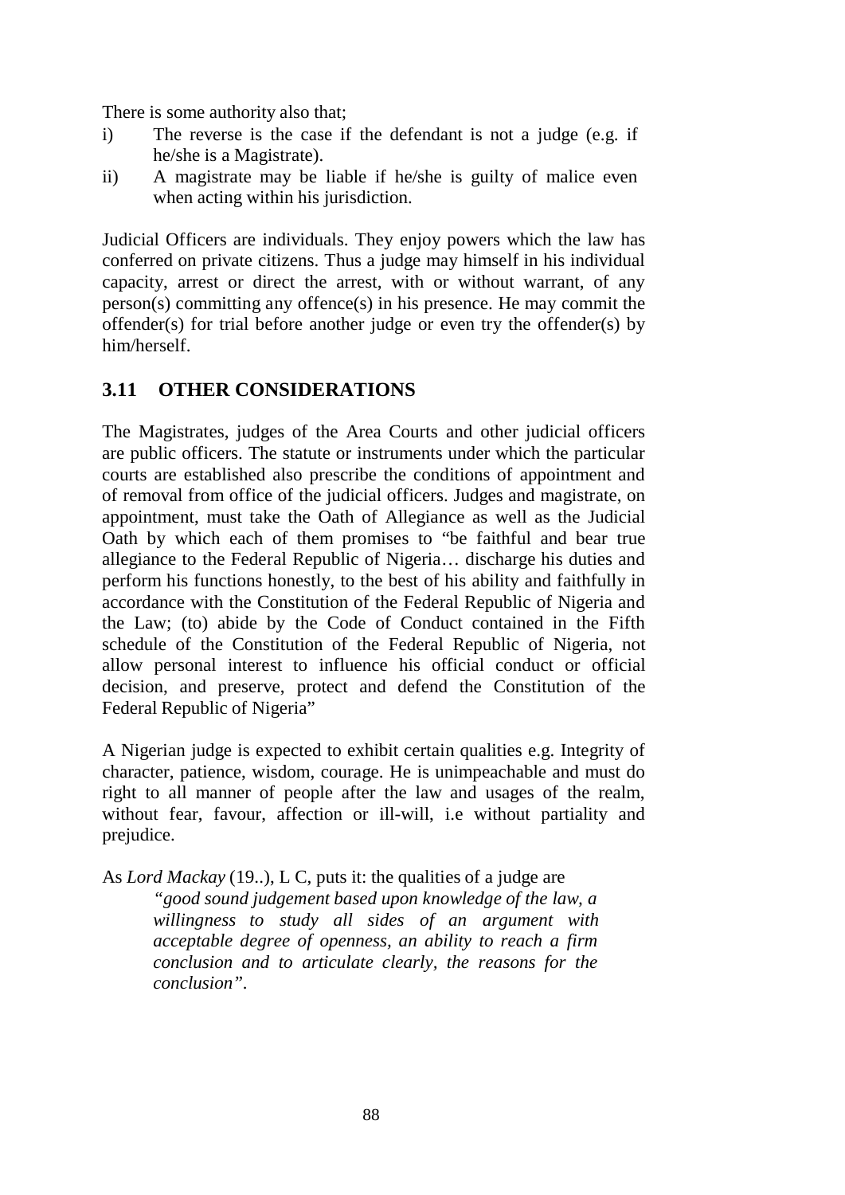There is some authority also that;

i) The reverse is the case if the defendant is not a judge (e.g. if he/she is a Magistrate).
ii) A magistrate may be liable if he/she is guilty of malice even when acting within his jurisdiction.

Judicial Officers are individuals. They enjoy powers which the law has conferred on private citizens. Thus a judge may himself in his individual capacity, arrest or direct the arrest, with or without warrant, of any person(s) committing any offence(s) in his presence. He may commit the offender(s) for trial before another judge or even try the offender(s) by him/herself.

## 3.11 OTHER CONSIDERATIONS

The Magistrates, judges of the Area Courts and other judicial officers are public officers. The statute or instruments under which the particular courts are established also prescribe the conditions of appointment and of removal from office of the judicial officers. Judges and magistrate, on appointment, must take the Oath of Allegiance as well as the Judicial Oath by which each of them promises to "be faithful and bear true allegiance to the Federal Republic of Nigeria… discharge his duties and perform his functions honestly, to the best of his ability and faithfully in accordance with the Constitution of the Federal Republic of Nigeria and the Law; (to) abide by the Code of Conduct contained in the Fifth schedule of the Constitution of the Federal Republic of Nigeria, not allow personal interest to influence his official conduct or official decision, and preserve, protect and defend the Constitution of the Federal Republic of Nigeria"

A Nigerian judge is expected to exhibit certain qualities e.g. Integrity of character, patience, wisdom, courage. He is unimpeachable and must do right to all manner of people after the law and usages of the realm, without fear, favour, affection or ill-will, i.e without partiality and prejudice.

As *Lord Mackay* (19..), L C, puts it: the qualities of a judge are

> *"good sound judgement based upon knowledge of the law, a willingness to study all sides of an argument with acceptable degree of openness, an ability to reach a firm conclusion and to articulate clearly, the reasons for the conclusion".*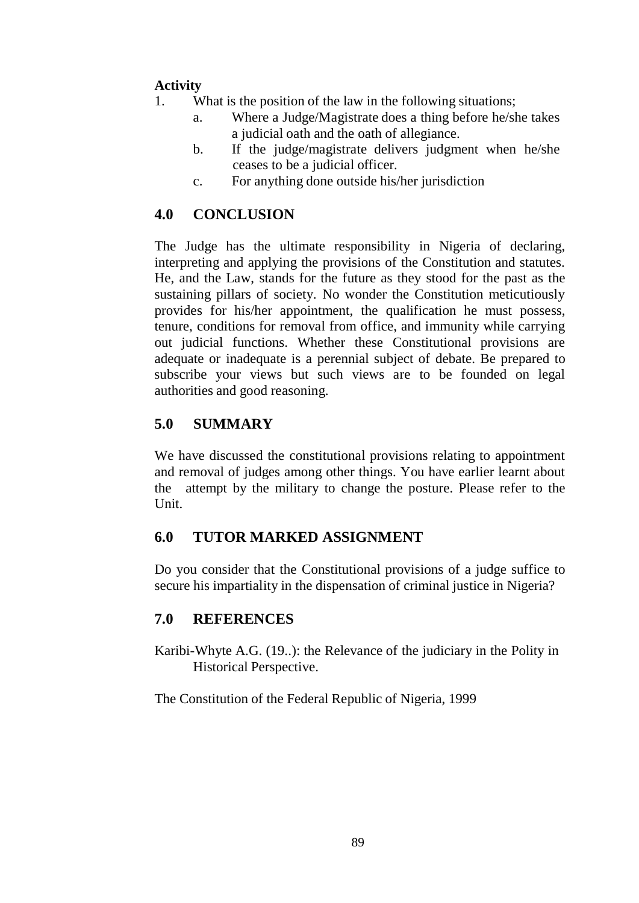**Activity**

1. What is the position of the law in the following situations;
   a. Where a Judge/Magistrate does a thing before he/she takes a judicial oath and the oath of allegiance.
   b. If the judge/magistrate delivers judgment when he/she ceases to be a judicial officer.
   c. For anything done outside his/her jurisdiction

## 4.0 CONCLUSION

The Judge has the ultimate responsibility in Nigeria of declaring, interpreting and applying the provisions of the Constitution and statutes. He, and the Law, stands for the future as they stood for the past as the sustaining pillars of society. No wonder the Constitution meticutiously provides for his/her appointment, the qualification he must possess, tenure, conditions for removal from office, and immunity while carrying out judicial functions. Whether these Constitutional provisions are adequate or inadequate is a perennial subject of debate. Be prepared to subscribe your views but such views are to be founded on legal authorities and good reasoning.

## 5.0 SUMMARY

We have discussed the constitutional provisions relating to appointment and removal of judges among other things. You have earlier learnt about the attempt by the military to change the posture. Please refer to the Unit.

## 6.0 TUTOR MARKED ASSIGNMENT

Do you consider that the Constitutional provisions of a judge suffice to secure his impartiality in the dispensation of criminal justice in Nigeria?

## 7.0 REFERENCES

Karibi-Whyte A.G. (19..): the Relevance of the judiciary in the Polity in Historical Perspective.

The Constitution of the Federal Republic of Nigeria, 1999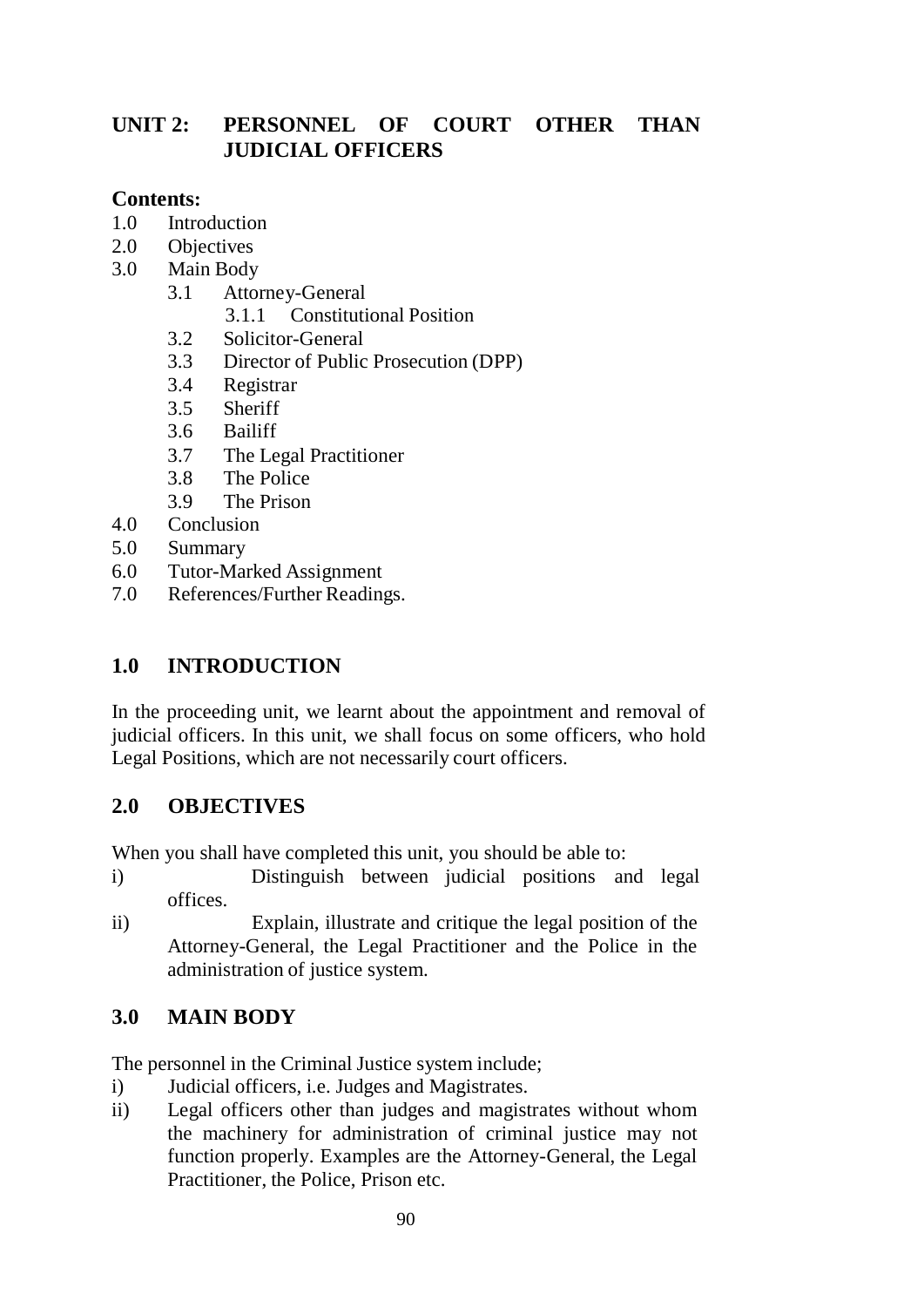# UNIT 2: PERSONNEL OF COURT OTHER THAN JUDICIAL OFFICERS

**Contents:**

- 1.0 Introduction
- 2.0 Objectives
- 3.0 Main Body
  - 3.1 Attorney-General
    - 3.1.1 Constitutional Position
  - 3.2 Solicitor-General
  - 3.3 Director of Public Prosecution (DPP)
  - 3.4 Registrar
  - 3.5 Sheriff
  - 3.6 Bailiff
  - 3.7 The Legal Practitioner
  - 3.8 The Police
  - 3.9 The Prison
- 4.0 Conclusion
- 5.0 Summary
- 6.0 Tutor-Marked Assignment
- 7.0 References/Further Readings.

## 1.0 INTRODUCTION

In the proceeding unit, we learnt about the appointment and removal of judicial officers. In this unit, we shall focus on some officers, who hold Legal Positions, which are not necessarily court officers.

## 2.0 OBJECTIVES

When you shall have completed this unit, you should be able to:

i) Distinguish between judicial positions and legal offices.

ii) Explain, illustrate and critique the legal position of the Attorney-General, the Legal Practitioner and the Police in the administration of justice system.

## 3.0 MAIN BODY

The personnel in the Criminal Justice system include;

i) Judicial officers, i.e. Judges and Magistrates.

ii) Legal officers other than judges and magistrates without whom the machinery for administration of criminal justice may not function properly. Examples are the Attorney-General, the Legal Practitioner, the Police, Prison etc.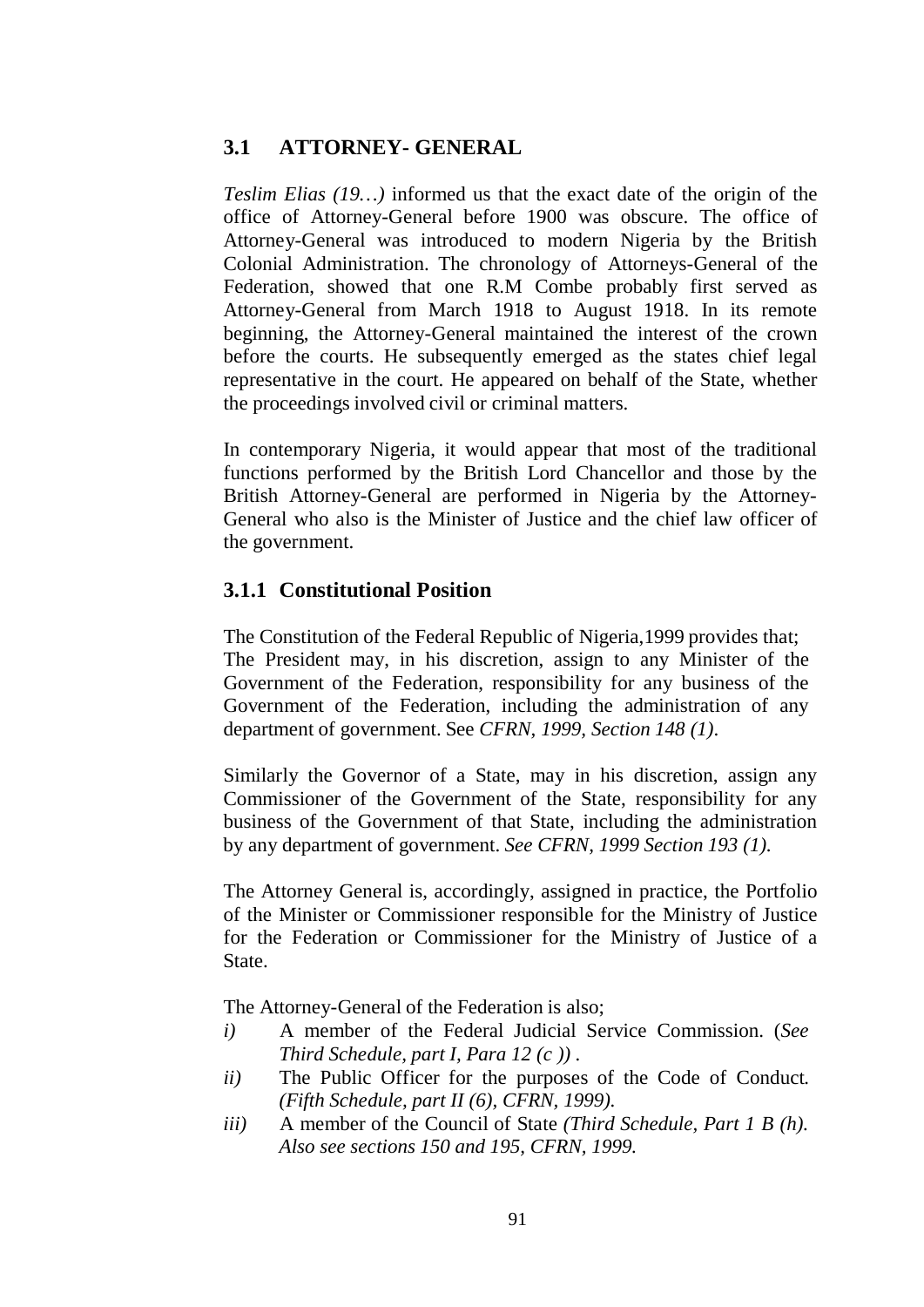## 3.1 ATTORNEY- GENERAL

*Teslim Elias (19…)* informed us that the exact date of the origin of the office of Attorney-General before 1900 was obscure. The office of Attorney-General was introduced to modern Nigeria by the British Colonial Administration. The chronology of Attorneys-General of the Federation, showed that one R.M Combe probably first served as Attorney-General from March 1918 to August 1918. In its remote beginning, the Attorney-General maintained the interest of the crown before the courts. He subsequently emerged as the states chief legal representative in the court. He appeared on behalf of the State, whether the proceedings involved civil or criminal matters.

In contemporary Nigeria, it would appear that most of the traditional functions performed by the British Lord Chancellor and those by the British Attorney-General are performed in Nigeria by the Attorney-General who also is the Minister of Justice and the chief law officer of the government.

### 3.1.1 Constitutional Position

The Constitution of the Federal Republic of Nigeria,1999 provides that; The President may, in his discretion, assign to any Minister of the Government of the Federation, responsibility for any business of the Government of the Federation, including the administration of any department of government. See *CFRN, 1999, Section 148 (1)*.

Similarly the Governor of a State, may in his discretion, assign any Commissioner of the Government of the State, responsibility for any business of the Government of that State, including the administration by any department of government. *See CFRN, 1999 Section 193 (1).*

The Attorney General is, accordingly, assigned in practice, the Portfolio of the Minister or Commissioner responsible for the Ministry of Justice for the Federation or Commissioner for the Ministry of Justice of a State.

The Attorney-General of the Federation is also;

*i)* A member of the Federal Judicial Service Commission. (*See Third Schedule, part I, Para 12 (c ))* .

*ii)* The Public Officer for the purposes of the Code of Conduct. *(Fifth Schedule, part II (6), CFRN, 1999).*

*iii)* A member of the Council of State *(Third Schedule, Part 1 B (h). Also see sections 150 and 195, CFRN, 1999.*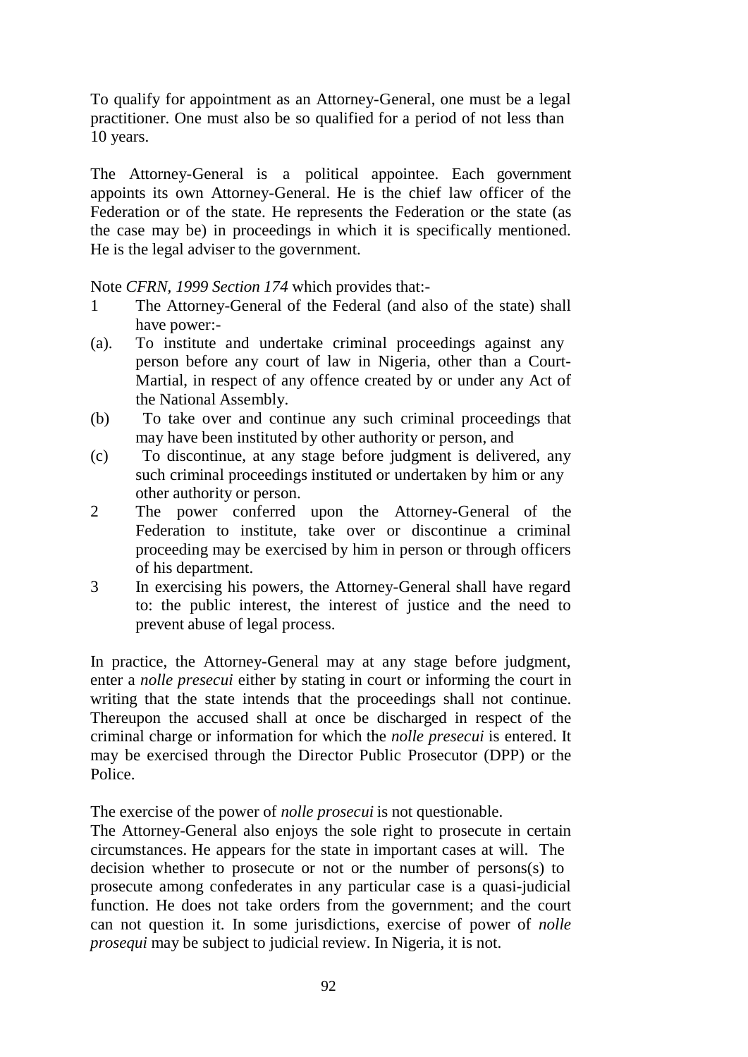To qualify for appointment as an Attorney-General, one must be a legal practitioner. One must also be so qualified for a period of not less than 10 years.

The Attorney-General is a political appointee. Each government appoints its own Attorney-General. He is the chief law officer of the Federation or of the state. He represents the Federation or the state (as the case may be) in proceedings in which it is specifically mentioned. He is the legal adviser to the government.

Note *CFRN, 1999 Section 174* which provides that:-

1 The Attorney-General of the Federal (and also of the state) shall have power:-

(a). To institute and undertake criminal proceedings against any person before any court of law in Nigeria, other than a Court-Martial, in respect of any offence created by or under any Act of the National Assembly.

(b) To take over and continue any such criminal proceedings that may have been instituted by other authority or person, and

(c) To discontinue, at any stage before judgment is delivered, any such criminal proceedings instituted or undertaken by him or any other authority or person.

2 The power conferred upon the Attorney-General of the Federation to institute, take over or discontinue a criminal proceeding may be exercised by him in person or through officers of his department.

3 In exercising his powers, the Attorney-General shall have regard to: the public interest, the interest of justice and the need to prevent abuse of legal process.

In practice, the Attorney-General may at any stage before judgment, enter a *nolle presecui* either by stating in court or informing the court in writing that the state intends that the proceedings shall not continue. Thereupon the accused shall at once be discharged in respect of the criminal charge or information for which the *nolle presecui* is entered. It may be exercised through the Director Public Prosecutor (DPP) or the Police.

The exercise of the power of *nolle prosecui* is not questionable.

The Attorney-General also enjoys the sole right to prosecute in certain circumstances. He appears for the state in important cases at will. The decision whether to prosecute or not or the number of persons(s) to prosecute among confederates in any particular case is a quasi-judicial function. He does not take orders from the government; and the court can not question it. In some jurisdictions, exercise of power of *nolle prosequi* may be subject to judicial review. In Nigeria, it is not.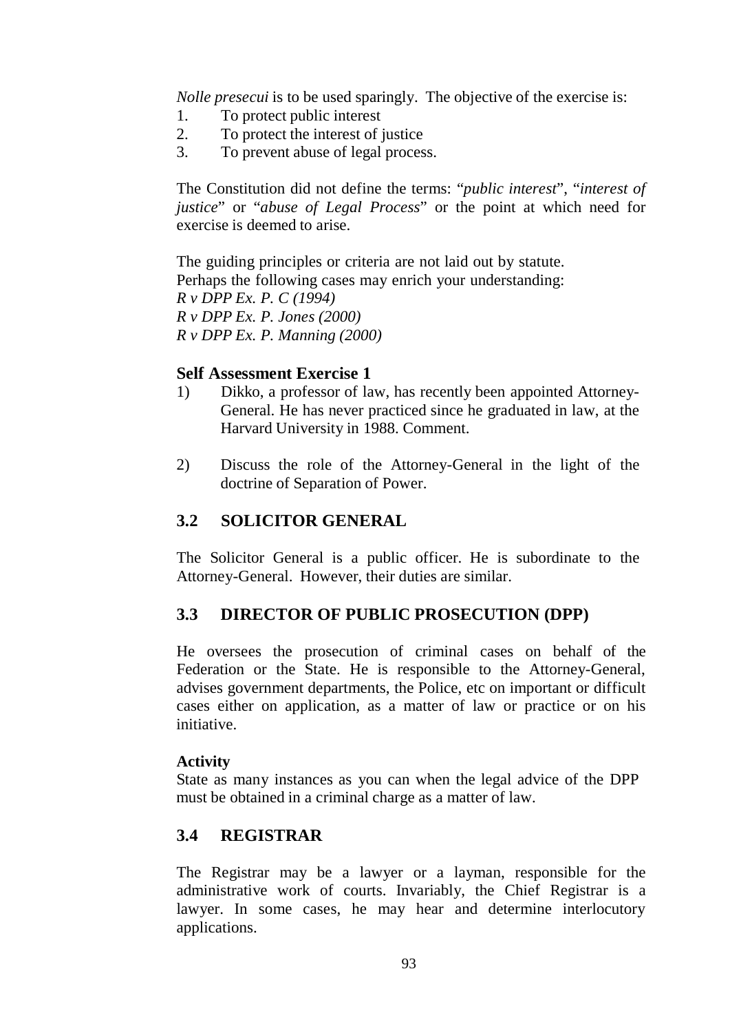*Nolle presecui* is to be used sparingly. The objective of the exercise is:

1. To protect public interest
2. To protect the interest of justice
3. To prevent abuse of legal process.

The Constitution did not define the terms: "*public interest*", "*interest of justice*" or "*abuse of Legal Process*" or the point at which need for exercise is deemed to arise.

The guiding principles or criteria are not laid out by statute.
Perhaps the following cases may enrich your understanding:
*R v DPP Ex. P. C (1994)*
*R v DPP Ex. P. Jones (2000)*
*R v DPP Ex. P. Manning (2000)*

**Self Assessment Exercise 1**

1) Dikko, a professor of law, has recently been appointed Attorney-General. He has never practiced since he graduated in law, at the Harvard University in 1988. Comment.

2) Discuss the role of the Attorney-General in the light of the doctrine of Separation of Power.

## 3.2 SOLICITOR GENERAL

The Solicitor General is a public officer. He is subordinate to the Attorney-General. However, their duties are similar.

## 3.3 DIRECTOR OF PUBLIC PROSECUTION (DPP)

He oversees the prosecution of criminal cases on behalf of the Federation or the State. He is responsible to the Attorney-General, advises government departments, the Police, etc on important or difficult cases either on application, as a matter of law or practice or on his initiative.

**Activity**
State as many instances as you can when the legal advice of the DPP must be obtained in a criminal charge as a matter of law.

## 3.4 REGISTRAR

The Registrar may be a lawyer or a layman, responsible for the administrative work of courts. Invariably, the Chief Registrar is a lawyer. In some cases, he may hear and determine interlocutory applications.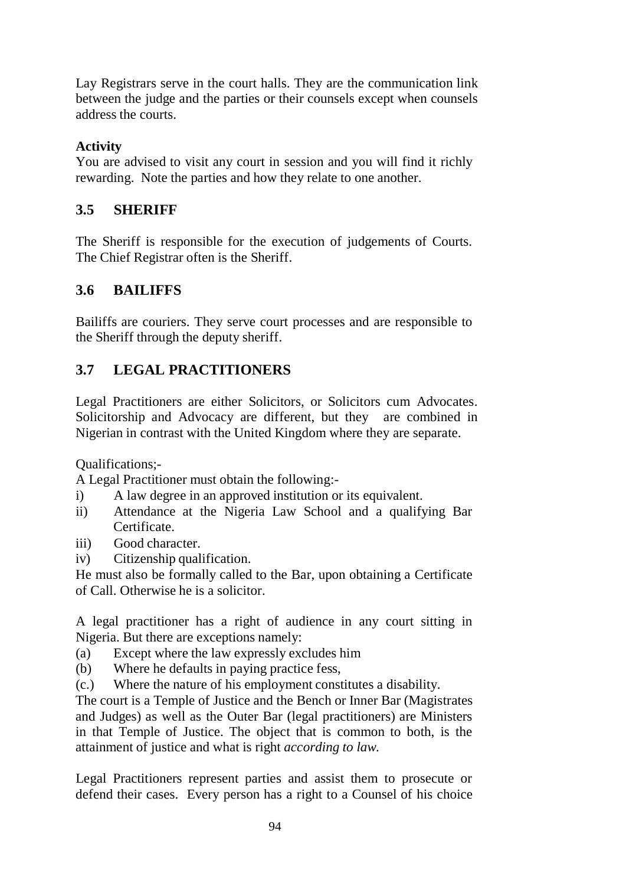Lay Registrars serve in the court halls. They are the communication link between the judge and the parties or their counsels except when counsels address the courts.

**Activity**
You are advised to visit any court in session and you will find it richly rewarding. Note the parties and how they relate to one another.

## 3.5 SHERIFF

The Sheriff is responsible for the execution of judgements of Courts. The Chief Registrar often is the Sheriff.

## 3.6 BAILIFFS

Bailiffs are couriers. They serve court processes and are responsible to the Sheriff through the deputy sheriff.

## 3.7 LEGAL PRACTITIONERS

Legal Practitioners are either Solicitors, or Solicitors cum Advocates. Solicitorship and Advocacy are different, but they are combined in Nigerian in contrast with the United Kingdom where they are separate.

Qualifications;-

A Legal Practitioner must obtain the following:-

i) A law degree in an approved institution or its equivalent.
ii) Attendance at the Nigeria Law School and a qualifying Bar Certificate.
iii) Good character.
iv) Citizenship qualification.

He must also be formally called to the Bar, upon obtaining a Certificate of Call. Otherwise he is a solicitor.

A legal practitioner has a right of audience in any court sitting in Nigeria. But there are exceptions namely:

(a) Except where the law expressly excludes him
(b) Where he defaults in paying practice fess,
(c.) Where the nature of his employment constitutes a disability.

The court is a Temple of Justice and the Bench or Inner Bar (Magistrates and Judges) as well as the Outer Bar (legal practitioners) are Ministers in that Temple of Justice. The object that is common to both, is the attainment of justice and what is right *according to law.*

Legal Practitioners represent parties and assist them to prosecute or defend their cases. Every person has a right to a Counsel of his choice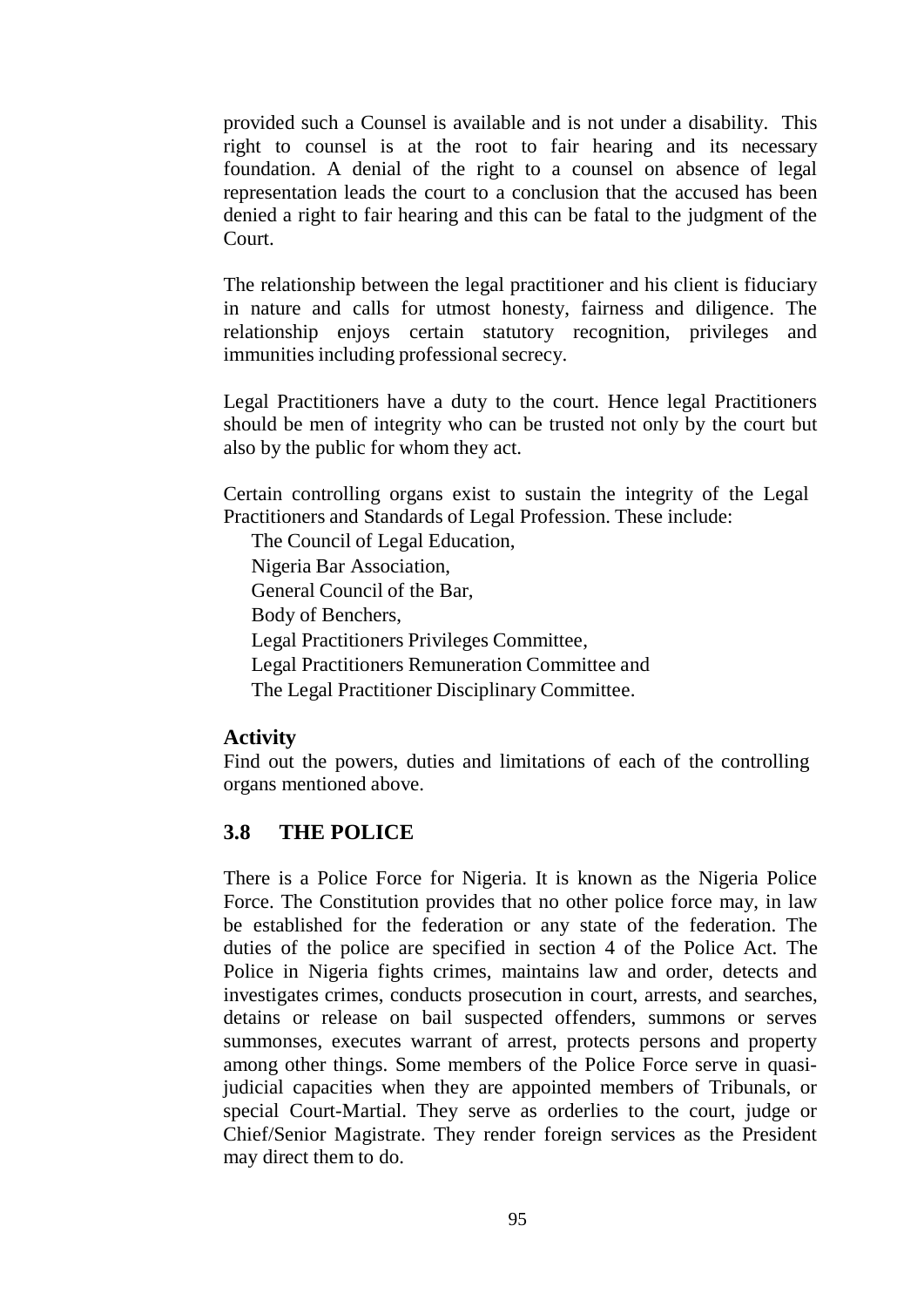provided such a Counsel is available and is not under a disability. This right to counsel is at the root to fair hearing and its necessary foundation. A denial of the right to a counsel on absence of legal representation leads the court to a conclusion that the accused has been denied a right to fair hearing and this can be fatal to the judgment of the Court.

The relationship between the legal practitioner and his client is fiduciary in nature and calls for utmost honesty, fairness and diligence. The relationship enjoys certain statutory recognition, privileges and immunities including professional secrecy.

Legal Practitioners have a duty to the court. Hence legal Practitioners should be men of integrity who can be trusted not only by the court but also by the public for whom they act.

Certain controlling organs exist to sustain the integrity of the Legal Practitioners and Standards of Legal Profession. These include:

- The Council of Legal Education,
- Nigeria Bar Association,
- General Council of the Bar,
- Body of Benchers,
- Legal Practitioners Privileges Committee,
- Legal Practitioners Remuneration Committee and
- The Legal Practitioner Disciplinary Committee.

**Activity**

Find out the powers, duties and limitations of each of the controlling organs mentioned above.

## 3.8 THE POLICE

There is a Police Force for Nigeria. It is known as the Nigeria Police Force. The Constitution provides that no other police force may, in law be established for the federation or any state of the federation. The duties of the police are specified in section 4 of the Police Act. The Police in Nigeria fights crimes, maintains law and order, detects and investigates crimes, conducts prosecution in court, arrests, and searches, detains or release on bail suspected offenders, summons or serves summonses, executes warrant of arrest, protects persons and property among other things. Some members of the Police Force serve in quasi-judicial capacities when they are appointed members of Tribunals, or special Court-Martial. They serve as orderlies to the court, judge or Chief/Senior Magistrate. They render foreign services as the President may direct them to do.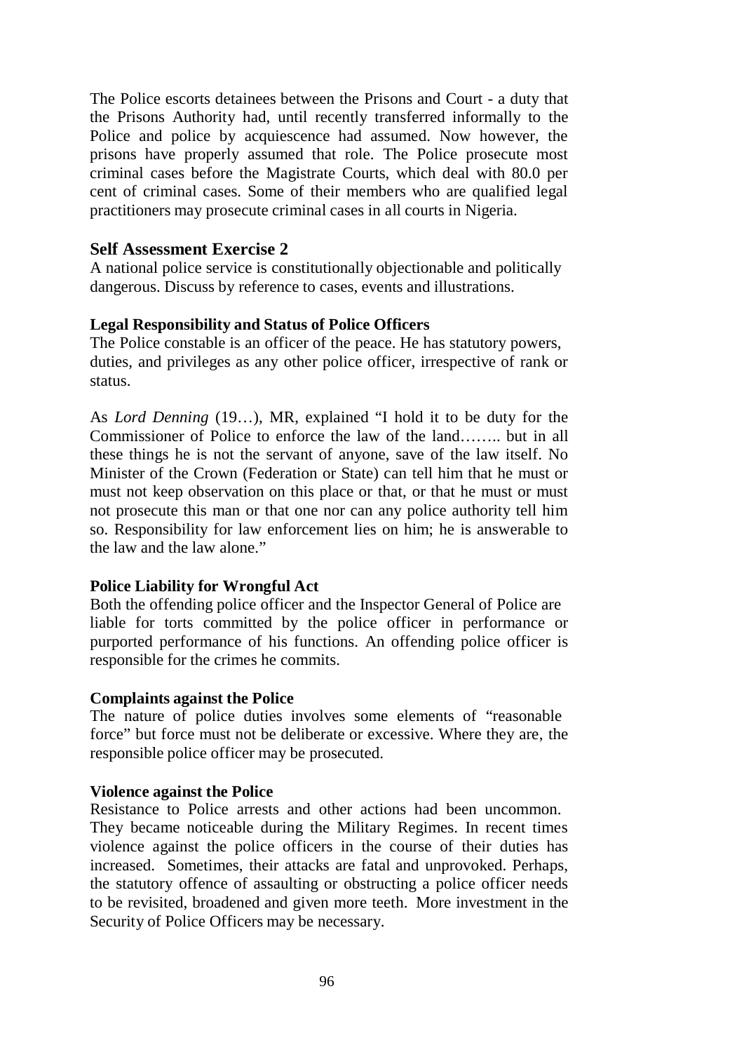The Police escorts detainees between the Prisons and Court - a duty that the Prisons Authority had, until recently transferred informally to the Police and police by acquiescence had assumed. Now however, the prisons have properly assumed that role. The Police prosecute most criminal cases before the Magistrate Courts, which deal with 80.0 per cent of criminal cases. Some of their members who are qualified legal practitioners may prosecute criminal cases in all courts in Nigeria.

## Self Assessment Exercise 2

A national police service is constitutionally objectionable and politically dangerous. Discuss by reference to cases, events and illustrations.

### Legal Responsibility and Status of Police Officers

The Police constable is an officer of the peace. He has statutory powers, duties, and privileges as any other police officer, irrespective of rank or status.

As *Lord Denning* (19…), MR, explained "I hold it to be duty for the Commissioner of Police to enforce the law of the land…….. but in all these things he is not the servant of anyone, save of the law itself. No Minister of the Crown (Federation or State) can tell him that he must or must not keep observation on this place or that, or that he must or must not prosecute this man or that one nor can any police authority tell him so. Responsibility for law enforcement lies on him; he is answerable to the law and the law alone."

### Police Liability for Wrongful Act

Both the offending police officer and the Inspector General of Police are liable for torts committed by the police officer in performance or purported performance of his functions. An offending police officer is responsible for the crimes he commits.

### Complaints against the Police

The nature of police duties involves some elements of "reasonable force" but force must not be deliberate or excessive. Where they are, the responsible police officer may be prosecuted.

### Violence against the Police

Resistance to Police arrests and other actions had been uncommon. They became noticeable during the Military Regimes. In recent times violence against the police officers in the course of their duties has increased. Sometimes, their attacks are fatal and unprovoked. Perhaps, the statutory offence of assaulting or obstructing a police officer needs to be revisited, broadened and given more teeth. More investment in the Security of Police Officers may be necessary.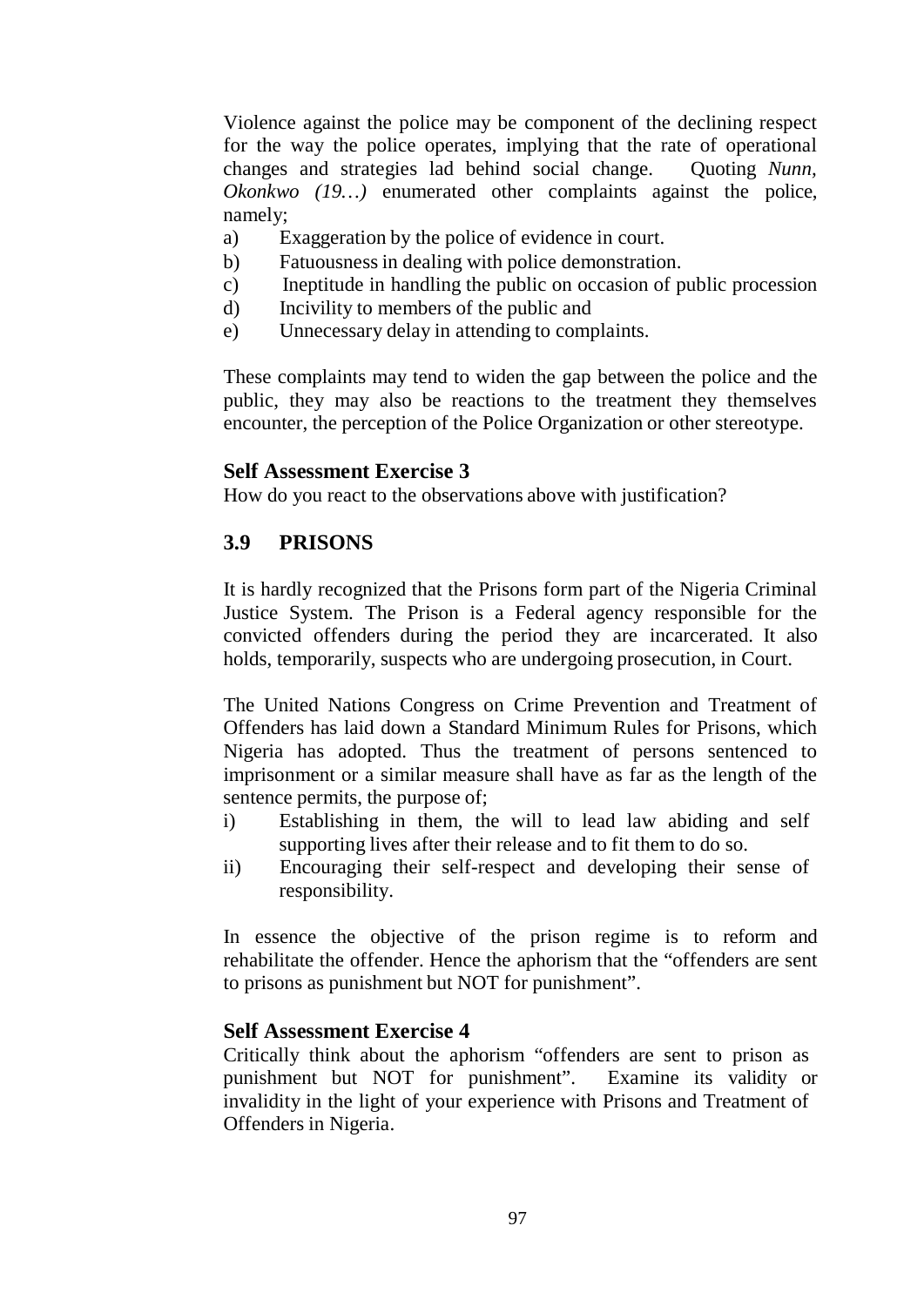Violence against the police may be component of the declining respect for the way the police operates, implying that the rate of operational changes and strategies lad behind social change. Quoting *Nunn, Okonkwo (19…)* enumerated other complaints against the police, namely;

a) Exaggeration by the police of evidence in court.
b) Fatuousness in dealing with police demonstration.
c) Ineptitude in handling the public on occasion of public procession
d) Incivility to members of the public and
e) Unnecessary delay in attending to complaints.

These complaints may tend to widen the gap between the police and the public, they may also be reactions to the treatment they themselves encounter, the perception of the Police Organization or other stereotype.

**Self Assessment Exercise 3**

How do you react to the observations above with justification?

## 3.9 PRISONS

It is hardly recognized that the Prisons form part of the Nigeria Criminal Justice System. The Prison is a Federal agency responsible for the convicted offenders during the period they are incarcerated. It also holds, temporarily, suspects who are undergoing prosecution, in Court.

The United Nations Congress on Crime Prevention and Treatment of Offenders has laid down a Standard Minimum Rules for Prisons, which Nigeria has adopted. Thus the treatment of persons sentenced to imprisonment or a similar measure shall have as far as the length of the sentence permits, the purpose of;

i) Establishing in them, the will to lead law abiding and self supporting lives after their release and to fit them to do so.
ii) Encouraging their self-respect and developing their sense of responsibility.

In essence the objective of the prison regime is to reform and rehabilitate the offender. Hence the aphorism that the "offenders are sent to prisons as punishment but NOT for punishment".

**Self Assessment Exercise 4**

Critically think about the aphorism "offenders are sent to prison as punishment but NOT for punishment". Examine its validity or invalidity in the light of your experience with Prisons and Treatment of Offenders in Nigeria.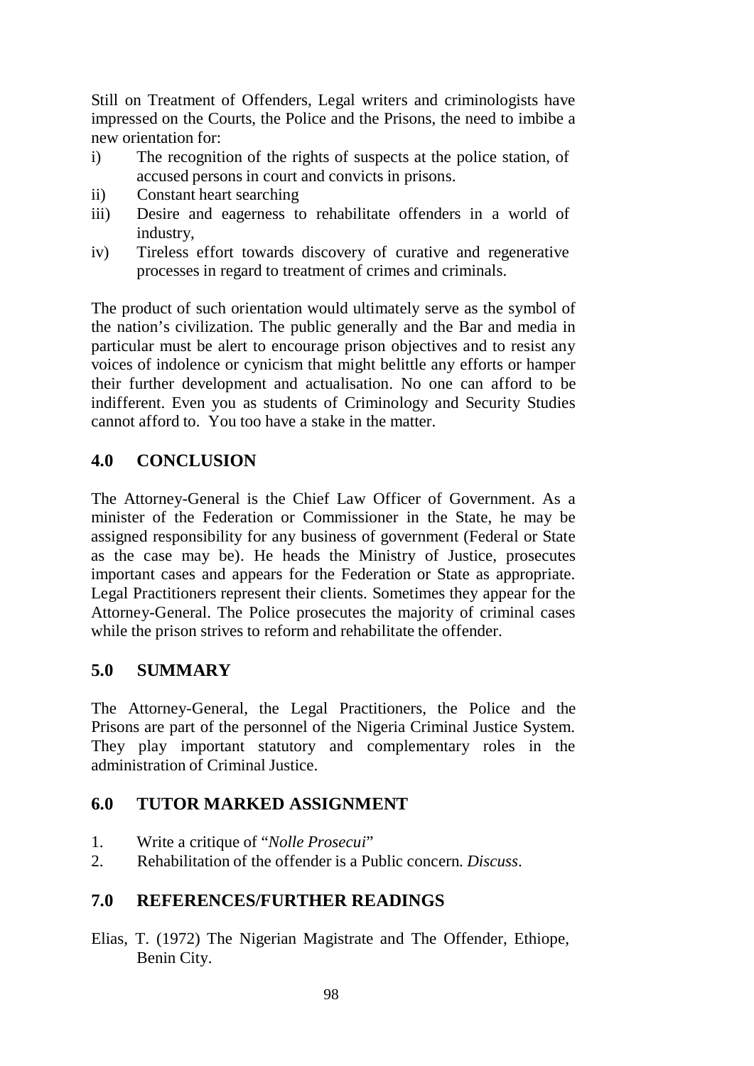Still on Treatment of Offenders, Legal writers and criminologists have impressed on the Courts, the Police and the Prisons, the need to imbibe a new orientation for:

i) The recognition of the rights of suspects at the police station, of accused persons in court and convicts in prisons.
ii) Constant heart searching
iii) Desire and eagerness to rehabilitate offenders in a world of industry,
iv) Tireless effort towards discovery of curative and regenerative processes in regard to treatment of crimes and criminals.

The product of such orientation would ultimately serve as the symbol of the nation's civilization. The public generally and the Bar and media in particular must be alert to encourage prison objectives and to resist any voices of indolence or cynicism that might belittle any efforts or hamper their further development and actualisation. No one can afford to be indifferent. Even you as students of Criminology and Security Studies cannot afford to. You too have a stake in the matter.

## 4.0 CONCLUSION

The Attorney-General is the Chief Law Officer of Government. As a minister of the Federation or Commissioner in the State, he may be assigned responsibility for any business of government (Federal or State as the case may be). He heads the Ministry of Justice, prosecutes important cases and appears for the Federation or State as appropriate. Legal Practitioners represent their clients. Sometimes they appear for the Attorney-General. The Police prosecutes the majority of criminal cases while the prison strives to reform and rehabilitate the offender.

## 5.0 SUMMARY

The Attorney-General, the Legal Practitioners, the Police and the Prisons are part of the personnel of the Nigeria Criminal Justice System. They play important statutory and complementary roles in the administration of Criminal Justice.

## 6.0 TUTOR MARKED ASSIGNMENT

1. Write a critique of "*Nolle Prosecui*"
2. Rehabilitation of the offender is a Public concern. *Discuss*.

## 7.0 REFERENCES/FURTHER READINGS

Elias, T. (1972) The Nigerian Magistrate and The Offender, Ethiope, Benin City.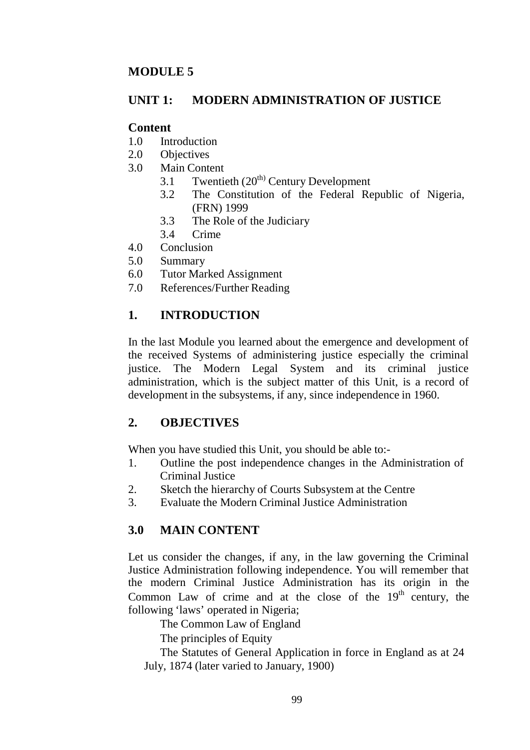## MODULE 5

## UNIT 1: MODERN ADMINISTRATION OF JUSTICE

**Content**

1.0 Introduction
2.0 Objectives
3.0 Main Content
  3.1 Twentieth ($20^{th)}$ Century Development
  3.2 The Constitution of the Federal Republic of Nigeria, (FRN) 1999
  3.3 The Role of the Judiciary
  3.4 Crime
4.0 Conclusion
5.0 Summary
6.0 Tutor Marked Assignment
7.0 References/Further Reading

## 1. INTRODUCTION

In the last Module you learned about the emergence and development of the received Systems of administering justice especially the criminal justice. The Modern Legal System and its criminal justice administration, which is the subject matter of this Unit, is a record of development in the subsystems, if any, since independence in 1960.

## 2. OBJECTIVES

When you have studied this Unit, you should be able to:-

1. Outline the post independence changes in the Administration of Criminal Justice
2. Sketch the hierarchy of Courts Subsystem at the Centre
3. Evaluate the Modern Criminal Justice Administration

## 3.0 MAIN CONTENT

Let us consider the changes, if any, in the law governing the Criminal Justice Administration following independence. You will remember that the modern Criminal Justice Administration has its origin in the Common Law of crime and at the close of the $19^{th}$ century, the following 'laws' operated in Nigeria;

The Common Law of England

The principles of Equity

The Statutes of General Application in force in England as at 24 July, 1874 (later varied to January, 1900)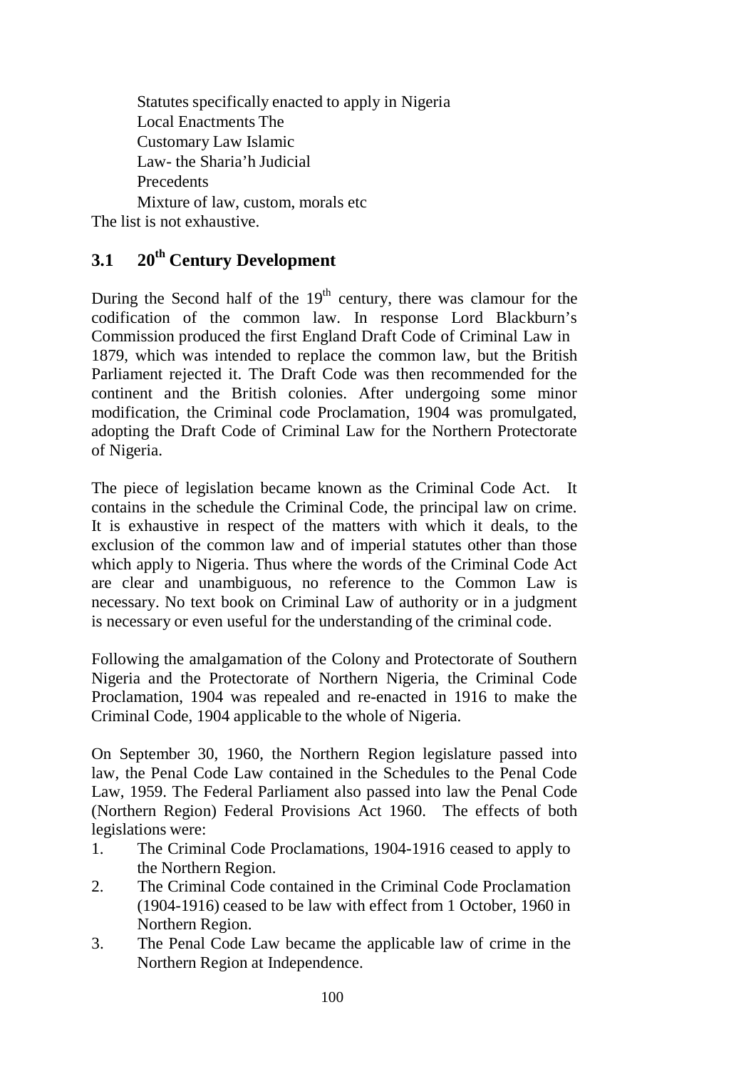Statutes specifically enacted to apply in Nigeria
Local Enactments The
Customary Law Islamic
Law- the Sharia'h Judicial
Precedents
Mixture of law, custom, morals etc

The list is not exhaustive.

## 3.1 20th Century Development

During the Second half of the 19th century, there was clamour for the codification of the common law. In response Lord Blackburn's Commission produced the first England Draft Code of Criminal Law in 1879, which was intended to replace the common law, but the British Parliament rejected it. The Draft Code was then recommended for the continent and the British colonies. After undergoing some minor modification, the Criminal code Proclamation, 1904 was promulgated, adopting the Draft Code of Criminal Law for the Northern Protectorate of Nigeria.

The piece of legislation became known as the Criminal Code Act. It contains in the schedule the Criminal Code, the principal law on crime. It is exhaustive in respect of the matters with which it deals, to the exclusion of the common law and of imperial statutes other than those which apply to Nigeria. Thus where the words of the Criminal Code Act are clear and unambiguous, no reference to the Common Law is necessary. No text book on Criminal Law of authority or in a judgment is necessary or even useful for the understanding of the criminal code.

Following the amalgamation of the Colony and Protectorate of Southern Nigeria and the Protectorate of Northern Nigeria, the Criminal Code Proclamation, 1904 was repealed and re-enacted in 1916 to make the Criminal Code, 1904 applicable to the whole of Nigeria.

On September 30, 1960, the Northern Region legislature passed into law, the Penal Code Law contained in the Schedules to the Penal Code Law, 1959. The Federal Parliament also passed into law the Penal Code (Northern Region) Federal Provisions Act 1960. The effects of both legislations were:

1. The Criminal Code Proclamations, 1904-1916 ceased to apply to the Northern Region.
2. The Criminal Code contained in the Criminal Code Proclamation (1904-1916) ceased to be law with effect from 1 October, 1960 in Northern Region.
3. The Penal Code Law became the applicable law of crime in the Northern Region at Independence.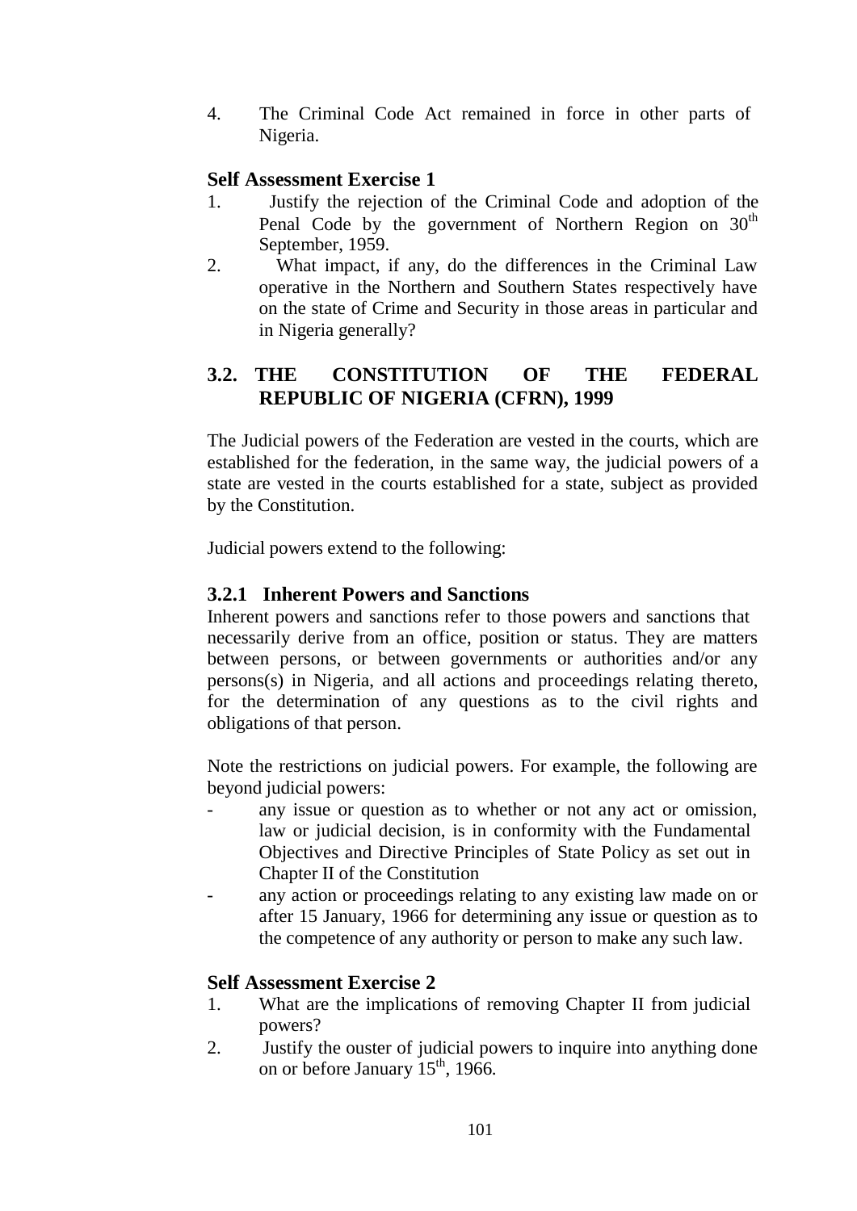4. The Criminal Code Act remained in force in other parts of Nigeria.

### Self Assessment Exercise 1

1. Justify the rejection of the Criminal Code and adoption of the Penal Code by the government of Northern Region on 30th September, 1959.
2. What impact, if any, do the differences in the Criminal Law operative in the Northern and Southern States respectively have on the state of Crime and Security in those areas in particular and in Nigeria generally?

## 3.2. THE CONSTITUTION OF THE FEDERAL REPUBLIC OF NIGERIA (CFRN), 1999

The Judicial powers of the Federation are vested in the courts, which are established for the federation, in the same way, the judicial powers of a state are vested in the courts established for a state, subject as provided by the Constitution.

Judicial powers extend to the following:

### 3.2.1 Inherent Powers and Sanctions

Inherent powers and sanctions refer to those powers and sanctions that necessarily derive from an office, position or status. They are matters between persons, or between governments or authorities and/or any persons(s) in Nigeria, and all actions and proceedings relating thereto, for the determination of any questions as to the civil rights and obligations of that person.

Note the restrictions on judicial powers. For example, the following are beyond judicial powers:

- any issue or question as to whether or not any act or omission, law or judicial decision, is in conformity with the Fundamental Objectives and Directive Principles of State Policy as set out in Chapter II of the Constitution
- any action or proceedings relating to any existing law made on or after 15 January, 1966 for determining any issue or question as to the competence of any authority or person to make any such law.

### Self Assessment Exercise 2

1. What are the implications of removing Chapter II from judicial powers?
2. Justify the ouster of judicial powers to inquire into anything done on or before January 15th, 1966.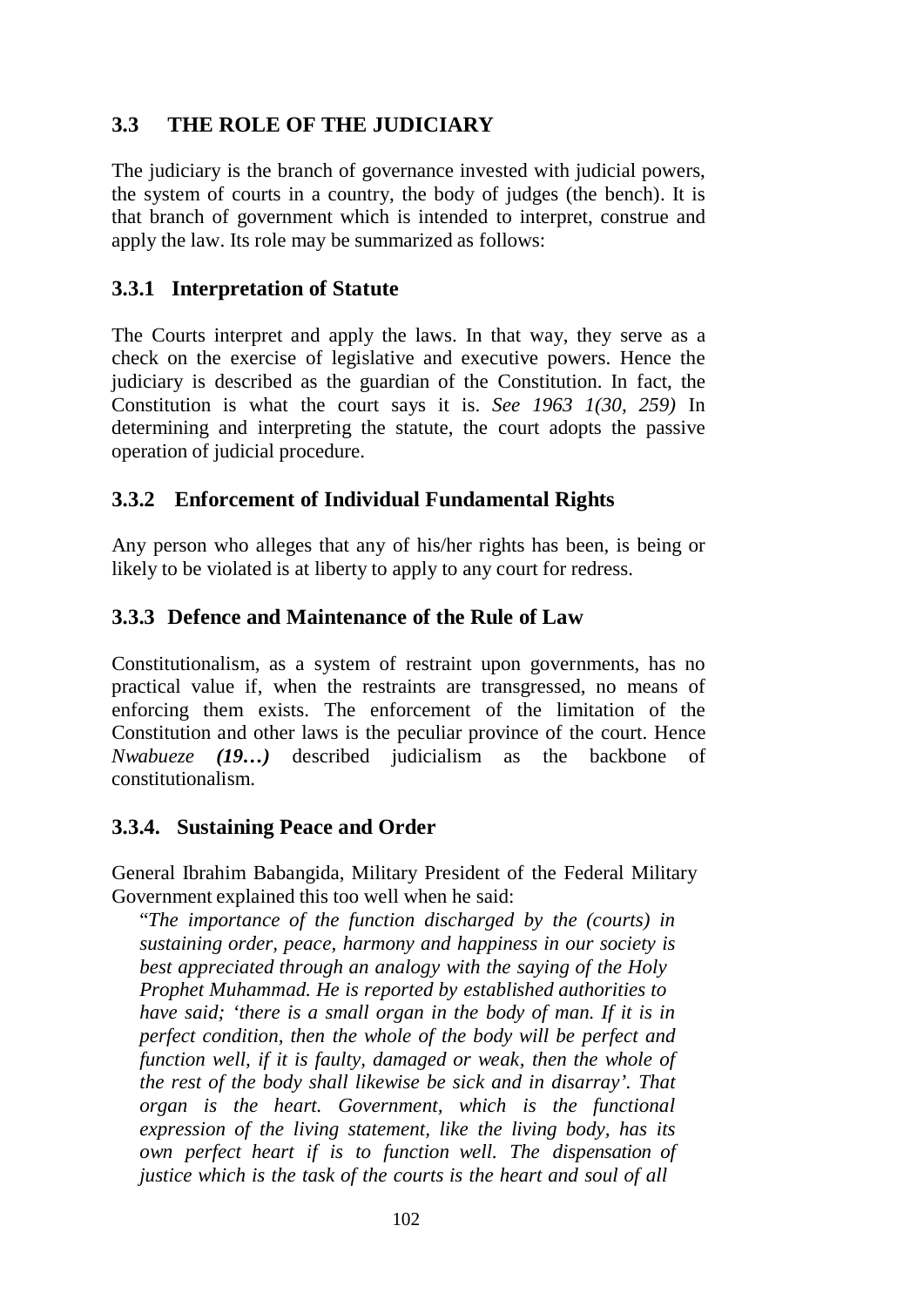## 3.3 THE ROLE OF THE JUDICIARY

The judiciary is the branch of governance invested with judicial powers, the system of courts in a country, the body of judges (the bench). It is that branch of government which is intended to interpret, construe and apply the law. Its role may be summarized as follows:

### 3.3.1 Interpretation of Statute

The Courts interpret and apply the laws. In that way, they serve as a check on the exercise of legislative and executive powers. Hence the judiciary is described as the guardian of the Constitution. In fact, the Constitution is what the court says it is. *See 1963 1(30, 259)* In determining and interpreting the statute, the court adopts the passive operation of judicial procedure.

### 3.3.2 Enforcement of Individual Fundamental Rights

Any person who alleges that any of his/her rights has been, is being or likely to be violated is at liberty to apply to any court for redress.

### 3.3.3 Defence and Maintenance of the Rule of Law

Constitutionalism, as a system of restraint upon governments, has no practical value if, when the restraints are transgressed, no means of enforcing them exists. The enforcement of the limitation of the Constitution and other laws is the peculiar province of the court. Hence *Nwabueze* ***(19…)*** described judicialism as the backbone of constitutionalism.

### 3.3.4. Sustaining Peace and Order

General Ibrahim Babangida, Military President of the Federal Military Government explained this too well when he said:

> "*The importance of the function discharged by the (courts) in sustaining order, peace, harmony and happiness in our society is best appreciated through an analogy with the saying of the Holy Prophet Muhammad. He is reported by established authorities to have said; 'there is a small organ in the body of man. If it is in perfect condition, then the whole of the body will be perfect and function well, if it is faulty, damaged or weak, then the whole of the rest of the body shall likewise be sick and in disarray'. That organ is the heart. Government, which is the functional expression of the living statement, like the living body, has its own perfect heart if is to function well. The dispensation of justice which is the task of the courts is the heart and soul of all*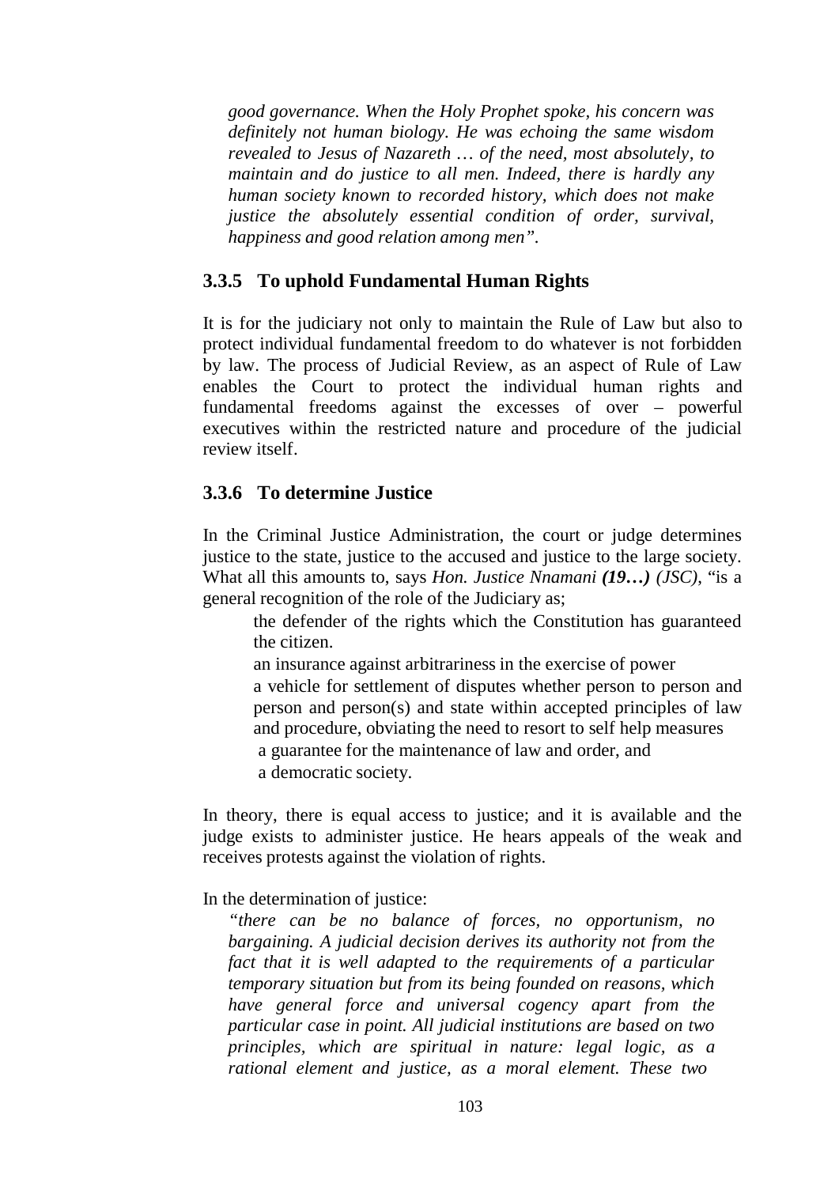*good governance. When the Holy Prophet spoke, his concern was definitely not human biology. He was echoing the same wisdom revealed to Jesus of Nazareth … of the need, most absolutely, to maintain and do justice to all men. Indeed, there is hardly any human society known to recorded history, which does not make justice the absolutely essential condition of order, survival, happiness and good relation among men".*

### 3.3.5 To uphold Fundamental Human Rights

It is for the judiciary not only to maintain the Rule of Law but also to protect individual fundamental freedom to do whatever is not forbidden by law. The process of Judicial Review, as an aspect of Rule of Law enables the Court to protect the individual human rights and fundamental freedoms against the excesses of over – powerful executives within the restricted nature and procedure of the judicial review itself.

### 3.3.6 To determine Justice

In the Criminal Justice Administration, the court or judge determines justice to the state, justice to the accused and justice to the large society. What all this amounts to, says *Hon. Justice Nnamani* ***(19…)*** *(JSC)*, "is a general recognition of the role of the Judiciary as;

- the defender of the rights which the Constitution has guaranteed the citizen.
- an insurance against arbitrariness in the exercise of power
- a vehicle for settlement of disputes whether person to person and person and person(s) and state within accepted principles of law and procedure, obviating the need to resort to self help measures
- a guarantee for the maintenance of law and order, and
- a democratic society.

In theory, there is equal access to justice; and it is available and the judge exists to administer justice. He hears appeals of the weak and receives protests against the violation of rights.

In the determination of justice:

*"there can be no balance of forces, no opportunism, no bargaining. A judicial decision derives its authority not from the fact that it is well adapted to the requirements of a particular temporary situation but from its being founded on reasons, which have general force and universal cogency apart from the particular case in point. All judicial institutions are based on two principles, which are spiritual in nature: legal logic, as a rational element and justice, as a moral element. These two*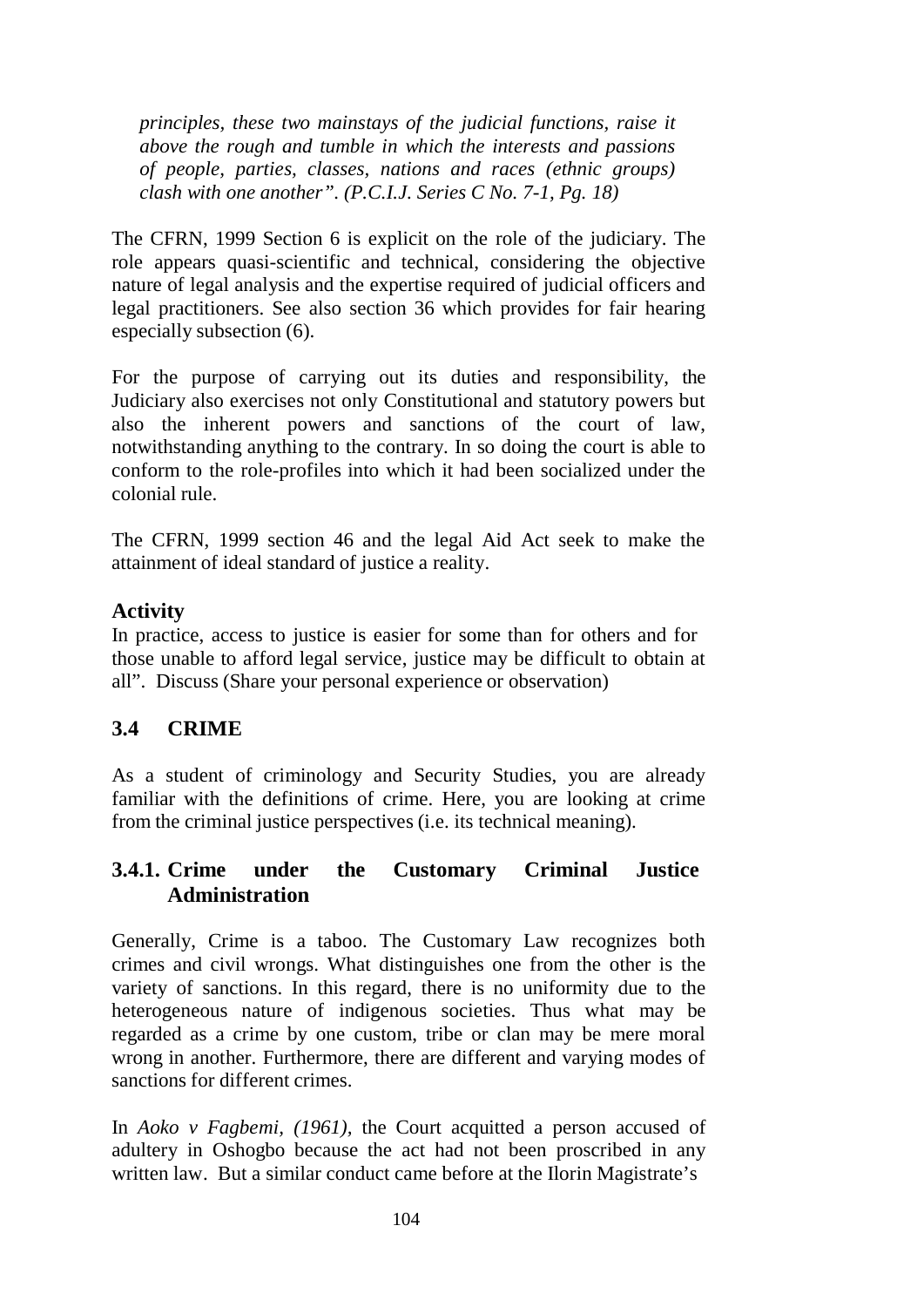*principles, these two mainstays of the judicial functions, raise it above the rough and tumble in which the interests and passions of people, parties, classes, nations and races (ethnic groups) clash with one another". (P.C.I.J. Series C No. 7-1, Pg. 18)*

The CFRN, 1999 Section 6 is explicit on the role of the judiciary. The role appears quasi-scientific and technical, considering the objective nature of legal analysis and the expertise required of judicial officers and legal practitioners. See also section 36 which provides for fair hearing especially subsection (6).

For the purpose of carrying out its duties and responsibility, the Judiciary also exercises not only Constitutional and statutory powers but also the inherent powers and sanctions of the court of law, notwithstanding anything to the contrary. In so doing the court is able to conform to the role-profiles into which it had been socialized under the colonial rule.

The CFRN, 1999 section 46 and the legal Aid Act seek to make the attainment of ideal standard of justice a reality.

**Activity**

In practice, access to justice is easier for some than for others and for those unable to afford legal service, justice may be difficult to obtain at all". Discuss (Share your personal experience or observation)

## 3.4 CRIME

As a student of criminology and Security Studies, you are already familiar with the definitions of crime. Here, you are looking at crime from the criminal justice perspectives (i.e. its technical meaning).

### 3.4.1. Crime under the Customary Criminal Justice Administration

Generally, Crime is a taboo. The Customary Law recognizes both crimes and civil wrongs. What distinguishes one from the other is the variety of sanctions. In this regard, there is no uniformity due to the heterogeneous nature of indigenous societies. Thus what may be regarded as a crime by one custom, tribe or clan may be mere moral wrong in another. Furthermore, there are different and varying modes of sanctions for different crimes.

In *Aoko v Fagbemi, (1961)*, the Court acquitted a person accused of adultery in Oshogbo because the act had not been proscribed in any written law. But a similar conduct came before at the Ilorin Magistrate's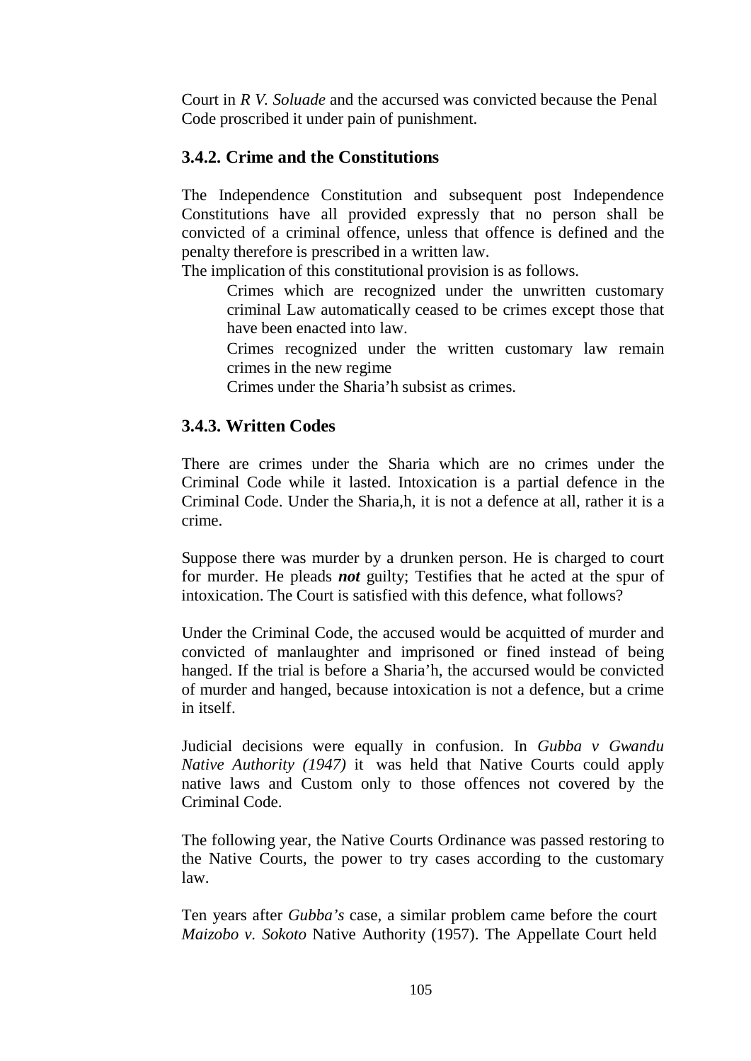Court in *R V. Soluade* and the accursed was convicted because the Penal Code proscribed it under pain of punishment.

### 3.4.2. Crime and the Constitutions

The Independence Constitution and subsequent post Independence Constitutions have all provided expressly that no person shall be convicted of a criminal offence, unless that offence is defined and the penalty therefore is prescribed in a written law.

The implication of this constitutional provision is as follows.

Crimes which are recognized under the unwritten customary criminal Law automatically ceased to be crimes except those that have been enacted into law.

Crimes recognized under the written customary law remain crimes in the new regime

Crimes under the Sharia'h subsist as crimes.

### 3.4.3. Written Codes

There are crimes under the Sharia which are no crimes under the Criminal Code while it lasted. Intoxication is a partial defence in the Criminal Code. Under the Sharia,h, it is not a defence at all, rather it is a crime.

Suppose there was murder by a drunken person. He is charged to court for murder. He pleads ***not*** guilty; Testifies that he acted at the spur of intoxication. The Court is satisfied with this defence, what follows?

Under the Criminal Code, the accused would be acquitted of murder and convicted of manlaughter and imprisoned or fined instead of being hanged. If the trial is before a Sharia'h, the accursed would be convicted of murder and hanged, because intoxication is not a defence, but a crime in itself.

Judicial decisions were equally in confusion. In *Gubba v Gwandu Native Authority (1947)* it was held that Native Courts could apply native laws and Custom only to those offences not covered by the Criminal Code.

The following year, the Native Courts Ordinance was passed restoring to the Native Courts, the power to try cases according to the customary law.

Ten years after *Gubba's* case, a similar problem came before the court *Maizobo v. Sokoto* Native Authority (1957). The Appellate Court held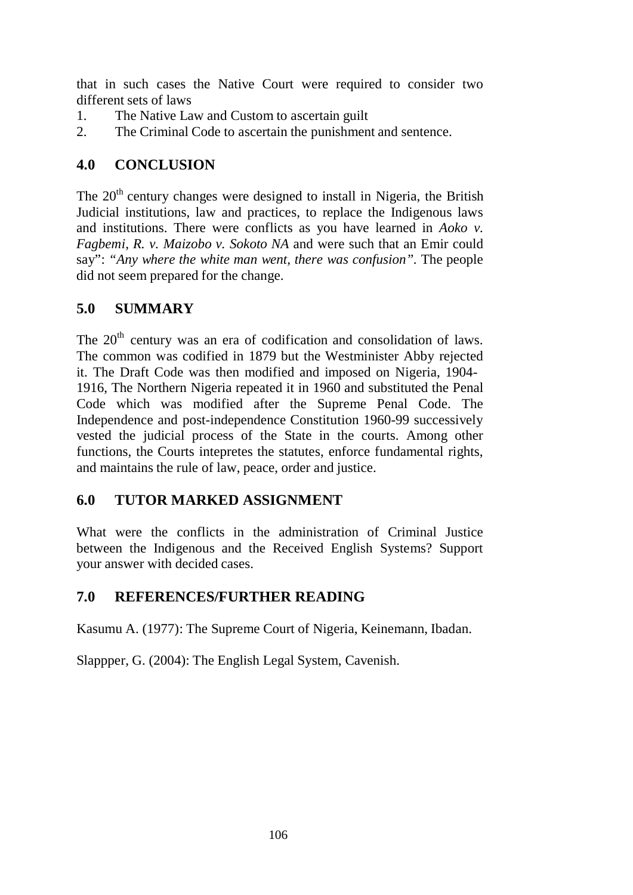that in such cases the Native Court were required to consider two different sets of laws

1. The Native Law and Custom to ascertain guilt
2. The Criminal Code to ascertain the punishment and sentence.

## 4.0 CONCLUSION

The 20th century changes were designed to install in Nigeria, the British Judicial institutions, law and practices, to replace the Indigenous laws and institutions. There were conflicts as you have learned in *Aoko v. Fagbemi*, *R. v. Maizobo v. Sokoto NA* and were such that an Emir could say": *"Any where the white man went, there was confusion"*. The people did not seem prepared for the change.

## 5.0 SUMMARY

The 20th century was an era of codification and consolidation of laws. The common was codified in 1879 but the Westminister Abby rejected it. The Draft Code was then modified and imposed on Nigeria, 1904-1916, The Northern Nigeria repeated it in 1960 and substituted the Penal Code which was modified after the Supreme Penal Code. The Independence and post-independence Constitution 1960-99 successively vested the judicial process of the State in the courts. Among other functions, the Courts intepretes the statutes, enforce fundamental rights, and maintains the rule of law, peace, order and justice.

## 6.0 TUTOR MARKED ASSIGNMENT

What were the conflicts in the administration of Criminal Justice between the Indigenous and the Received English Systems? Support your answer with decided cases.

## 7.0 REFERENCES/FURTHER READING

Kasumu A. (1977): The Supreme Court of Nigeria, Keinemann, Ibadan.

Slappper, G. (2004): The English Legal System, Cavenish.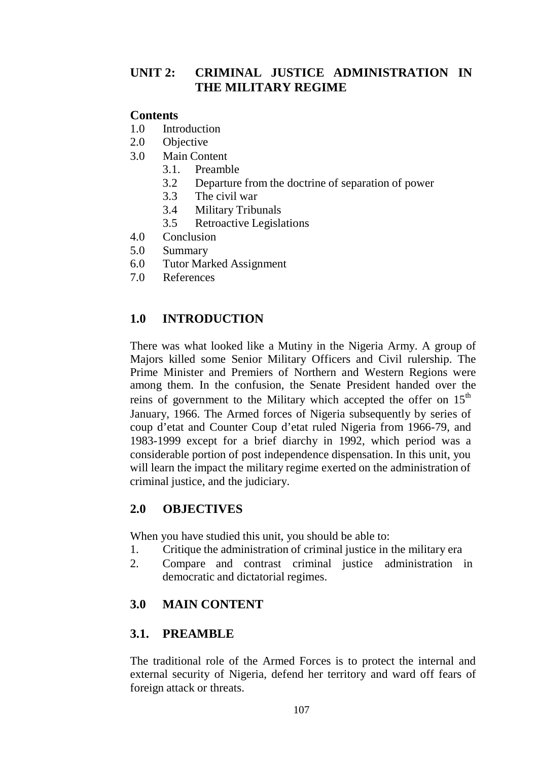## UNIT 2: CRIMINAL JUSTICE ADMINISTRATION IN THE MILITARY REGIME

**Contents**

1.0 Introduction
2.0 Objective
3.0 Main Content
  3.1. Preamble
  3.2 Departure from the doctrine of separation of power
  3.3 The civil war
  3.4 Military Tribunals
  3.5 Retroactive Legislations
4.0 Conclusion
5.0 Summary
6.0 Tutor Marked Assignment
7.0 References

### 1.0 INTRODUCTION

There was what looked like a Mutiny in the Nigeria Army. A group of Majors killed some Senior Military Officers and Civil rulership. The Prime Minister and Premiers of Northern and Western Regions were among them. In the confusion, the Senate President handed over the reins of government to the Military which accepted the offer on 15th January, 1966. The Armed forces of Nigeria subsequently by series of coup d'etat and Counter Coup d'etat ruled Nigeria from 1966-79, and 1983-1999 except for a brief diarchy in 1992, which period was a considerable portion of post independence dispensation. In this unit, you will learn the impact the military regime exerted on the administration of criminal justice, and the judiciary.

### 2.0 OBJECTIVES

When you have studied this unit, you should be able to:

1. Critique the administration of criminal justice in the military era
2. Compare and contrast criminal justice administration in democratic and dictatorial regimes.

### 3.0 MAIN CONTENT

### 3.1. PREAMBLE

The traditional role of the Armed Forces is to protect the internal and external security of Nigeria, defend her territory and ward off fears of foreign attack or threats.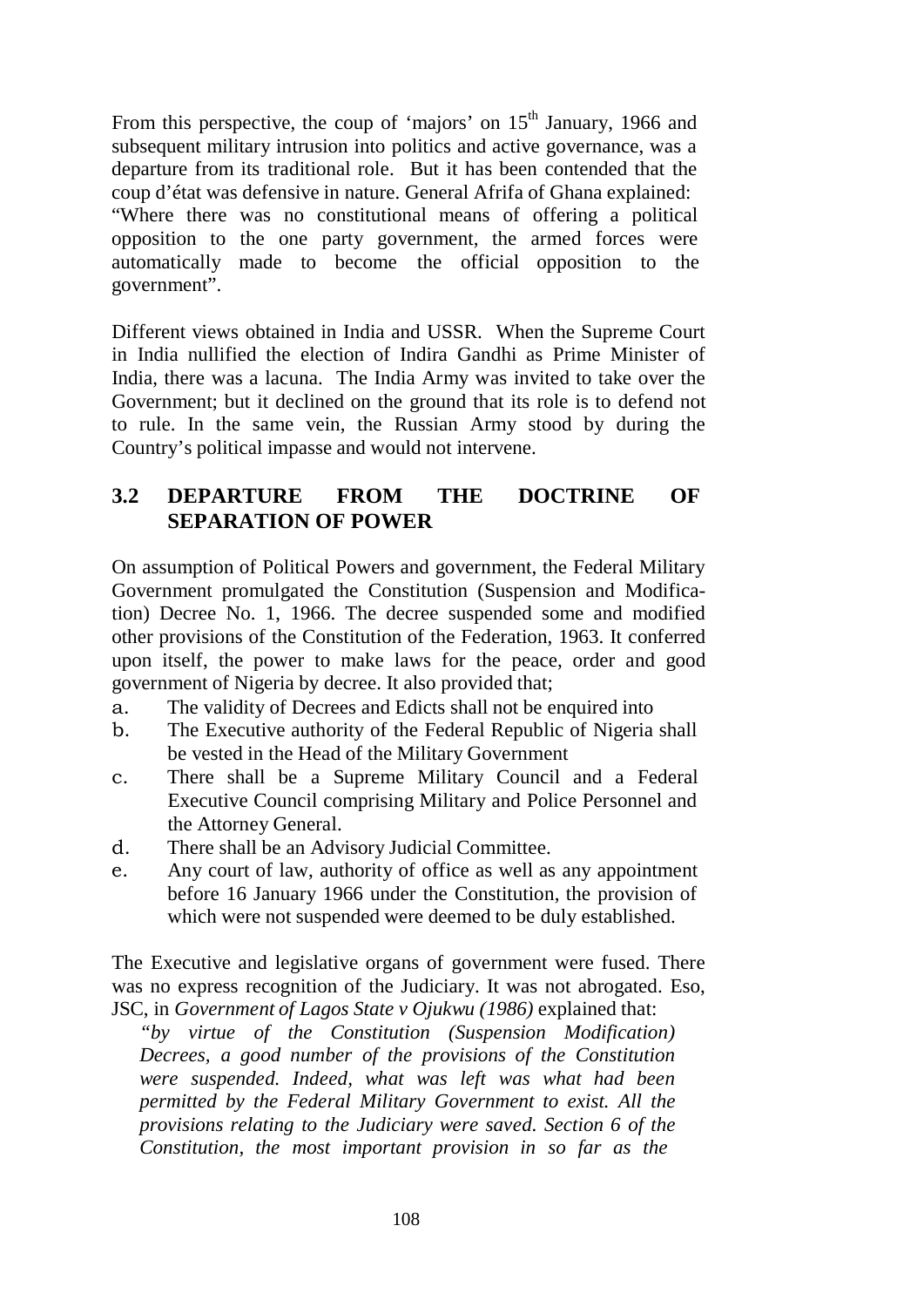From this perspective, the coup of 'majors' on 15th January, 1966 and subsequent military intrusion into politics and active governance, was a departure from its traditional role. But it has been contended that the coup d'état was defensive in nature. General Afrifa of Ghana explained: "Where there was no constitutional means of offering a political opposition to the one party government, the armed forces were automatically made to become the official opposition to the government".

Different views obtained in India and USSR. When the Supreme Court in India nullified the election of Indira Gandhi as Prime Minister of India, there was a lacuna. The India Army was invited to take over the Government; but it declined on the ground that its role is to defend not to rule. In the same vein, the Russian Army stood by during the Country's political impasse and would not intervene.

## 3.2 DEPARTURE FROM THE DOCTRINE OF SEPARATION OF POWER

On assumption of Political Powers and government, the Federal Military Government promulgated the Constitution (Suspension and Modification) Decree No. 1, 1966. The decree suspended some and modified other provisions of the Constitution of the Federation, 1963. It conferred upon itself, the power to make laws for the peace, order and good government of Nigeria by decree. It also provided that;

a. The validity of Decrees and Edicts shall not be enquired into
b. The Executive authority of the Federal Republic of Nigeria shall be vested in the Head of the Military Government
c. There shall be a Supreme Military Council and a Federal Executive Council comprising Military and Police Personnel and the Attorney General.
d. There shall be an Advisory Judicial Committee.
e. Any court of law, authority of office as well as any appointment before 16 January 1966 under the Constitution, the provision of which were not suspended were deemed to be duly established.

The Executive and legislative organs of government were fused. There was no express recognition of the Judiciary. It was not abrogated. Eso, JSC, in *Government of Lagos State v Ojukwu (1986)* explained that:

> *"by virtue of the Constitution (Suspension Modification) Decrees, a good number of the provisions of the Constitution were suspended. Indeed, what was left was what had been permitted by the Federal Military Government to exist. All the provisions relating to the Judiciary were saved. Section 6 of the Constitution, the most important provision in so far as the*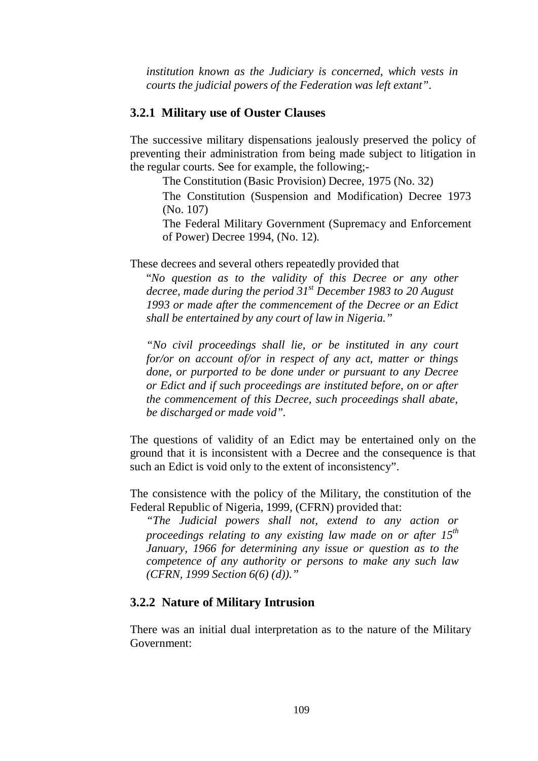*institution known as the Judiciary is concerned, which vests in courts the judicial powers of the Federation was left extant".*

### 3.2.1 Military use of Ouster Clauses

The successive military dispensations jealously preserved the policy of preventing their administration from being made subject to litigation in the regular courts. See for example, the following;-

The Constitution (Basic Provision) Decree, 1975 (No. 32)

The Constitution (Suspension and Modification) Decree 1973 (No. 107)

The Federal Military Government (Supremacy and Enforcement of Power) Decree 1994, (No. 12).

These decrees and several others repeatedly provided that

> "*No question as to the validity of this Decree or any other decree, made during the period 31st December 1983 to 20 August 1993 or made after the commencement of the Decree or an Edict shall be entertained by any court of law in Nigeria."*
>
> *"No civil proceedings shall lie, or be instituted in any court for/or on account of/or in respect of any act, matter or things done, or purported to be done under or pursuant to any Decree or Edict and if such proceedings are instituted before, on or after the commencement of this Decree, such proceedings shall abate, be discharged or made void".*

The questions of validity of an Edict may be entertained only on the ground that it is inconsistent with a Decree and the consequence is that such an Edict is void only to the extent of inconsistency".

The consistence with the policy of the Military, the constitution of the Federal Republic of Nigeria, 1999, (CFRN) provided that:

> *"The Judicial powers shall not, extend to any action or proceedings relating to any existing law made on or after 15th January, 1966 for determining any issue or question as to the competence of any authority or persons to make any such law (CFRN, 1999 Section 6(6) (d))."*

### 3.2.2 Nature of Military Intrusion

There was an initial dual interpretation as to the nature of the Military Government: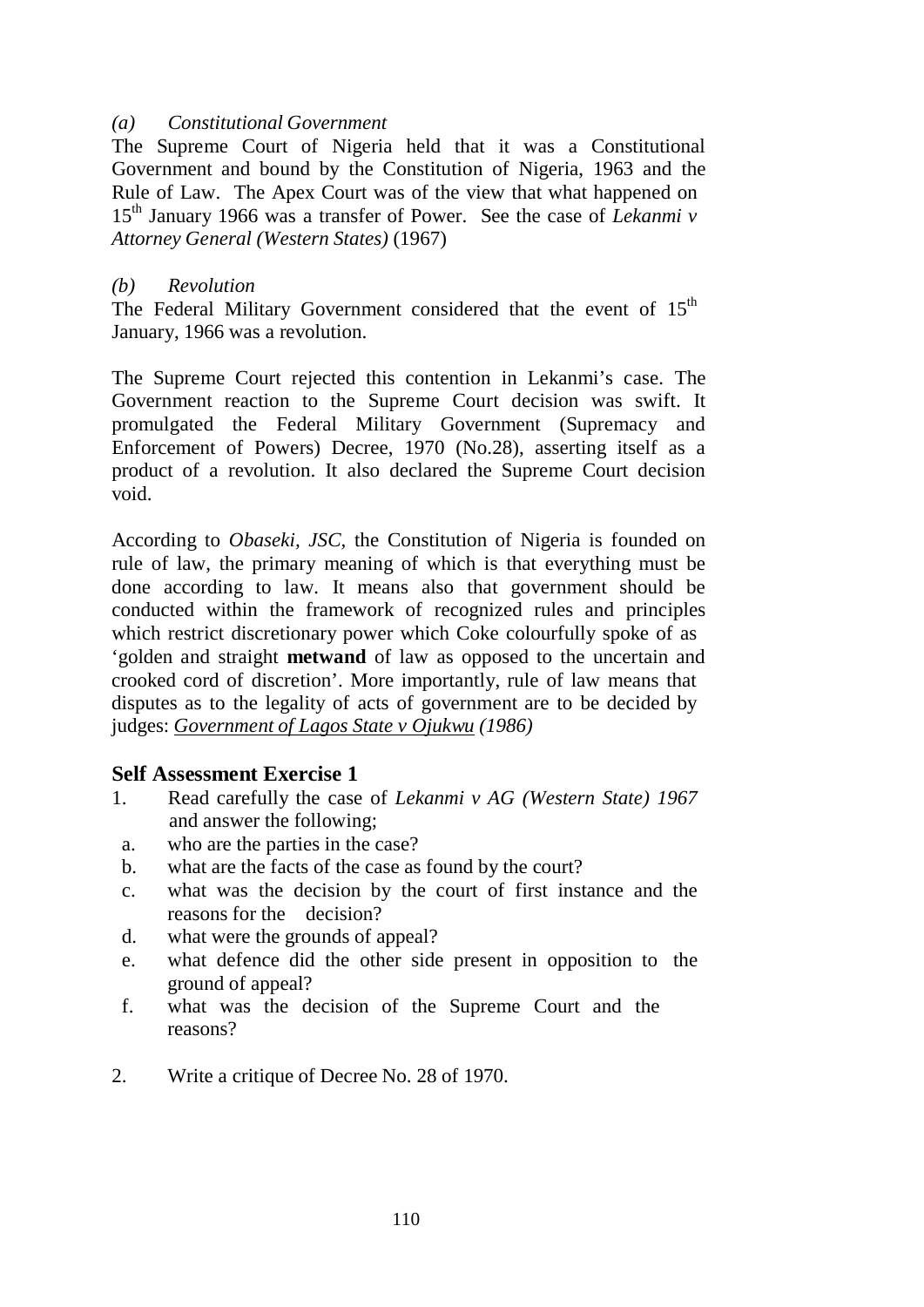*(a) Constitutional Government*

The Supreme Court of Nigeria held that it was a Constitutional Government and bound by the Constitution of Nigeria, 1963 and the Rule of Law. The Apex Court was of the view that what happened on 15th January 1966 was a transfer of Power. See the case of *Lekanmi v Attorney General (Western States)* (1967)

*(b) Revolution*

The Federal Military Government considered that the event of 15th January, 1966 was a revolution.

The Supreme Court rejected this contention in Lekanmi's case. The Government reaction to the Supreme Court decision was swift. It promulgated the Federal Military Government (Supremacy and Enforcement of Powers) Decree, 1970 (No.28), asserting itself as a product of a revolution. It also declared the Supreme Court decision void.

According to *Obaseki, JSC*, the Constitution of Nigeria is founded on rule of law, the primary meaning of which is that everything must be done according to law. It means also that government should be conducted within the framework of recognized rules and principles which restrict discretionary power which Coke colourfully spoke of as 'golden and straight **metwand** of law as opposed to the uncertain and crooked cord of discretion'. More importantly, rule of law means that disputes as to the legality of acts of government are to be decided by judges: *Government of Lagos State v Ojukwu (1986)*

## Self Assessment Exercise 1

1. Read carefully the case of *Lekanmi v AG (Western State) 1967* and answer the following;
   a. who are the parties in the case?
   b. what are the facts of the case as found by the court?
   c. what was the decision by the court of first instance and the reasons for the decision?
   d. what were the grounds of appeal?
   e. what defence did the other side present in opposition to the ground of appeal?
   f. what was the decision of the Supreme Court and the reasons?
2. Write a critique of Decree No. 28 of 1970.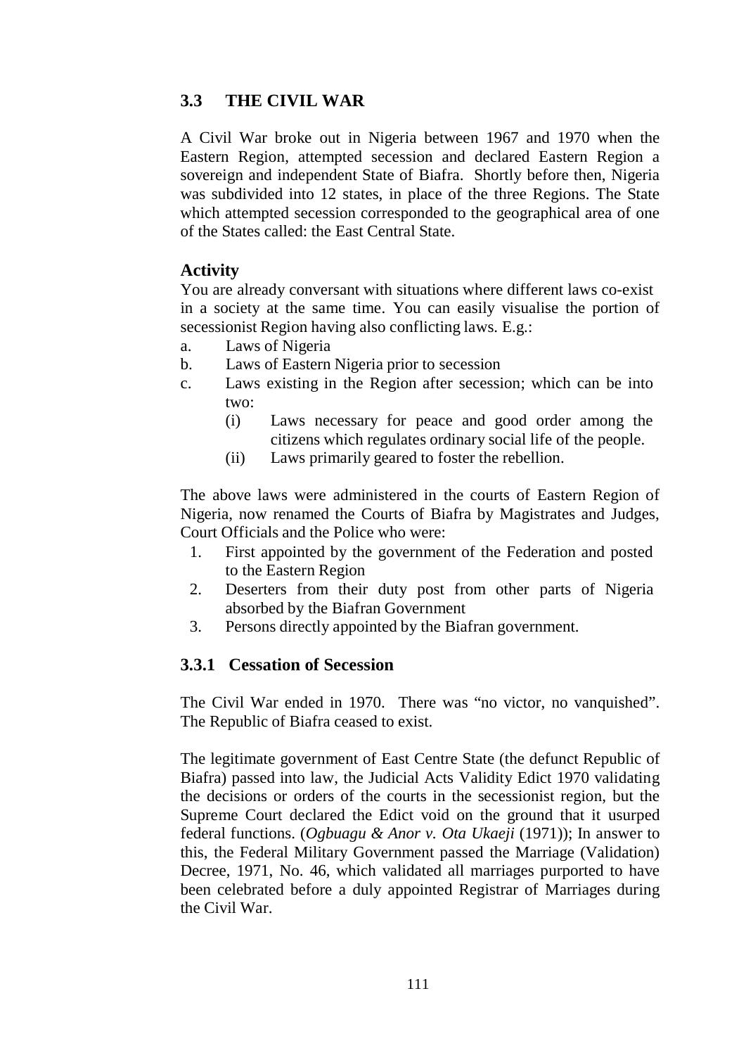## 3.3 THE CIVIL WAR

A Civil War broke out in Nigeria between 1967 and 1970 when the Eastern Region, attempted secession and declared Eastern Region a sovereign and independent State of Biafra. Shortly before then, Nigeria was subdivided into 12 states, in place of the three Regions. The State which attempted secession corresponded to the geographical area of one of the States called: the East Central State.

### Activity

You are already conversant with situations where different laws co-exist in a society at the same time. You can easily visualise the portion of secessionist Region having also conflicting laws. E.g.:

a. Laws of Nigeria
b. Laws of Eastern Nigeria prior to secession
c. Laws existing in the Region after secession; which can be into two:
   (i) Laws necessary for peace and good order among the citizens which regulates ordinary social life of the people.
   (ii) Laws primarily geared to foster the rebellion.

The above laws were administered in the courts of Eastern Region of Nigeria, now renamed the Courts of Biafra by Magistrates and Judges, Court Officials and the Police who were:

1. First appointed by the government of the Federation and posted to the Eastern Region
2. Deserters from their duty post from other parts of Nigeria absorbed by the Biafran Government
3. Persons directly appointed by the Biafran government.

### 3.3.1 Cessation of Secession

The Civil War ended in 1970. There was "no victor, no vanquished". The Republic of Biafra ceased to exist.

The legitimate government of East Centre State (the defunct Republic of Biafra) passed into law, the Judicial Acts Validity Edict 1970 validating the decisions or orders of the courts in the secessionist region, but the Supreme Court declared the Edict void on the ground that it usurped federal functions. (*Ogbuagu & Anor v. Ota Ukaeji* (1971)); In answer to this, the Federal Military Government passed the Marriage (Validation) Decree, 1971, No. 46, which validated all marriages purported to have been celebrated before a duly appointed Registrar of Marriages during the Civil War.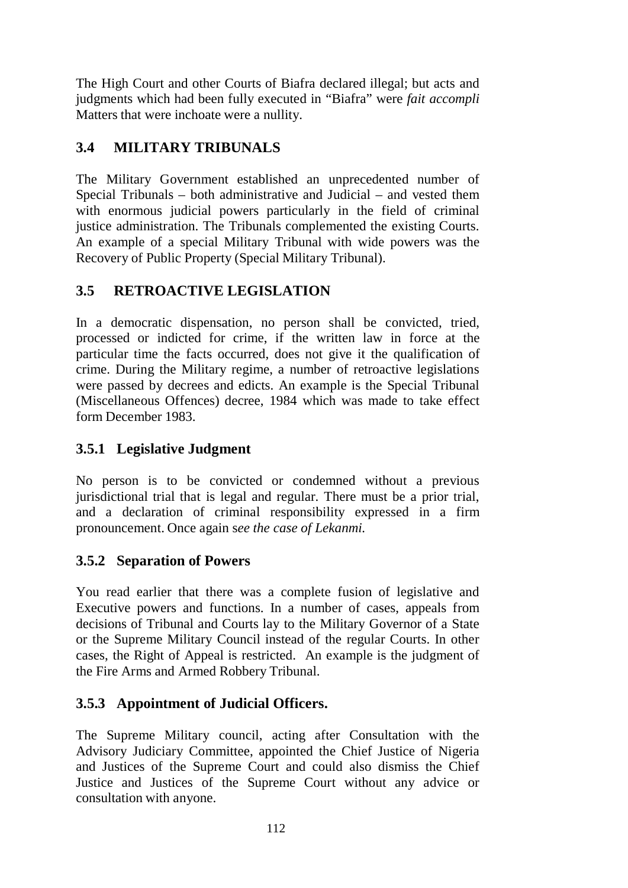The High Court and other Courts of Biafra declared illegal; but acts and judgments which had been fully executed in "Biafra" were *fait accompli* Matters that were inchoate were a nullity.

## 3.4 MILITARY TRIBUNALS

The Military Government established an unprecedented number of Special Tribunals – both administrative and Judicial – and vested them with enormous judicial powers particularly in the field of criminal justice administration. The Tribunals complemented the existing Courts. An example of a special Military Tribunal with wide powers was the Recovery of Public Property (Special Military Tribunal).

## 3.5 RETROACTIVE LEGISLATION

In a democratic dispensation, no person shall be convicted, tried, processed or indicted for crime, if the written law in force at the particular time the facts occurred, does not give it the qualification of crime. During the Military regime, a number of retroactive legislations were passed by decrees and edicts. An example is the Special Tribunal (Miscellaneous Offences) decree, 1984 which was made to take effect form December 1983.

### 3.5.1 Legislative Judgment

No person is to be convicted or condemned without a previous jurisdictional trial that is legal and regular. There must be a prior trial, and a declaration of criminal responsibility expressed in a firm pronouncement. Once again s*ee the case of Lekanmi.*

### 3.5.2 Separation of Powers

You read earlier that there was a complete fusion of legislative and Executive powers and functions. In a number of cases, appeals from decisions of Tribunal and Courts lay to the Military Governor of a State or the Supreme Military Council instead of the regular Courts. In other cases, the Right of Appeal is restricted. An example is the judgment of the Fire Arms and Armed Robbery Tribunal.

### 3.5.3 Appointment of Judicial Officers.

The Supreme Military council, acting after Consultation with the Advisory Judiciary Committee, appointed the Chief Justice of Nigeria and Justices of the Supreme Court and could also dismiss the Chief Justice and Justices of the Supreme Court without any advice or consultation with anyone.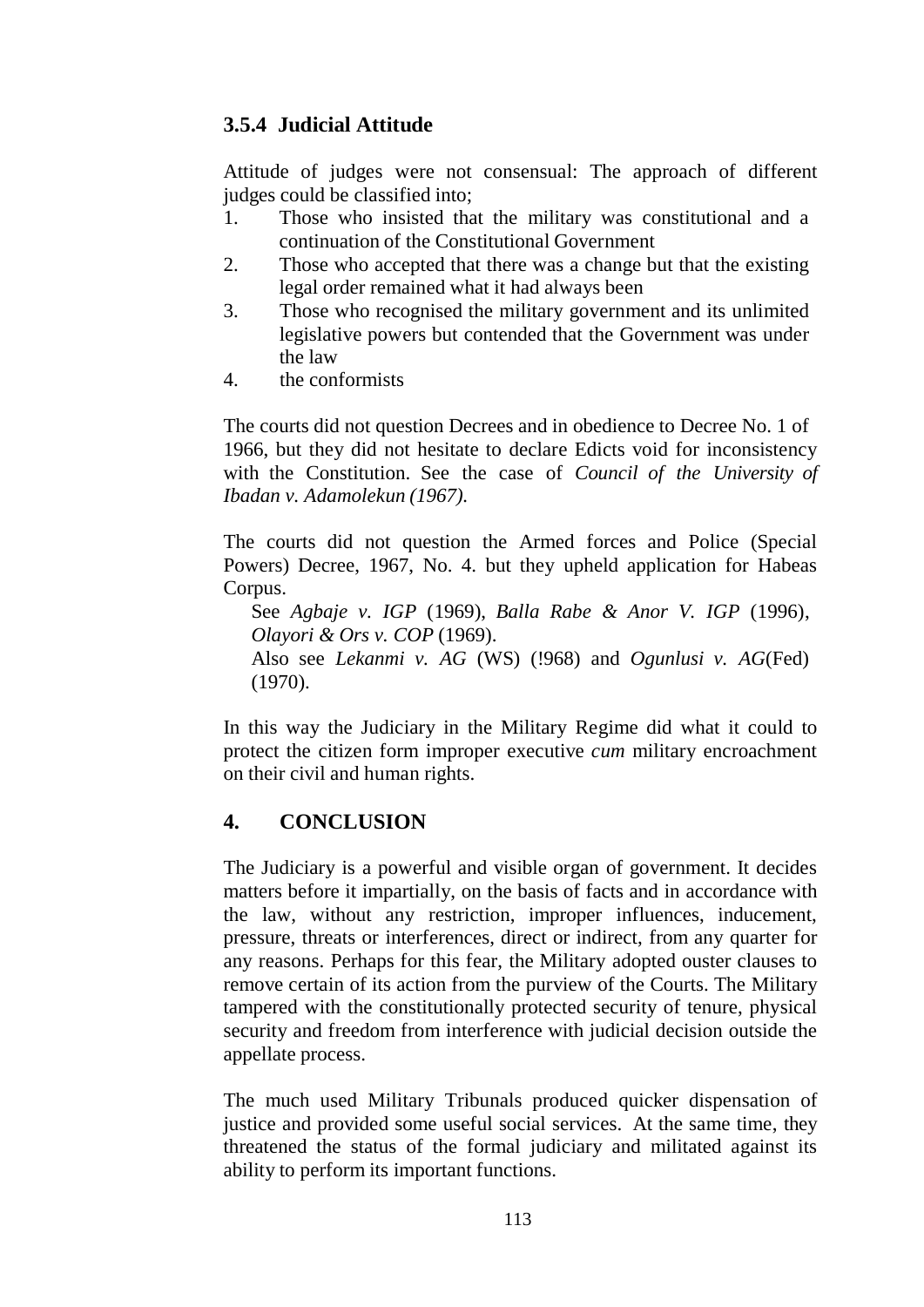### 3.5.4 Judicial Attitude

Attitude of judges were not consensual: The approach of different judges could be classified into;

1. Those who insisted that the military was constitutional and a continuation of the Constitutional Government
2. Those who accepted that there was a change but that the existing legal order remained what it had always been
3. Those who recognised the military government and its unlimited legislative powers but contended that the Government was under the law
4. the conformists

The courts did not question Decrees and in obedience to Decree No. 1 of 1966, but they did not hesitate to declare Edicts void for inconsistency with the Constitution. See the case of *Council of the University of Ibadan v. Adamolekun (1967).*

The courts did not question the Armed forces and Police (Special Powers) Decree, 1967, No. 4. but they upheld application for Habeas Corpus.

See *Agbaje v. IGP* (1969), *Balla Rabe & Anor V. IGP* (1996), *Olayori & Ors v. COP* (1969).
Also see *Lekanmi v. AG* (WS) (!968) and *Ogunlusi v. AG*(Fed) (1970).

In this way the Judiciary in the Military Regime did what it could to protect the citizen form improper executive *cum* military encroachment on their civil and human rights.

## 4. CONCLUSION

The Judiciary is a powerful and visible organ of government. It decides matters before it impartially, on the basis of facts and in accordance with the law, without any restriction, improper influences, inducement, pressure, threats or interferences, direct or indirect, from any quarter for any reasons. Perhaps for this fear, the Military adopted ouster clauses to remove certain of its action from the purview of the Courts. The Military tampered with the constitutionally protected security of tenure, physical security and freedom from interference with judicial decision outside the appellate process.

The much used Military Tribunals produced quicker dispensation of justice and provided some useful social services. At the same time, they threatened the status of the formal judiciary and militated against its ability to perform its important functions.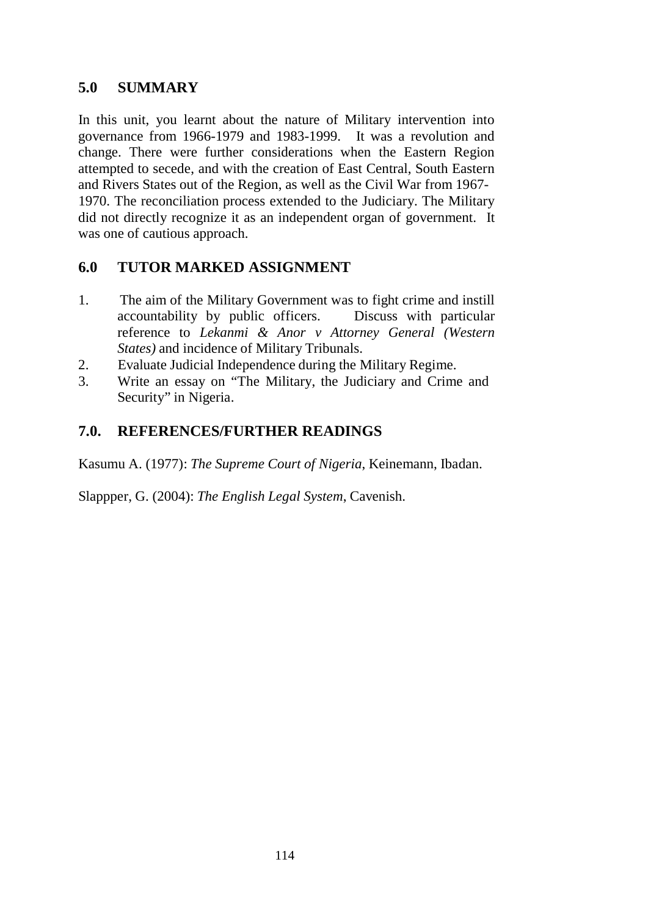## 5.0 SUMMARY

In this unit, you learnt about the nature of Military intervention into governance from 1966-1979 and 1983-1999. It was a revolution and change. There were further considerations when the Eastern Region attempted to secede, and with the creation of East Central, South Eastern and Rivers States out of the Region, as well as the Civil War from 1967-1970. The reconciliation process extended to the Judiciary. The Military did not directly recognize it as an independent organ of government. It was one of cautious approach.

## 6.0 TUTOR MARKED ASSIGNMENT

1. The aim of the Military Government was to fight crime and instill accountability by public officers. Discuss with particular reference to *Lekanmi & Anor v Attorney General (Western States)* and incidence of Military Tribunals.
2. Evaluate Judicial Independence during the Military Regime.
3. Write an essay on "The Military, the Judiciary and Crime and Security" in Nigeria.

## 7.0. REFERENCES/FURTHER READINGS

Kasumu A. (1977): *The Supreme Court of Nigeria*, Keinemann, Ibadan.

Slappper, G. (2004): *The English Legal System*, Cavenish.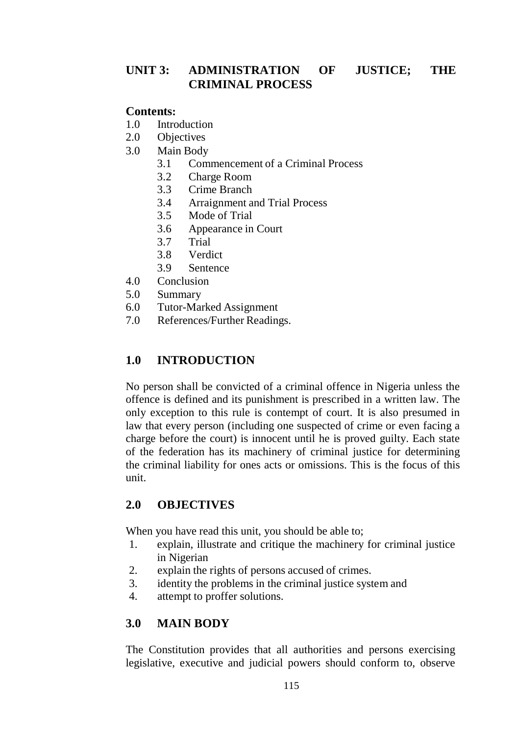## UNIT 3: ADMINISTRATION OF JUSTICE; THE CRIMINAL PROCESS

**Contents:**

1.0 Introduction
2.0 Objectives
3.0 Main Body
  3.1 Commencement of a Criminal Process
  3.2 Charge Room
  3.3 Crime Branch
  3.4 Arraignment and Trial Process
  3.5 Mode of Trial
  3.6 Appearance in Court
  3.7 Trial
  3.8 Verdict
  3.9 Sentence
4.0 Conclusion
5.0 Summary
6.0 Tutor-Marked Assignment
7.0 References/Further Readings.

### 1.0 INTRODUCTION

No person shall be convicted of a criminal offence in Nigeria unless the offence is defined and its punishment is prescribed in a written law. The only exception to this rule is contempt of court. It is also presumed in law that every person (including one suspected of crime or even facing a charge before the court) is innocent until he is proved guilty. Each state of the federation has its machinery of criminal justice for determining the criminal liability for ones acts or omissions. This is the focus of this unit.

### 2.0 OBJECTIVES

When you have read this unit, you should be able to;

1. explain, illustrate and critique the machinery for criminal justice in Nigerian
2. explain the rights of persons accused of crimes.
3. identity the problems in the criminal justice system and
4. attempt to proffer solutions.

### 3.0 MAIN BODY

The Constitution provides that all authorities and persons exercising legislative, executive and judicial powers should conform to, observe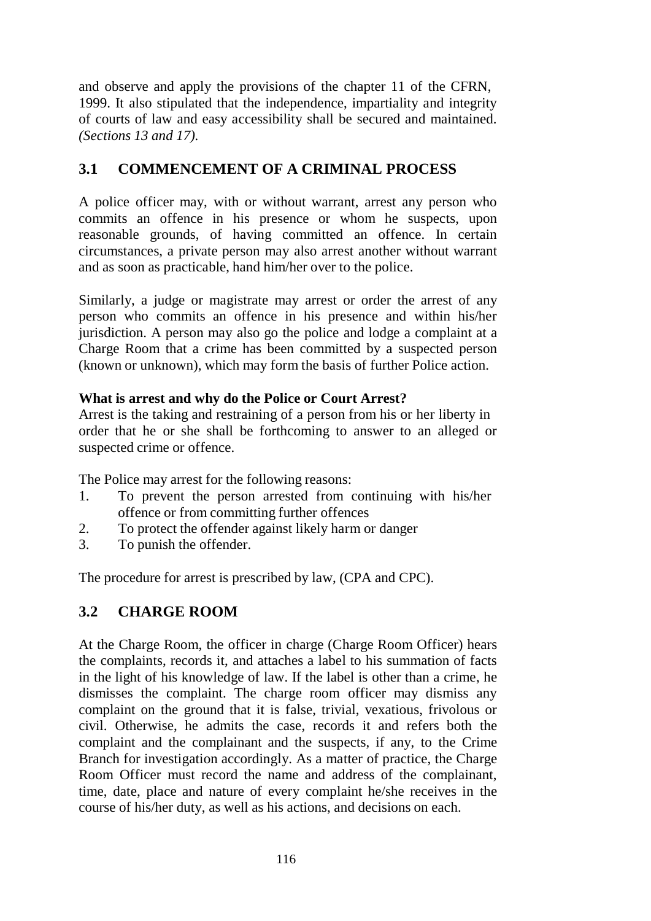and observe and apply the provisions of the chapter 11 of the CFRN, 1999. It also stipulated that the independence, impartiality and integrity of courts of law and easy accessibility shall be secured and maintained. *(Sections 13 and 17).*

## 3.1 COMMENCEMENT OF A CRIMINAL PROCESS

A police officer may, with or without warrant, arrest any person who commits an offence in his presence or whom he suspects, upon reasonable grounds, of having committed an offence. In certain circumstances, a private person may also arrest another without warrant and as soon as practicable, hand him/her over to the police.

Similarly, a judge or magistrate may arrest or order the arrest of any person who commits an offence in his presence and within his/her jurisdiction. A person may also go the police and lodge a complaint at a Charge Room that a crime has been committed by a suspected person (known or unknown), which may form the basis of further Police action.

**What is arrest and why do the Police or Court Arrest?**

Arrest is the taking and restraining of a person from his or her liberty in order that he or she shall be forthcoming to answer to an alleged or suspected crime or offence.

The Police may arrest for the following reasons:

1. To prevent the person arrested from continuing with his/her offence or from committing further offences
2. To protect the offender against likely harm or danger
3. To punish the offender.

The procedure for arrest is prescribed by law, (CPA and CPC).

## 3.2 CHARGE ROOM

At the Charge Room, the officer in charge (Charge Room Officer) hears the complaints, records it, and attaches a label to his summation of facts in the light of his knowledge of law. If the label is other than a crime, he dismisses the complaint. The charge room officer may dismiss any complaint on the ground that it is false, trivial, vexatious, frivolous or civil. Otherwise, he admits the case, records it and refers both the complaint and the complainant and the suspects, if any, to the Crime Branch for investigation accordingly. As a matter of practice, the Charge Room Officer must record the name and address of the complainant, time, date, place and nature of every complaint he/she receives in the course of his/her duty, as well as his actions, and decisions on each.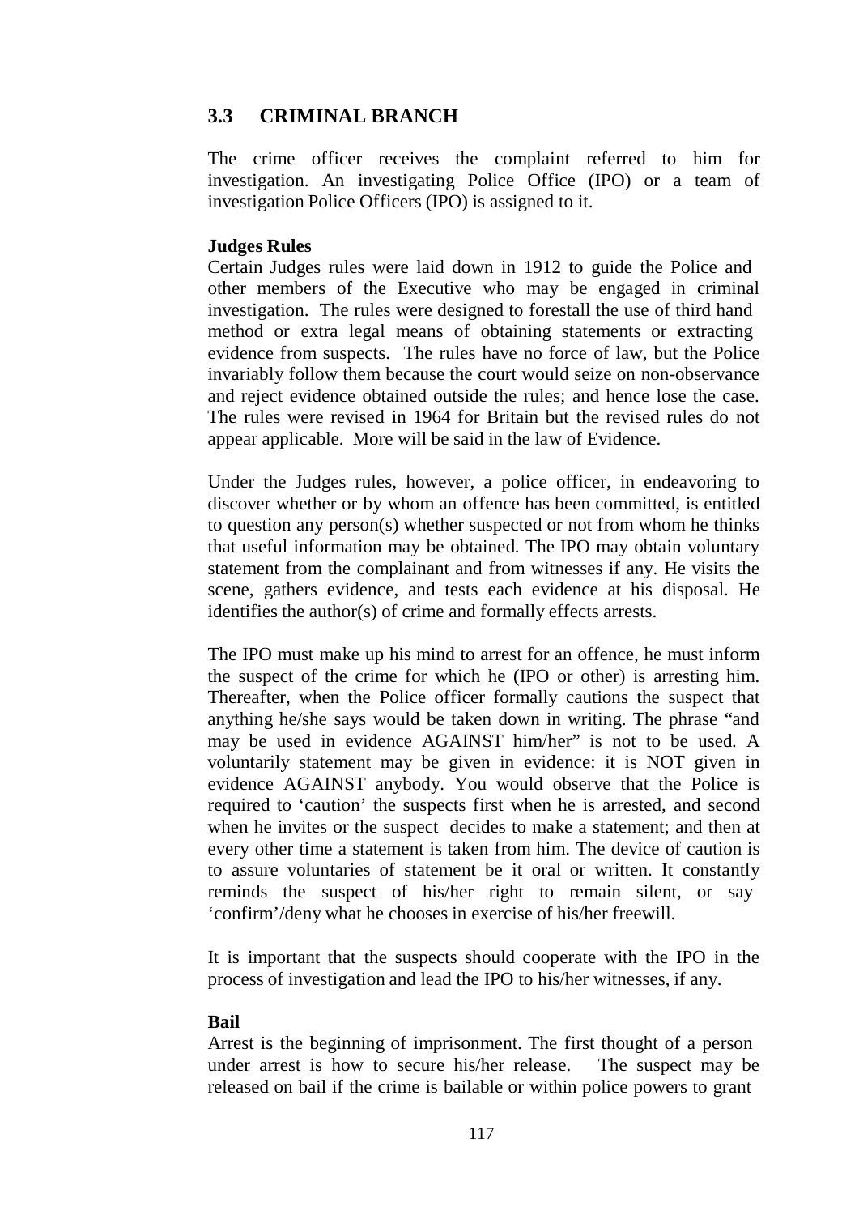## 3.3 CRIMINAL BRANCH

The crime officer receives the complaint referred to him for investigation. An investigating Police Office (IPO) or a team of investigation Police Officers (IPO) is assigned to it.

**Judges Rules**

Certain Judges rules were laid down in 1912 to guide the Police and other members of the Executive who may be engaged in criminal investigation. The rules were designed to forestall the use of third hand method or extra legal means of obtaining statements or extracting evidence from suspects. The rules have no force of law, but the Police invariably follow them because the court would seize on non-observance and reject evidence obtained outside the rules; and hence lose the case. The rules were revised in 1964 for Britain but the revised rules do not appear applicable. More will be said in the law of Evidence.

Under the Judges rules, however, a police officer, in endeavoring to discover whether or by whom an offence has been committed, is entitled to question any person(s) whether suspected or not from whom he thinks that useful information may be obtained. The IPO may obtain voluntary statement from the complainant and from witnesses if any. He visits the scene, gathers evidence, and tests each evidence at his disposal. He identifies the author(s) of crime and formally effects arrests.

The IPO must make up his mind to arrest for an offence, he must inform the suspect of the crime for which he (IPO or other) is arresting him. Thereafter, when the Police officer formally cautions the suspect that anything he/she says would be taken down in writing. The phrase "and may be used in evidence AGAINST him/her" is not to be used. A voluntarily statement may be given in evidence: it is NOT given in evidence AGAINST anybody. You would observe that the Police is required to 'caution' the suspects first when he is arrested, and second when he invites or the suspect decides to make a statement; and then at every other time a statement is taken from him. The device of caution is to assure voluntaries of statement be it oral or written. It constantly reminds the suspect of his/her right to remain silent, or say 'confirm'/deny what he chooses in exercise of his/her freewill.

It is important that the suspects should cooperate with the IPO in the process of investigation and lead the IPO to his/her witnesses, if any.

**Bail**

Arrest is the beginning of imprisonment. The first thought of a person under arrest is how to secure his/her release. The suspect may be released on bail if the crime is bailable or within police powers to grant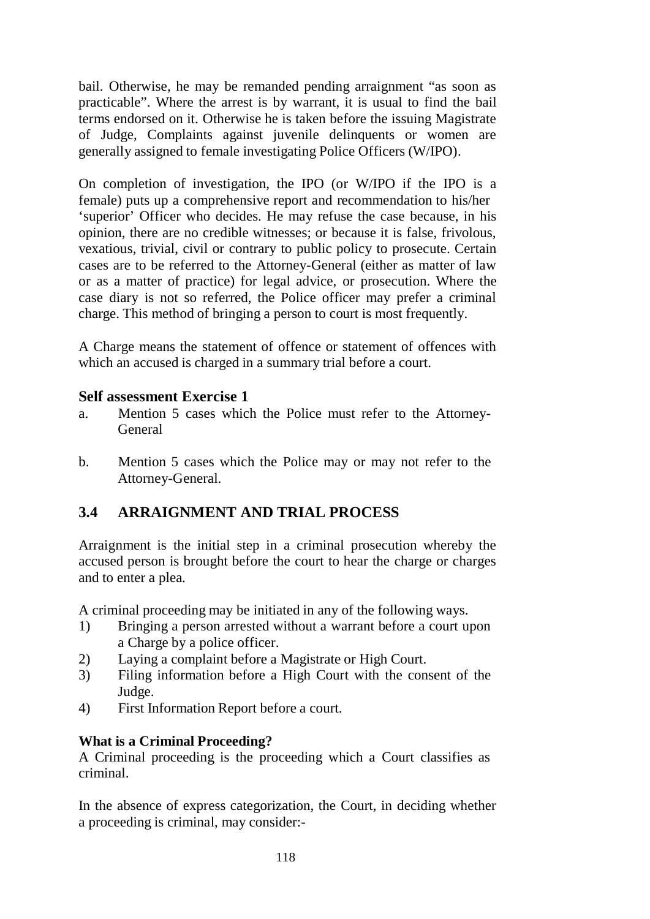bail. Otherwise, he may be remanded pending arraignment "as soon as practicable". Where the arrest is by warrant, it is usual to find the bail terms endorsed on it. Otherwise he is taken before the issuing Magistrate of Judge, Complaints against juvenile delinquents or women are generally assigned to female investigating Police Officers (W/IPO).

On completion of investigation, the IPO (or W/IPO if the IPO is a female) puts up a comprehensive report and recommendation to his/her 'superior' Officer who decides. He may refuse the case because, in his opinion, there are no credible witnesses; or because it is false, frivolous, vexatious, trivial, civil or contrary to public policy to prosecute. Certain cases are to be referred to the Attorney-General (either as matter of law or as a matter of practice) for legal advice, or prosecution. Where the case diary is not so referred, the Police officer may prefer a criminal charge. This method of bringing a person to court is most frequently.

A Charge means the statement of offence or statement of offences with which an accused is charged in a summary trial before a court.

### Self assessment Exercise 1

a. Mention 5 cases which the Police must refer to the Attorney-General

b. Mention 5 cases which the Police may or may not refer to the Attorney-General.

## 3.4 ARRAIGNMENT AND TRIAL PROCESS

Arraignment is the initial step in a criminal prosecution whereby the accused person is brought before the court to hear the charge or charges and to enter a plea.

A criminal proceeding may be initiated in any of the following ways.

1) Bringing a person arrested without a warrant before a court upon a Charge by a police officer.
2) Laying a complaint before a Magistrate or High Court.
3) Filing information before a High Court with the consent of the Judge.
4) First Information Report before a court.

**What is a Criminal Proceeding?**

A Criminal proceeding is the proceeding which a Court classifies as criminal.

In the absence of express categorization, the Court, in deciding whether a proceeding is criminal, may consider:-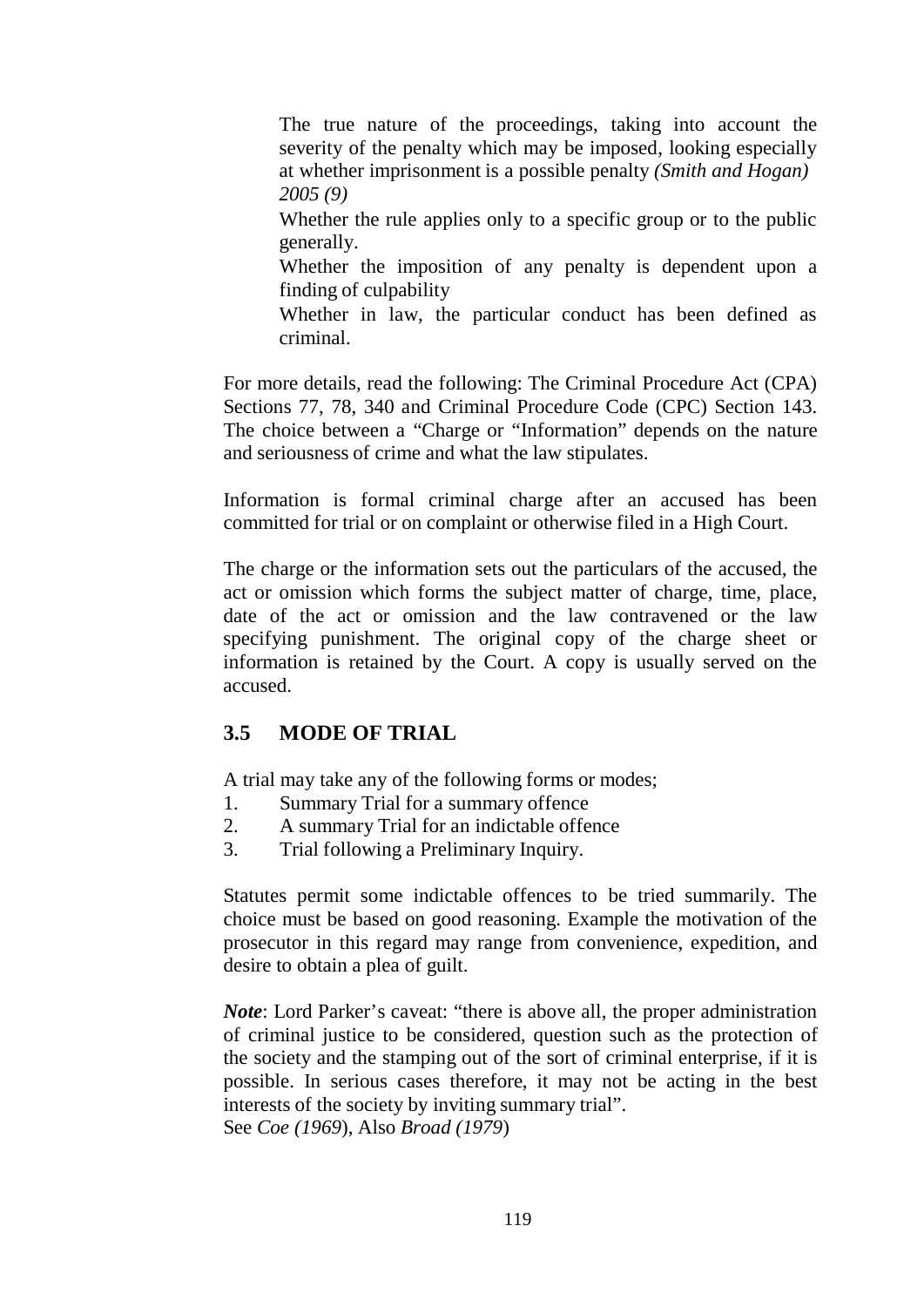The true nature of the proceedings, taking into account the severity of the penalty which may be imposed, looking especially at whether imprisonment is a possible penalty *(Smith and Hogan) 2005 (9)*

Whether the rule applies only to a specific group or to the public generally.

Whether the imposition of any penalty is dependent upon a finding of culpability

Whether in law, the particular conduct has been defined as criminal.

For more details, read the following: The Criminal Procedure Act (CPA) Sections 77, 78, 340 and Criminal Procedure Code (CPC) Section 143. The choice between a "Charge or "Information" depends on the nature and seriousness of crime and what the law stipulates.

Information is formal criminal charge after an accused has been committed for trial or on complaint or otherwise filed in a High Court.

The charge or the information sets out the particulars of the accused, the act or omission which forms the subject matter of charge, time, place, date of the act or omission and the law contravened or the law specifying punishment. The original copy of the charge sheet or information is retained by the Court. A copy is usually served on the accused.

## 3.5 MODE OF TRIAL

A trial may take any of the following forms or modes;

1. Summary Trial for a summary offence
2. A summary Trial for an indictable offence
3. Trial following a Preliminary Inquiry.

Statutes permit some indictable offences to be tried summarily. The choice must be based on good reasoning. Example the motivation of the prosecutor in this regard may range from convenience, expedition, and desire to obtain a plea of guilt.

***Note***: Lord Parker's caveat: "there is above all, the proper administration of criminal justice to be considered, question such as the protection of the society and the stamping out of the sort of criminal enterprise, if it is possible. In serious cases therefore, it may not be acting in the best interests of the society by inviting summary trial".
See *Coe (1969*), Also *Broad (1979*)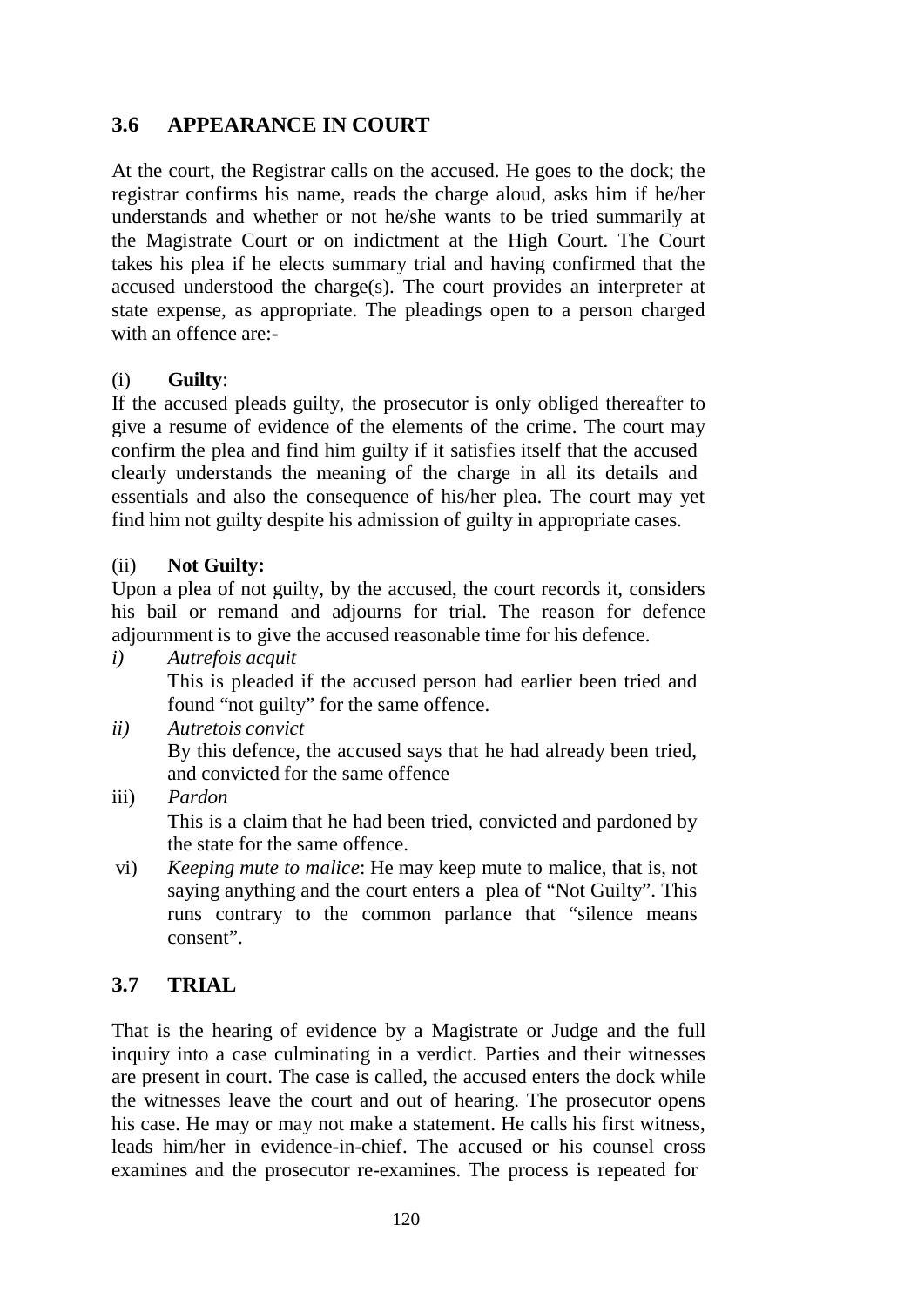## 3.6 APPEARANCE IN COURT

At the court, the Registrar calls on the accused. He goes to the dock; the registrar confirms his name, reads the charge aloud, asks him if he/her understands and whether or not he/she wants to be tried summarily at the Magistrate Court or on indictment at the High Court. The Court takes his plea if he elects summary trial and having confirmed that the accused understood the charge(s). The court provides an interpreter at state expense, as appropriate. The pleadings open to a person charged with an offence are:-

(i) **Guilty**:
If the accused pleads guilty, the prosecutor is only obliged thereafter to give a resume of evidence of the elements of the crime. The court may confirm the plea and find him guilty if it satisfies itself that the accused clearly understands the meaning of the charge in all its details and essentials and also the consequence of his/her plea. The court may yet find him not guilty despite his admission of guilty in appropriate cases.

(ii) **Not Guilty:**
Upon a plea of not guilty, by the accused, the court records it, considers his bail or remand and adjourns for trial. The reason for defence adjournment is to give the accused reasonable time for his defence.

*i)* *Autrefois acquit*
This is pleaded if the accused person had earlier been tried and found "not guilty" for the same offence.

*ii)* *Autretois convict*
By this defence, the accused says that he had already been tried, and convicted for the same offence

iii) *Pardon*
This is a claim that he had been tried, convicted and pardoned by the state for the same offence.

vi) *Keeping mute to malice*: He may keep mute to malice, that is, not saying anything and the court enters a plea of "Not Guilty". This runs contrary to the common parlance that "silence means consent".

## 3.7 TRIAL

That is the hearing of evidence by a Magistrate or Judge and the full inquiry into a case culminating in a verdict. Parties and their witnesses are present in court. The case is called, the accused enters the dock while the witnesses leave the court and out of hearing. The prosecutor opens his case. He may or may not make a statement. He calls his first witness, leads him/her in evidence-in-chief. The accused or his counsel cross examines and the prosecutor re-examines. The process is repeated for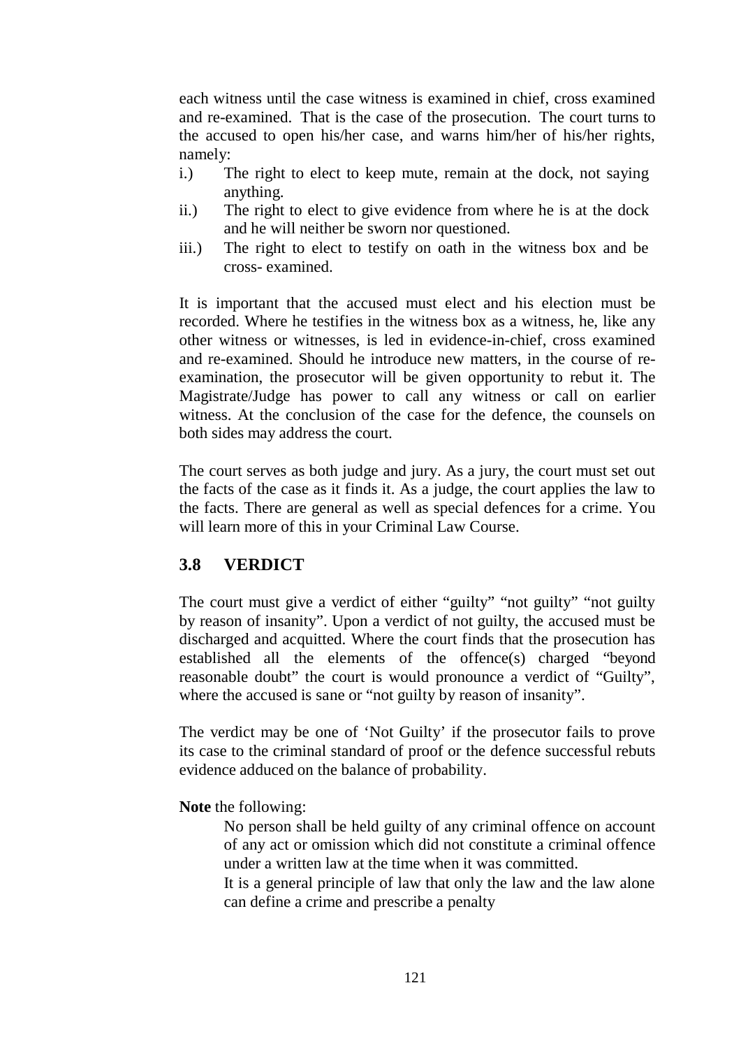each witness until the case witness is examined in chief, cross examined and re-examined. That is the case of the prosecution. The court turns to the accused to open his/her case, and warns him/her of his/her rights, namely:

i.) The right to elect to keep mute, remain at the dock, not saying anything.
ii.) The right to elect to give evidence from where he is at the dock and he will neither be sworn nor questioned.
iii.) The right to elect to testify on oath in the witness box and be cross- examined.

It is important that the accused must elect and his election must be recorded. Where he testifies in the witness box as a witness, he, like any other witness or witnesses, is led in evidence-in-chief, cross examined and re-examined. Should he introduce new matters, in the course of re-examination, the prosecutor will be given opportunity to rebut it. The Magistrate/Judge has power to call any witness or call on earlier witness. At the conclusion of the case for the defence, the counsels on both sides may address the court.

The court serves as both judge and jury. As a jury, the court must set out the facts of the case as it finds it. As a judge, the court applies the law to the facts. There are general as well as special defences for a crime. You will learn more of this in your Criminal Law Course.

## 3.8 VERDICT

The court must give a verdict of either "guilty" "not guilty" "not guilty by reason of insanity". Upon a verdict of not guilty, the accused must be discharged and acquitted. Where the court finds that the prosecution has established all the elements of the offence(s) charged "beyond reasonable doubt" the court is would pronounce a verdict of "Guilty", where the accused is sane or "not guilty by reason of insanity".

The verdict may be one of 'Not Guilty' if the prosecutor fails to prove its case to the criminal standard of proof or the defence successful rebuts evidence adduced on the balance of probability.

**Note** the following:

No person shall be held guilty of any criminal offence on account of any act or omission which did not constitute a criminal offence under a written law at the time when it was committed.

It is a general principle of law that only the law and the law alone can define a crime and prescribe a penalty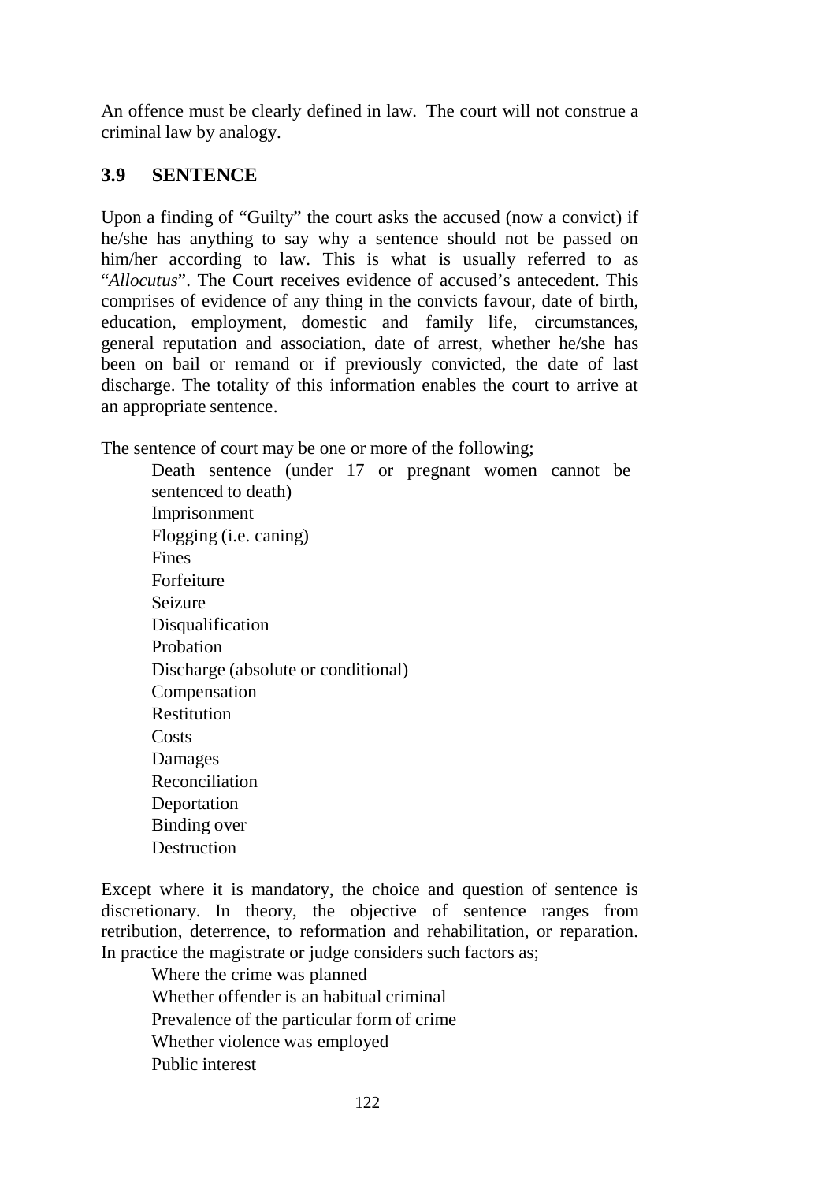An offence must be clearly defined in law. The court will not construe a criminal law by analogy.

## 3.9 SENTENCE

Upon a finding of "Guilty" the court asks the accused (now a convict) if he/she has anything to say why a sentence should not be passed on him/her according to law. This is what is usually referred to as "*Allocutus*". The Court receives evidence of accused's antecedent. This comprises of evidence of any thing in the convicts favour, date of birth, education, employment, domestic and family life, circumstances, general reputation and association, date of arrest, whether he/she has been on bail or remand or if previously convicted, the date of last discharge. The totality of this information enables the court to arrive at an appropriate sentence.

The sentence of court may be one or more of the following;

- Death sentence (under 17 or pregnant women cannot be sentenced to death)
- Imprisonment
- Flogging (i.e. caning)
- Fines
- Forfeiture
- Seizure
- Disqualification
- Probation
- Discharge (absolute or conditional)
- Compensation
- Restitution
- Costs
- Damages
- Reconciliation
- Deportation
- Binding over
- Destruction

Except where it is mandatory, the choice and question of sentence is discretionary. In theory, the objective of sentence ranges from retribution, deterrence, to reformation and rehabilitation, or reparation. In practice the magistrate or judge considers such factors as;

- Where the crime was planned
- Whether offender is an habitual criminal
- Prevalence of the particular form of crime
- Whether violence was employed
- Public interest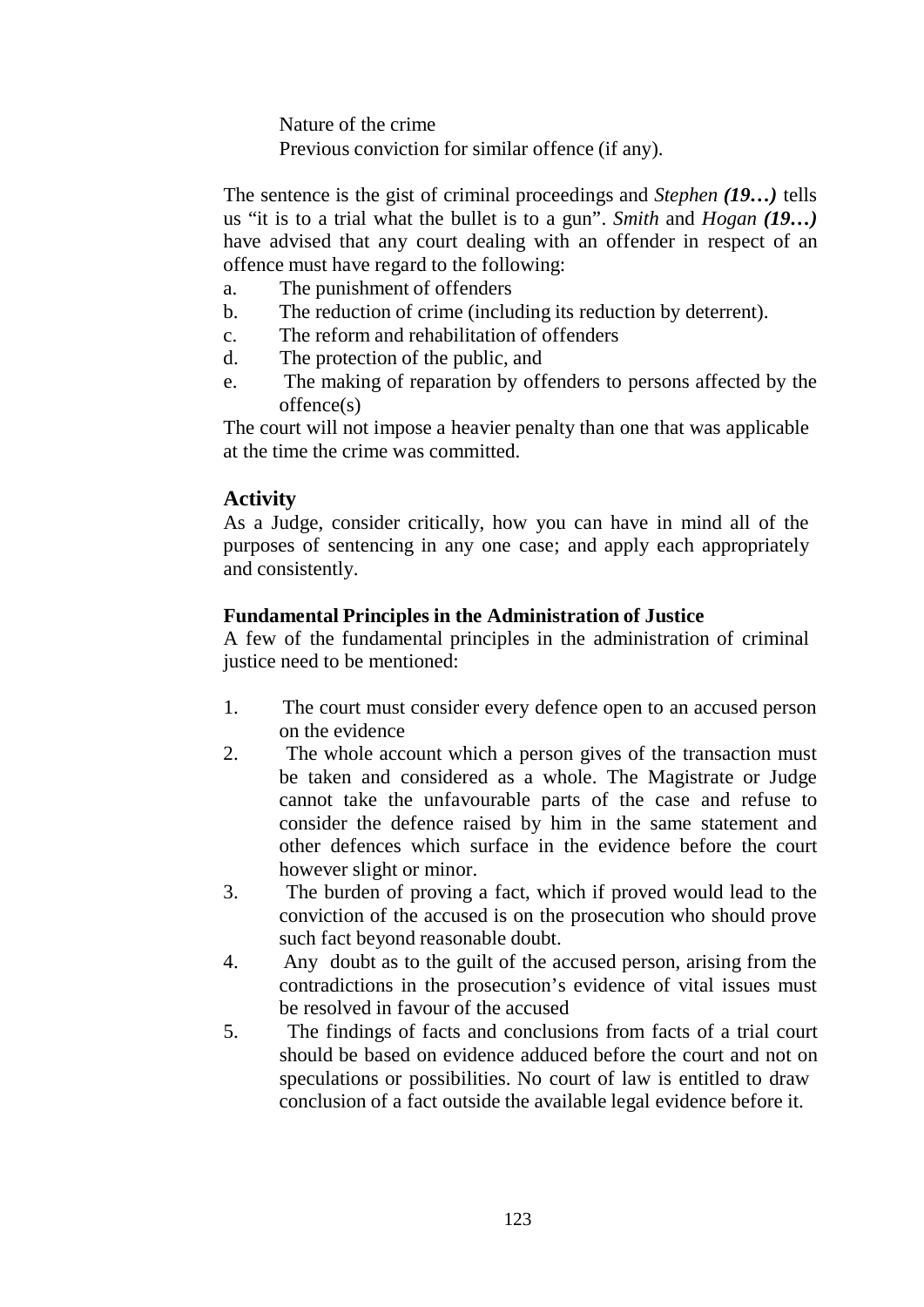Nature of the crime
Previous conviction for similar offence (if any).

The sentence is the gist of criminal proceedings and *Stephen* ***(19…)*** tells us "it is to a trial what the bullet is to a gun". *Smith* and *Hogan* ***(19…)*** have advised that any court dealing with an offender in respect of an offence must have regard to the following:

a. The punishment of offenders
b. The reduction of crime (including its reduction by deterrent).
c. The reform and rehabilitation of offenders
d. The protection of the public, and
e. The making of reparation by offenders to persons affected by the offence(s)

The court will not impose a heavier penalty than one that was applicable at the time the crime was committed.

## Activity

As a Judge, consider critically, how you can have in mind all of the purposes of sentencing in any one case; and apply each appropriately and consistently.

### Fundamental Principles in the Administration of Justice

A few of the fundamental principles in the administration of criminal justice need to be mentioned:

1. The court must consider every defence open to an accused person on the evidence
2. The whole account which a person gives of the transaction must be taken and considered as a whole. The Magistrate or Judge cannot take the unfavourable parts of the case and refuse to consider the defence raised by him in the same statement and other defences which surface in the evidence before the court however slight or minor.
3. The burden of proving a fact, which if proved would lead to the conviction of the accused is on the prosecution who should prove such fact beyond reasonable doubt.
4. Any doubt as to the guilt of the accused person, arising from the contradictions in the prosecution's evidence of vital issues must be resolved in favour of the accused
5. The findings of facts and conclusions from facts of a trial court should be based on evidence adduced before the court and not on speculations or possibilities. No court of law is entitled to draw conclusion of a fact outside the available legal evidence before it.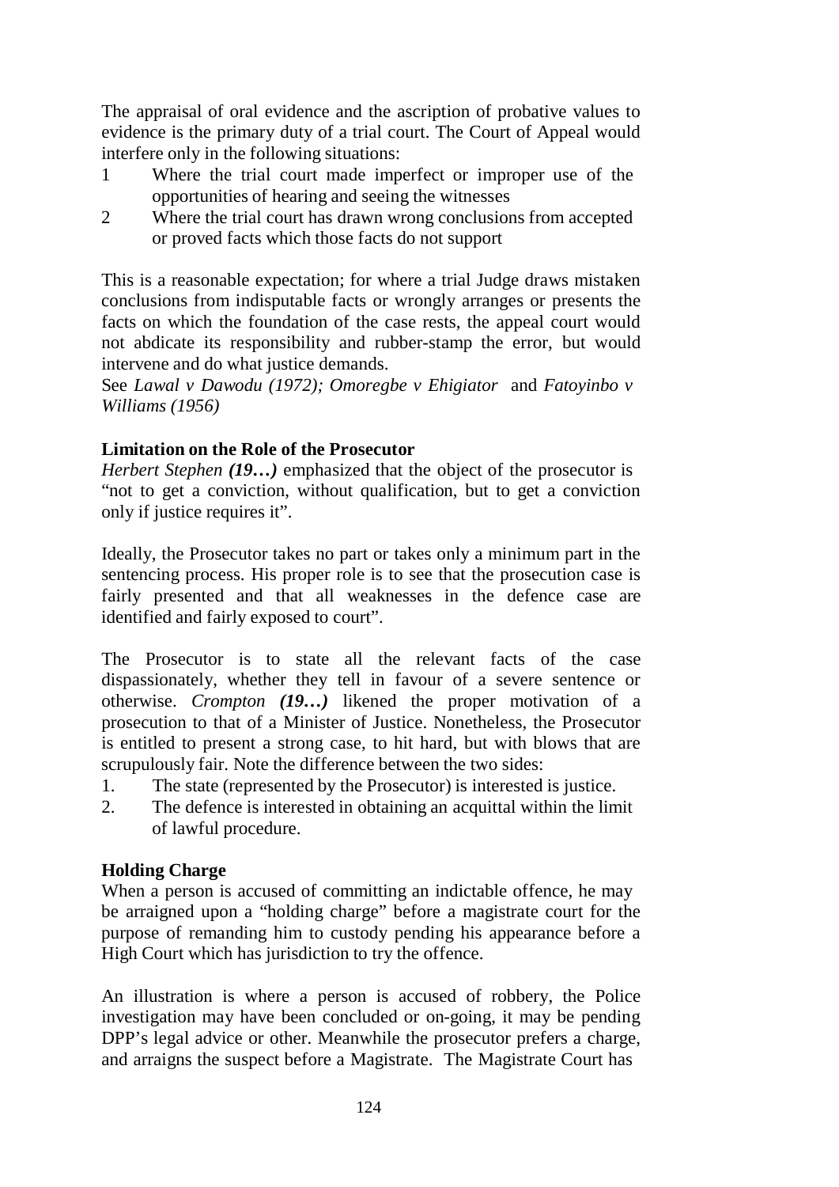The appraisal of oral evidence and the ascription of probative values to evidence is the primary duty of a trial court. The Court of Appeal would interfere only in the following situations:

1. Where the trial court made imperfect or improper use of the opportunities of hearing and seeing the witnesses
2. Where the trial court has drawn wrong conclusions from accepted or proved facts which those facts do not support

This is a reasonable expectation; for where a trial Judge draws mistaken conclusions from indisputable facts or wrongly arranges or presents the facts on which the foundation of the case rests, the appeal court would not abdicate its responsibility and rubber-stamp the error, but would intervene and do what justice demands.

See *Lawal v Dawodu (1972); Omoregbe v Ehigiator* and *Fatoyinbo v Williams (1956)*

**Limitation on the Role of the Prosecutor**

*Herbert Stephen* ***(19…)*** emphasized that the object of the prosecutor is "not to get a conviction, without qualification, but to get a conviction only if justice requires it".

Ideally, the Prosecutor takes no part or takes only a minimum part in the sentencing process. His proper role is to see that the prosecution case is fairly presented and that all weaknesses in the defence case are identified and fairly exposed to court".

The Prosecutor is to state all the relevant facts of the case dispassionately, whether they tell in favour of a severe sentence or otherwise. *Crompton* ***(19…)*** likened the proper motivation of a prosecution to that of a Minister of Justice. Nonetheless, the Prosecutor is entitled to present a strong case, to hit hard, but with blows that are scrupulously fair. Note the difference between the two sides:

1. The state (represented by the Prosecutor) is interested is justice.
2. The defence is interested in obtaining an acquittal within the limit of lawful procedure.

**Holding Charge**

When a person is accused of committing an indictable offence, he may be arraigned upon a "holding charge" before a magistrate court for the purpose of remanding him to custody pending his appearance before a High Court which has jurisdiction to try the offence.

An illustration is where a person is accused of robbery, the Police investigation may have been concluded or on-going, it may be pending DPP's legal advice or other. Meanwhile the prosecutor prefers a charge, and arraigns the suspect before a Magistrate. The Magistrate Court has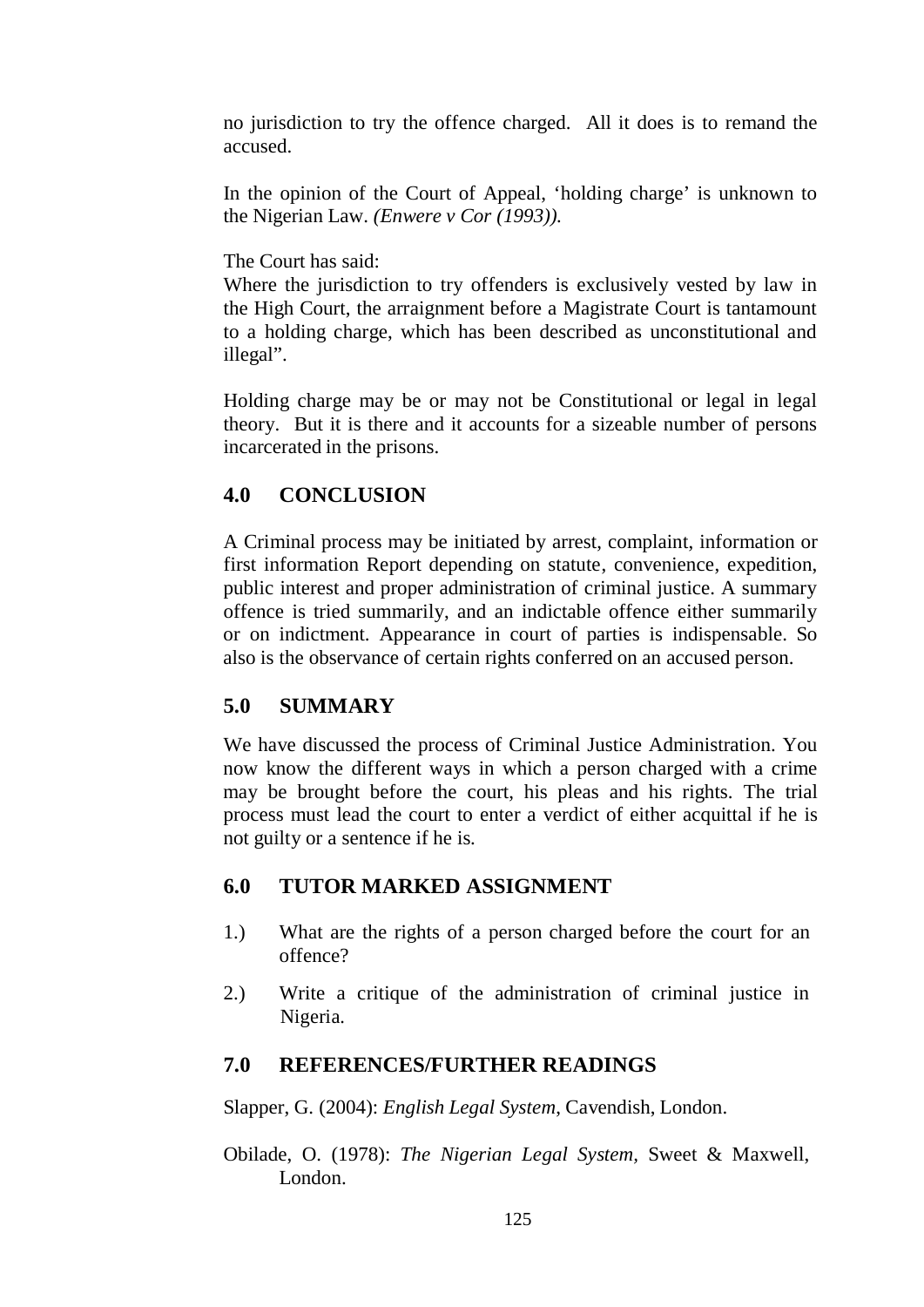no jurisdiction to try the offence charged. All it does is to remand the accused.

In the opinion of the Court of Appeal, 'holding charge' is unknown to the Nigerian Law. *(Enwere v Cor (1993)).*

The Court has said:
Where the jurisdiction to try offenders is exclusively vested by law in the High Court, the arraignment before a Magistrate Court is tantamount to a holding charge, which has been described as unconstitutional and illegal".

Holding charge may be or may not be Constitutional or legal in legal theory. But it is there and it accounts for a sizeable number of persons incarcerated in the prisons.

## 4.0 CONCLUSION

A Criminal process may be initiated by arrest, complaint, information or first information Report depending on statute, convenience, expedition, public interest and proper administration of criminal justice. A summary offence is tried summarily, and an indictable offence either summarily or on indictment. Appearance in court of parties is indispensable. So also is the observance of certain rights conferred on an accused person.

## 5.0 SUMMARY

We have discussed the process of Criminal Justice Administration. You now know the different ways in which a person charged with a crime may be brought before the court, his pleas and his rights. The trial process must lead the court to enter a verdict of either acquittal if he is not guilty or a sentence if he is.

## 6.0 TUTOR MARKED ASSIGNMENT

1.) What are the rights of a person charged before the court for an offence?

2.) Write a critique of the administration of criminal justice in Nigeria.

## 7.0 REFERENCES/FURTHER READINGS

Slapper, G. (2004): *English Legal System*, Cavendish, London.

Obilade, O. (1978): *The Nigerian Legal System*, Sweet & Maxwell, London.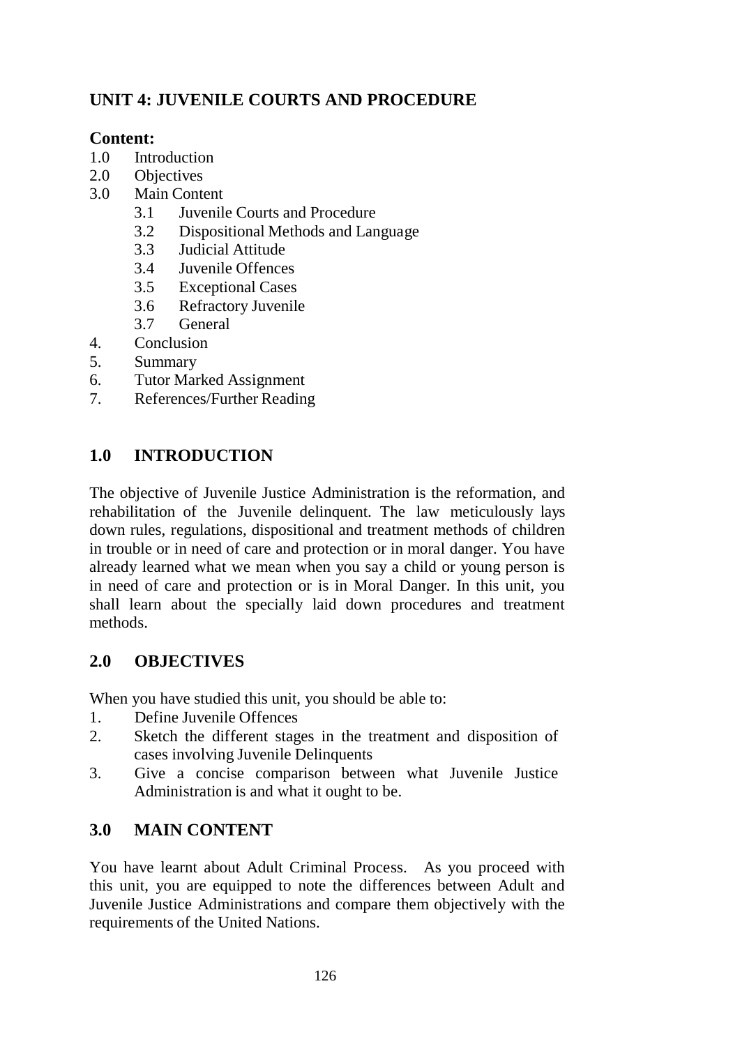## UNIT 4: JUVENILE COURTS AND PROCEDURE

**Content:**

1.0 Introduction
2.0 Objectives
3.0 Main Content
   3.1 Juvenile Courts and Procedure
   3.2 Dispositional Methods and Language
   3.3 Judicial Attitude
   3.4 Juvenile Offences
   3.5 Exceptional Cases
   3.6 Refractory Juvenile
   3.7 General
4. Conclusion
5. Summary
6. Tutor Marked Assignment
7. References/Further Reading

## 1.0 INTRODUCTION

The objective of Juvenile Justice Administration is the reformation, and rehabilitation of the Juvenile delinquent. The law meticulously lays down rules, regulations, dispositional and treatment methods of children in trouble or in need of care and protection or in moral danger. You have already learned what we mean when you say a child or young person is in need of care and protection or is in Moral Danger. In this unit, you shall learn about the specially laid down procedures and treatment methods.

## 2.0 OBJECTIVES

When you have studied this unit, you should be able to:

1. Define Juvenile Offences
2. Sketch the different stages in the treatment and disposition of cases involving Juvenile Delinquents
3. Give a concise comparison between what Juvenile Justice Administration is and what it ought to be.

## 3.0 MAIN CONTENT

You have learnt about Adult Criminal Process. As you proceed with this unit, you are equipped to note the differences between Adult and Juvenile Justice Administrations and compare them objectively with the requirements of the United Nations.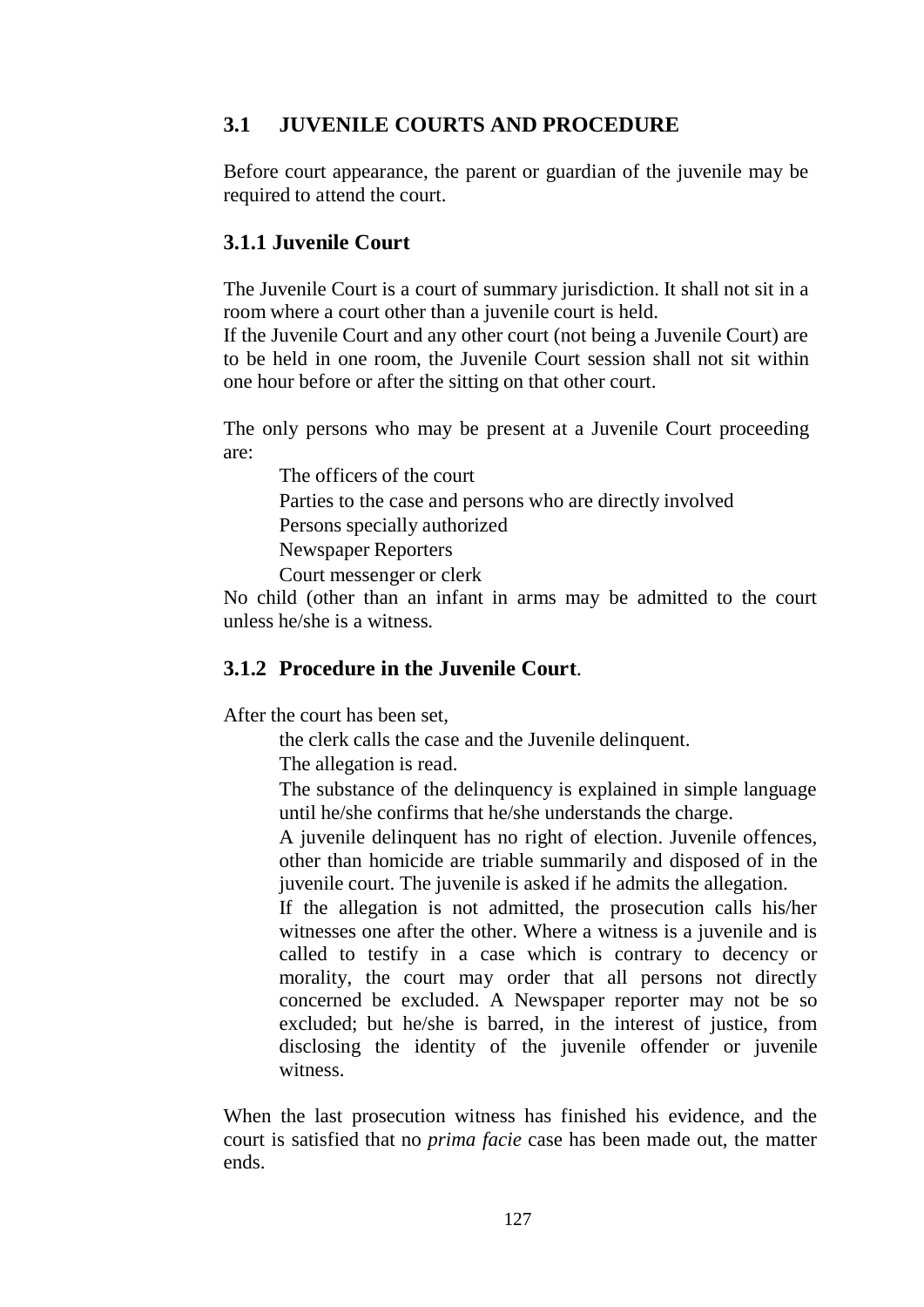## 3.1 JUVENILE COURTS AND PROCEDURE

Before court appearance, the parent or guardian of the juvenile may be required to attend the court.

### 3.1.1 Juvenile Court

The Juvenile Court is a court of summary jurisdiction. It shall not sit in a room where a court other than a juvenile court is held.

If the Juvenile Court and any other court (not being a Juvenile Court) are to be held in one room, the Juvenile Court session shall not sit within one hour before or after the sitting on that other court.

The only persons who may be present at a Juvenile Court proceeding are:

- The officers of the court
- Parties to the case and persons who are directly involved
- Persons specially authorized
- Newspaper Reporters
- Court messenger or clerk

No child (other than an infant in arms may be admitted to the court unless he/she is a witness.

### 3.1.2 Procedure in the Juvenile Court.

After the court has been set,

- the clerk calls the case and the Juvenile delinquent.
- The allegation is read.
- The substance of the delinquency is explained in simple language until he/she confirms that he/she understands the charge.
- A juvenile delinquent has no right of election. Juvenile offences, other than homicide are triable summarily and disposed of in the juvenile court. The juvenile is asked if he admits the allegation.
- If the allegation is not admitted, the prosecution calls his/her witnesses one after the other. Where a witness is a juvenile and is called to testify in a case which is contrary to decency or morality, the court may order that all persons not directly concerned be excluded. A Newspaper reporter may not be so excluded; but he/she is barred, in the interest of justice, from disclosing the identity of the juvenile offender or juvenile witness.

When the last prosecution witness has finished his evidence, and the court is satisfied that no *prima facie* case has been made out, the matter ends.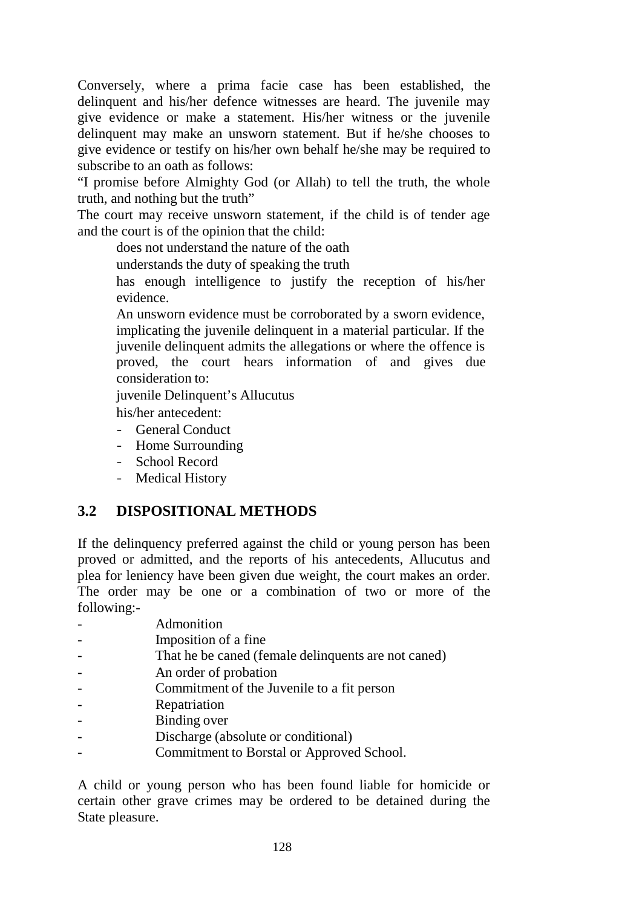Conversely, where a prima facie case has been established, the delinquent and his/her defence witnesses are heard. The juvenile may give evidence or make a statement. His/her witness or the juvenile delinquent may make an unsworn statement. But if he/she chooses to give evidence or testify on his/her own behalf he/she may be required to subscribe to an oath as follows:

"I promise before Almighty God (or Allah) to tell the truth, the whole truth, and nothing but the truth"

The court may receive unsworn statement, if the child is of tender age and the court is of the opinion that the child:

- does not understand the nature of the oath
- understands the duty of speaking the truth
- has enough intelligence to justify the reception of his/her evidence.

An unsworn evidence must be corroborated by a sworn evidence, implicating the juvenile delinquent in a material particular. If the juvenile delinquent admits the allegations or where the offence is proved, the court hears information of and gives due consideration to:

- juvenile Delinquent's Allucutus
- his/her antecedent:
  - General Conduct
  - Home Surrounding
  - School Record
  - Medical History

## 3.2 DISPOSITIONAL METHODS

If the delinquency preferred against the child or young person has been proved or admitted, and the reports of his antecedents, Allucutus and plea for leniency have been given due weight, the court makes an order. The order may be one or a combination of two or more of the following:-

- Admonition
- Imposition of a fine
- That he be caned (female delinquents are not caned)
- An order of probation
- Commitment of the Juvenile to a fit person
- Repatriation
- Binding over
- Discharge (absolute or conditional)
- Commitment to Borstal or Approved School.

A child or young person who has been found liable for homicide or certain other grave crimes may be ordered to be detained during the State pleasure.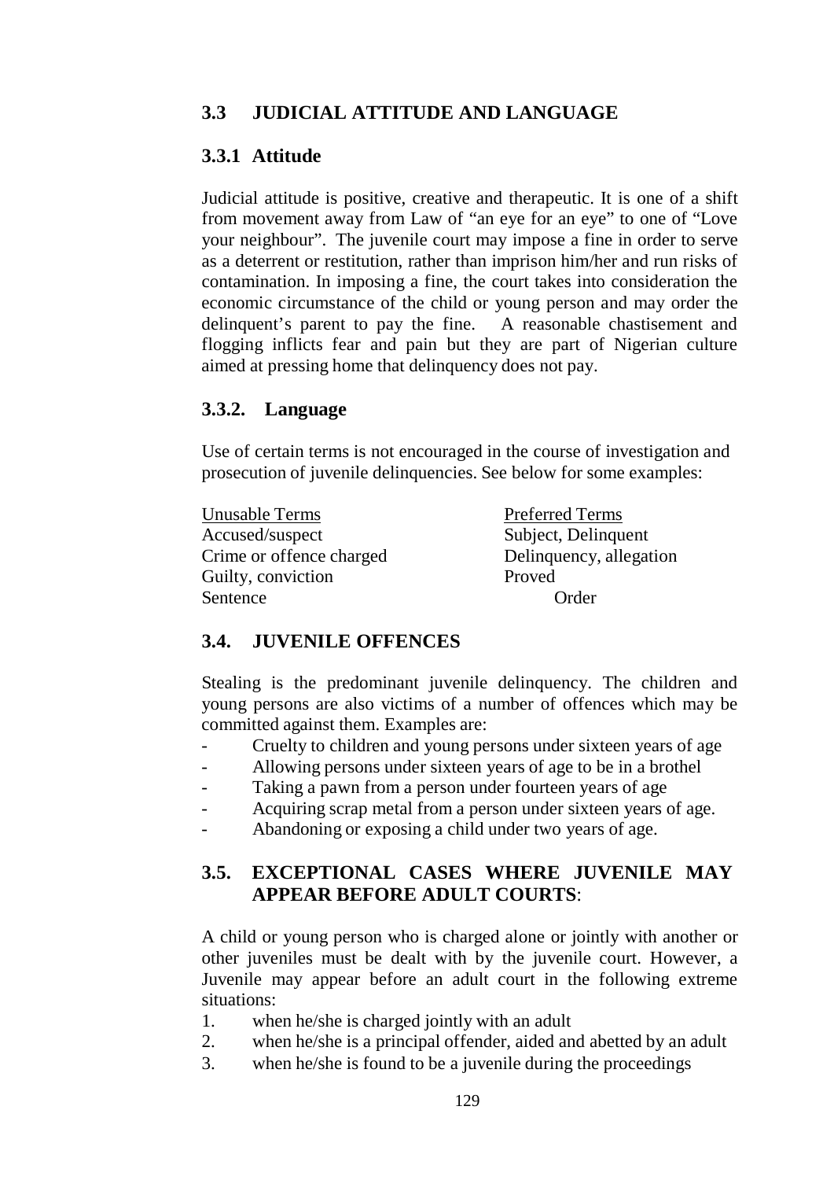## 3.3 JUDICIAL ATTITUDE AND LANGUAGE

### 3.3.1 Attitude

Judicial attitude is positive, creative and therapeutic. It is one of a shift from movement away from Law of "an eye for an eye" to one of "Love your neighbour". The juvenile court may impose a fine in order to serve as a deterrent or restitution, rather than imprison him/her and run risks of contamination. In imposing a fine, the court takes into consideration the economic circumstance of the child or young person and may order the delinquent's parent to pay the fine. A reasonable chastisement and flogging inflicts fear and pain but they are part of Nigerian culture aimed at pressing home that delinquency does not pay.

### 3.3.2. Language

Use of certain terms is not encouraged in the course of investigation and prosecution of juvenile delinquencies. See below for some examples:

| Unusable Terms | Preferred Terms |
|---|---|
| Accused/suspect | Subject, Delinquent |
| Crime or offence charged | Delinquency, allegation |
| Guilty, conviction | Proved |
| Sentence | Order |

## 3.4. JUVENILE OFFENCES

Stealing is the predominant juvenile delinquency. The children and young persons are also victims of a number of offences which may be committed against them. Examples are:

- Cruelty to children and young persons under sixteen years of age
- Allowing persons under sixteen years of age to be in a brothel
- Taking a pawn from a person under fourteen years of age
- Acquiring scrap metal from a person under sixteen years of age.
- Abandoning or exposing a child under two years of age.

## 3.5. EXCEPTIONAL CASES WHERE JUVENILE MAY APPEAR BEFORE ADULT COURTS:

A child or young person who is charged alone or jointly with another or other juveniles must be dealt with by the juvenile court. However, a Juvenile may appear before an adult court in the following extreme situations:

1. when he/she is charged jointly with an adult
2. when he/she is a principal offender, aided and abetted by an adult
3. when he/she is found to be a juvenile during the proceedings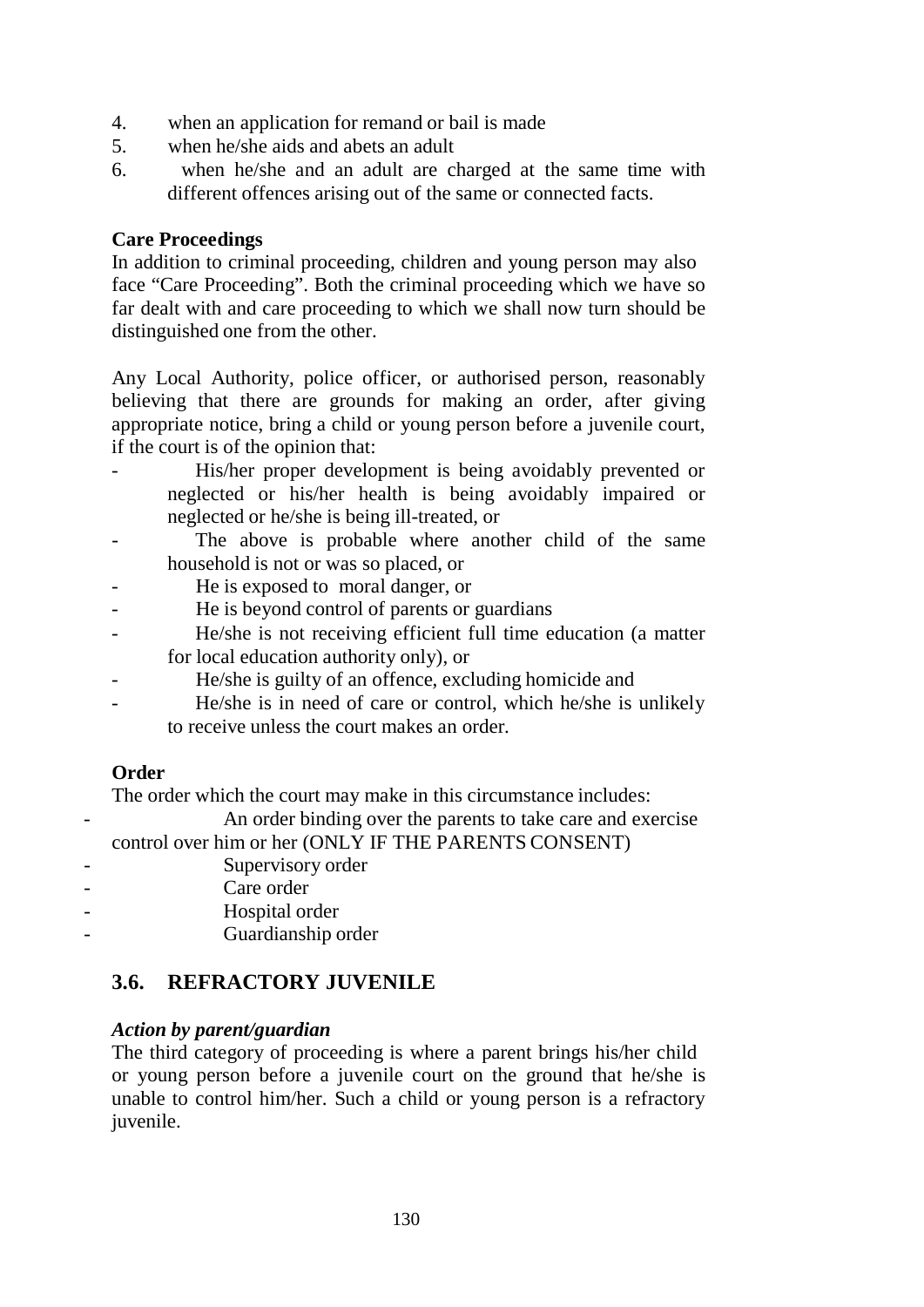4. when an application for remand or bail is made
5. when he/she aids and abets an adult
6. when he/she and an adult are charged at the same time with different offences arising out of the same or connected facts.

**Care Proceedings**

In addition to criminal proceeding, children and young person may also face "Care Proceeding". Both the criminal proceeding which we have so far dealt with and care proceeding to which we shall now turn should be distinguished one from the other.

Any Local Authority, police officer, or authorised person, reasonably believing that there are grounds for making an order, after giving appropriate notice, bring a child or young person before a juvenile court, if the court is of the opinion that:

- His/her proper development is being avoidably prevented or neglected or his/her health is being avoidably impaired or neglected or he/she is being ill-treated, or
- The above is probable where another child of the same household is not or was so placed, or
- He is exposed to moral danger, or
- He is beyond control of parents or guardians
- He/she is not receiving efficient full time education (a matter for local education authority only), or
- He/she is guilty of an offence, excluding homicide and
- He/she is in need of care or control, which he/she is unlikely to receive unless the court makes an order.

**Order**

The order which the court may make in this circumstance includes:

- An order binding over the parents to take care and exercise control over him or her (ONLY IF THE PARENTS CONSENT)
- Supervisory order
- Care order
- Hospital order
- Guardianship order

## 3.6. REFRACTORY JUVENILE

***Action by parent/guardian***

The third category of proceeding is where a parent brings his/her child or young person before a juvenile court on the ground that he/she is unable to control him/her. Such a child or young person is a refractory juvenile.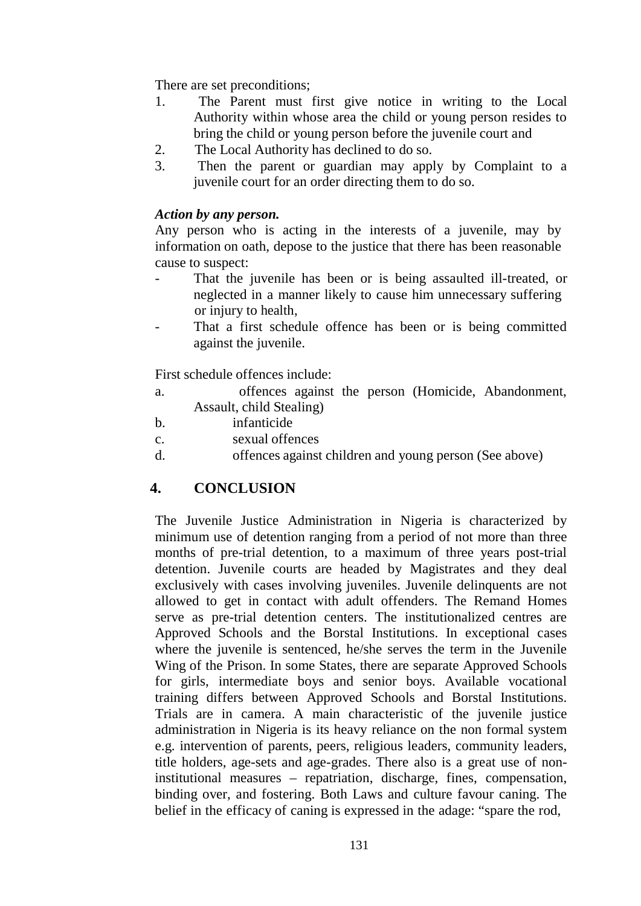There are set preconditions;

1. The Parent must first give notice in writing to the Local Authority within whose area the child or young person resides to bring the child or young person before the juvenile court and
2. The Local Authority has declined to do so.
3. Then the parent or guardian may apply by Complaint to a juvenile court for an order directing them to do so.

***Action by any person.***

Any person who is acting in the interests of a juvenile, may by information on oath, depose to the justice that there has been reasonable cause to suspect:

- That the juvenile has been or is being assaulted ill-treated, or neglected in a manner likely to cause him unnecessary suffering or injury to health,
- That a first schedule offence has been or is being committed against the juvenile.

First schedule offences include:

a. offences against the person (Homicide, Abandonment, Assault, child Stealing)
b. infanticide
c. sexual offences
d. offences against children and young person (See above)

## 4. CONCLUSION

The Juvenile Justice Administration in Nigeria is characterized by minimum use of detention ranging from a period of not more than three months of pre-trial detention, to a maximum of three years post-trial detention. Juvenile courts are headed by Magistrates and they deal exclusively with cases involving juveniles. Juvenile delinquents are not allowed to get in contact with adult offenders. The Remand Homes serve as pre-trial detention centers. The institutionalized centres are Approved Schools and the Borstal Institutions. In exceptional cases where the juvenile is sentenced, he/she serves the term in the Juvenile Wing of the Prison. In some States, there are separate Approved Schools for girls, intermediate boys and senior boys. Available vocational training differs between Approved Schools and Borstal Institutions. Trials are in camera. A main characteristic of the juvenile justice administration in Nigeria is its heavy reliance on the non formal system e.g. intervention of parents, peers, religious leaders, community leaders, title holders, age-sets and age-grades. There also is a great use of non-institutional measures – repatriation, discharge, fines, compensation, binding over, and fostering. Both Laws and culture favour caning. The belief in the efficacy of caning is expressed in the adage: "spare the rod,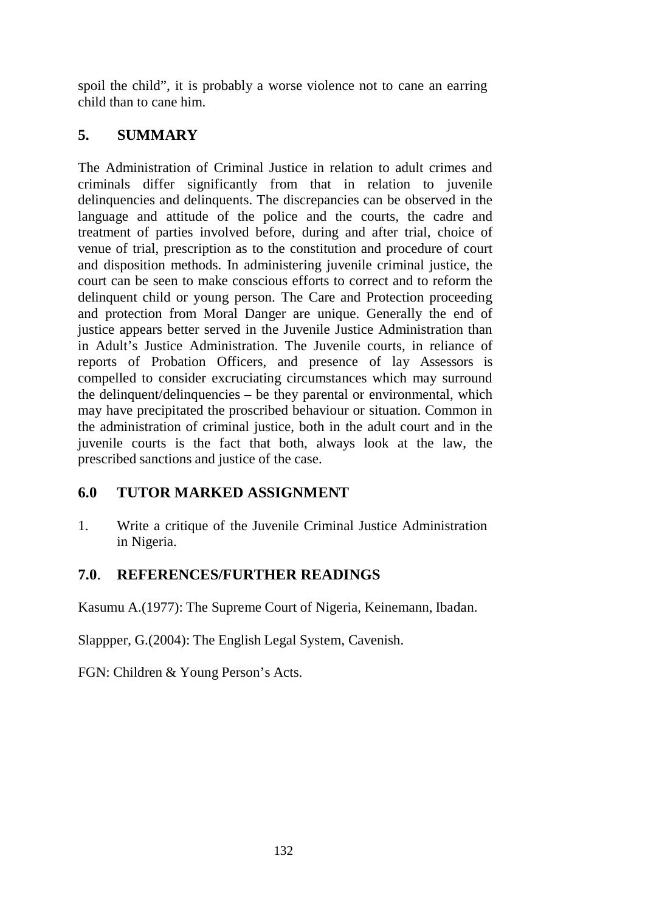spoil the child", it is probably a worse violence not to cane an earring child than to cane him.

## 5. SUMMARY

The Administration of Criminal Justice in relation to adult crimes and criminals differ significantly from that in relation to juvenile delinquencies and delinquents. The discrepancies can be observed in the language and attitude of the police and the courts, the cadre and treatment of parties involved before, during and after trial, choice of venue of trial, prescription as to the constitution and procedure of court and disposition methods. In administering juvenile criminal justice, the court can be seen to make conscious efforts to correct and to reform the delinquent child or young person. The Care and Protection proceeding and protection from Moral Danger are unique. Generally the end of justice appears better served in the Juvenile Justice Administration than in Adult's Justice Administration. The Juvenile courts, in reliance of reports of Probation Officers, and presence of lay Assessors is compelled to consider excruciating circumstances which may surround the delinquent/delinquencies – be they parental or environmental, which may have precipitated the proscribed behaviour or situation. Common in the administration of criminal justice, both in the adult court and in the juvenile courts is the fact that both, always look at the law, the prescribed sanctions and justice of the case.

## 6.0 TUTOR MARKED ASSIGNMENT

1. Write a critique of the Juvenile Criminal Justice Administration in Nigeria.

## 7.0. REFERENCES/FURTHER READINGS

Kasumu A.(1977): The Supreme Court of Nigeria, Keinemann, Ibadan.

Slappper, G.(2004): The English Legal System, Cavenish.

FGN: Children & Young Person's Acts.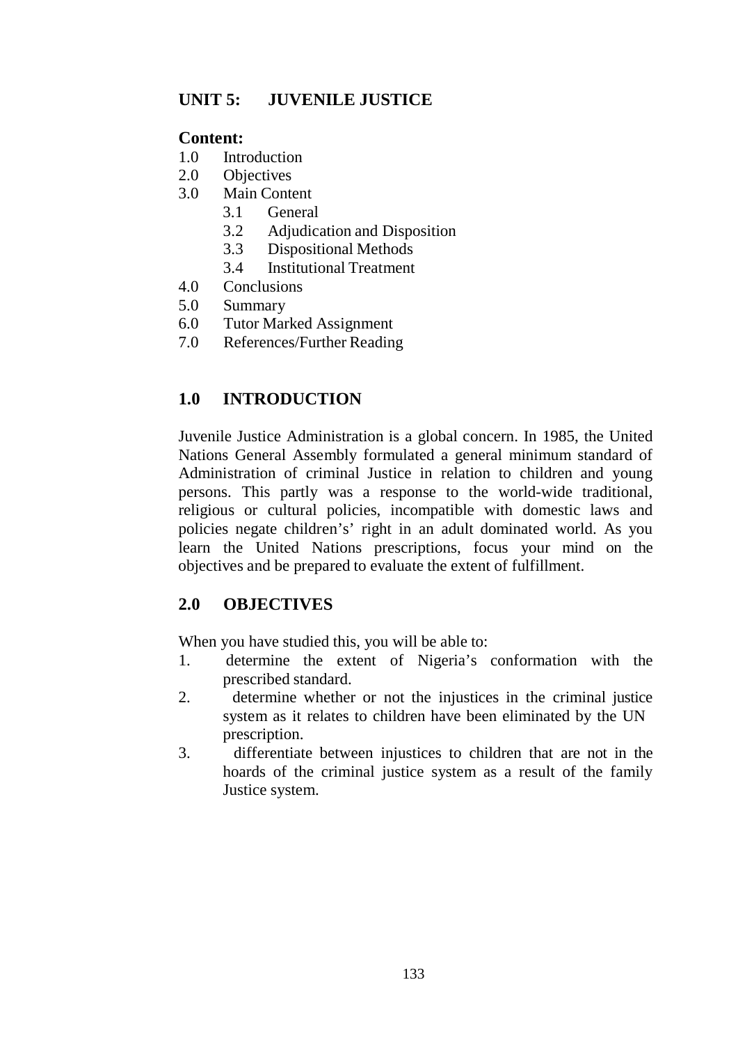## UNIT 5: JUVENILE JUSTICE

**Content:**

1.0 Introduction
2.0 Objectives
3.0 Main Content
    3.1 General
    3.2 Adjudication and Disposition
    3.3 Dispositional Methods
    3.4 Institutional Treatment
4.0 Conclusions
5.0 Summary
6.0 Tutor Marked Assignment
7.0 References/Further Reading

## 1.0 INTRODUCTION

Juvenile Justice Administration is a global concern. In 1985, the United Nations General Assembly formulated a general minimum standard of Administration of criminal Justice in relation to children and young persons. This partly was a response to the world-wide traditional, religious or cultural policies, incompatible with domestic laws and policies negate children's' right in an adult dominated world. As you learn the United Nations prescriptions, focus your mind on the objectives and be prepared to evaluate the extent of fulfillment.

## 2.0 OBJECTIVES

When you have studied this, you will be able to:

1. determine the extent of Nigeria's conformation with the prescribed standard.
2. determine whether or not the injustices in the criminal justice system as it relates to children have been eliminated by the UN prescription.
3. differentiate between injustices to children that are not in the hoards of the criminal justice system as a result of the family Justice system.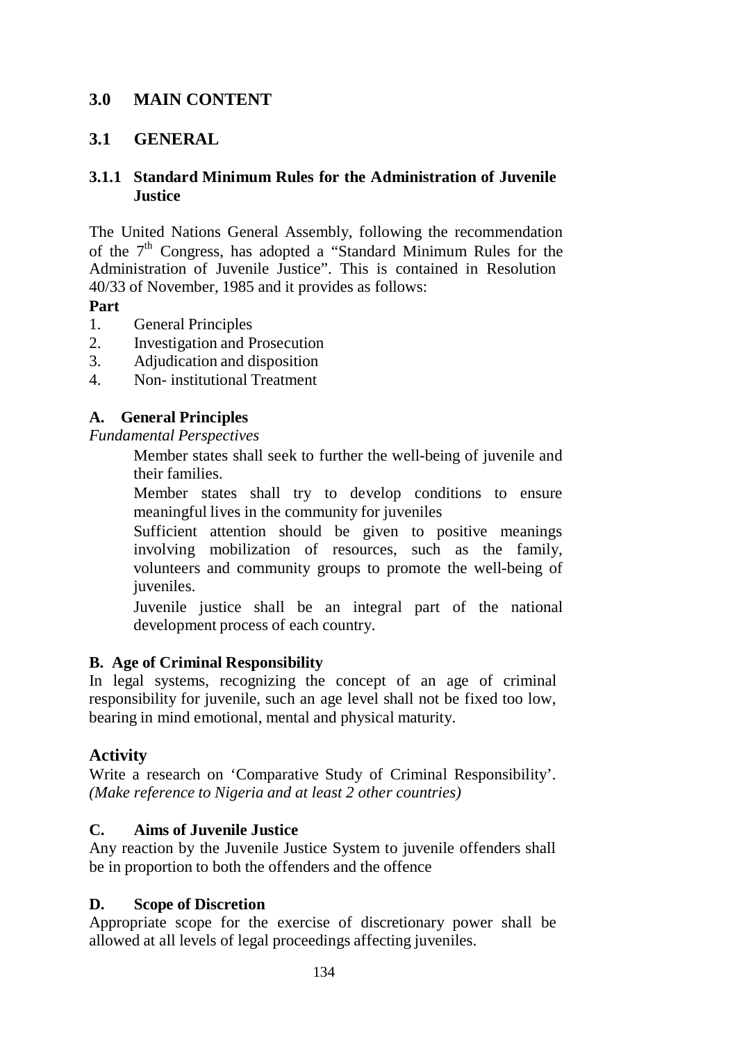## 3.0 MAIN CONTENT

## 3.1 GENERAL

### 3.1.1 Standard Minimum Rules for the Administration of Juvenile Justice

The United Nations General Assembly, following the recommendation of the 7th Congress, has adopted a "Standard Minimum Rules for the Administration of Juvenile Justice". This is contained in Resolution 40/33 of November, 1985 and it provides as follows:

**Part**

1. General Principles
2. Investigation and Prosecution
3. Adjudication and disposition
4. Non- institutional Treatment

#### A. General Principles

*Fundamental Perspectives*

Member states shall seek to further the well-being of juvenile and their families.

Member states shall try to develop conditions to ensure meaningful lives in the community for juveniles

Sufficient attention should be given to positive meanings involving mobilization of resources, such as the family, volunteers and community groups to promote the well-being of juveniles.

Juvenile justice shall be an integral part of the national development process of each country.

#### B. Age of Criminal Responsibility

In legal systems, recognizing the concept of an age of criminal responsibility for juvenile, such an age level shall not be fixed too low, bearing in mind emotional, mental and physical maturity.

### Activity

Write a research on 'Comparative Study of Criminal Responsibility'. *(Make reference to Nigeria and at least 2 other countries)*

#### C. Aims of Juvenile Justice

Any reaction by the Juvenile Justice System to juvenile offenders shall be in proportion to both the offenders and the offence

#### D. Scope of Discretion

Appropriate scope for the exercise of discretionary power shall be allowed at all levels of legal proceedings affecting juveniles.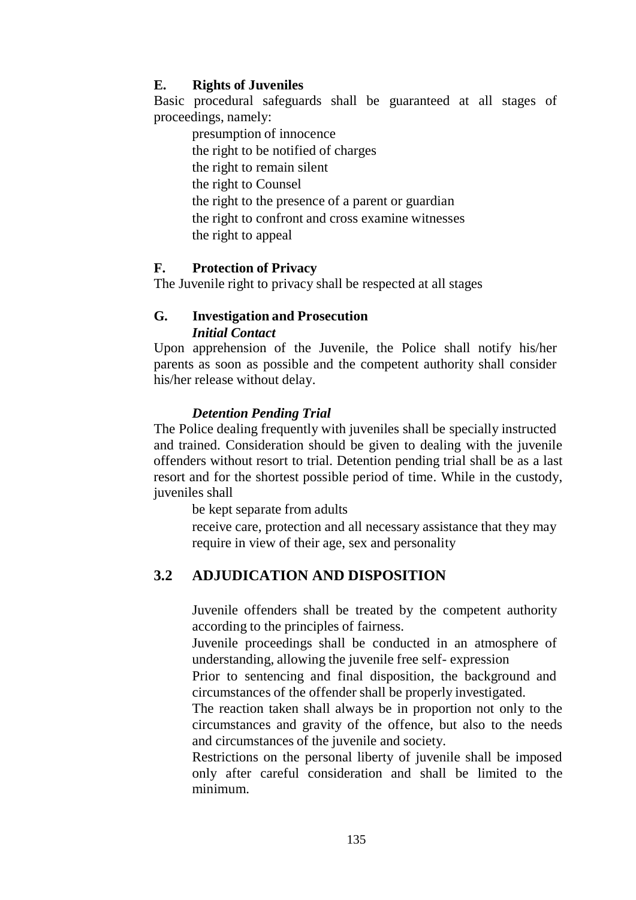### E. Rights of Juveniles

Basic procedural safeguards shall be guaranteed at all stages of proceedings, namely:

- presumption of innocence
- the right to be notified of charges
- the right to remain silent
- the right to Counsel
- the right to the presence of a parent or guardian
- the right to confront and cross examine witnesses
- the right to appeal

### F. Protection of Privacy

The Juvenile right to privacy shall be respected at all stages

### G. Investigation and Prosecution

***Initial Contact***

Upon apprehension of the Juvenile, the Police shall notify his/her parents as soon as possible and the competent authority shall consider his/her release without delay.

***Detention Pending Trial***

The Police dealing frequently with juveniles shall be specially instructed and trained. Consideration should be given to dealing with the juvenile offenders without resort to trial. Detention pending trial shall be as a last resort and for the shortest possible period of time. While in the custody, juveniles shall

- be kept separate from adults
- receive care, protection and all necessary assistance that they may require in view of their age, sex and personality

## 3.2 ADJUDICATION AND DISPOSITION

- Juvenile offenders shall be treated by the competent authority according to the principles of fairness.
- Juvenile proceedings shall be conducted in an atmosphere of understanding, allowing the juvenile free self- expression
- Prior to sentencing and final disposition, the background and circumstances of the offender shall be properly investigated.
- The reaction taken shall always be in proportion not only to the circumstances and gravity of the offence, but also to the needs and circumstances of the juvenile and society.
- Restrictions on the personal liberty of juvenile shall be imposed only after careful consideration and shall be limited to the minimum.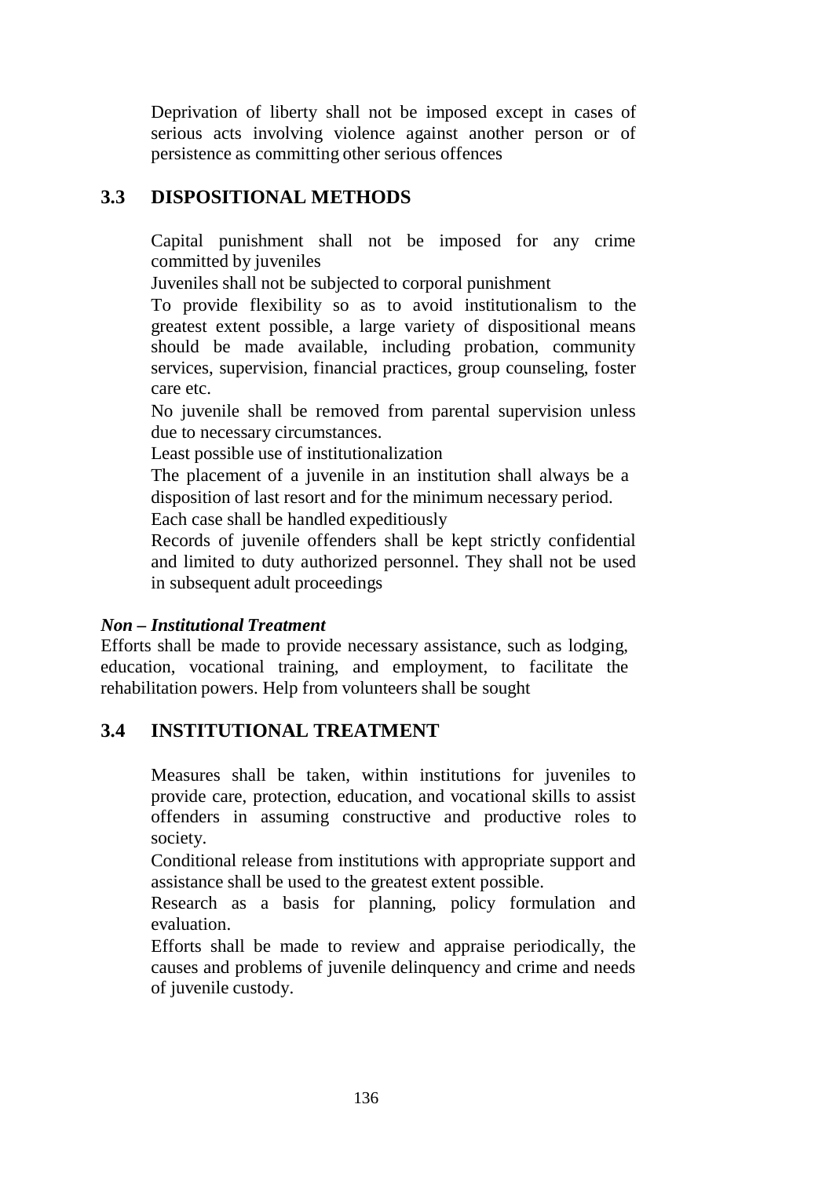Deprivation of liberty shall not be imposed except in cases of serious acts involving violence against another person or of persistence as committing other serious offences

## 3.3 DISPOSITIONAL METHODS

Capital punishment shall not be imposed for any crime committed by juveniles

Juveniles shall not be subjected to corporal punishment

To provide flexibility so as to avoid institutionalism to the greatest extent possible, a large variety of dispositional means should be made available, including probation, community services, supervision, financial practices, group counseling, foster care etc.

No juvenile shall be removed from parental supervision unless due to necessary circumstances.

Least possible use of institutionalization

The placement of a juvenile in an institution shall always be a disposition of last resort and for the minimum necessary period.

Each case shall be handled expeditiously

Records of juvenile offenders shall be kept strictly confidential and limited to duty authorized personnel. They shall not be used in subsequent adult proceedings

***Non – Institutional Treatment***

Efforts shall be made to provide necessary assistance, such as lodging, education, vocational training, and employment, to facilitate the rehabilitation powers. Help from volunteers shall be sought

## 3.4 INSTITUTIONAL TREATMENT

Measures shall be taken, within institutions for juveniles to provide care, protection, education, and vocational skills to assist offenders in assuming constructive and productive roles to society.

Conditional release from institutions with appropriate support and assistance shall be used to the greatest extent possible.

Research as a basis for planning, policy formulation and evaluation.

Efforts shall be made to review and appraise periodically, the causes and problems of juvenile delinquency and crime and needs of juvenile custody.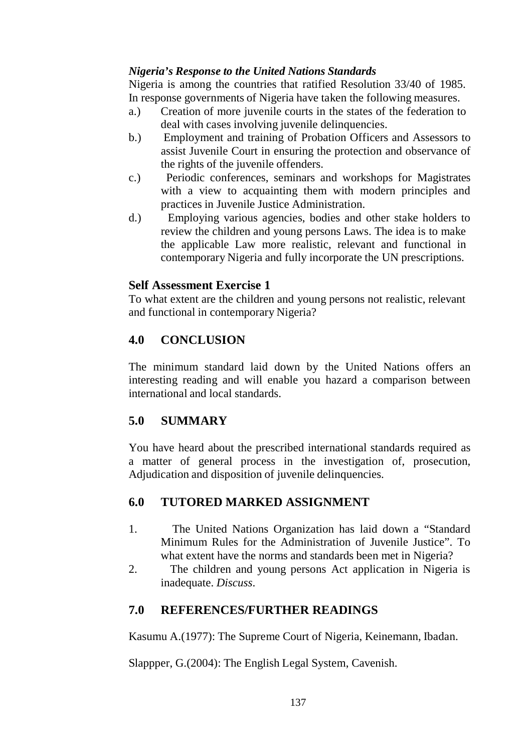*Nigeria's Response to the United Nations Standards*

Nigeria is among the countries that ratified Resolution 33/40 of 1985. In response governments of Nigeria have taken the following measures.

a.) Creation of more juvenile courts in the states of the federation to deal with cases involving juvenile delinquencies.

b.) Employment and training of Probation Officers and Assessors to assist Juvenile Court in ensuring the protection and observance of the rights of the juvenile offenders.

c.) Periodic conferences, seminars and workshops for Magistrates with a view to acquainting them with modern principles and practices in Juvenile Justice Administration.

d.) Employing various agencies, bodies and other stake holders to review the children and young persons Laws. The idea is to make the applicable Law more realistic, relevant and functional in contemporary Nigeria and fully incorporate the UN prescriptions.

### Self Assessment Exercise 1

To what extent are the children and young persons not realistic, relevant and functional in contemporary Nigeria?

## 4.0 CONCLUSION

The minimum standard laid down by the United Nations offers an interesting reading and will enable you hazard a comparison between international and local standards.

## 5.0 SUMMARY

You have heard about the prescribed international standards required as a matter of general process in the investigation of, prosecution, Adjudication and disposition of juvenile delinquencies.

## 6.0 TUTORED MARKED ASSIGNMENT

1. The United Nations Organization has laid down a "Standard Minimum Rules for the Administration of Juvenile Justice". To what extent have the norms and standards been met in Nigeria?
2. The children and young persons Act application in Nigeria is inadequate. *Discuss*.

## 7.0 REFERENCES/FURTHER READINGS

Kasumu A.(1977): The Supreme Court of Nigeria, Keinemann, Ibadan.

Slappper, G.(2004): The English Legal System, Cavenish.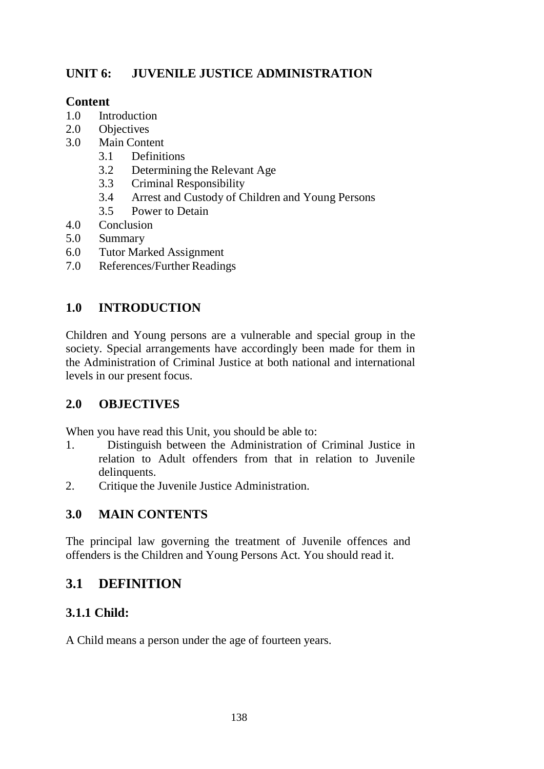# UNIT 6: JUVENILE JUSTICE ADMINISTRATION

**Content**

1.0 Introduction
2.0 Objectives
3.0 Main Content
   3.1 Definitions
   3.2 Determining the Relevant Age
   3.3 Criminal Responsibility
   3.4 Arrest and Custody of Children and Young Persons
   3.5 Power to Detain
4.0 Conclusion
5.0 Summary
6.0 Tutor Marked Assignment
7.0 References/Further Readings

## 1.0 INTRODUCTION

Children and Young persons are a vulnerable and special group in the society. Special arrangements have accordingly been made for them in the Administration of Criminal Justice at both national and international levels in our present focus.

## 2.0 OBJECTIVES

When you have read this Unit, you should be able to:

1. Distinguish between the Administration of Criminal Justice in relation to Adult offenders from that in relation to Juvenile delinquents.
2. Critique the Juvenile Justice Administration.

## 3.0 MAIN CONTENTS

The principal law governing the treatment of Juvenile offences and offenders is the Children and Young Persons Act. You should read it.

## 3.1 DEFINITION

### 3.1.1 Child:

A Child means a person under the age of fourteen years.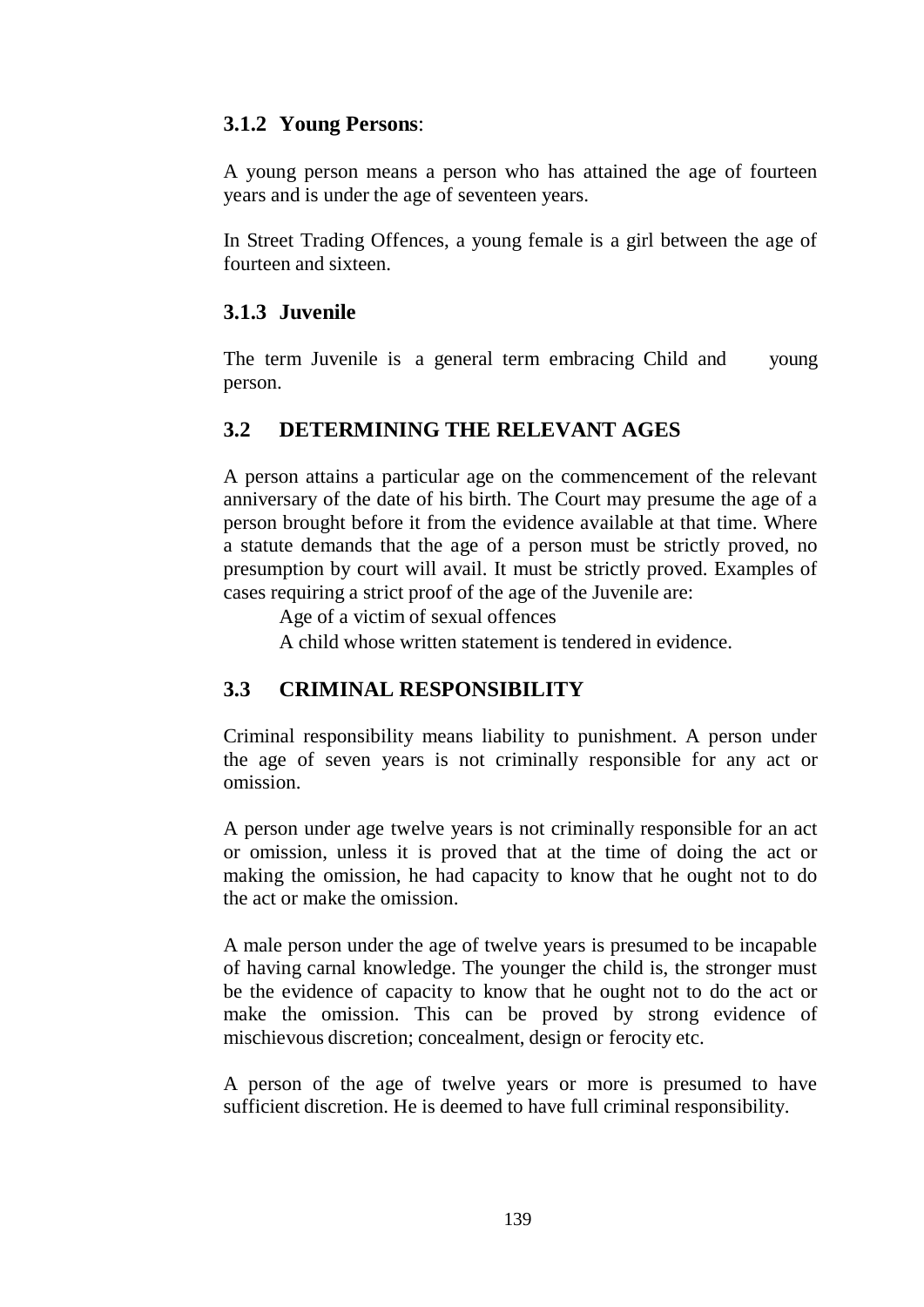### 3.1.2 Young Persons:

A young person means a person who has attained the age of fourteen years and is under the age of seventeen years.

In Street Trading Offences, a young female is a girl between the age of fourteen and sixteen.

### 3.1.3 Juvenile

The term Juvenile is a general term embracing Child and young person.

## 3.2 DETERMINING THE RELEVANT AGES

A person attains a particular age on the commencement of the relevant anniversary of the date of his birth. The Court may presume the age of a person brought before it from the evidence available at that time. Where a statute demands that the age of a person must be strictly proved, no presumption by court will avail. It must be strictly proved. Examples of cases requiring a strict proof of the age of the Juvenile are:

Age of a victim of sexual offences

A child whose written statement is tendered in evidence.

## 3.3 CRIMINAL RESPONSIBILITY

Criminal responsibility means liability to punishment. A person under the age of seven years is not criminally responsible for any act or omission.

A person under age twelve years is not criminally responsible for an act or omission, unless it is proved that at the time of doing the act or making the omission, he had capacity to know that he ought not to do the act or make the omission.

A male person under the age of twelve years is presumed to be incapable of having carnal knowledge. The younger the child is, the stronger must be the evidence of capacity to know that he ought not to do the act or make the omission. This can be proved by strong evidence of mischievous discretion; concealment, design or ferocity etc.

A person of the age of twelve years or more is presumed to have sufficient discretion. He is deemed to have full criminal responsibility.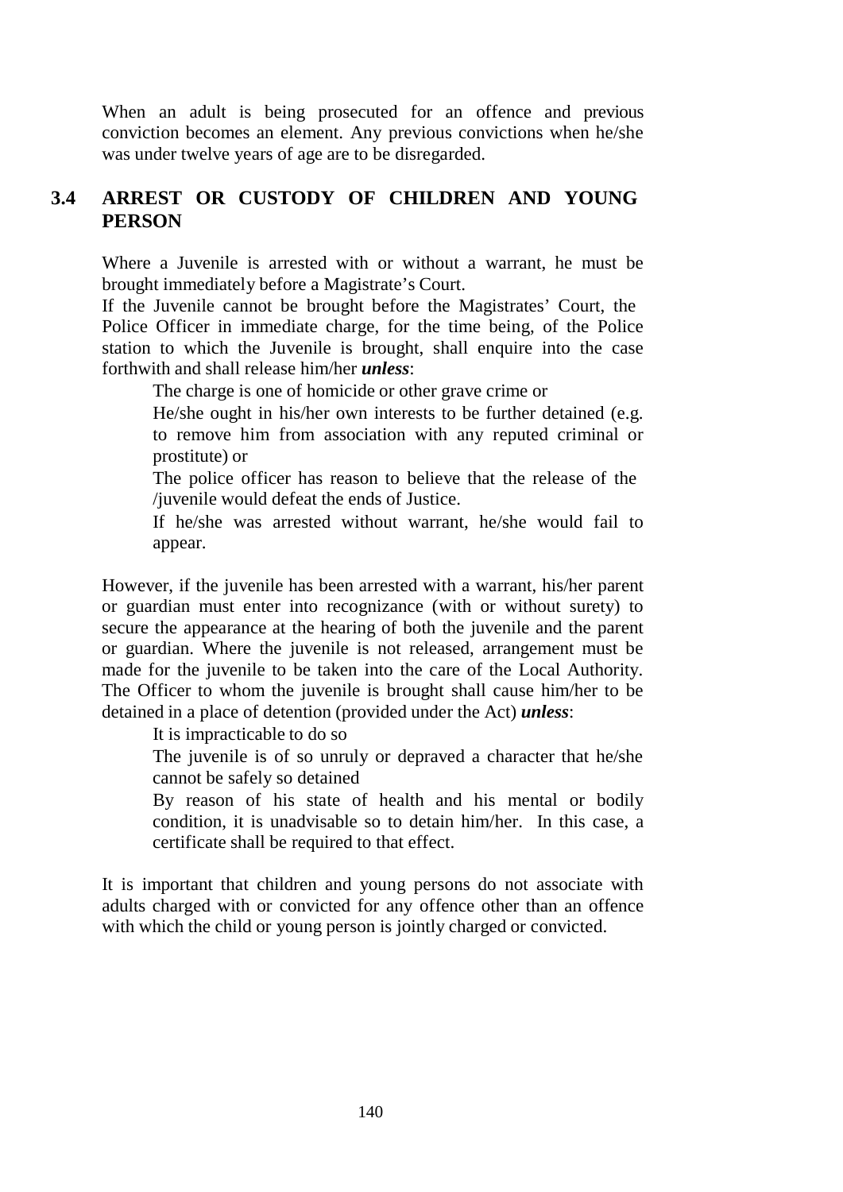When an adult is being prosecuted for an offence and previous conviction becomes an element. Any previous convictions when he/she was under twelve years of age are to be disregarded.

## 3.4 ARREST OR CUSTODY OF CHILDREN AND YOUNG PERSON

Where a Juvenile is arrested with or without a warrant, he must be brought immediately before a Magistrate's Court.

If the Juvenile cannot be brought before the Magistrates' Court, the Police Officer in immediate charge, for the time being, of the Police station to which the Juvenile is brought, shall enquire into the case forthwith and shall release him/her ***unless***:

- The charge is one of homicide or other grave crime or
- He/she ought in his/her own interests to be further detained (e.g. to remove him from association with any reputed criminal or prostitute) or
- The police officer has reason to believe that the release of the /juvenile would defeat the ends of Justice.
- If he/she was arrested without warrant, he/she would fail to appear.

However, if the juvenile has been arrested with a warrant, his/her parent or guardian must enter into recognizance (with or without surety) to secure the appearance at the hearing of both the juvenile and the parent or guardian. Where the juvenile is not released, arrangement must be made for the juvenile to be taken into the care of the Local Authority. The Officer to whom the juvenile is brought shall cause him/her to be detained in a place of detention (provided under the Act) ***unless***:

- It is impracticable to do so
- The juvenile is of so unruly or depraved a character that he/she cannot be safely so detained
- By reason of his state of health and his mental or bodily condition, it is unadvisable so to detain him/her. In this case, a certificate shall be required to that effect.

It is important that children and young persons do not associate with adults charged with or convicted for any offence other than an offence with which the child or young person is jointly charged or convicted.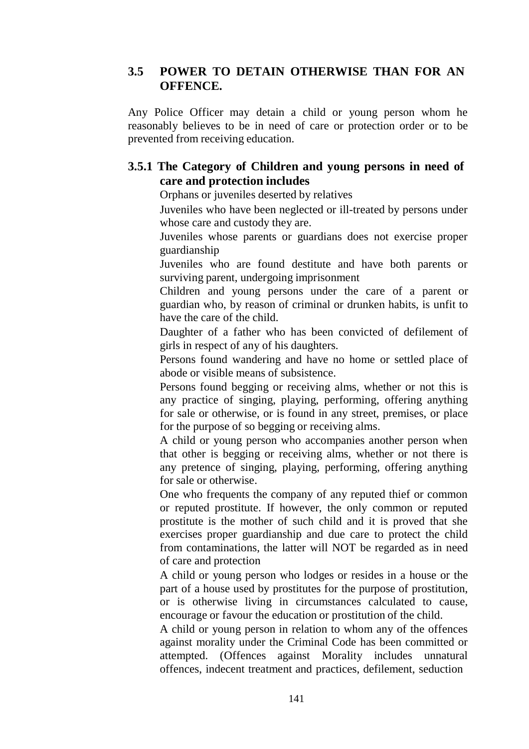## 3.5 POWER TO DETAIN OTHERWISE THAN FOR AN OFFENCE.

Any Police Officer may detain a child or young person whom he reasonably believes to be in need of care or protection order or to be prevented from receiving education.

### 3.5.1 The Category of Children and young persons in need of care and protection includes

Orphans or juveniles deserted by relatives

Juveniles who have been neglected or ill-treated by persons under whose care and custody they are.

Juveniles whose parents or guardians does not exercise proper guardianship

Juveniles who are found destitute and have both parents or surviving parent, undergoing imprisonment

Children and young persons under the care of a parent or guardian who, by reason of criminal or drunken habits, is unfit to have the care of the child.

Daughter of a father who has been convicted of defilement of girls in respect of any of his daughters.

Persons found wandering and have no home or settled place of abode or visible means of subsistence.

Persons found begging or receiving alms, whether or not this is any practice of singing, playing, performing, offering anything for sale or otherwise, or is found in any street, premises, or place for the purpose of so begging or receiving alms.

A child or young person who accompanies another person when that other is begging or receiving alms, whether or not there is any pretence of singing, playing, performing, offering anything for sale or otherwise.

One who frequents the company of any reputed thief or common or reputed prostitute. If however, the only common or reputed prostitute is the mother of such child and it is proved that she exercises proper guardianship and due care to protect the child from contaminations, the latter will NOT be regarded as in need of care and protection

A child or young person who lodges or resides in a house or the part of a house used by prostitutes for the purpose of prostitution, or is otherwise living in circumstances calculated to cause, encourage or favour the education or prostitution of the child.

A child or young person in relation to whom any of the offences against morality under the Criminal Code has been committed or attempted. (Offences against Morality includes unnatural offences, indecent treatment and practices, defilement, seduction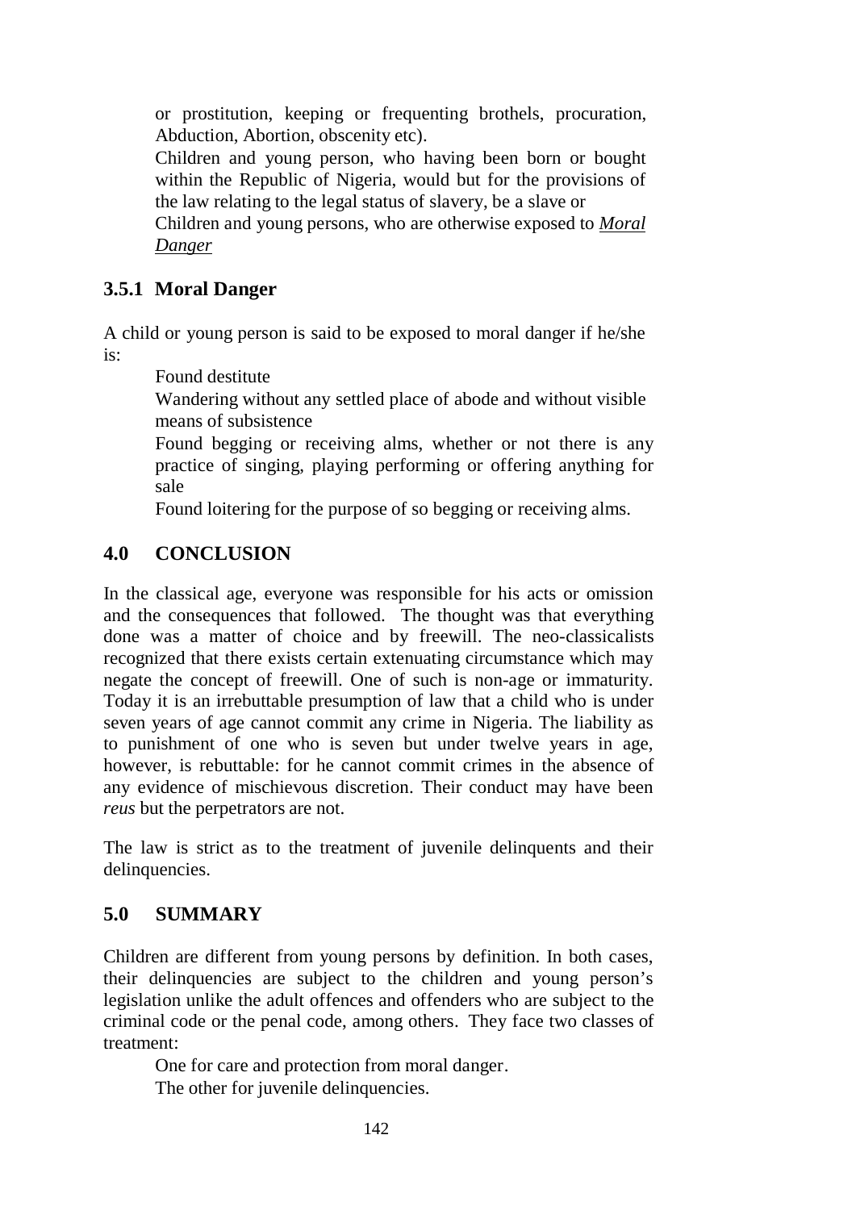or prostitution, keeping or frequenting brothels, procuration, Abduction, Abortion, obscenity etc).

Children and young person, who having been born or bought within the Republic of Nigeria, would but for the provisions of the law relating to the legal status of slavery, be a slave or

Children and young persons, who are otherwise exposed to ***Moral Danger***

### 3.5.1 Moral Danger

A child or young person is said to be exposed to moral danger if he/she is:

- Found destitute
- Wandering without any settled place of abode and without visible means of subsistence
- Found begging or receiving alms, whether or not there is any practice of singing, playing performing or offering anything for sale
- Found loitering for the purpose of so begging or receiving alms.

## 4.0 CONCLUSION

In the classical age, everyone was responsible for his acts or omission and the consequences that followed. The thought was that everything done was a matter of choice and by freewill. The neo-classicalists recognized that there exists certain extenuating circumstance which may negate the concept of freewill. One of such is non-age or immaturity. Today it is an irrebuttable presumption of law that a child who is under seven years of age cannot commit any crime in Nigeria. The liability as to punishment of one who is seven but under twelve years in age, however, is rebuttable: for he cannot commit crimes in the absence of any evidence of mischievous discretion. Their conduct may have been *reus* but the perpetrators are not.

The law is strict as to the treatment of juvenile delinquents and their delinquencies.

## 5.0 SUMMARY

Children are different from young persons by definition. In both cases, their delinquencies are subject to the children and young person's legislation unlike the adult offences and offenders who are subject to the criminal code or the penal code, among others. They face two classes of treatment:

- One for care and protection from moral danger.
- The other for juvenile delinquencies.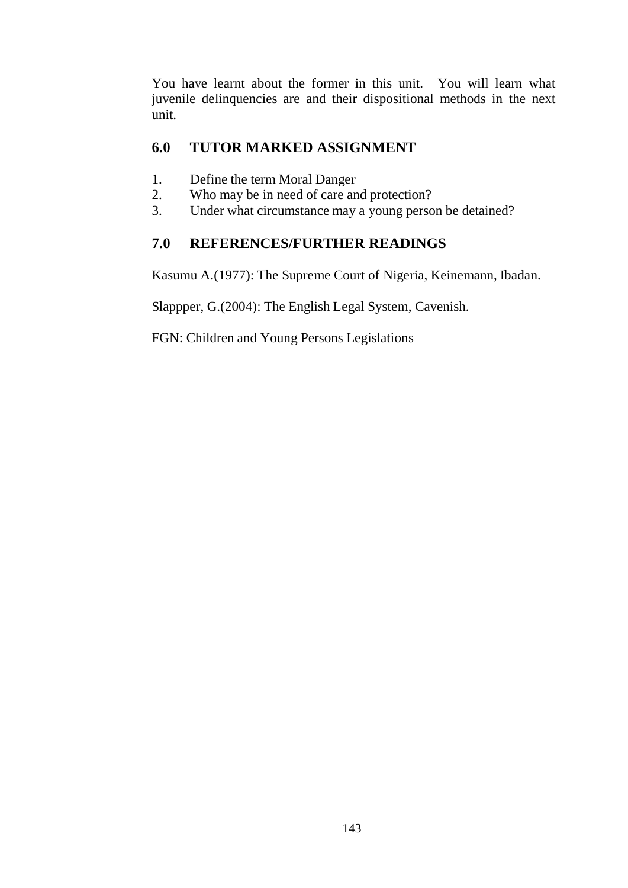You have learnt about the former in this unit. You will learn what juvenile delinquencies are and their dispositional methods in the next unit.

## 6.0 TUTOR MARKED ASSIGNMENT

1. Define the term Moral Danger
2. Who may be in need of care and protection?
3. Under what circumstance may a young person be detained?

## 7.0 REFERENCES/FURTHER READINGS

Kasumu A.(1977): The Supreme Court of Nigeria, Keinemann, Ibadan.

Slappper, G.(2004): The English Legal System, Cavenish.

FGN: Children and Young Persons Legislations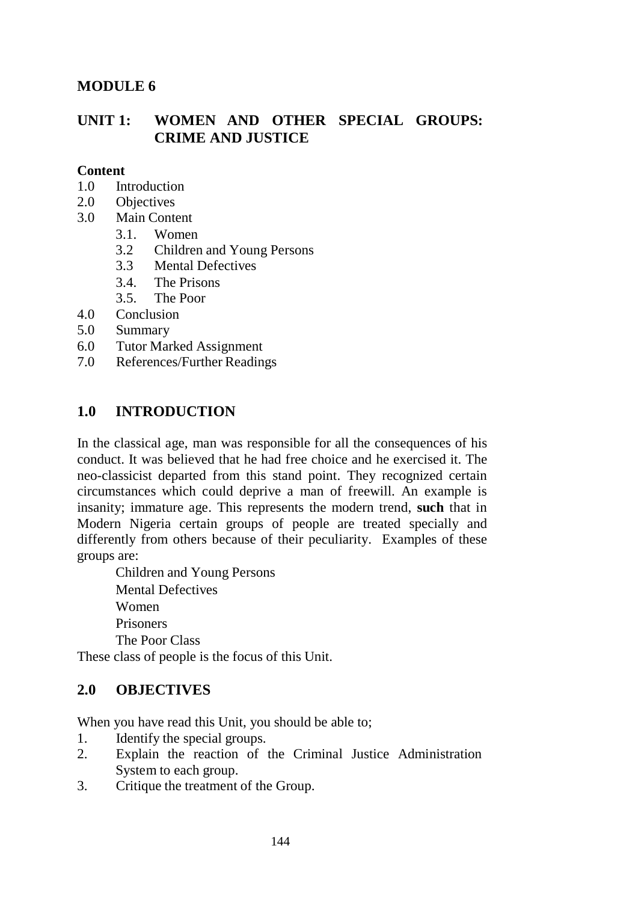# MODULE 6

## UNIT 1: WOMEN AND OTHER SPECIAL GROUPS: CRIME AND JUSTICE

**Content**

1.0 Introduction
2.0 Objectives
3.0 Main Content
   3.1. Women
   3.2 Children and Young Persons
   3.3 Mental Defectives
   3.4. The Prisons
   3.5. The Poor
4.0 Conclusion
5.0 Summary
6.0 Tutor Marked Assignment
7.0 References/Further Readings

## 1.0 INTRODUCTION

In the classical age, man was responsible for all the consequences of his conduct. It was believed that he had free choice and he exercised it. The neo-classicist departed from this stand point. They recognized certain circumstances which could deprive a man of freewill. An example is insanity; immature age. This represents the modern trend, **such** that in Modern Nigeria certain groups of people are treated specially and differently from others because of their peculiarity. Examples of these groups are:

Children and Young Persons
Mental Defectives
Women
Prisoners
The Poor Class

These class of people is the focus of this Unit.

## 2.0 OBJECTIVES

When you have read this Unit, you should be able to;

1. Identify the special groups.
2. Explain the reaction of the Criminal Justice Administration System to each group.
3. Critique the treatment of the Group.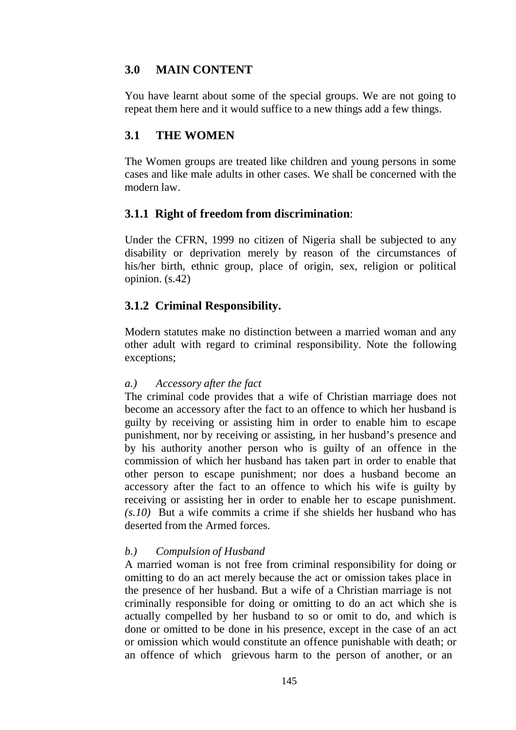## 3.0 MAIN CONTENT

You have learnt about some of the special groups. We are not going to repeat them here and it would suffice to a new things add a few things.

## 3.1 THE WOMEN

The Women groups are treated like children and young persons in some cases and like male adults in other cases. We shall be concerned with the modern law.

### 3.1.1 Right of freedom from discrimination:

Under the CFRN, 1999 no citizen of Nigeria shall be subjected to any disability or deprivation merely by reason of the circumstances of his/her birth, ethnic group, place of origin, sex, religion or political opinion. (s.42)

### 3.1.2 Criminal Responsibility.

Modern statutes make no distinction between a married woman and any other adult with regard to criminal responsibility. Note the following exceptions;

*a.) Accessory after the fact*

The criminal code provides that a wife of Christian marriage does not become an accessory after the fact to an offence to which her husband is guilty by receiving or assisting him in order to enable him to escape punishment, nor by receiving or assisting, in her husband's presence and by his authority another person who is guilty of an offence in the commission of which her husband has taken part in order to enable that other person to escape punishment; nor does a husband become an accessory after the fact to an offence to which his wife is guilty by receiving or assisting her in order to enable her to escape punishment. *(s.10)* But a wife commits a crime if she shields her husband who has deserted from the Armed forces.

*b.) Compulsion of Husband*

A married woman is not free from criminal responsibility for doing or omitting to do an act merely because the act or omission takes place in the presence of her husband. But a wife of a Christian marriage is not criminally responsible for doing or omitting to do an act which she is actually compelled by her husband to so or omit to do, and which is done or omitted to be done in his presence, except in the case of an act or omission which would constitute an offence punishable with death; or an offence of which grievous harm to the person of another, or an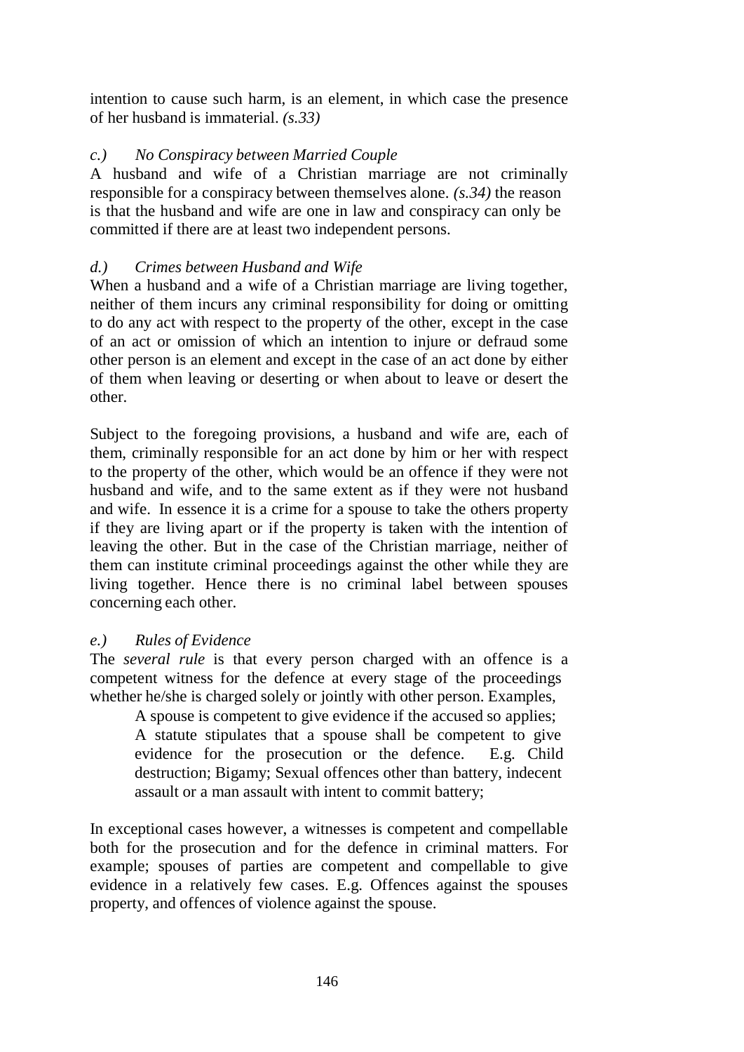intention to cause such harm, is an element, in which case the presence of her husband is immaterial. *(s.33)*

### *c.) No Conspiracy between Married Couple*

A husband and wife of a Christian marriage are not criminally responsible for a conspiracy between themselves alone. *(s.34)* the reason is that the husband and wife are one in law and conspiracy can only be committed if there are at least two independent persons.

### *d.) Crimes between Husband and Wife*

When a husband and a wife of a Christian marriage are living together, neither of them incurs any criminal responsibility for doing or omitting to do any act with respect to the property of the other, except in the case of an act or omission of which an intention to injure or defraud some other person is an element and except in the case of an act done by either of them when leaving or deserting or when about to leave or desert the other.

Subject to the foregoing provisions, a husband and wife are, each of them, criminally responsible for an act done by him or her with respect to the property of the other, which would be an offence if they were not husband and wife, and to the same extent as if they were not husband and wife. In essence it is a crime for a spouse to take the others property if they are living apart or if the property is taken with the intention of leaving the other. But in the case of the Christian marriage, neither of them can institute criminal proceedings against the other while they are living together. Hence there is no criminal label between spouses concerning each other.

### *e.) Rules of Evidence*

The *several rule* is that every person charged with an offence is a competent witness for the defence at every stage of the proceedings whether he/she is charged solely or jointly with other person. Examples,

> A spouse is competent to give evidence if the accused so applies;
> A statute stipulates that a spouse shall be competent to give evidence for the prosecution or the defence. E.g. Child destruction; Bigamy; Sexual offences other than battery, indecent assault or a man assault with intent to commit battery;

In exceptional cases however, a witnesses is competent and compellable both for the prosecution and for the defence in criminal matters. For example; spouses of parties are competent and compellable to give evidence in a relatively few cases. E.g. Offences against the spouses property, and offences of violence against the spouse.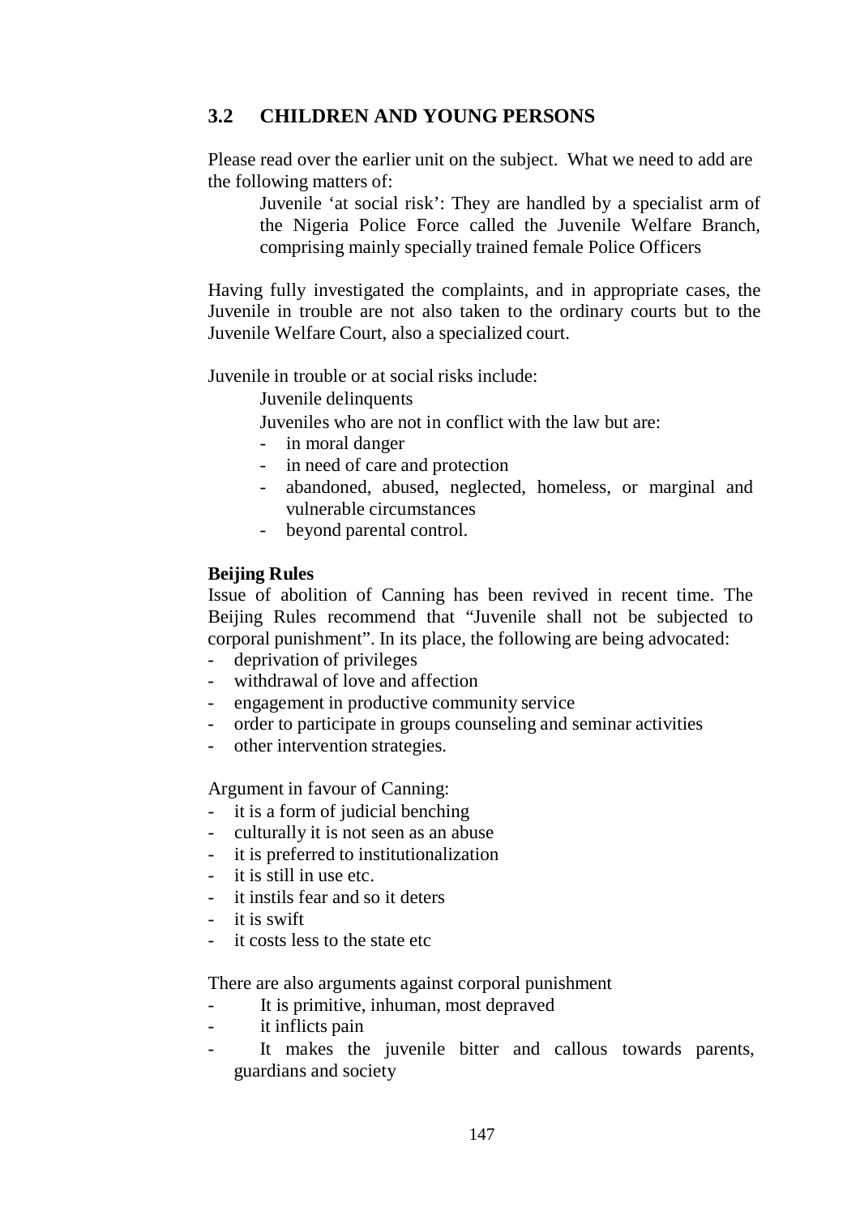## 3.2 CHILDREN AND YOUNG PERSONS

Please read over the earlier unit on the subject. What we need to add are the following matters of:

> Juvenile 'at social risk': They are handled by a specialist arm of the Nigeria Police Force called the Juvenile Welfare Branch, comprising mainly specially trained female Police Officers

Having fully investigated the complaints, and in appropriate cases, the Juvenile in trouble are not also taken to the ordinary courts but to the Juvenile Welfare Court, also a specialized court.

Juvenile in trouble or at social risks include:

> Juvenile delinquents
>
> Juveniles who are not in conflict with the law but are:
>
> - in moral danger
> - in need of care and protection
> - abandoned, abused, neglected, homeless, or marginal and vulnerable circumstances
> - beyond parental control.

**Beijing Rules**

Issue of abolition of Canning has been revived in recent time. The Beijing Rules recommend that "Juvenile shall not be subjected to corporal punishment". In its place, the following are being advocated:

- deprivation of privileges
- withdrawal of love and affection
- engagement in productive community service
- order to participate in groups counseling and seminar activities
- other intervention strategies.

Argument in favour of Canning:

- it is a form of judicial benching
- culturally it is not seen as an abuse
- it is preferred to institutionalization
- it is still in use etc.
- it instils fear and so it deters
- it is swift
- it costs less to the state etc

There are also arguments against corporal punishment

- It is primitive, inhuman, most depraved
- it inflicts pain
- It makes the juvenile bitter and callous towards parents, guardians and society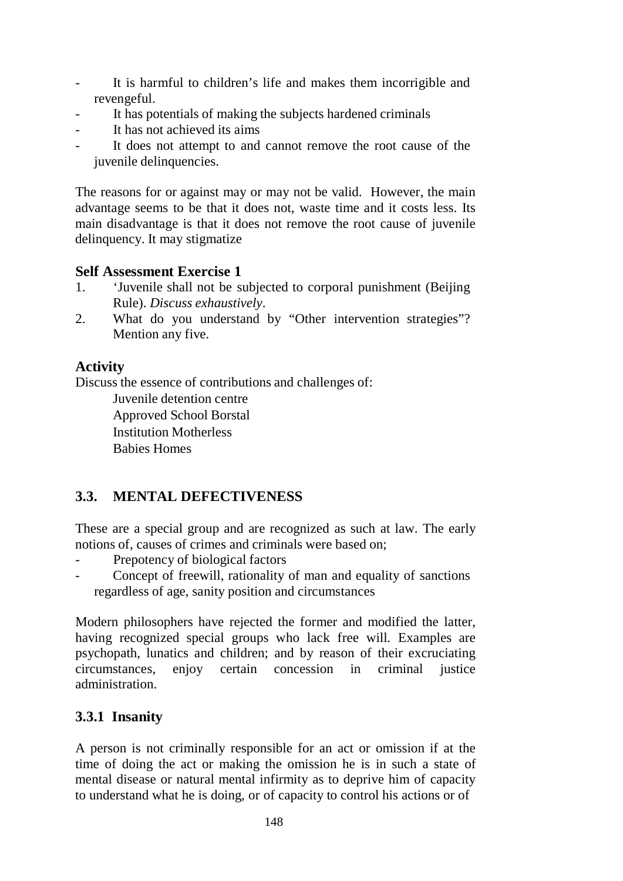- It is harmful to children's life and makes them incorrigible and revengeful.
- It has potentials of making the subjects hardened criminals
- It has not achieved its aims
- It does not attempt to and cannot remove the root cause of the juvenile delinquencies.

The reasons for or against may or may not be valid. However, the main advantage seems to be that it does not, waste time and it costs less. Its main disadvantage is that it does not remove the root cause of juvenile delinquency. It may stigmatize

**Self Assessment Exercise 1**

1. 'Juvenile shall not be subjected to corporal punishment (Beijing Rule). *Discuss exhaustively*.
2. What do you understand by "Other intervention strategies"? Mention any five.

**Activity**

Discuss the essence of contributions and challenges of:

Juvenile detention centre
Approved School Borstal
Institution Motherless
Babies Homes

## 3.3. MENTAL DEFECTIVENESS

These are a special group and are recognized as such at law. The early notions of, causes of crimes and criminals were based on;

- Prepotency of biological factors
- Concept of freewill, rationality of man and equality of sanctions regardless of age, sanity position and circumstances

Modern philosophers have rejected the former and modified the latter, having recognized special groups who lack free will. Examples are psychopath, lunatics and children; and by reason of their excruciating circumstances, enjoy certain concession in criminal justice administration.

### 3.3.1 Insanity

A person is not criminally responsible for an act or omission if at the time of doing the act or making the omission he is in such a state of mental disease or natural mental infirmity as to deprive him of capacity to understand what he is doing, or of capacity to control his actions or of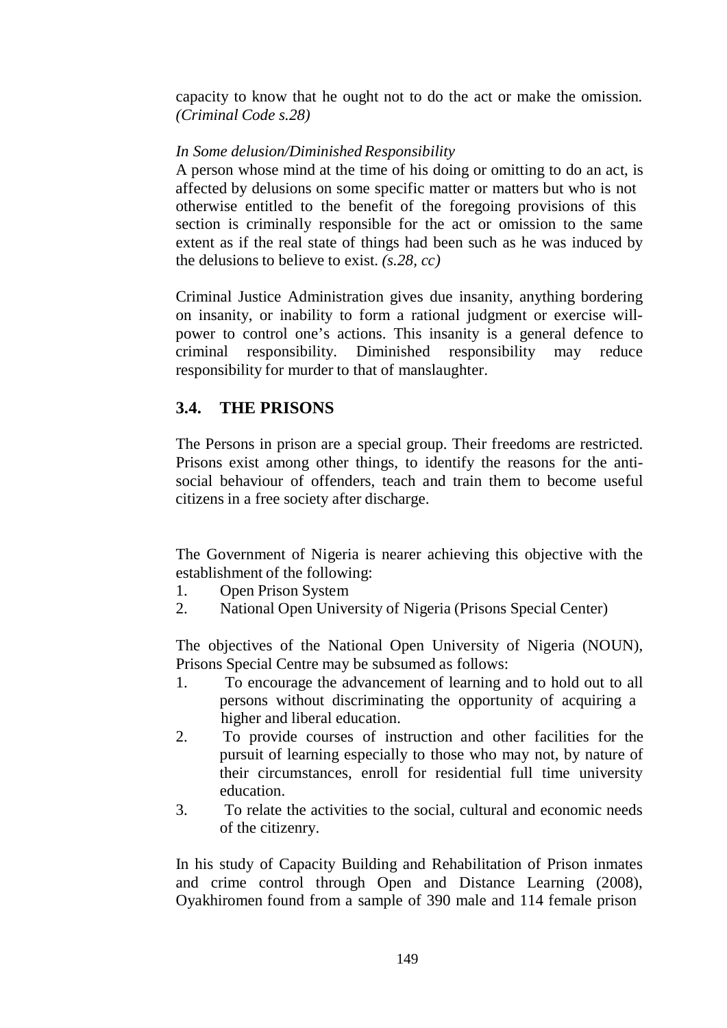capacity to know that he ought not to do the act or make the omission. *(Criminal Code s.28)*

*In Some delusion/Diminished Responsibility*

A person whose mind at the time of his doing or omitting to do an act, is affected by delusions on some specific matter or matters but who is not otherwise entitled to the benefit of the foregoing provisions of this section is criminally responsible for the act or omission to the same extent as if the real state of things had been such as he was induced by the delusions to believe to exist. *(s.28, cc)*

Criminal Justice Administration gives due insanity, anything bordering on insanity, or inability to form a rational judgment or exercise will-power to control one's actions. This insanity is a general defence to criminal responsibility. Diminished responsibility may reduce responsibility for murder to that of manslaughter.

## 3.4. THE PRISONS

The Persons in prison are a special group. Their freedoms are restricted. Prisons exist among other things, to identify the reasons for the anti-social behaviour of offenders, teach and train them to become useful citizens in a free society after discharge.

The Government of Nigeria is nearer achieving this objective with the establishment of the following:

1. Open Prison System
2. National Open University of Nigeria (Prisons Special Center)

The objectives of the National Open University of Nigeria (NOUN), Prisons Special Centre may be subsumed as follows:

1. To encourage the advancement of learning and to hold out to all persons without discriminating the opportunity of acquiring a higher and liberal education.
2. To provide courses of instruction and other facilities for the pursuit of learning especially to those who may not, by nature of their circumstances, enroll for residential full time university education.
3. To relate the activities to the social, cultural and economic needs of the citizenry.

In his study of Capacity Building and Rehabilitation of Prison inmates and crime control through Open and Distance Learning (2008), Oyakhiromen found from a sample of 390 male and 114 female prison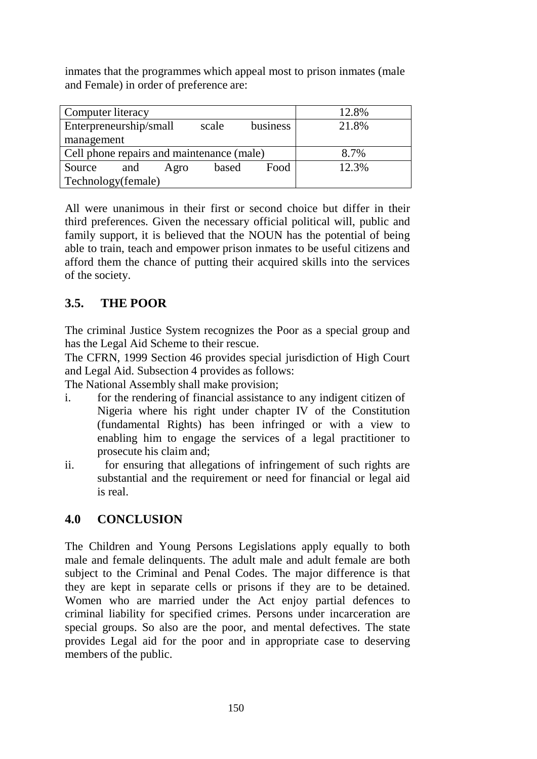inmates that the programmes which appeal most to prison inmates (male and Female) in order of preference are:

| | |
|---|---|
| Computer literacy | 12.8% |
| Enterpreneurship/small scale business management | 21.8% |
| Cell phone repairs and maintenance (male) | 8.7% |
| Source and Agro based Food Technology(female) | 12.3% |

All were unanimous in their first or second choice but differ in their third preferences. Given the necessary official political will, public and family support, it is believed that the NOUN has the potential of being able to train, teach and empower prison inmates to be useful citizens and afford them the chance of putting their acquired skills into the services of the society.

## 3.5. THE POOR

The criminal Justice System recognizes the Poor as a special group and has the Legal Aid Scheme to their rescue.

The CFRN, 1999 Section 46 provides special jurisdiction of High Court and Legal Aid. Subsection 4 provides as follows:

The National Assembly shall make provision;

i. for the rendering of financial assistance to any indigent citizen of Nigeria where his right under chapter IV of the Constitution (fundamental Rights) has been infringed or with a view to enabling him to engage the services of a legal practitioner to prosecute his claim and;
ii. for ensuring that allegations of infringement of such rights are substantial and the requirement or need for financial or legal aid is real.

## 4.0 CONCLUSION

The Children and Young Persons Legislations apply equally to both male and female delinquents. The adult male and adult female are both subject to the Criminal and Penal Codes. The major difference is that they are kept in separate cells or prisons if they are to be detained. Women who are married under the Act enjoy partial defences to criminal liability for specified crimes. Persons under incarceration are special groups. So also are the poor, and mental defectives. The state provides Legal aid for the poor and in appropriate case to deserving members of the public.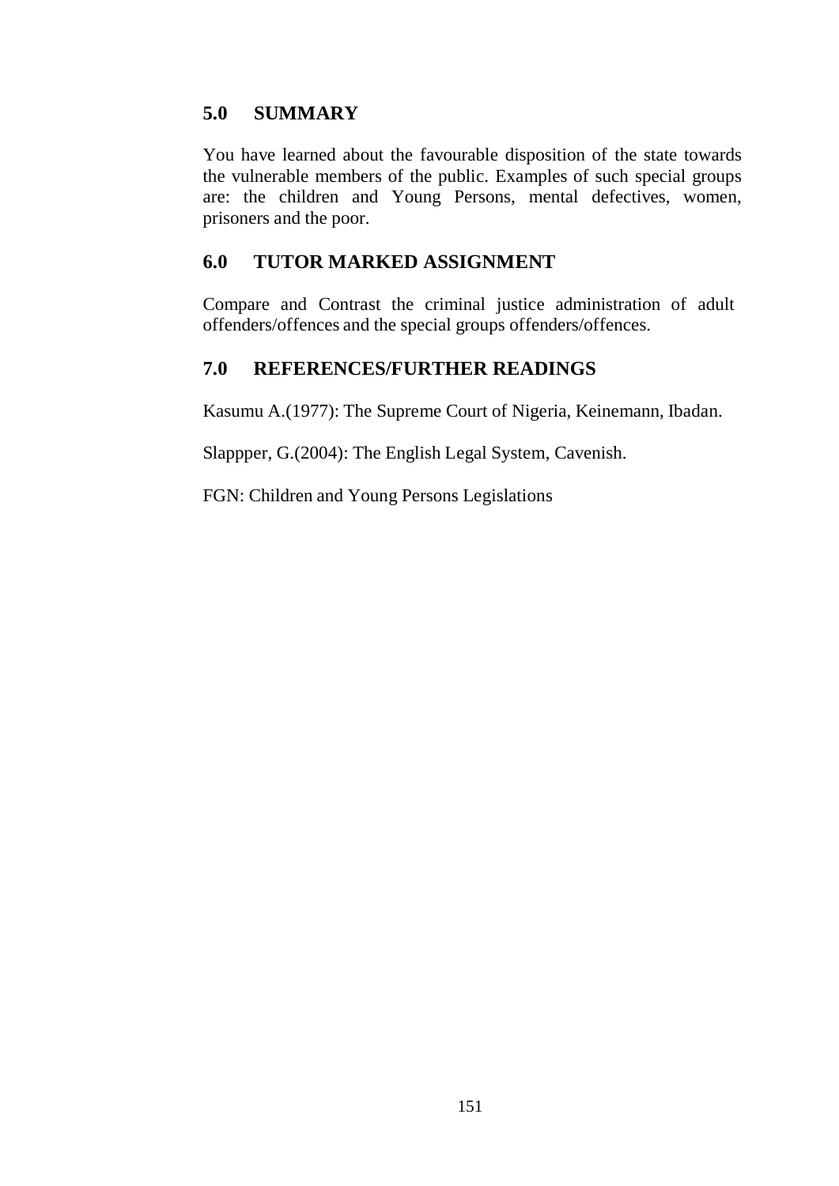## 5.0 SUMMARY

You have learned about the favourable disposition of the state towards the vulnerable members of the public. Examples of such special groups are: the children and Young Persons, mental defectives, women, prisoners and the poor.

## 6.0 TUTOR MARKED ASSIGNMENT

Compare and Contrast the criminal justice administration of adult offenders/offences and the special groups offenders/offences.

## 7.0 REFERENCES/FURTHER READINGS

Kasumu A.(1977): The Supreme Court of Nigeria, Keinemann, Ibadan.

Slappper, G.(2004): The English Legal System, Cavenish.

FGN: Children and Young Persons Legislations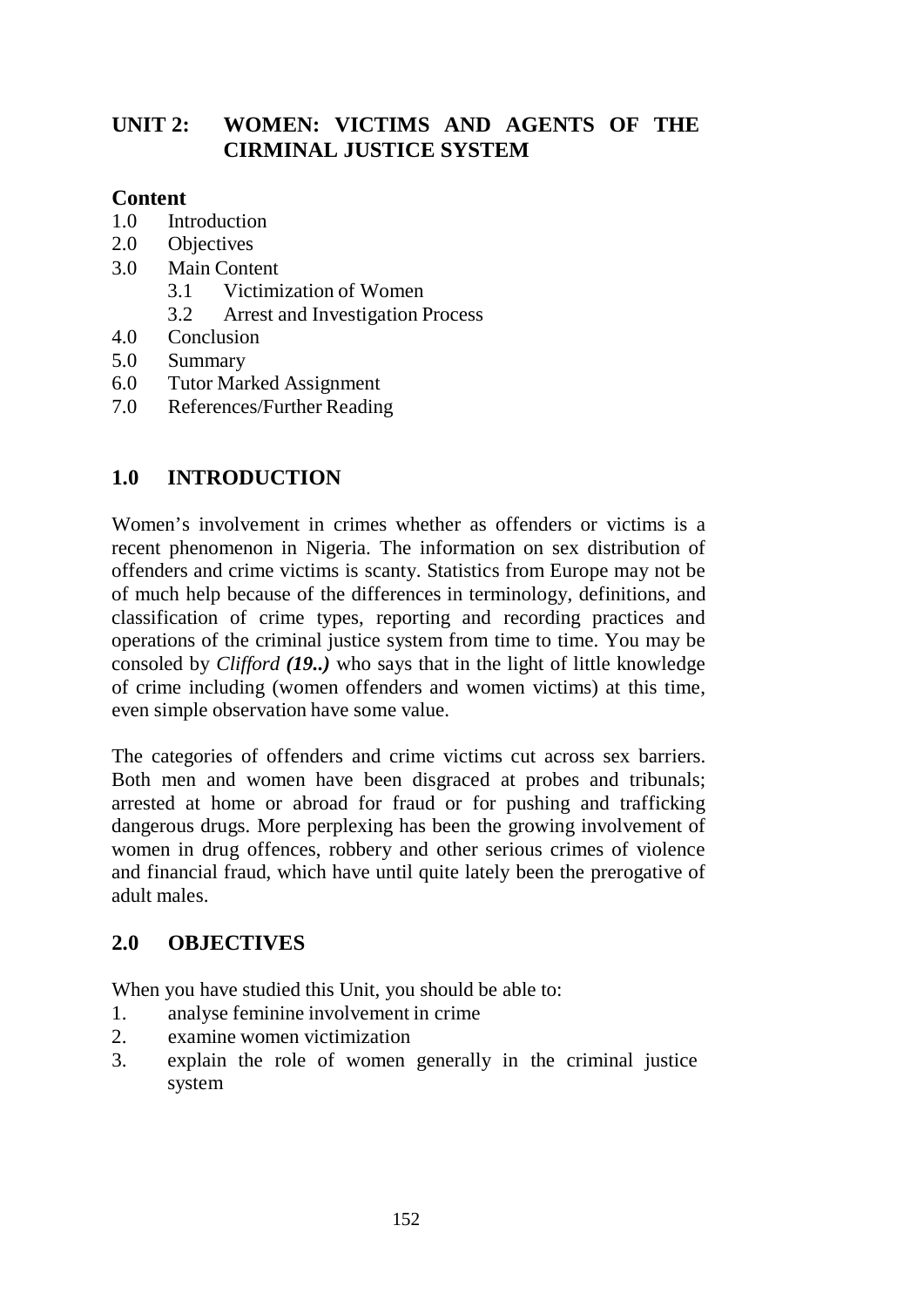# UNIT 2: WOMEN: VICTIMS AND AGENTS OF THE CIRMINAL JUSTICE SYSTEM

**Content**

1.0 Introduction
2.0 Objectives
3.0 Main Content
  3.1 Victimization of Women
  3.2 Arrest and Investigation Process
4.0 Conclusion
5.0 Summary
6.0 Tutor Marked Assignment
7.0 References/Further Reading

## 1.0 INTRODUCTION

Women's involvement in crimes whether as offenders or victims is a recent phenomenon in Nigeria. The information on sex distribution of offenders and crime victims is scanty. Statistics from Europe may not be of much help because of the differences in terminology, definitions, and classification of crime types, reporting and recording practices and operations of the criminal justice system from time to time. You may be consoled by *Clifford* ***(19..)*** who says that in the light of little knowledge of crime including (women offenders and women victims) at this time, even simple observation have some value.

The categories of offenders and crime victims cut across sex barriers. Both men and women have been disgraced at probes and tribunals; arrested at home or abroad for fraud or for pushing and trafficking dangerous drugs. More perplexing has been the growing involvement of women in drug offences, robbery and other serious crimes of violence and financial fraud, which have until quite lately been the prerogative of adult males.

## 2.0 OBJECTIVES

When you have studied this Unit, you should be able to:

1. analyse feminine involvement in crime
2. examine women victimization
3. explain the role of women generally in the criminal justice system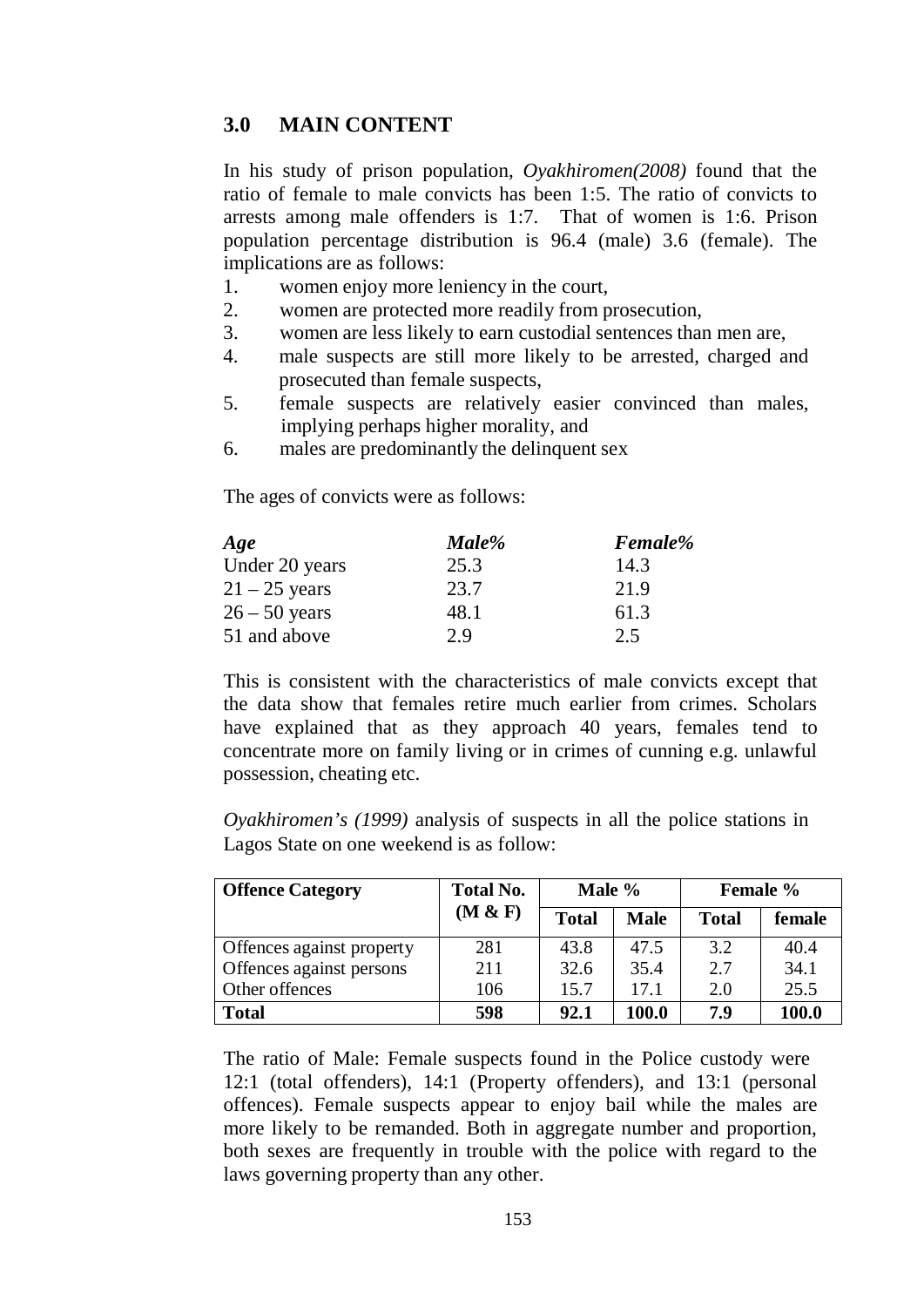## 3.0 MAIN CONTENT

In his study of prison population, *Oyakhiromen(2008)* found that the ratio of female to male convicts has been 1:5. The ratio of convicts to arrests among male offenders is 1:7. That of women is 1:6. Prison population percentage distribution is 96.4 (male) 3.6 (female). The implications are as follows:

1. women enjoy more leniency in the court,
2. women are protected more readily from prosecution,
3. women are less likely to earn custodial sentences than men are,
4. male suspects are still more likely to be arrested, charged and prosecuted than female suspects,
5. female suspects are relatively easier convinced than males, implying perhaps higher morality, and
6. males are predominantly the delinquent sex

The ages of convicts were as follows:

| *Age* | *Male%* | *Female%* |
|---|---|---|
| Under 20 years | 25.3 | 14.3 |
| 21 – 25 years | 23.7 | 21.9 |
| 26 – 50 years | 48.1 | 61.3 |
| 51 and above | 2.9 | 2.5 |

This is consistent with the characteristics of male convicts except that the data show that females retire much earlier from crimes. Scholars have explained that as they approach 40 years, females tend to concentrate more on family living or in crimes of cunning e.g. unlawful possession, cheating etc.

*Oyakhiromen's (1999)* analysis of suspects in all the police stations in Lagos State on one weekend is as follow:

| **Offence Category** | **Total No. (M & F)** | **Male %** | | **Female %** | |
|---|---|---|---|---|---|
| | | **Total** | **Male** | **Total** | **female** |
| Offences against property | 281 | 43.8 | 47.5 | 3.2 | 40.4 |
| Offences against persons | 211 | 32.6 | 35.4 | 2.7 | 34.1 |
| Other offences | 106 | 15.7 | 17.1 | 2.0 | 25.5 |
| **Total** | **598** | **92.1** | **100.0** | **7.9** | **100.0** |

The ratio of Male: Female suspects found in the Police custody were 12:1 (total offenders), 14:1 (Property offenders), and 13:1 (personal offences). Female suspects appear to enjoy bail while the males are more likely to be remanded. Both in aggregate number and proportion, both sexes are frequently in trouble with the police with regard to the laws governing property than any other.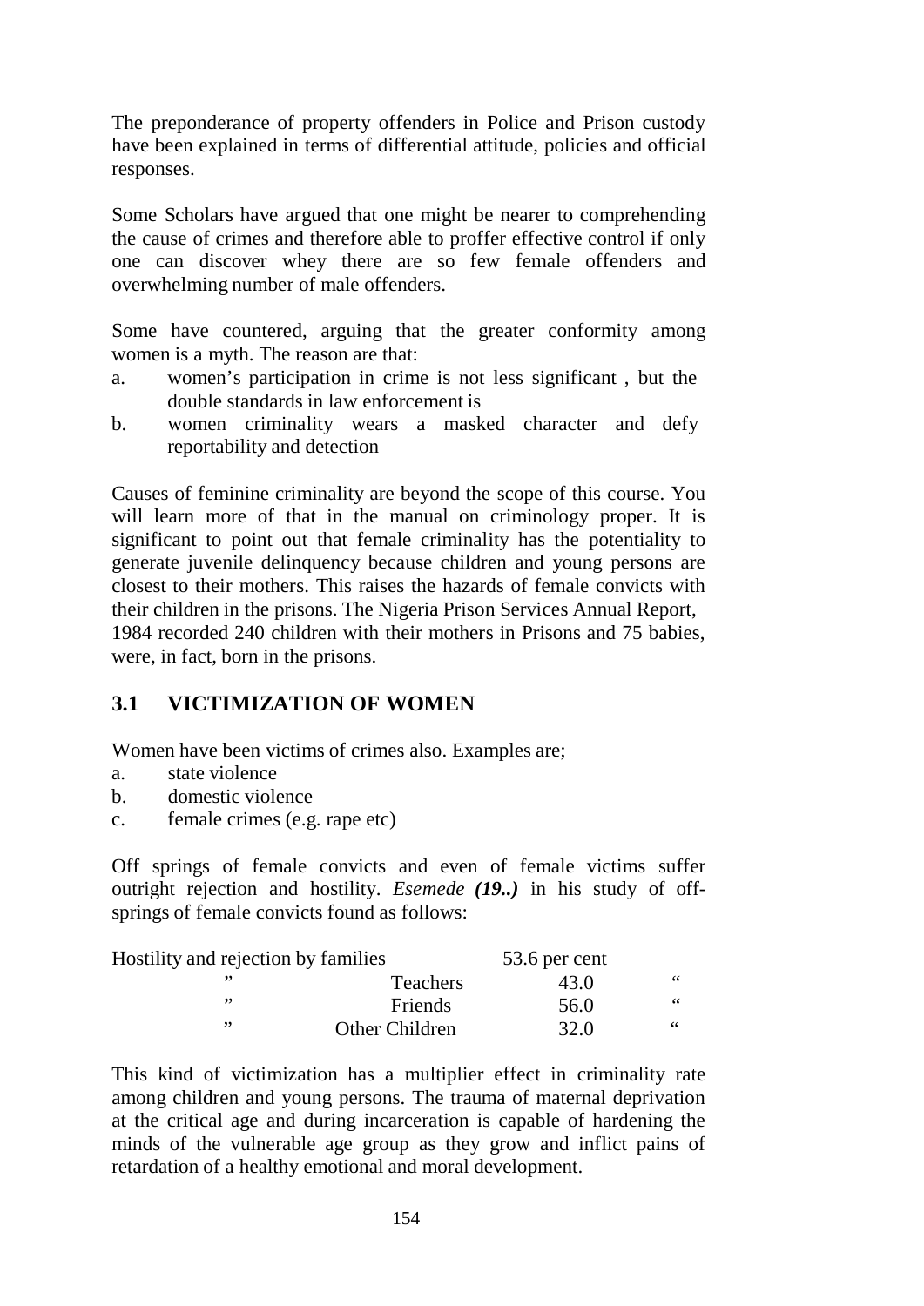The preponderance of property offenders in Police and Prison custody have been explained in terms of differential attitude, policies and official responses.

Some Scholars have argued that one might be nearer to comprehending the cause of crimes and therefore able to proffer effective control if only one can discover whey there are so few female offenders and overwhelming number of male offenders.

Some have countered, arguing that the greater conformity among women is a myth. The reason are that:

a. women's participation in crime is not less significant , but the double standards in law enforcement is
b. women criminality wears a masked character and defy reportability and detection

Causes of feminine criminality are beyond the scope of this course. You will learn more of that in the manual on criminology proper. It is significant to point out that female criminality has the potentiality to generate juvenile delinquency because children and young persons are closest to their mothers. This raises the hazards of female convicts with their children in the prisons. The Nigeria Prison Services Annual Report, 1984 recorded 240 children with their mothers in Prisons and 75 babies, were, in fact, born in the prisons.

## 3.1 VICTIMIZATION OF WOMEN

Women have been victims of crimes also. Examples are;

a. state violence
b. domestic violence
c. female crimes (e.g. rape etc)

Off springs of female convicts and even of female victims suffer outright rejection and hostility. *Esemede **(19..)*** in his study of off-springs of female convicts found as follows:

| Hostility and rejection by families | | 53.6 per cent | |
|---|---|---|---|
| " | Teachers | 43.0 | " |
| " | Friends | 56.0 | " |
| " | Other Children | 32.0 | " |

This kind of victimization has a multiplier effect in criminality rate among children and young persons. The trauma of maternal deprivation at the critical age and during incarceration is capable of hardening the minds of the vulnerable age group as they grow and inflict pains of retardation of a healthy emotional and moral development.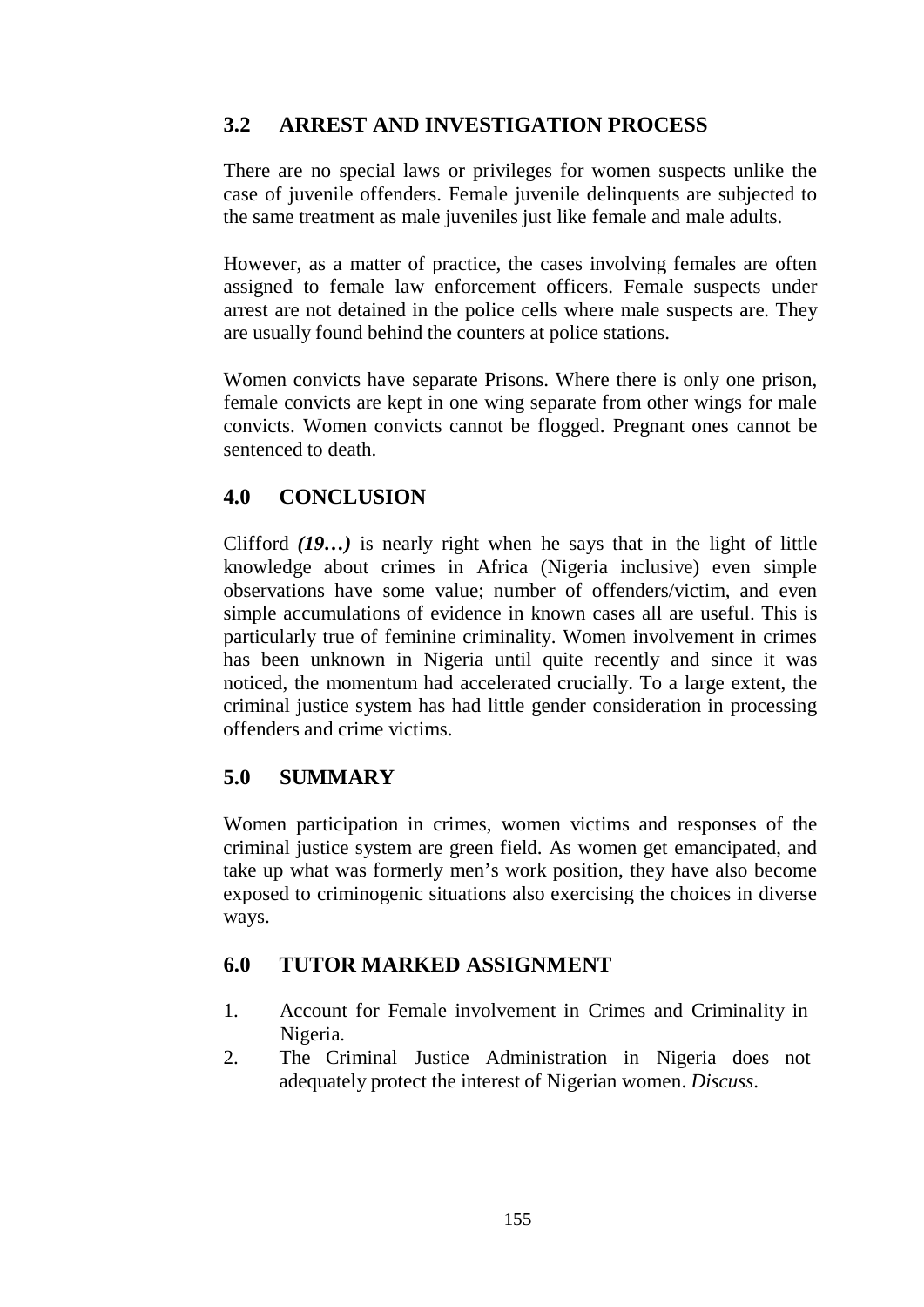## 3.2 ARREST AND INVESTIGATION PROCESS

There are no special laws or privileges for women suspects unlike the case of juvenile offenders. Female juvenile delinquents are subjected to the same treatment as male juveniles just like female and male adults.

However, as a matter of practice, the cases involving females are often assigned to female law enforcement officers. Female suspects under arrest are not detained in the police cells where male suspects are. They are usually found behind the counters at police stations.

Women convicts have separate Prisons. Where there is only one prison, female convicts are kept in one wing separate from other wings for male convicts. Women convicts cannot be flogged. Pregnant ones cannot be sentenced to death.

## 4.0 CONCLUSION

Clifford ***(19…)*** is nearly right when he says that in the light of little knowledge about crimes in Africa (Nigeria inclusive) even simple observations have some value; number of offenders/victim, and even simple accumulations of evidence in known cases all are useful. This is particularly true of feminine criminality. Women involvement in crimes has been unknown in Nigeria until quite recently and since it was noticed, the momentum had accelerated crucially. To a large extent, the criminal justice system has had little gender consideration in processing offenders and crime victims.

## 5.0 SUMMARY

Women participation in crimes, women victims and responses of the criminal justice system are green field. As women get emancipated, and take up what was formerly men's work position, they have also become exposed to criminogenic situations also exercising the choices in diverse ways.

## 6.0 TUTOR MARKED ASSIGNMENT

1. Account for Female involvement in Crimes and Criminality in Nigeria.
2. The Criminal Justice Administration in Nigeria does not adequately protect the interest of Nigerian women. *Discuss*.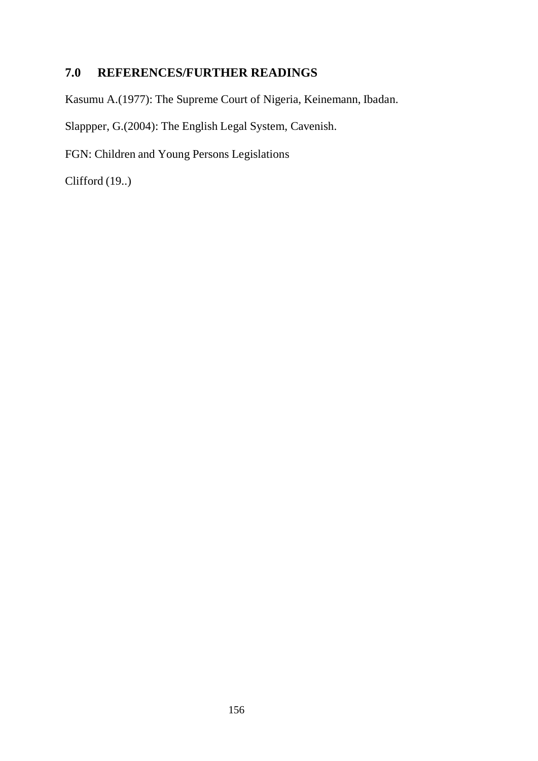## 7.0 REFERENCES/FURTHER READINGS

Kasumu A.(1977): The Supreme Court of Nigeria, Keinemann, Ibadan.

Slappper, G.(2004): The English Legal System, Cavenish.

FGN: Children and Young Persons Legislations

Clifford (19..)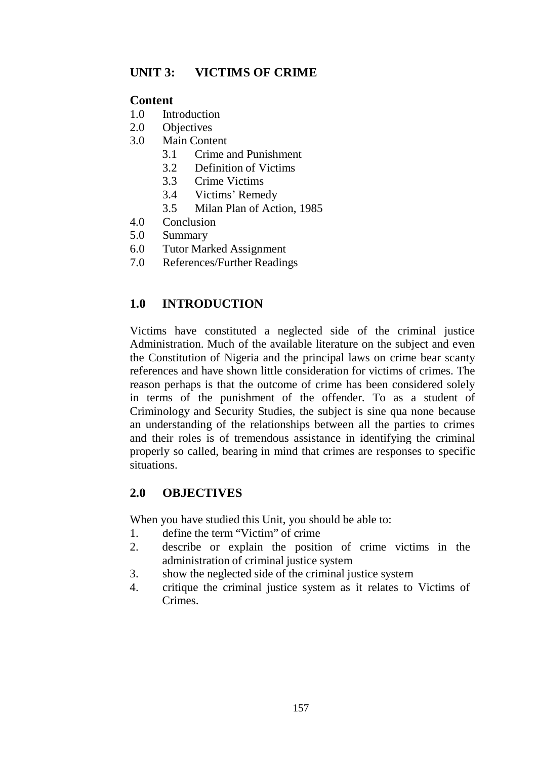## UNIT 3: VICTIMS OF CRIME

**Content**

1.0 Introduction
2.0 Objectives
3.0 Main Content
    3.1 Crime and Punishment
    3.2 Definition of Victims
    3.3 Crime Victims
    3.4 Victims' Remedy
    3.5 Milan Plan of Action, 1985
4.0 Conclusion
5.0 Summary
6.0 Tutor Marked Assignment
7.0 References/Further Readings

## 1.0 INTRODUCTION

Victims have constituted a neglected side of the criminal justice Administration. Much of the available literature on the subject and even the Constitution of Nigeria and the principal laws on crime bear scanty references and have shown little consideration for victims of crimes. The reason perhaps is that the outcome of crime has been considered solely in terms of the punishment of the offender. To as a student of Criminology and Security Studies, the subject is sine qua none because an understanding of the relationships between all the parties to crimes and their roles is of tremendous assistance in identifying the criminal properly so called, bearing in mind that crimes are responses to specific situations.

## 2.0 OBJECTIVES

When you have studied this Unit, you should be able to:

1. define the term "Victim" of crime
2. describe or explain the position of crime victims in the administration of criminal justice system
3. show the neglected side of the criminal justice system
4. critique the criminal justice system as it relates to Victims of Crimes.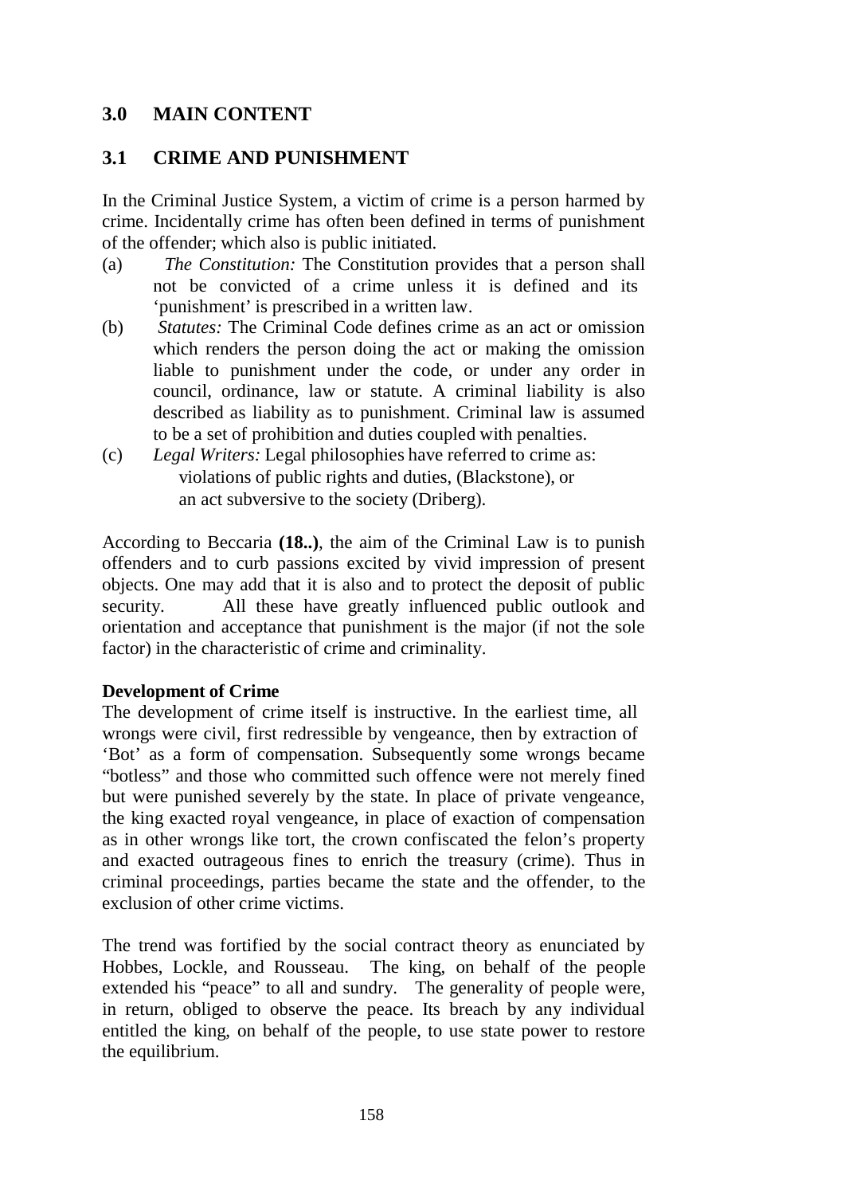## 3.0 MAIN CONTENT

### 3.1 CRIME AND PUNISHMENT

In the Criminal Justice System, a victim of crime is a person harmed by crime. Incidentally crime has often been defined in terms of punishment of the offender; which also is public initiated.

(a) *The Constitution:* The Constitution provides that a person shall not be convicted of a crime unless it is defined and its 'punishment' is prescribed in a written law.

(b) *Statutes:* The Criminal Code defines crime as an act or omission which renders the person doing the act or making the omission liable to punishment under the code, or under any order in council, ordinance, law or statute. A criminal liability is also described as liability as to punishment. Criminal law is assumed to be a set of prohibition and duties coupled with penalties.

(c) *Legal Writers:* Legal philosophies have referred to crime as:
violations of public rights and duties, (Blackstone), or
an act subversive to the society (Driberg).

According to Beccaria **(18..)**, the aim of the Criminal Law is to punish offenders and to curb passions excited by vivid impression of present objects. One may add that it is also and to protect the deposit of public security. All these have greatly influenced public outlook and orientation and acceptance that punishment is the major (if not the sole factor) in the characteristic of crime and criminality.

**Development of Crime**

The development of crime itself is instructive. In the earliest time, all wrongs were civil, first redressible by vengeance, then by extraction of 'Bot' as a form of compensation. Subsequently some wrongs became "botless" and those who committed such offence were not merely fined but were punished severely by the state. In place of private vengeance, the king exacted royal vengeance, in place of exaction of compensation as in other wrongs like tort, the crown confiscated the felon's property and exacted outrageous fines to enrich the treasury (crime). Thus in criminal proceedings, parties became the state and the offender, to the exclusion of other crime victims.

The trend was fortified by the social contract theory as enunciated by Hobbes, Lockle, and Rousseau. The king, on behalf of the people extended his "peace" to all and sundry. The generality of people were, in return, obliged to observe the peace. Its breach by any individual entitled the king, on behalf of the people, to use state power to restore the equilibrium.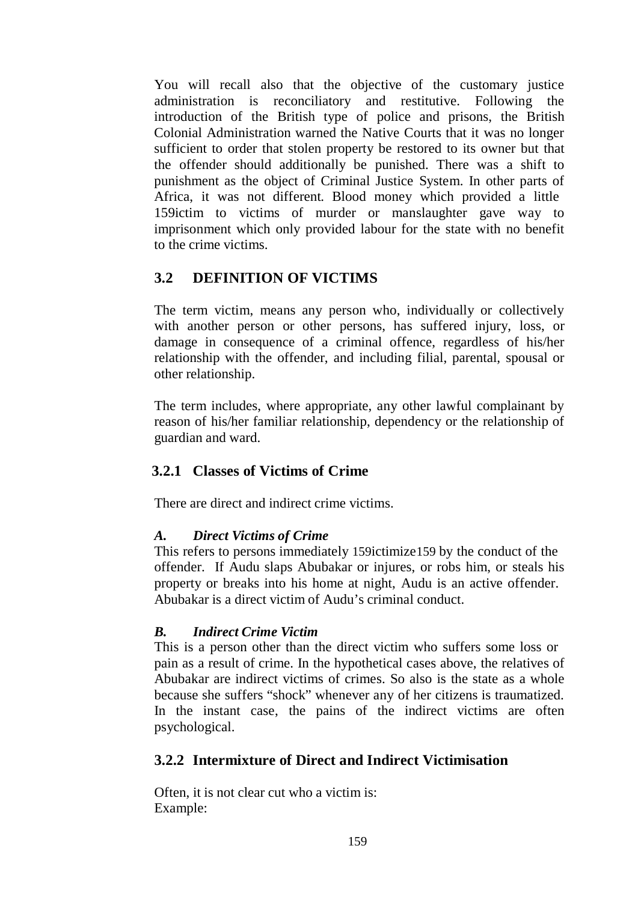You will recall also that the objective of the customary justice administration is reconciliatory and restitutive. Following the introduction of the British type of police and prisons, the British Colonial Administration warned the Native Courts that it was no longer sufficient to order that stolen property be restored to its owner but that the offender should additionally be punished. There was a shift to punishment as the object of Criminal Justice System. In other parts of Africa, it was not different. Blood money which provided a little 159ictim to victims of murder or manslaughter gave way to imprisonment which only provided labour for the state with no benefit to the crime victims.

## 3.2 DEFINITION OF VICTIMS

The term victim, means any person who, individually or collectively with another person or other persons, has suffered injury, loss, or damage in consequence of a criminal offence, regardless of his/her relationship with the offender, and including filial, parental, spousal or other relationship.

The term includes, where appropriate, any other lawful complainant by reason of his/her familiar relationship, dependency or the relationship of guardian and ward.

### 3.2.1 Classes of Victims of Crime

There are direct and indirect crime victims.

***A. Direct Victims of Crime***

This refers to persons immediately 159ictimize159 by the conduct of the offender. If Audu slaps Abubakar or injures, or robs him, or steals his property or breaks into his home at night, Audu is an active offender. Abubakar is a direct victim of Audu's criminal conduct.

***B. Indirect Crime Victim***

This is a person other than the direct victim who suffers some loss or pain as a result of crime. In the hypothetical cases above, the relatives of Abubakar are indirect victims of crimes. So also is the state as a whole because she suffers "shock" whenever any of her citizens is traumatized. In the instant case, the pains of the indirect victims are often psychological.

### 3.2.2 Intermixture of Direct and Indirect Victimisation

Often, it is not clear cut who a victim is:
Example: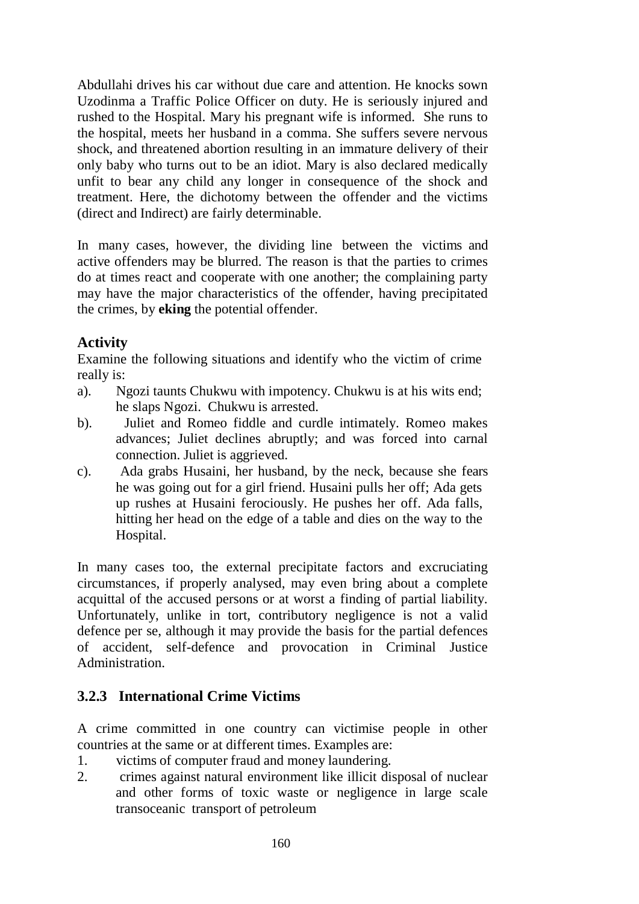Abdullahi drives his car without due care and attention. He knocks sown Uzodinma a Traffic Police Officer on duty. He is seriously injured and rushed to the Hospital. Mary his pregnant wife is informed. She runs to the hospital, meets her husband in a comma. She suffers severe nervous shock, and threatened abortion resulting in an immature delivery of their only baby who turns out to be an idiot. Mary is also declared medically unfit to bear any child any longer in consequence of the shock and treatment. Here, the dichotomy between the offender and the victims (direct and Indirect) are fairly determinable.

In many cases, however, the dividing line between the victims and active offenders may be blurred. The reason is that the parties to crimes do at times react and cooperate with one another; the complaining party may have the major characteristics of the offender, having precipitated the crimes, by **eking** the potential offender.

### Activity

Examine the following situations and identify who the victim of crime really is:

a). Ngozi taunts Chukwu with impotency. Chukwu is at his wits end; he slaps Ngozi. Chukwu is arrested.

b). Juliet and Romeo fiddle and curdle intimately. Romeo makes advances; Juliet declines abruptly; and was forced into carnal connection. Juliet is aggrieved.

c). Ada grabs Husaini, her husband, by the neck, because she fears he was going out for a girl friend. Husaini pulls her off; Ada gets up rushes at Husaini ferociously. He pushes her off. Ada falls, hitting her head on the edge of a table and dies on the way to the Hospital.

In many cases too, the external precipitate factors and excruciating circumstances, if properly analysed, may even bring about a complete acquittal of the accused persons or at worst a finding of partial liability. Unfortunately, unlike in tort, contributory negligence is not a valid defence per se, although it may provide the basis for the partial defences of accident, self-defence and provocation in Criminal Justice Administration.

### 3.2.3 International Crime Victims

A crime committed in one country can victimise people in other countries at the same or at different times. Examples are:

1. victims of computer fraud and money laundering.
2. crimes against natural environment like illicit disposal of nuclear and other forms of toxic waste or negligence in large scale transoceanic transport of petroleum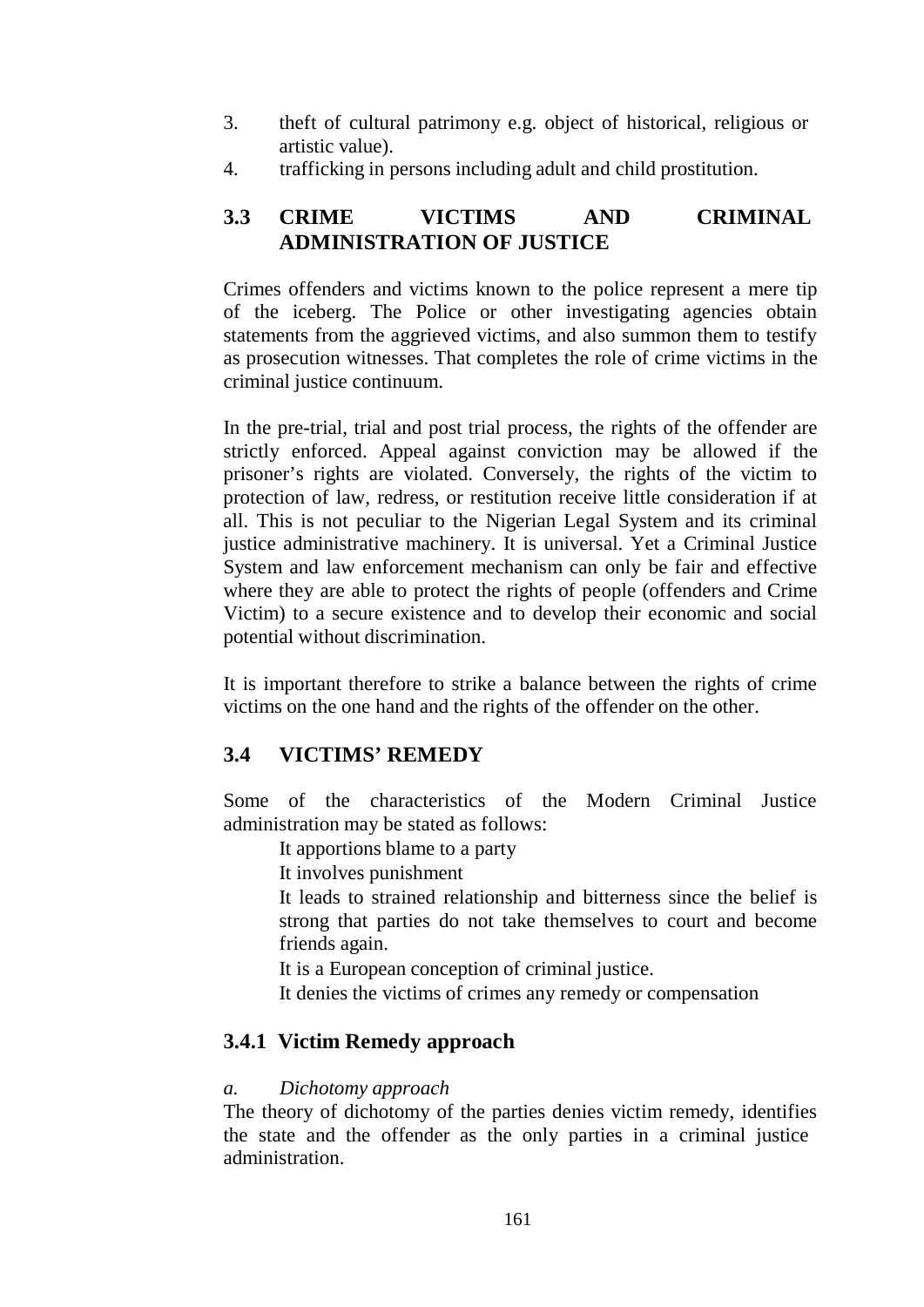3. theft of cultural patrimony e.g. object of historical, religious or artistic value).
4. trafficking in persons including adult and child prostitution.

## 3.3 CRIME VICTIMS AND CRIMINAL ADMINISTRATION OF JUSTICE

Crimes offenders and victims known to the police represent a mere tip of the iceberg. The Police or other investigating agencies obtain statements from the aggrieved victims, and also summon them to testify as prosecution witnesses. That completes the role of crime victims in the criminal justice continuum.

In the pre-trial, trial and post trial process, the rights of the offender are strictly enforced. Appeal against conviction may be allowed if the prisoner's rights are violated. Conversely, the rights of the victim to protection of law, redress, or restitution receive little consideration if at all. This is not peculiar to the Nigerian Legal System and its criminal justice administrative machinery. It is universal. Yet a Criminal Justice System and law enforcement mechanism can only be fair and effective where they are able to protect the rights of people (offenders and Crime Victim) to a secure existence and to develop their economic and social potential without discrimination.

It is important therefore to strike a balance between the rights of crime victims on the one hand and the rights of the offender on the other.

## 3.4 VICTIMS' REMEDY

Some of the characteristics of the Modern Criminal Justice administration may be stated as follows:

- It apportions blame to a party
- It involves punishment
- It leads to strained relationship and bitterness since the belief is strong that parties do not take themselves to court and become friends again.
- It is a European conception of criminal justice.
- It denies the victims of crimes any remedy or compensation

### 3.4.1 Victim Remedy approach

*a. Dichotomy approach*

The theory of dichotomy of the parties denies victim remedy, identifies the state and the offender as the only parties in a criminal justice administration.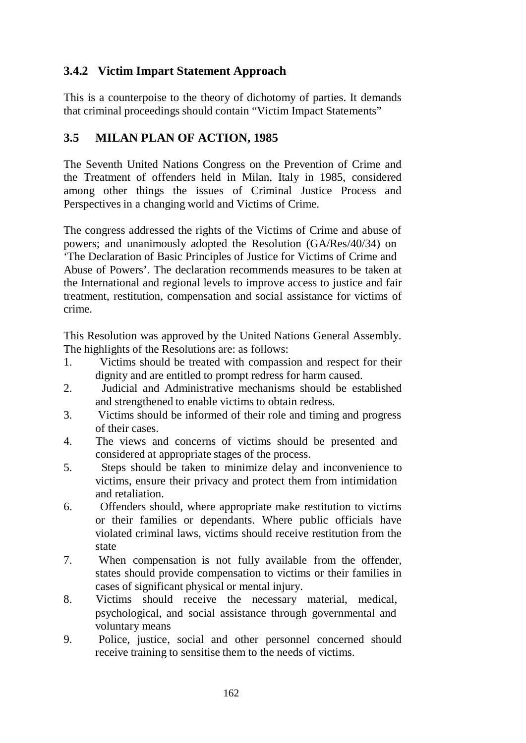### 3.4.2 Victim Impart Statement Approach

This is a counterpoise to the theory of dichotomy of parties. It demands that criminal proceedings should contain "Victim Impact Statements"

## 3.5 MILAN PLAN OF ACTION, 1985

The Seventh United Nations Congress on the Prevention of Crime and the Treatment of offenders held in Milan, Italy in 1985, considered among other things the issues of Criminal Justice Process and Perspectives in a changing world and Victims of Crime.

The congress addressed the rights of the Victims of Crime and abuse of powers; and unanimously adopted the Resolution (GA/Res/40/34) on 'The Declaration of Basic Principles of Justice for Victims of Crime and Abuse of Powers'. The declaration recommends measures to be taken at the International and regional levels to improve access to justice and fair treatment, restitution, compensation and social assistance for victims of crime.

This Resolution was approved by the United Nations General Assembly. The highlights of the Resolutions are: as follows:

1. Victims should be treated with compassion and respect for their dignity and are entitled to prompt redress for harm caused.
2. Judicial and Administrative mechanisms should be established and strengthened to enable victims to obtain redress.
3. Victims should be informed of their role and timing and progress of their cases.
4. The views and concerns of victims should be presented and considered at appropriate stages of the process.
5. Steps should be taken to minimize delay and inconvenience to victims, ensure their privacy and protect them from intimidation and retaliation.
6. Offenders should, where appropriate make restitution to victims or their families or dependants. Where public officials have violated criminal laws, victims should receive restitution from the state
7. When compensation is not fully available from the offender, states should provide compensation to victims or their families in cases of significant physical or mental injury.
8. Victims should receive the necessary material, medical, psychological, and social assistance through governmental and voluntary means
9. Police, justice, social and other personnel concerned should receive training to sensitise them to the needs of victims.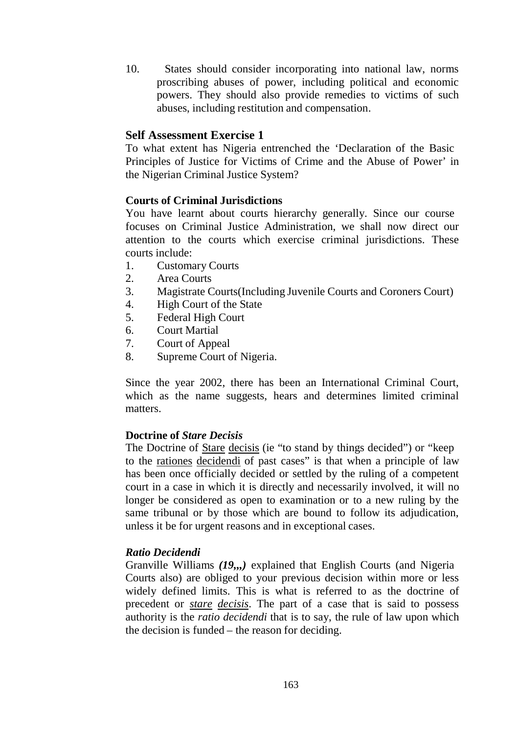10. States should consider incorporating into national law, norms proscribing abuses of power, including political and economic powers. They should also provide remedies to victims of such abuses, including restitution and compensation.

### Self Assessment Exercise 1

To what extent has Nigeria entrenched the 'Declaration of the Basic Principles of Justice for Victims of Crime and the Abuse of Power' in the Nigerian Criminal Justice System?

#### Courts of Criminal Jurisdictions

You have learnt about courts hierarchy generally. Since our course focuses on Criminal Justice Administration, we shall now direct our attention to the courts which exercise criminal jurisdictions. These courts include:

1. Customary Courts
2. Area Courts
3. Magistrate Courts(Including Juvenile Courts and Coroners Court)
4. High Court of the State
5. Federal High Court
6. Court Martial
7. Court of Appeal
8. Supreme Court of Nigeria.

Since the year 2002, there has been an International Criminal Court, which as the name suggests, hears and determines limited criminal matters.

#### Doctrine of *Stare Decisis*

The Doctrine of Stare decisis (ie "to stand by things decided") or "keep to the rationes decidendi of past cases" is that when a principle of law has been once officially decided or settled by the ruling of a competent court in a case in which it is directly and necessarily involved, it will no longer be considered as open to examination or to a new ruling by the same tribunal or by those which are bound to follow its adjudication, unless it be for urgent reasons and in exceptional cases.

#### *Ratio Decidendi*

Granville Williams ***(19,,,)*** explained that English Courts (and Nigeria Courts also) are obliged to your previous decision within more or less widely defined limits. This is what is referred to as the doctrine of precedent or *stare decisis*. The part of a case that is said to possess authority is the *ratio decidendi* that is to say, the rule of law upon which the decision is funded – the reason for deciding.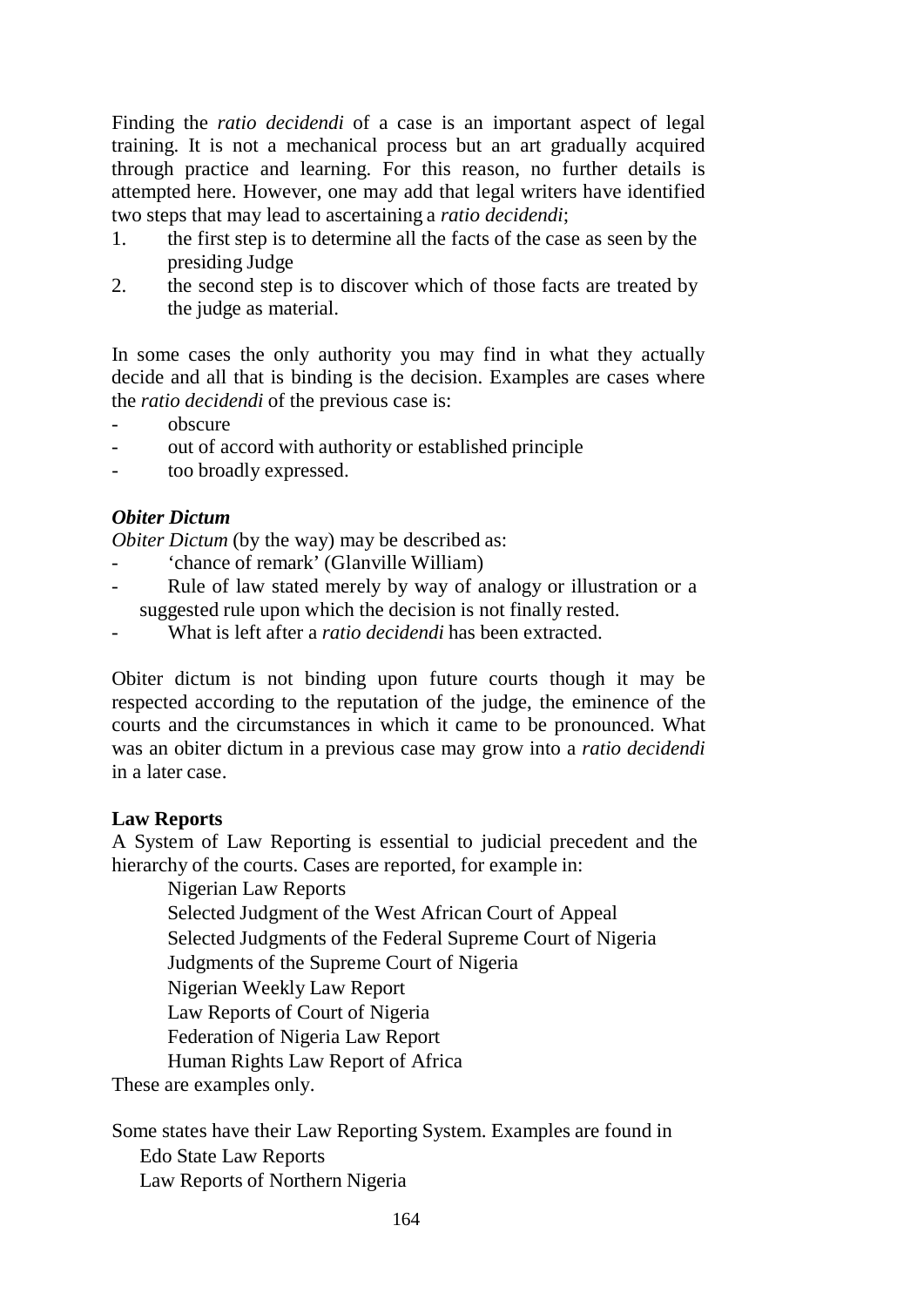Finding the *ratio decidendi* of a case is an important aspect of legal training. It is not a mechanical process but an art gradually acquired through practice and learning. For this reason, no further details is attempted here. However, one may add that legal writers have identified two steps that may lead to ascertaining a *ratio decidendi*;

1. the first step is to determine all the facts of the case as seen by the presiding Judge
2. the second step is to discover which of those facts are treated by the judge as material.

In some cases the only authority you may find in what they actually decide and all that is binding is the decision. Examples are cases where the *ratio decidendi* of the previous case is:

- obscure
- out of accord with authority or established principle
- too broadly expressed.

### *Obiter Dictum*

*Obiter Dictum* (by the way) may be described as:

- 'chance of remark' (Glanville William)
- Rule of law stated merely by way of analogy or illustration or a suggested rule upon which the decision is not finally rested.
- What is left after a *ratio decidendi* has been extracted.

Obiter dictum is not binding upon future courts though it may be respected according to the reputation of the judge, the eminence of the courts and the circumstances in which it came to be pronounced. What was an obiter dictum in a previous case may grow into a *ratio decidendi* in a later case.

### Law Reports

A System of Law Reporting is essential to judicial precedent and the hierarchy of the courts. Cases are reported, for example in:

Nigerian Law Reports
Selected Judgment of the West African Court of Appeal
Selected Judgments of the Federal Supreme Court of Nigeria
Judgments of the Supreme Court of Nigeria
Nigerian Weekly Law Report
Law Reports of Court of Nigeria
Federation of Nigeria Law Report
Human Rights Law Report of Africa

These are examples only.

Some states have their Law Reporting System. Examples are found in

Edo State Law Reports
Law Reports of Northern Nigeria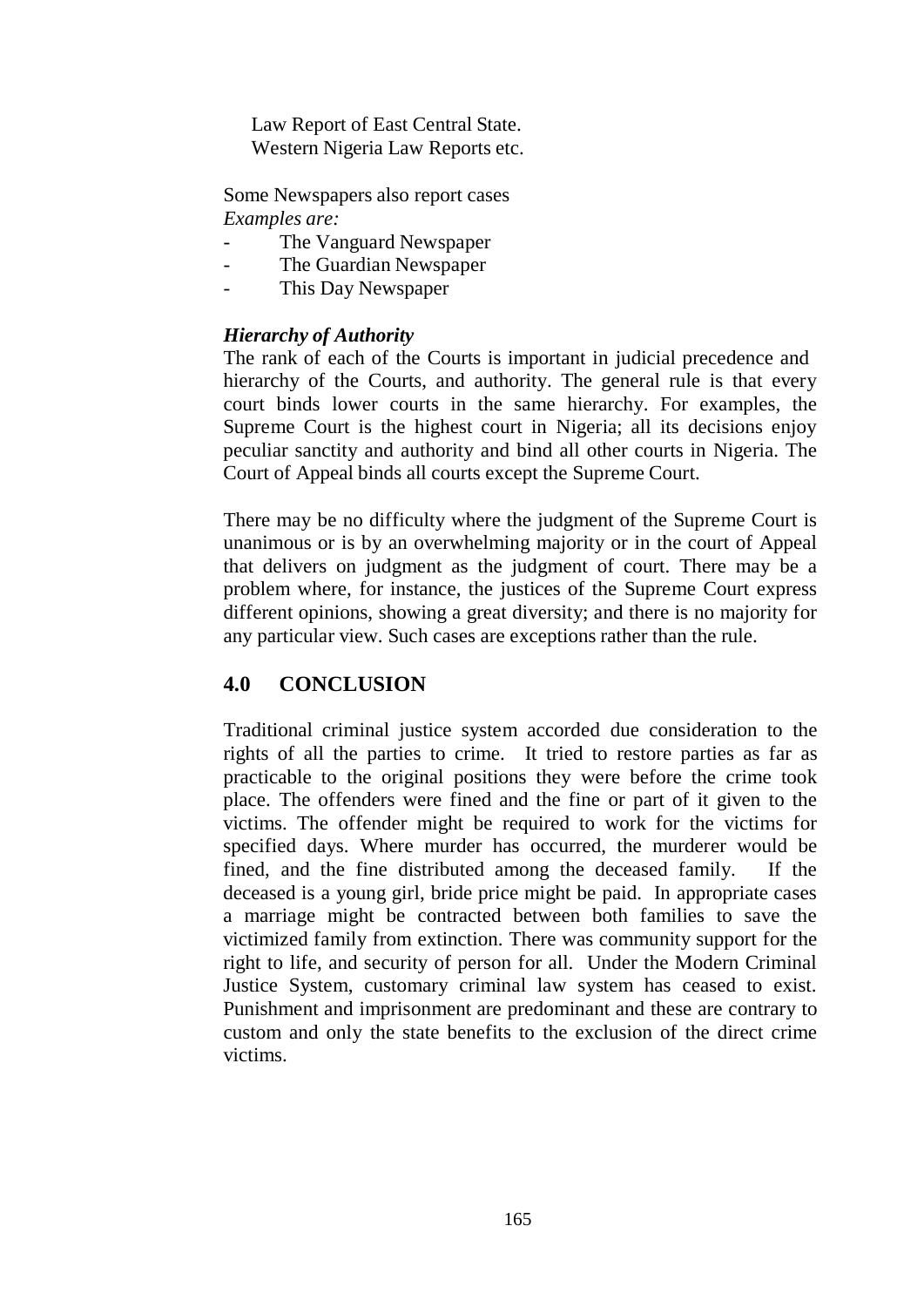Law Report of East Central State.
Western Nigeria Law Reports etc.

Some Newspapers also report cases
*Examples are:*

- The Vanguard Newspaper
- The Guardian Newspaper
- This Day Newspaper

***Hierarchy of Authority***

The rank of each of the Courts is important in judicial precedence and hierarchy of the Courts, and authority. The general rule is that every court binds lower courts in the same hierarchy. For examples, the Supreme Court is the highest court in Nigeria; all its decisions enjoy peculiar sanctity and authority and bind all other courts in Nigeria. The Court of Appeal binds all courts except the Supreme Court.

There may be no difficulty where the judgment of the Supreme Court is unanimous or is by an overwhelming majority or in the court of Appeal that delivers on judgment as the judgment of court. There may be a problem where, for instance, the justices of the Supreme Court express different opinions, showing a great diversity; and there is no majority for any particular view. Such cases are exceptions rather than the rule.

## 4.0 CONCLUSION

Traditional criminal justice system accorded due consideration to the rights of all the parties to crime. It tried to restore parties as far as practicable to the original positions they were before the crime took place. The offenders were fined and the fine or part of it given to the victims. The offender might be required to work for the victims for specified days. Where murder has occurred, the murderer would be fined, and the fine distributed among the deceased family. If the deceased is a young girl, bride price might be paid. In appropriate cases a marriage might be contracted between both families to save the victimized family from extinction. There was community support for the right to life, and security of person for all. Under the Modern Criminal Justice System, customary criminal law system has ceased to exist. Punishment and imprisonment are predominant and these are contrary to custom and only the state benefits to the exclusion of the direct crime victims.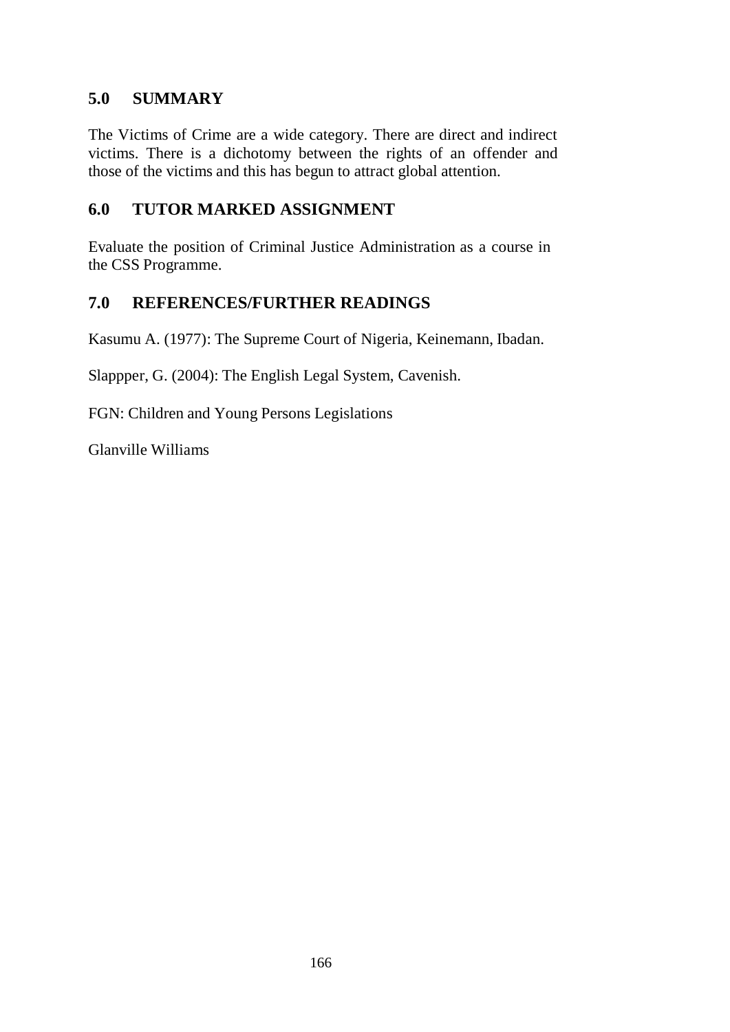## 5.0 SUMMARY

The Victims of Crime are a wide category. There are direct and indirect victims. There is a dichotomy between the rights of an offender and those of the victims and this has begun to attract global attention.

## 6.0 TUTOR MARKED ASSIGNMENT

Evaluate the position of Criminal Justice Administration as a course in the CSS Programme.

## 7.0 REFERENCES/FURTHER READINGS

Kasumu A. (1977): The Supreme Court of Nigeria, Keinemann, Ibadan.

Slappper, G. (2004): The English Legal System, Cavenish.

FGN: Children and Young Persons Legislations

Glanville Williams